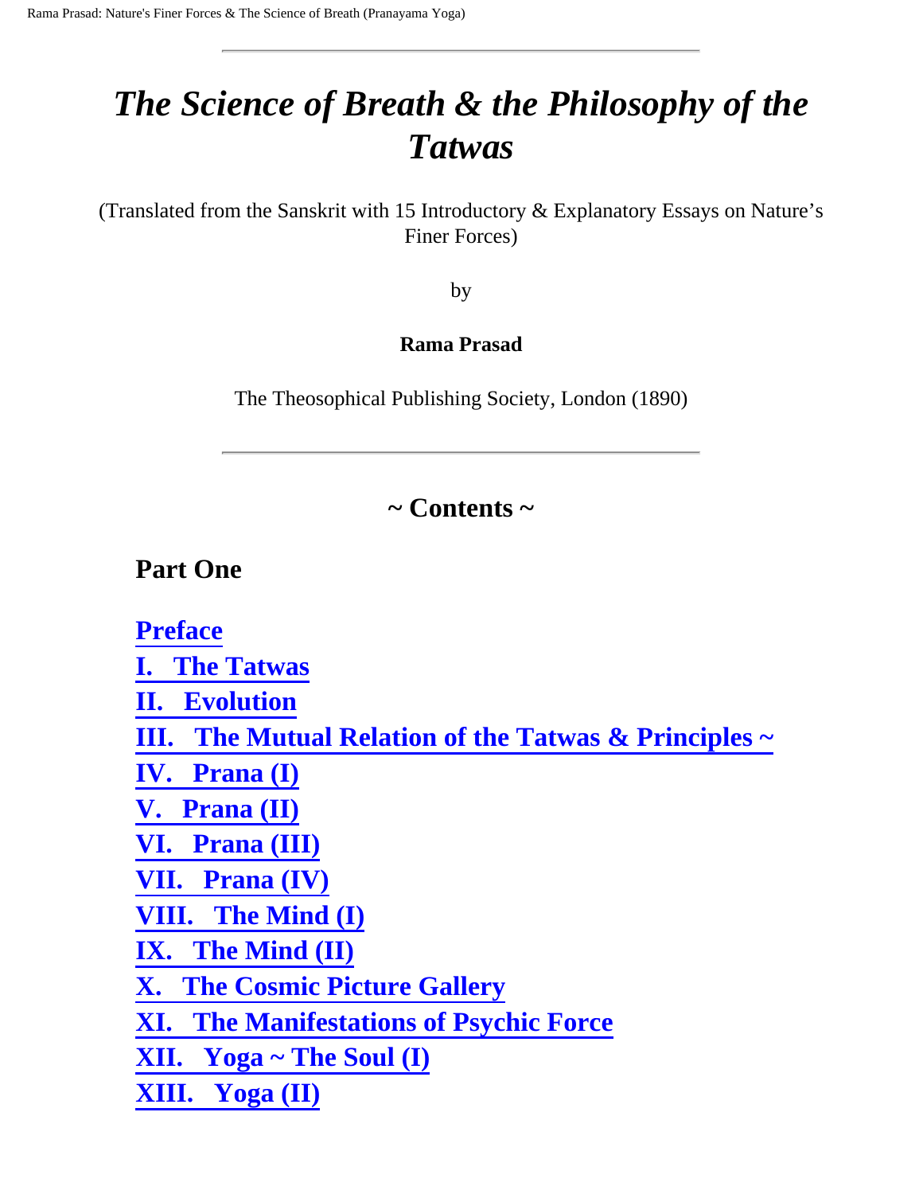# *The Science of Breath & the Philosophy of the Tatwas*

(Translated from the Sanskrit with 15 Introductory & Explanatory Essays on Nature's Finer Forces)

by

**Rama Prasad**

The Theosophical Publishing Society, London (1890)

---

## ~ Contents ~

### Part One

**Preface**
**I. The Tatwas**
**II. Evolution**
**III. The Mutual Relation of the Tatwas & Principles ~**
**IV. Prana (I)**
**V. Prana (II)**
**VI. Prana (III)**
**VII. Prana (IV)**
**VIII. The Mind (I)**
**IX. The Mind (II)**
**X. The Cosmic Picture Gallery**
**XI. The Manifestations of Psychic Force**
**XII. Yoga ~ The Soul (I)**
**XIII. Yoga (II)**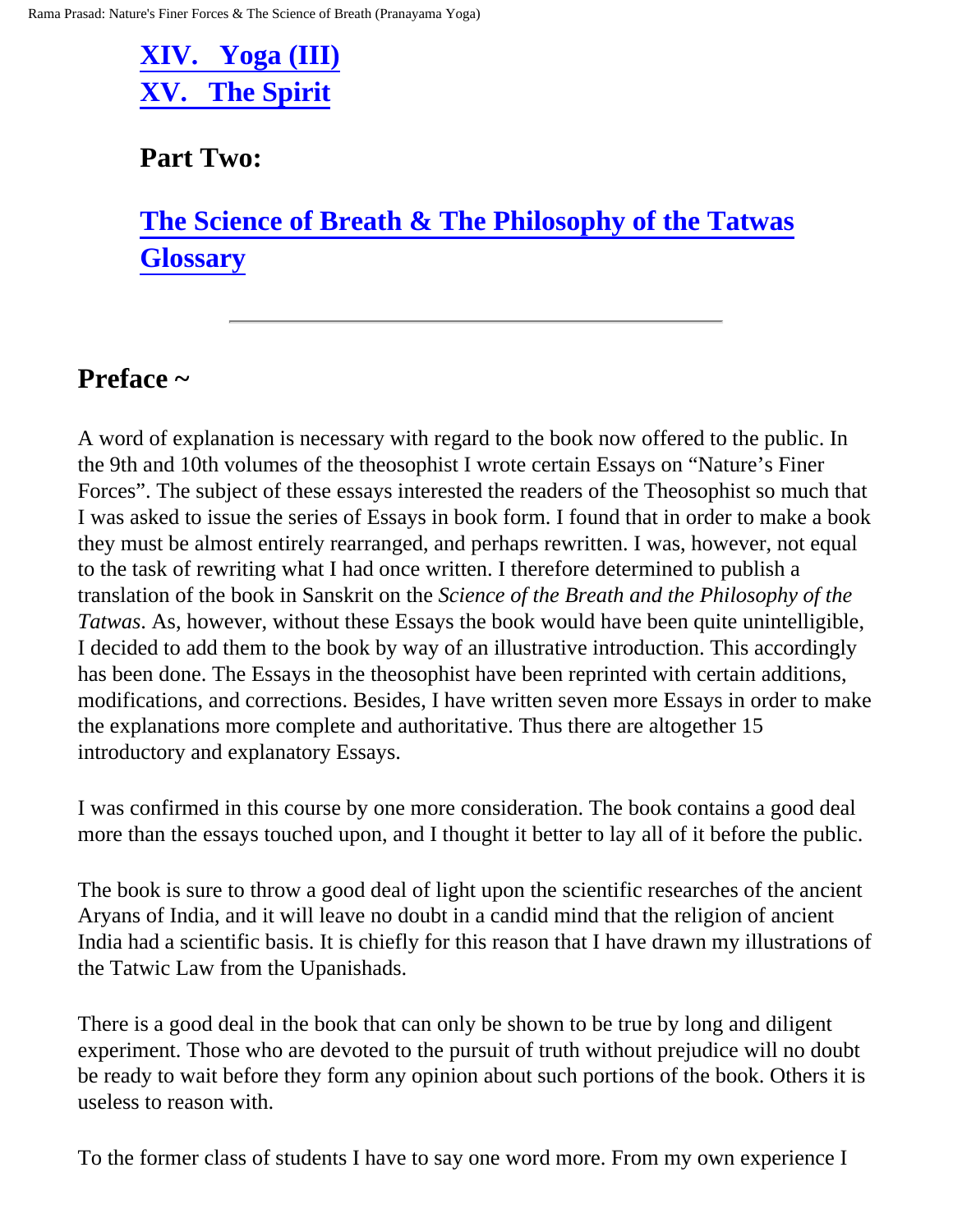**XIV. Yoga (III)**
**XV. The Spirit**

**Part Two:**

**The Science of Breath & The Philosophy of the Tatwas**
**Glossary**

---

## Preface ~

A word of explanation is necessary with regard to the book now offered to the public. In the 9th and 10th volumes of the theosophist I wrote certain Essays on "Nature's Finer Forces". The subject of these essays interested the readers of the Theosophist so much that I was asked to issue the series of Essays in book form. I found that in order to make a book they must be almost entirely rearranged, and perhaps rewritten. I was, however, not equal to the task of rewriting what I had once written. I therefore determined to publish a translation of the book in Sanskrit on the *Science of the Breath and the Philosophy of the Tatwas*. As, however, without these Essays the book would have been quite unintelligible, I decided to add them to the book by way of an illustrative introduction. This accordingly has been done. The Essays in the theosophist have been reprinted with certain additions, modifications, and corrections. Besides, I have written seven more Essays in order to make the explanations more complete and authoritative. Thus there are altogether 15 introductory and explanatory Essays.

I was confirmed in this course by one more consideration. The book contains a good deal more than the essays touched upon, and I thought it better to lay all of it before the public.

The book is sure to throw a good deal of light upon the scientific researches of the ancient Aryans of India, and it will leave no doubt in a candid mind that the religion of ancient India had a scientific basis. It is chiefly for this reason that I have drawn my illustrations of the Tatwic Law from the Upanishads.

There is a good deal in the book that can only be shown to be true by long and diligent experiment. Those who are devoted to the pursuit of truth without prejudice will no doubt be ready to wait before they form any opinion about such portions of the book. Others it is useless to reason with.

To the former class of students I have to say one word more. From my own experience I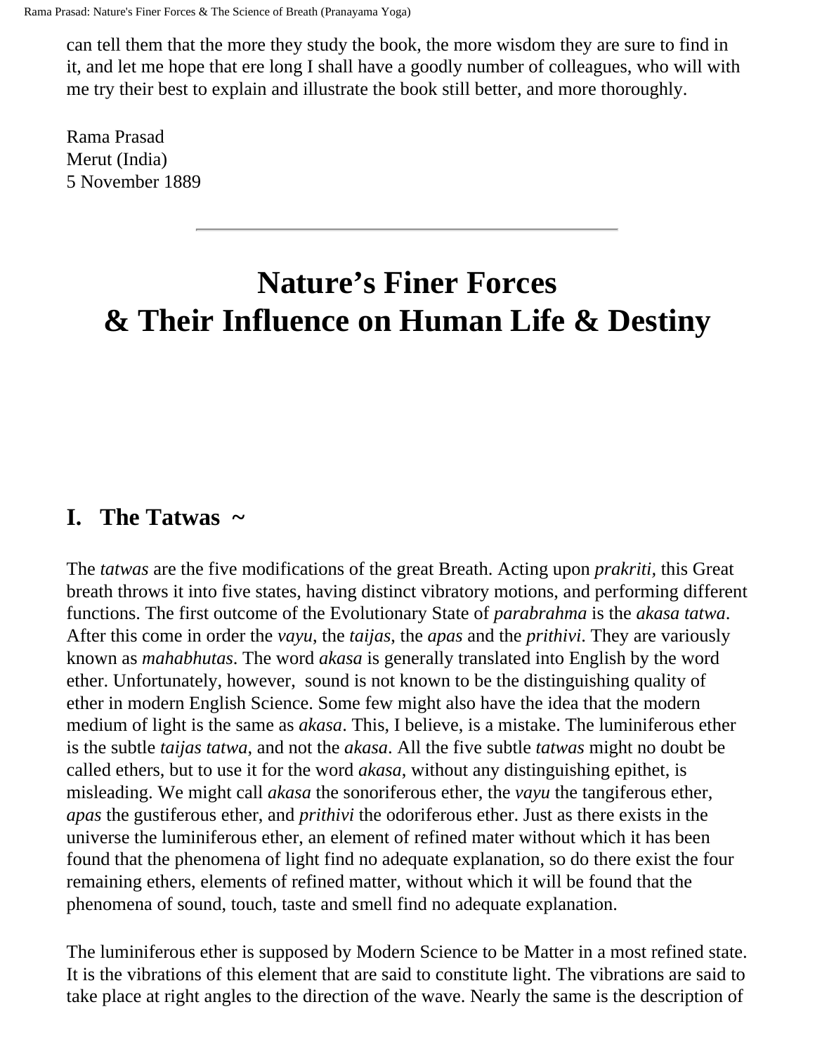can tell them that the more they study the book, the more wisdom they are sure to find in it, and let me hope that ere long I shall have a goodly number of colleagues, who will with me try their best to explain and illustrate the book still better, and more thoroughly.

Rama Prasad
Merut (India)
5 November 1889

---

# Nature's Finer Forces & Their Influence on Human Life & Destiny

## I. The Tatwas ~

The *tatwas* are the five modifications of the great Breath. Acting upon *prakriti,* this Great breath throws it into five states, having distinct vibratory motions, and performing different functions. The first outcome of the Evolutionary State of *parabrahma* is the *akasa tatwa*. After this come in order the *vayu,* the *taijas,* the *apas* and the *prithivi*. They are variously known as *mahabhutas*. The word *akasa* is generally translated into English by the word ether. Unfortunately, however, sound is not known to be the distinguishing quality of ether in modern English Science. Some few might also have the idea that the modern medium of light is the same as *akasa*. This, I believe, is a mistake. The luminiferous ether is the subtle *taijas tatwa,* and not the *akasa*. All the five subtle *tatwas* might no doubt be called ethers, but to use it for the word *akasa,* without any distinguishing epithet, is misleading. We might call *akasa* the sonoriferous ether, the *vayu* the tangiferous ether, *apas* the gustiferous ether, and *prithivi* the odoriferous ether. Just as there exists in the universe the luminiferous ether, an element of refined mater without which it has been found that the phenomena of light find no adequate explanation, so do there exist the four remaining ethers, elements of refined matter, without which it will be found that the phenomena of sound, touch, taste and smell find no adequate explanation.

The luminiferous ether is supposed by Modern Science to be Matter in a most refined state. It is the vibrations of this element that are said to constitute light. The vibrations are said to take place at right angles to the direction of the wave. Nearly the same is the description of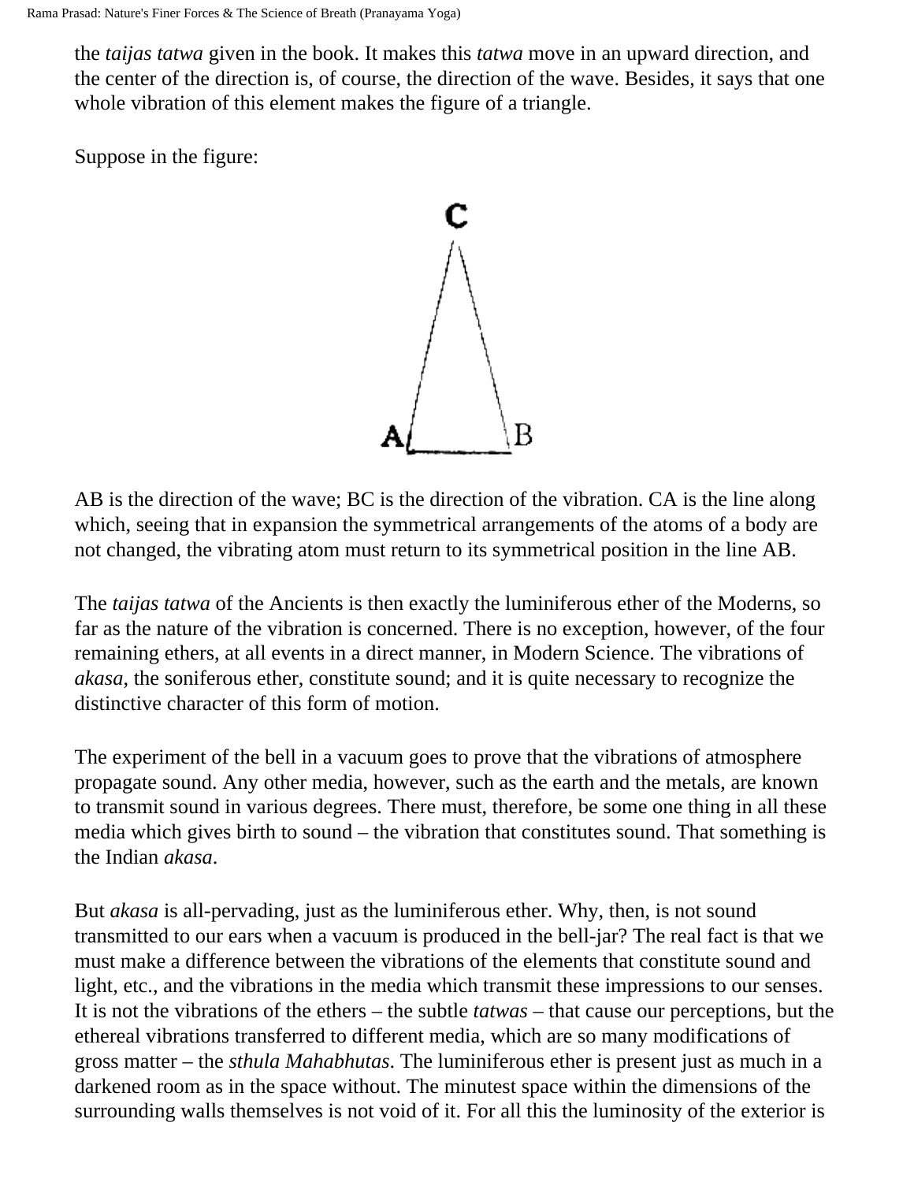the *taijas tatwa* given in the book. It makes this *tatwa* move in an upward direction, and the center of the direction is, of course, the direction of the wave. Besides, it says that one whole vibration of this element makes the figure of a triangle.

Suppose in the figure:

C

A B

AB is the direction of the wave; BC is the direction of the vibration. CA is the line along which, seeing that in expansion the symmetrical arrangements of the atoms of a body are not changed, the vibrating atom must return to its symmetrical position in the line AB.

The *taijas tatwa* of the Ancients is then exactly the luminiferous ether of the Moderns, so far as the nature of the vibration is concerned. There is no exception, however, of the four remaining ethers, at all events in a direct manner, in Modern Science. The vibrations of *akasa*, the soniferous ether, constitute sound; and it is quite necessary to recognize the distinctive character of this form of motion.

The experiment of the bell in a vacuum goes to prove that the vibrations of atmosphere propagate sound. Any other media, however, such as the earth and the metals, are known to transmit sound in various degrees. There must, therefore, be some one thing in all these media which gives birth to sound – the vibration that constitutes sound. That something is the Indian *akasa*.

But *akasa* is all-pervading, just as the luminiferous ether. Why, then, is not sound transmitted to our ears when a vacuum is produced in the bell-jar? The real fact is that we must make a difference between the vibrations of the elements that constitute sound and light, etc., and the vibrations in the media which transmit these impressions to our senses. It is not the vibrations of the ethers – the subtle *tatwas* – that cause our perceptions, but the ethereal vibrations transferred to different media, which are so many modifications of gross matter – the *sthula Mahabhutas*. The luminiferous ether is present just as much in a darkened room as in the space without. The minutest space within the dimensions of the surrounding walls themselves is not void of it. For all this the luminosity of the exterior is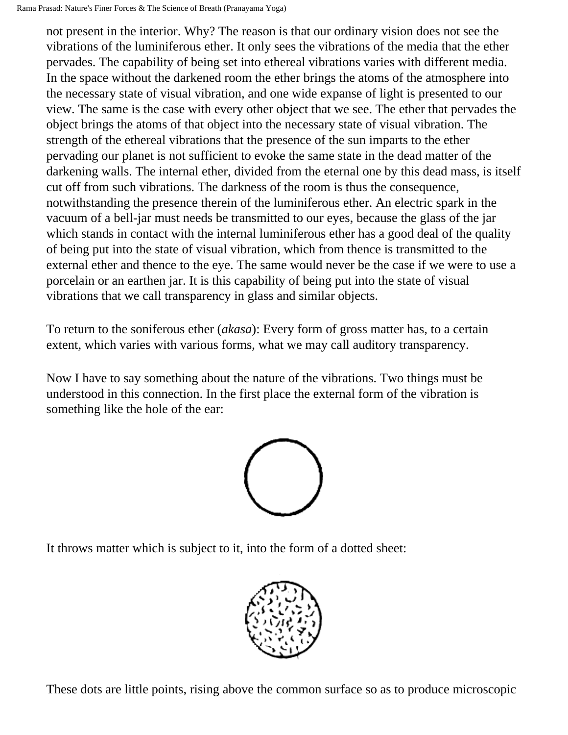not present in the interior. Why? The reason is that our ordinary vision does not see the vibrations of the luminiferous ether. It only sees the vibrations of the media that the ether pervades. The capability of being set into ethereal vibrations varies with different media. In the space without the darkened room the ether brings the atoms of the atmosphere into the necessary state of visual vibration, and one wide expanse of light is presented to our view. The same is the case with every other object that we see. The ether that pervades the object brings the atoms of that object into the necessary state of visual vibration. The strength of the ethereal vibrations that the presence of the sun imparts to the ether pervading our planet is not sufficient to evoke the same state in the dead matter of the darkening walls. The internal ether, divided from the eternal one by this dead mass, is itself cut off from such vibrations. The darkness of the room is thus the consequence, notwithstanding the presence therein of the luminiferous ether. An electric spark in the vacuum of a bell-jar must needs be transmitted to our eyes, because the glass of the jar which stands in contact with the internal luminiferous ether has a good deal of the quality of being put into the state of visual vibration, which from thence is transmitted to the external ether and thence to the eye. The same would never be the case if we were to use a porcelain or an earthen jar. It is this capability of being put into the state of visual vibrations that we call transparency in glass and similar objects.

To return to the soniferous ether (*akasa*): Every form of gross matter has, to a certain extent, which varies with various forms, what we may call auditory transparency.

Now I have to say something about the nature of the vibrations. Two things must be understood in this connection. In the first place the external form of the vibration is something like the hole of the ear:

It throws matter which is subject to it, into the form of a dotted sheet:

These dots are little points, rising above the common surface so as to produce microscopic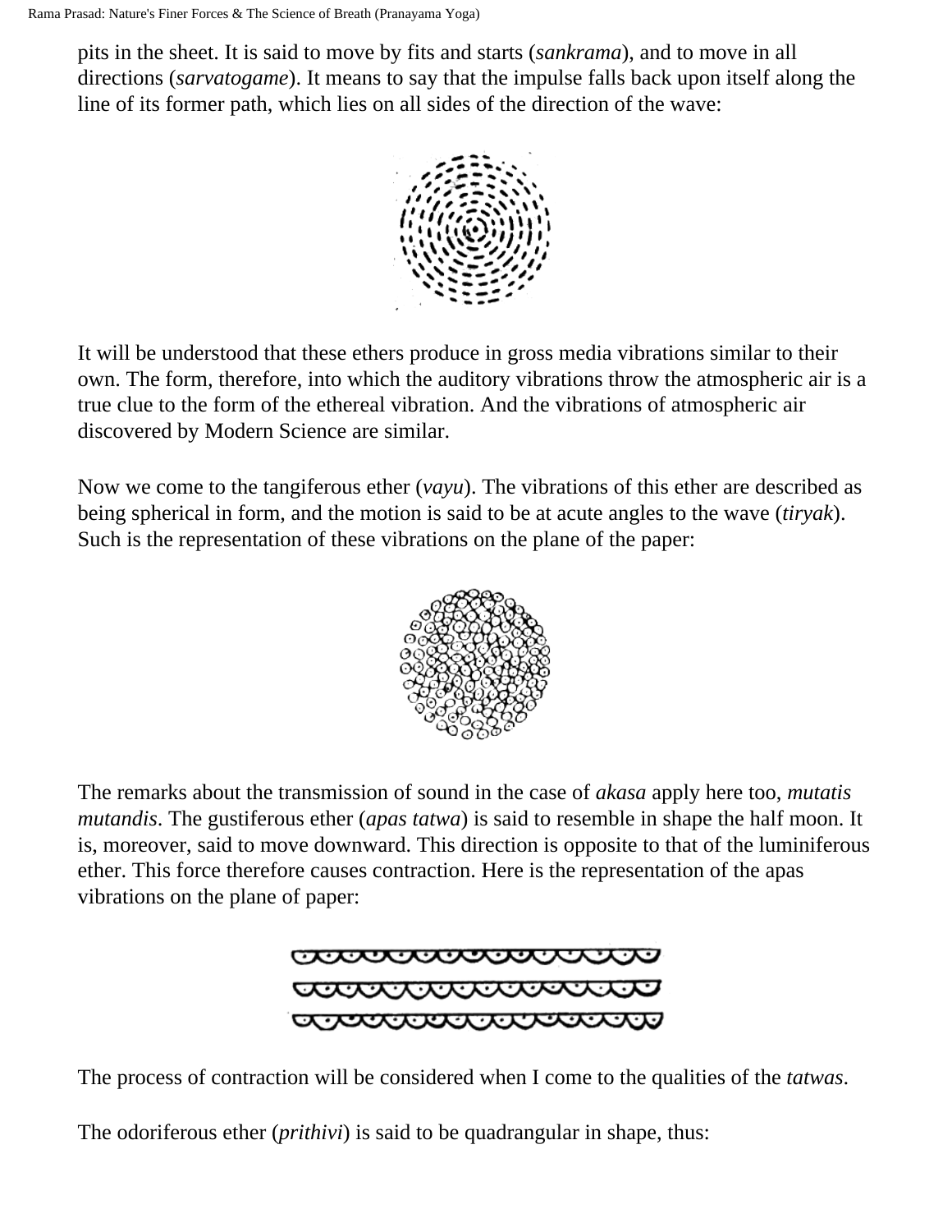pits in the sheet. It is said to move by fits and starts (*sankrama*), and to move in all directions (*sarvatogame*). It means to say that the impulse falls back upon itself along the line of its former path, which lies on all sides of the direction of the wave:

It will be understood that these ethers produce in gross media vibrations similar to their own. The form, therefore, into which the auditory vibrations throw the atmospheric air is a true clue to the form of the ethereal vibration. And the vibrations of atmospheric air discovered by Modern Science are similar.

Now we come to the tangiferous ether (*vayu*). The vibrations of this ether are described as being spherical in form, and the motion is said to be at acute angles to the wave (*tiryak*). Such is the representation of these vibrations on the plane of the paper:

The remarks about the transmission of sound in the case of *akasa* apply here too, *mutatis mutandis*. The gustiferous ether (*apas tatwa*) is said to resemble in shape the half moon. It is, moreover, said to move downward. This direction is opposite to that of the luminiferous ether. This force therefore causes contraction. Here is the representation of the apas vibrations on the plane of paper:

The process of contraction will be considered when I come to the qualities of the *tatwas*.

The odoriferous ether (*prithivi*) is said to be quadrangular in shape, thus: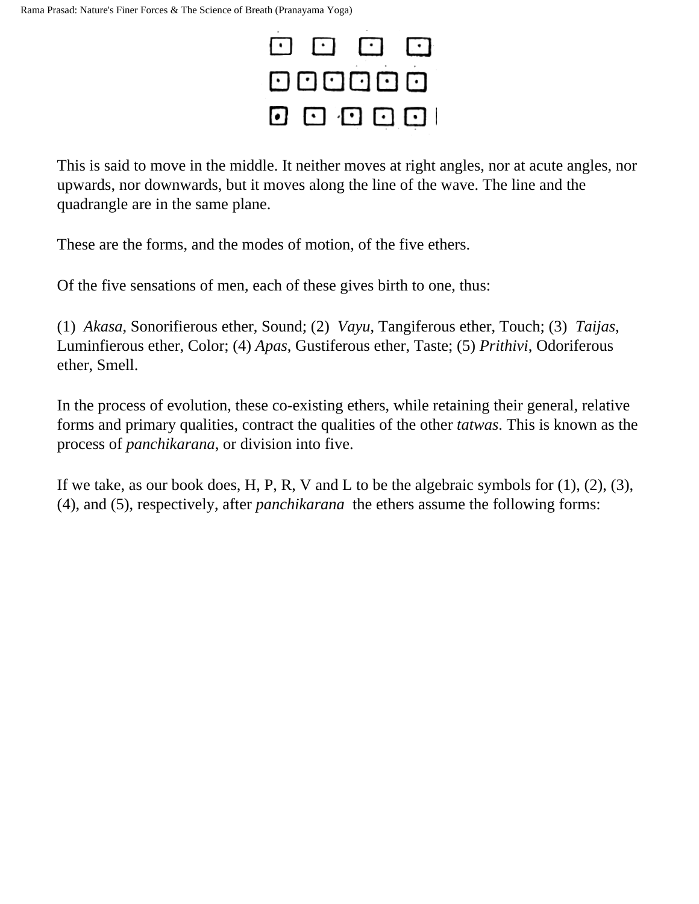This is said to move in the middle. It neither moves at right angles, nor at acute angles, nor upwards, nor downwards, but it moves along the line of the wave. The line and the quadrangle are in the same plane.

These are the forms, and the modes of motion, of the five ethers.

Of the five sensations of men, each of these gives birth to one, thus:

(1) *Akasa*, Sonorifierous ether, Sound; (2) *Vayu*, Tangiferous ether, Touch; (3) *Taijas*, Luminfierous ether, Color; (4) *Apas*, Gustiferous ether, Taste; (5) *Prithivi*, Odoriferous ether, Smell.

In the process of evolution, these co-existing ethers, while retaining their general, relative forms and primary qualities, contract the qualities of the other *tatwas*. This is known as the process of *panchikarana*, or division into five.

If we take, as our book does, H, P, R, V and L to be the algebraic symbols for (1), (2), (3), (4), and (5), respectively, after *panchikarana* the ethers assume the following forms: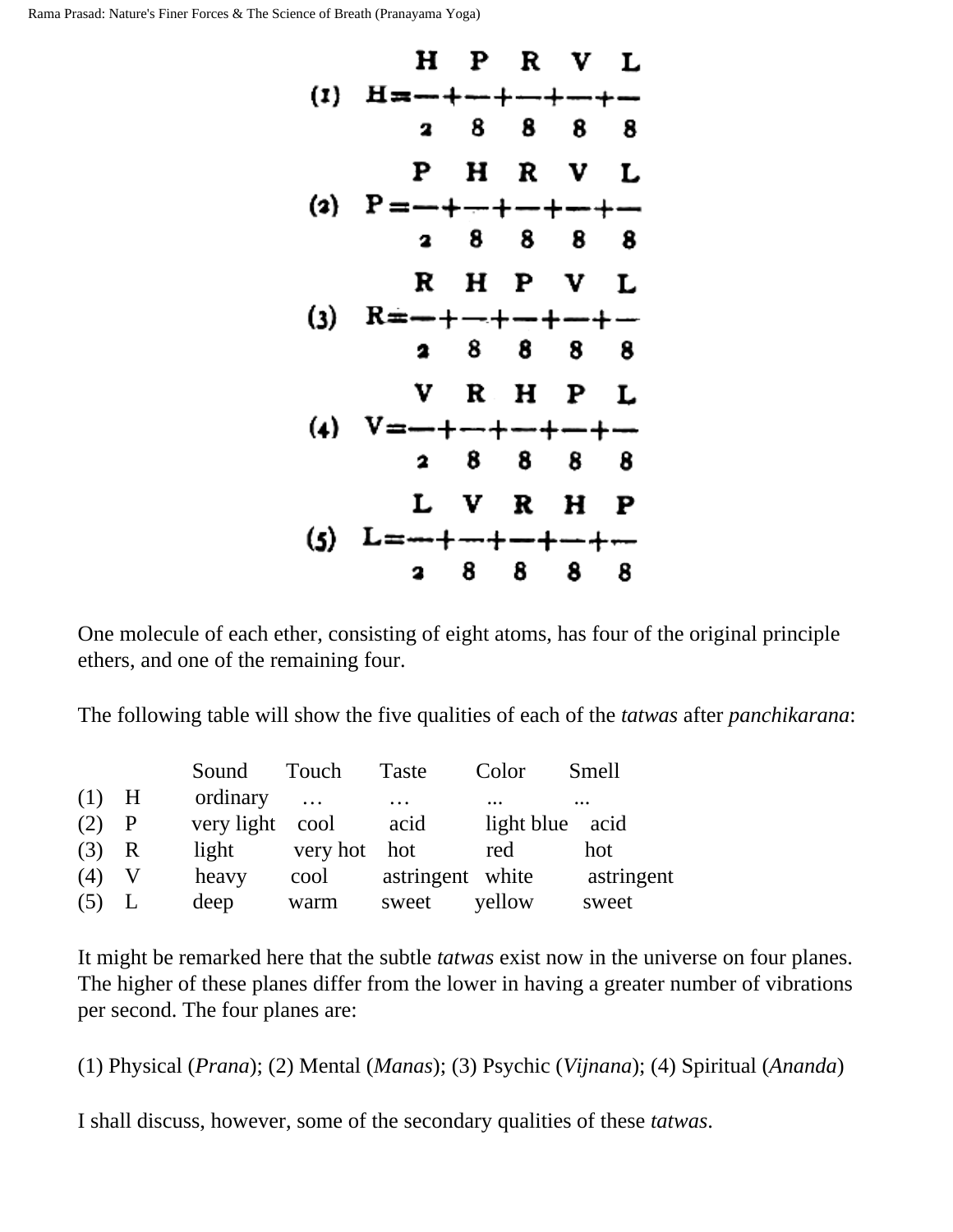$$(1)\quad H = \frac{H}{2} + \frac{P}{8} + \frac{R}{8} + \frac{V}{8} + \frac{L}{8}$$

$$(2)\quad P = \frac{P}{2} + \frac{H}{8} + \frac{R}{8} + \frac{V}{8} + \frac{L}{8}$$

$$(3)\quad R = \frac{R}{2} + \frac{H}{8} + \frac{P}{8} + \frac{V}{8} + \frac{L}{8}$$

$$(4)\quad V = \frac{V}{2} + \frac{R}{8} + \frac{H}{8} + \frac{P}{8} + \frac{L}{8}$$

$$(5)\quad L = \frac{L}{2} + \frac{V}{8} + \frac{R}{8} + \frac{H}{8} + \frac{P}{8}$$

One molecule of each ether, consisting of eight atoms, has four of the original principle ethers, and one of the remaining four.

The following table will show the five qualities of each of the *tatwas* after *panchikarana*:

| | | Sound | Touch | Taste | Color | Smell |
|---|---|---|---|---|---|---|
| (1) | H | ordinary | … | … | ... | ... |
| (2) | P | very light | cool | acid | light blue | acid |
| (3) | R | light | very hot | hot | red | hot |
| (4) | V | heavy | cool | astringent | white | astringent |
| (5) | L | deep | warm | sweet | yellow | sweet |

It might be remarked here that the subtle *tatwas* exist now in the universe on four planes. The higher of these planes differ from the lower in having a greater number of vibrations per second. The four planes are:

(1) Physical (*Prana*); (2) Mental (*Manas*); (3) Psychic (*Vijnana*); (4) Spiritual (*Ananda*)

I shall discuss, however, some of the secondary qualities of these *tatwas*.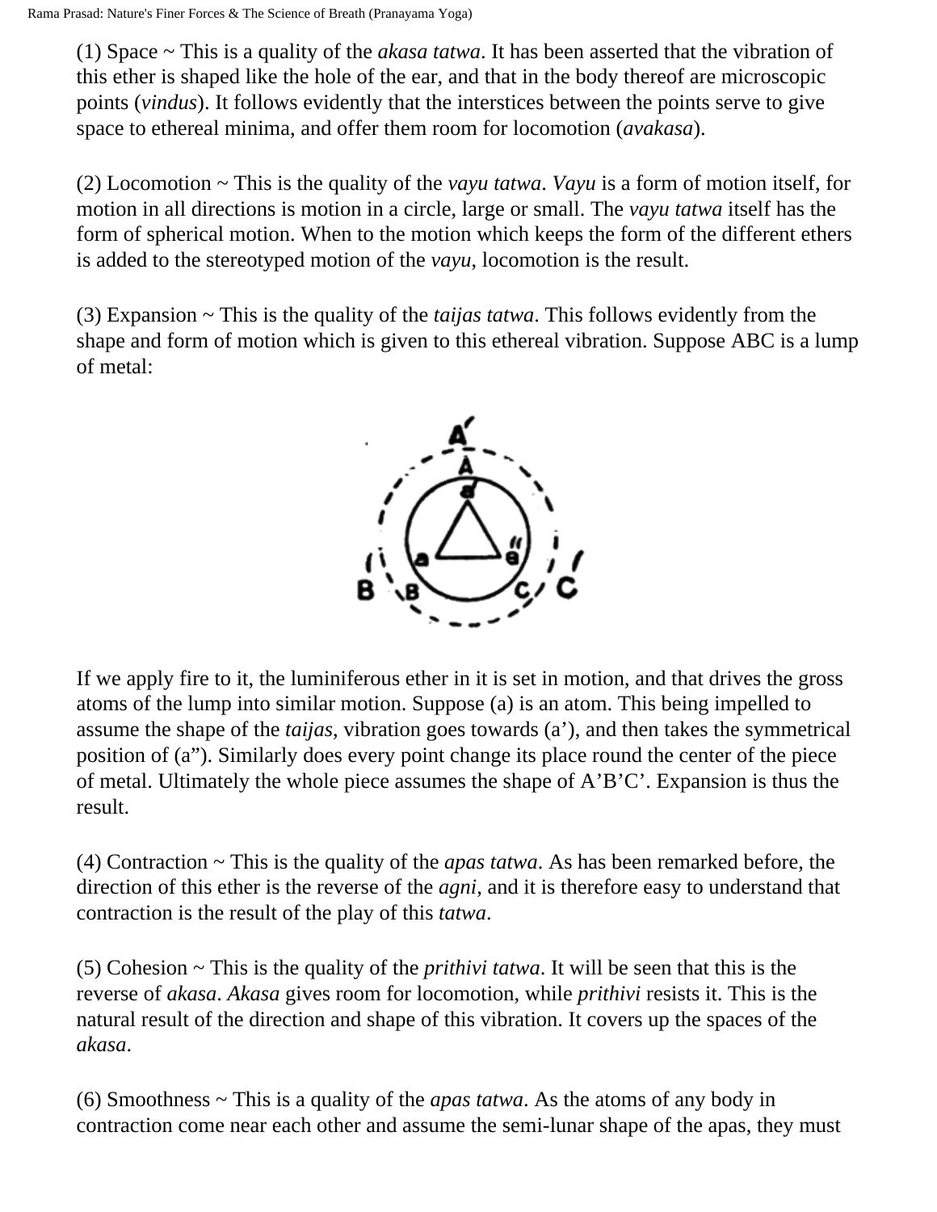(1) Space ~ This is a quality of the *akasa tatwa*. It has been asserted that the vibration of this ether is shaped like the hole of the ear, and that in the body thereof are microscopic points (*vindus*). It follows evidently that the interstices between the points serve to give space to ethereal minima, and offer them room for locomotion (*avakasa*).

(2) Locomotion ~ This is the quality of the *vayu tatwa*. *Vayu* is a form of motion itself, for motion in all directions is motion in a circle, large or small. The *vayu tatwa* itself has the form of spherical motion. When to the motion which keeps the form of the different ethers is added to the stereotyped motion of the *vayu*, locomotion is the result.

(3) Expansion ~ This is the quality of the *taijas tatwa*. This follows evidently from the shape and form of motion which is given to this ethereal vibration. Suppose ABC is a lump of metal:

If we apply fire to it, the luminiferous ether in it is set in motion, and that drives the gross atoms of the lump into similar motion. Suppose (a) is an atom. This being impelled to assume the shape of the *taijas*, vibration goes towards (a'), and then takes the symmetrical position of (a"). Similarly does every point change its place round the center of the piece of metal. Ultimately the whole piece assumes the shape of A'B'C'. Expansion is thus the result.

(4) Contraction ~ This is the quality of the *apas tatwa*. As has been remarked before, the direction of this ether is the reverse of the *agni*, and it is therefore easy to understand that contraction is the result of the play of this *tatwa*.

(5) Cohesion ~ This is the quality of the *prithivi tatwa*. It will be seen that this is the reverse of *akasa*. *Akasa* gives room for locomotion, while *prithivi* resists it. This is the natural result of the direction and shape of this vibration. It covers up the spaces of the *akasa*.

(6) Smoothness ~ This is a quality of the *apas tatwa*. As the atoms of any body in contraction come near each other and assume the semi-lunar shape of the apas, they must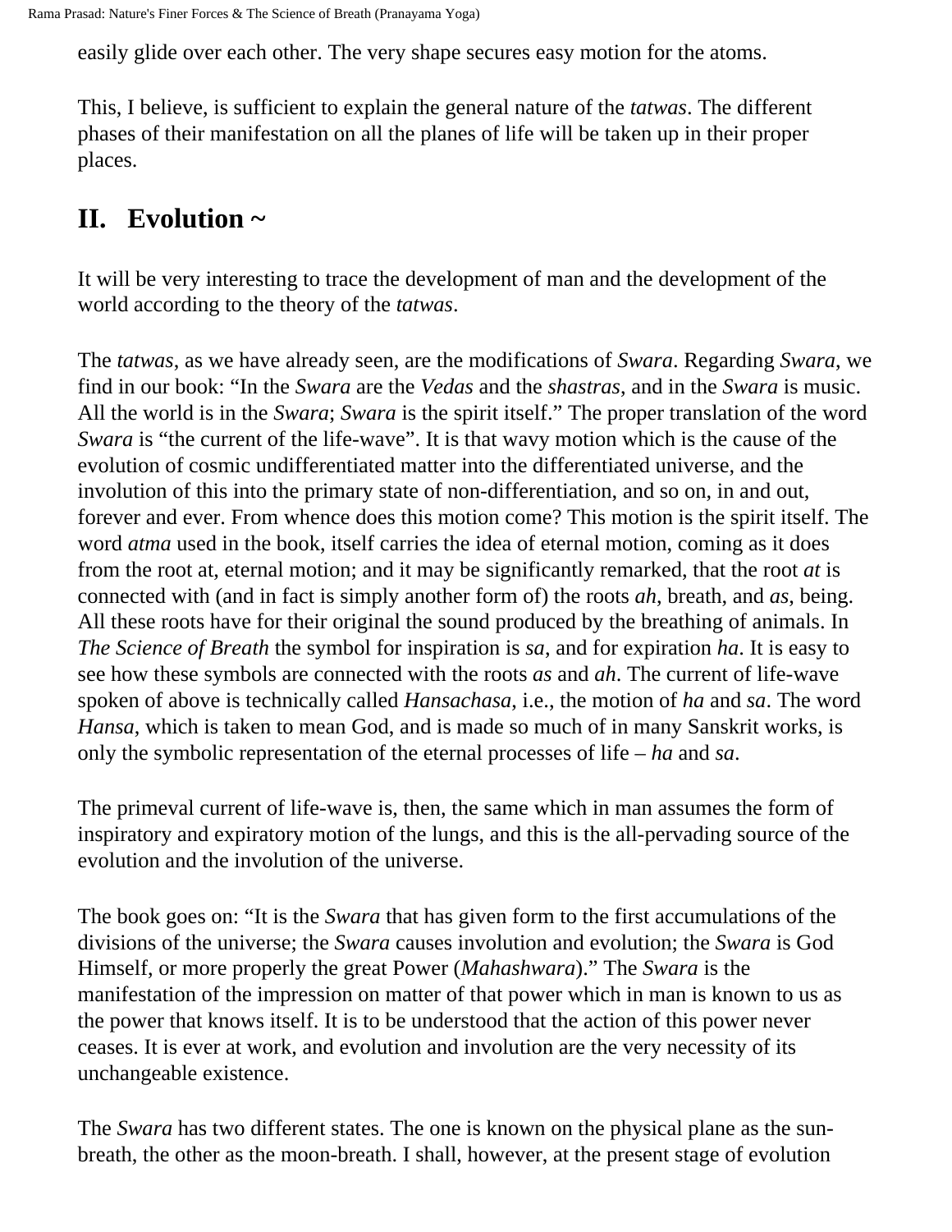easily glide over each other. The very shape secures easy motion for the atoms.

This, I believe, is sufficient to explain the general nature of the *tatwas*. The different phases of their manifestation on all the planes of life will be taken up in their proper places.

## II. Evolution ~

It will be very interesting to trace the development of man and the development of the world according to the theory of the *tatwas*.

The *tatwas*, as we have already seen, are the modifications of *Swara*. Regarding *Swara*, we find in our book: "In the *Swara* are the *Vedas* and the *shastras*, and in the *Swara* is music. All the world is in the *Swara*; *Swara* is the spirit itself." The proper translation of the word *Swara* is "the current of the life-wave". It is that wavy motion which is the cause of the evolution of cosmic undifferentiated matter into the differentiated universe, and the involution of this into the primary state of non-differentiation, and so on, in and out, forever and ever. From whence does this motion come? This motion is the spirit itself. The word *atma* used in the book, itself carries the idea of eternal motion, coming as it does from the root at, eternal motion; and it may be significantly remarked, that the root *at* is connected with (and in fact is simply another form of) the roots *ah*, breath, and *as*, being. All these roots have for their original the sound produced by the breathing of animals. In *The Science of Breath* the symbol for inspiration is *sa*, and for expiration *ha*. It is easy to see how these symbols are connected with the roots *as* and *ah*. The current of life-wave spoken of above is technically called *Hansachasa*, i.e., the motion of *ha* and *sa*. The word *Hansa*, which is taken to mean God, and is made so much of in many Sanskrit works, is only the symbolic representation of the eternal processes of life – *ha* and *sa*.

The primeval current of life-wave is, then, the same which in man assumes the form of inspiratory and expiratory motion of the lungs, and this is the all-pervading source of the evolution and the involution of the universe.

The book goes on: "It is the *Swara* that has given form to the first accumulations of the divisions of the universe; the *Swara* causes involution and evolution; the *Swara* is God Himself, or more properly the great Power (*Mahashwara*)." The *Swara* is the manifestation of the impression on matter of that power which in man is known to us as the power that knows itself. It is to be understood that the action of this power never ceases. It is ever at work, and evolution and involution are the very necessity of its unchangeable existence.

The *Swara* has two different states. The one is known on the physical plane as the sun-breath, the other as the moon-breath. I shall, however, at the present stage of evolution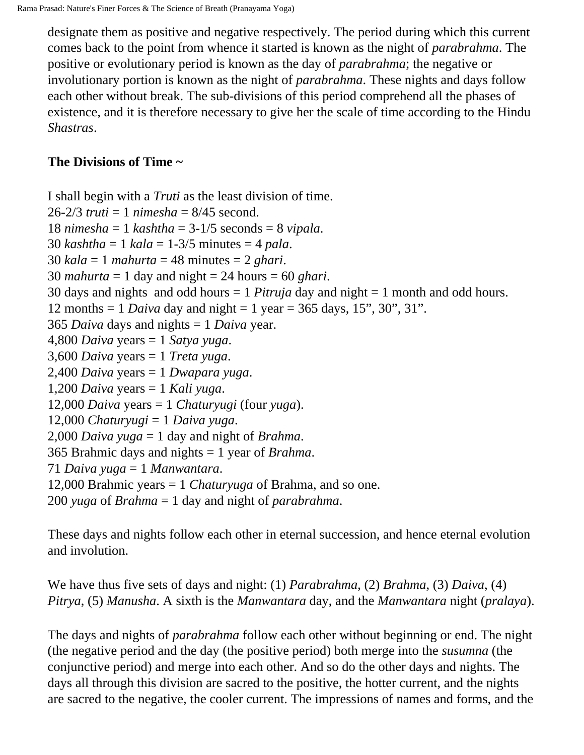designate them as positive and negative respectively. The period during which this current comes back to the point from whence it started is known as the night of *parabrahma*. The positive or evolutionary period is known as the day of *parabrahma*; the negative or involutionary portion is known as the night of *parabrahma*. These nights and days follow each other without break. The sub-divisions of this period comprehend all the phases of existence, and it is therefore necessary to give her the scale of time according to the Hindu *Shastras*.

**The Divisions of Time ~**

I shall begin with a *Truti* as the least division of time.
26-2/3 *truti* = 1 *nimesha* = 8/45 second.
18 *nimesha* = 1 *kashtha* = 3-1/5 seconds = 8 *vipala*.
30 *kashtha* = 1 *kala* = 1-3/5 minutes = 4 *pala*.
30 *kala* = 1 *mahurta* = 48 minutes = 2 *ghari*.
30 *mahurta* = 1 day and night = 24 hours = 60 *ghari*.
30 days and nights  and odd hours = 1 *Pitruja* day and night = 1 month and odd hours.
12 months = 1 *Daiva* day and night = 1 year = 365 days, 15", 30", 31".
365 *Daiva* days and nights = 1 *Daiva* year.
4,800 *Daiva* years = 1 *Satya yuga*.
3,600 *Daiva* years = 1 *Treta yuga*.
2,400 *Daiva* years = 1 *Dwapara yuga*.
1,200 *Daiva* years = 1 *Kali yuga*.
12,000 *Daiva* years = 1 *Chaturyugi* (four *yuga*).
12,000 *Chaturyugi* = 1 *Daiva yuga*.
2,000 *Daiva yuga* = 1 day and night of *Brahma*.
365 Brahmic days and nights = 1 year of *Brahma*.
71 *Daiva yuga* = 1 *Manwantara*.
12,000 Brahmic years = 1 *Chaturyuga* of Brahma, and so one.
200 *yuga* of *Brahma* = 1 day and night of *parabrahma*.

These days and nights follow each other in eternal succession, and hence eternal evolution and involution.

We have thus five sets of days and night: (1) *Parabrahma*, (2) *Brahma*, (3) *Daiva*, (4) *Pitrya*, (5) *Manusha*. A sixth is the *Manwantara* day, and the *Manwantara* night (*pralaya*).

The days and nights of *parabrahma* follow each other without beginning or end. The night (the negative period and the day (the positive period) both merge into the *susumna* (the conjunctive period) and merge into each other. And so do the other days and nights. The days all through this division are sacred to the positive, the hotter current, and the nights are sacred to the negative, the cooler current. The impressions of names and forms, and the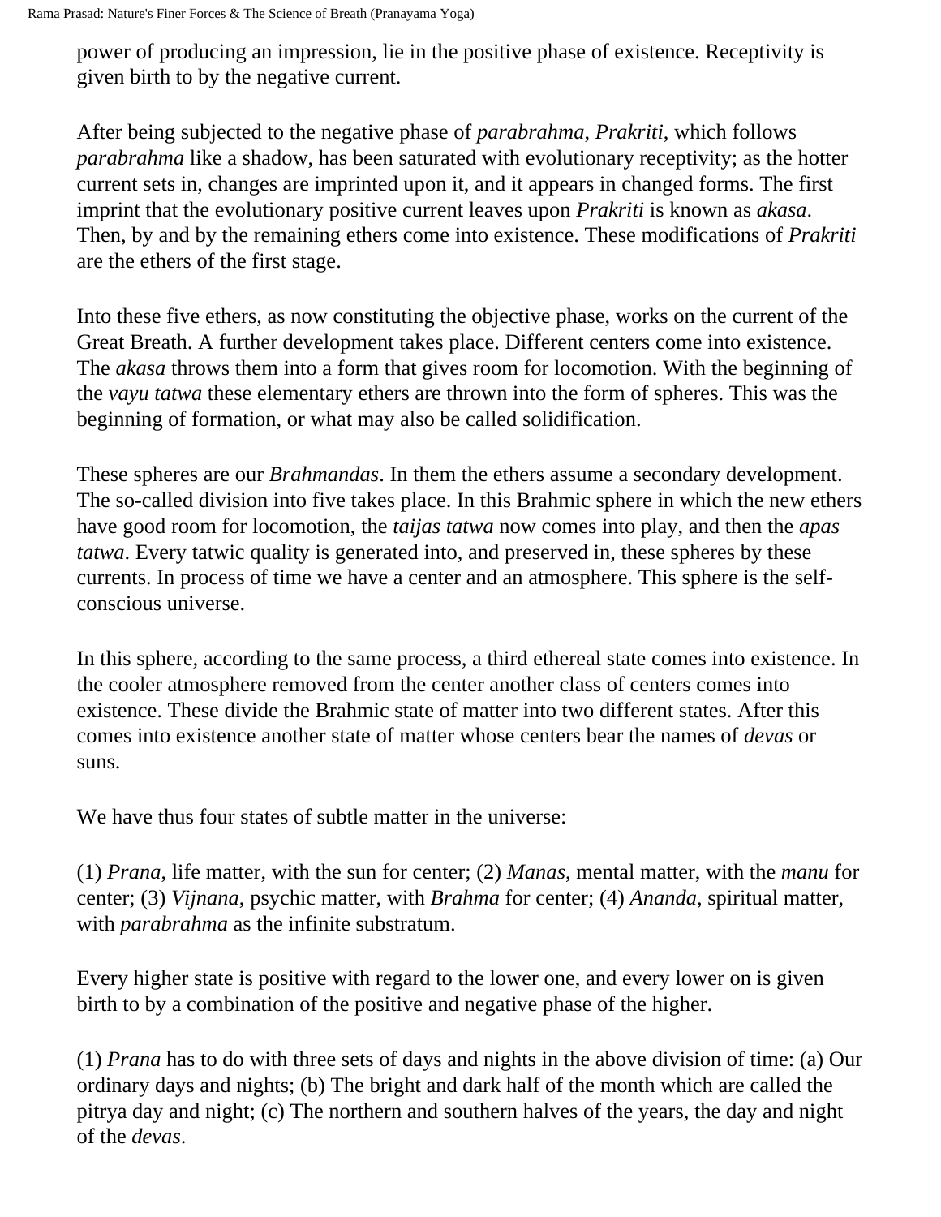power of producing an impression, lie in the positive phase of existence. Receptivity is given birth to by the negative current.

After being subjected to the negative phase of *parabrahma*, *Prakriti*, which follows *parabrahma* like a shadow, has been saturated with evolutionary receptivity; as the hotter current sets in, changes are imprinted upon it, and it appears in changed forms. The first imprint that the evolutionary positive current leaves upon *Prakriti* is known as *akasa*. Then, by and by the remaining ethers come into existence. These modifications of *Prakriti* are the ethers of the first stage.

Into these five ethers, as now constituting the objective phase, works on the current of the Great Breath. A further development takes place. Different centers come into existence. The *akasa* throws them into a form that gives room for locomotion. With the beginning of the *vayu tatwa* these elementary ethers are thrown into the form of spheres. This was the beginning of formation, or what may also be called solidification.

These spheres are our *Brahmandas*. In them the ethers assume a secondary development. The so-called division into five takes place. In this Brahmic sphere in which the new ethers have good room for locomotion, the *taijas tatwa* now comes into play, and then the *apas tatwa*. Every tatwic quality is generated into, and preserved in, these spheres by these currents. In process of time we have a center and an atmosphere. This sphere is the self-conscious universe.

In this sphere, according to the same process, a third ethereal state comes into existence. In the cooler atmosphere removed from the center another class of centers comes into existence. These divide the Brahmic state of matter into two different states. After this comes into existence another state of matter whose centers bear the names of *devas* or suns.

We have thus four states of subtle matter in the universe:

(1) *Prana*, life matter, with the sun for center; (2) *Manas*, mental matter, with the *manu* for center; (3) *Vijnana*, psychic matter, with *Brahma* for center; (4) *Ananda*, spiritual matter, with *parabrahma* as the infinite substratum.

Every higher state is positive with regard to the lower one, and every lower on is given birth to by a combination of the positive and negative phase of the higher.

(1) *Prana* has to do with three sets of days and nights in the above division of time: (a) Our ordinary days and nights; (b) The bright and dark half of the month which are called the pitrya day and night; (c) The northern and southern halves of the years, the day and night of the *devas*.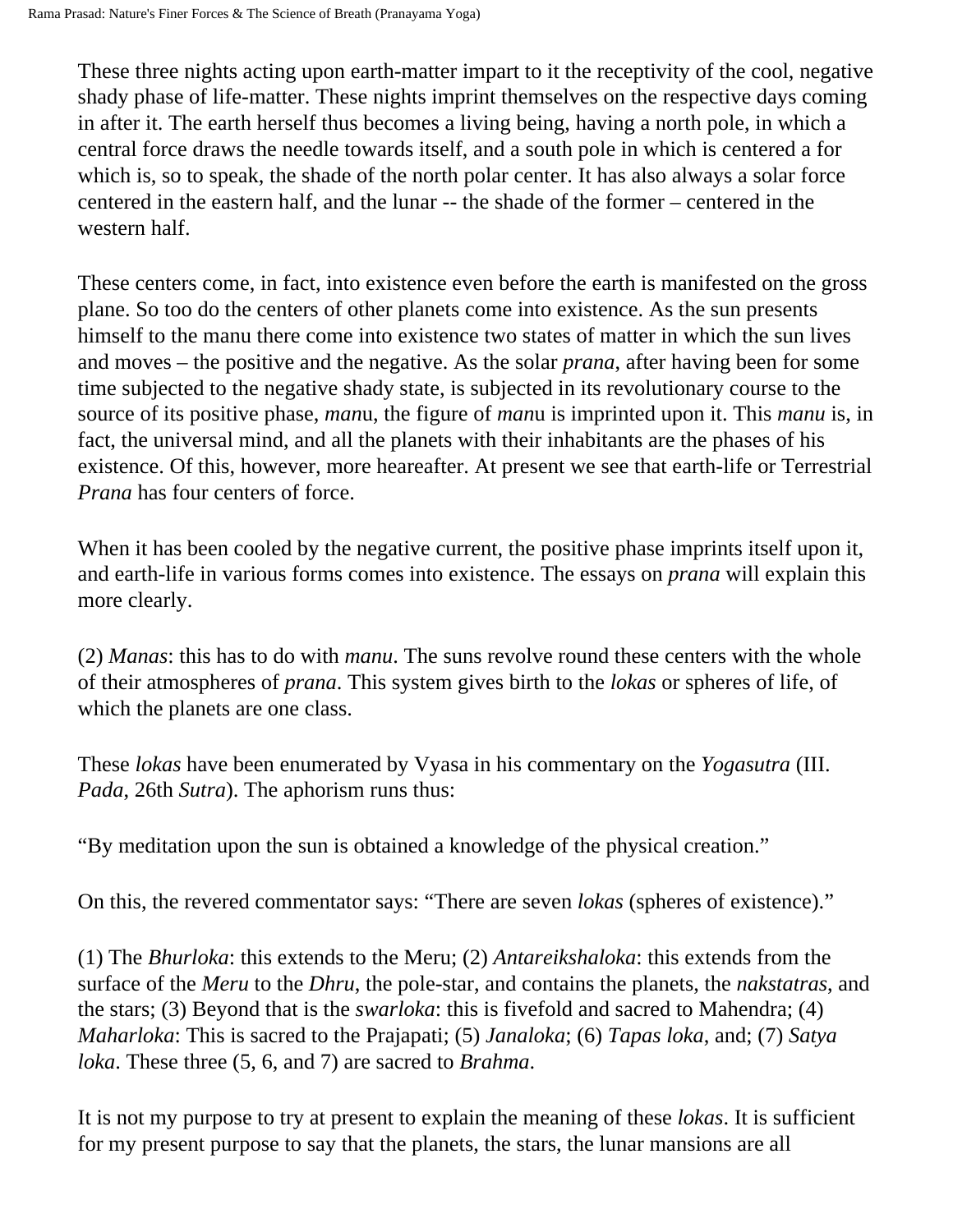These three nights acting upon earth-matter impart to it the receptivity of the cool, negative shady phase of life-matter. These nights imprint themselves on the respective days coming in after it. The earth herself thus becomes a living being, having a north pole, in which a central force draws the needle towards itself, and a south pole in which is centered a for which is, so to speak, the shade of the north polar center. It has also always a solar force centered in the eastern half, and the lunar -- the shade of the former – centered in the western half.

These centers come, in fact, into existence even before the earth is manifested on the gross plane. So too do the centers of other planets come into existence. As the sun presents himself to the manu there come into existence two states of matter in which the sun lives and moves – the positive and the negative. As the solar *prana*, after having been for some time subjected to the negative shady state, is subjected in its revolutionary course to the source of its positive phase, *man*u, the figure of *man*u is imprinted upon it. This *manu* is, in fact, the universal mind, and all the planets with their inhabitants are the phases of his existence. Of this, however, more heareafter. At present we see that earth-life or Terrestrial *Prana* has four centers of force.

When it has been cooled by the negative current, the positive phase imprints itself upon it, and earth-life in various forms comes into existence. The essays on *prana* will explain this more clearly.

(2) *Manas*: this has to do with *manu*. The suns revolve round these centers with the whole of their atmospheres of *prana*. This system gives birth to the *lokas* or spheres of life, of which the planets are one class.

These *lokas* have been enumerated by Vyasa in his commentary on the *Yogasutra* (III. *Pada*, 26th *Sutra*). The aphorism runs thus:

“By meditation upon the sun is obtained a knowledge of the physical creation.”

On this, the revered commentator says: “There are seven *lokas* (spheres of existence).”

(1) The *Bhurloka*: this extends to the Meru; (2) *Antareikshaloka*: this extends from the surface of the *Meru* to the *Dhru*, the pole-star, and contains the planets, the *nakstatras*, and the stars; (3) Beyond that is the *swarloka*: this is fivefold and sacred to Mahendra; (4) *Maharloka*: This is sacred to the Prajapati; (5) *Janaloka*; (6) *Tapas loka*, and; (7) *Satya loka*. These three (5, 6, and 7) are sacred to *Brahma*.

It is not my purpose to try at present to explain the meaning of these *lokas*. It is sufficient for my present purpose to say that the planets, the stars, the lunar mansions are all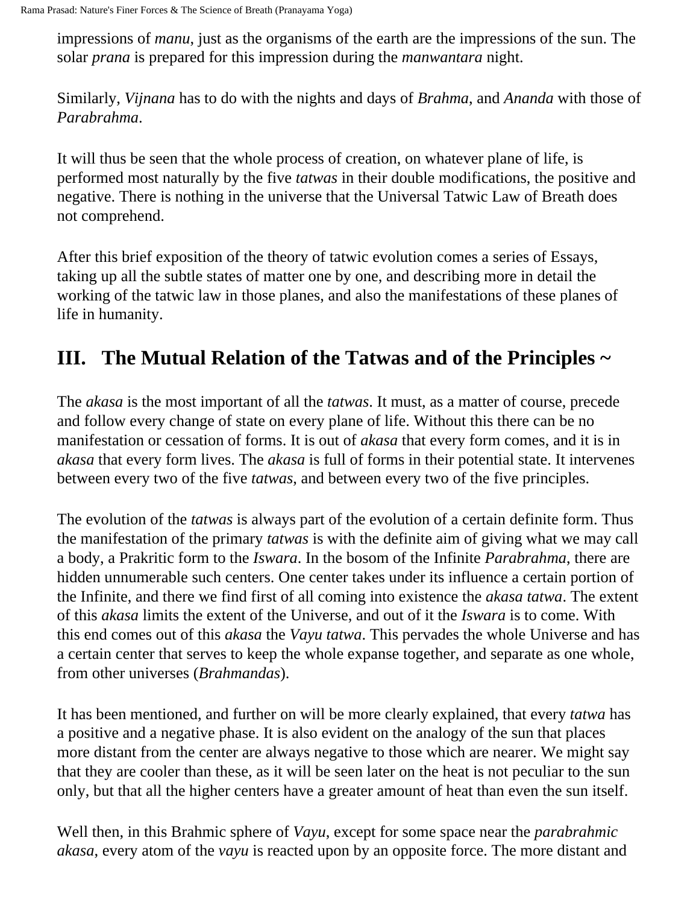impressions of *manu*, just as the organisms of the earth are the impressions of the sun. The solar *prana* is prepared for this impression during the *manwantara* night.

Similarly, *Vijnana* has to do with the nights and days of *Brahma*, and *Ananda* with those of *Parabrahma*.

It will thus be seen that the whole process of creation, on whatever plane of life, is performed most naturally by the five *tatwas* in their double modifications, the positive and negative. There is nothing in the universe that the Universal Tatwic Law of Breath does not comprehend.

After this brief exposition of the theory of tatwic evolution comes a series of Essays, taking up all the subtle states of matter one by one, and describing more in detail the working of the tatwic law in those planes, and also the manifestations of these planes of life in humanity.

## III. The Mutual Relation of the Tatwas and of the Principles ~

The *akasa* is the most important of all the *tatwas*. It must, as a matter of course, precede and follow every change of state on every plane of life. Without this there can be no manifestation or cessation of forms. It is out of *akasa* that every form comes, and it is in *akasa* that every form lives. The *akasa* is full of forms in their potential state. It intervenes between every two of the five *tatwas*, and between every two of the five principles.

The evolution of the *tatwas* is always part of the evolution of a certain definite form. Thus the manifestation of the primary *tatwas* is with the definite aim of giving what we may call a body, a Prakritic form to the *Iswara*. In the bosom of the Infinite *Parabrahma*, there are hidden unnumerable such centers. One center takes under its influence a certain portion of the Infinite, and there we find first of all coming into existence the *akasa tatwa*. The extent of this *akasa* limits the extent of the Universe, and out of it the *Iswara* is to come. With this end comes out of this *akasa* the *Vayu tatwa*. This pervades the whole Universe and has a certain center that serves to keep the whole expanse together, and separate as one whole, from other universes (*Brahmandas*).

It has been mentioned, and further on will be more clearly explained, that every *tatwa* has a positive and a negative phase. It is also evident on the analogy of the sun that places more distant from the center are always negative to those which are nearer. We might say that they are cooler than these, as it will be seen later on the heat is not peculiar to the sun only, but that all the higher centers have a greater amount of heat than even the sun itself.

Well then, in this Brahmic sphere of *Vayu*, except for some space near the *parabrahmic akasa*, every atom of the *vayu* is reacted upon by an opposite force. The more distant and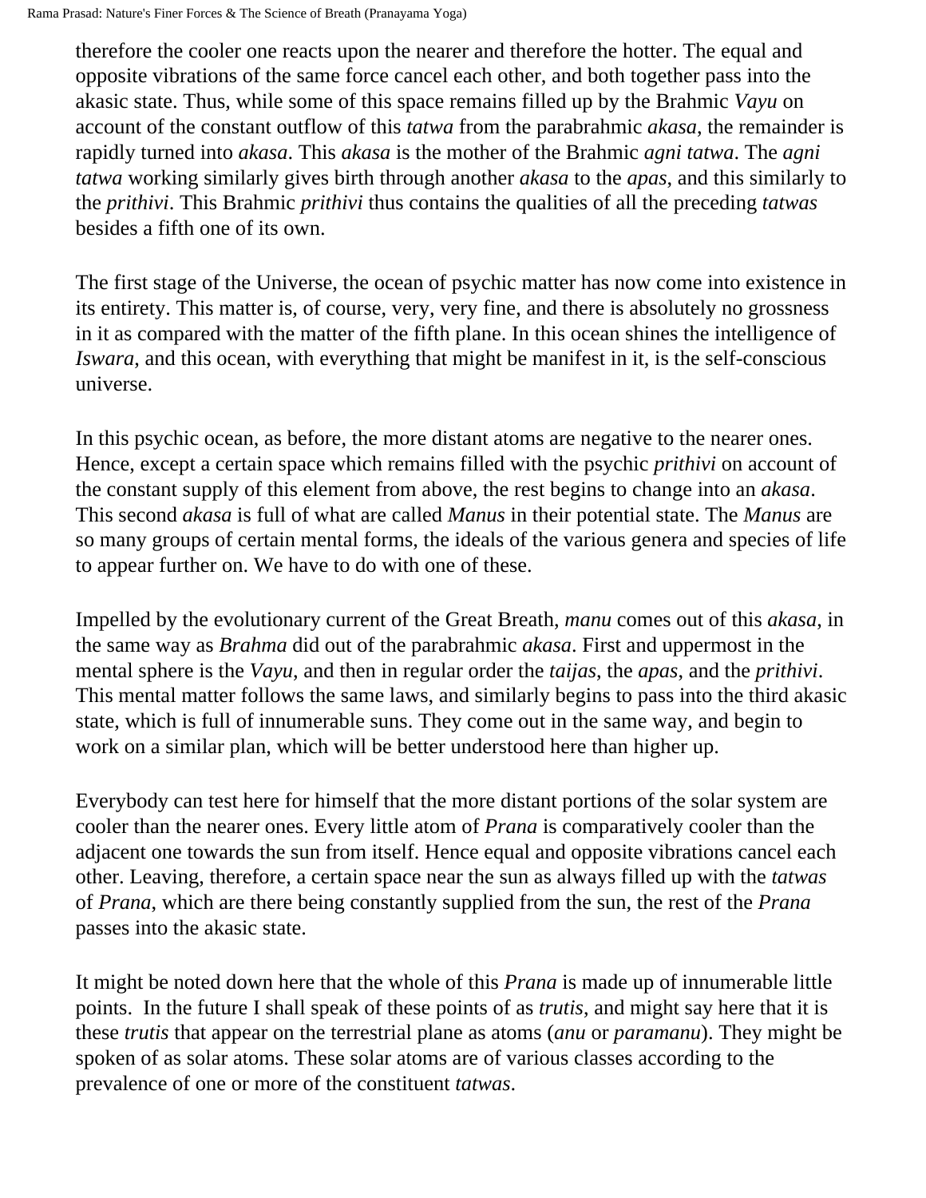therefore the cooler one reacts upon the nearer and therefore the hotter. The equal and opposite vibrations of the same force cancel each other, and both together pass into the akasic state. Thus, while some of this space remains filled up by the Brahmic *Vayu* on account of the constant outflow of this *tatwa* from the parabrahmic *akasa*, the remainder is rapidly turned into *akasa*. This *akasa* is the mother of the Brahmic *agni tatwa*. The *agni tatwa* working similarly gives birth through another *akasa* to the *apas*, and this similarly to the *prithivi*. This Brahmic *prithivi* thus contains the qualities of all the preceding *tatwas* besides a fifth one of its own.

The first stage of the Universe, the ocean of psychic matter has now come into existence in its entirety. This matter is, of course, very, very fine, and there is absolutely no grossness in it as compared with the matter of the fifth plane. In this ocean shines the intelligence of *Iswara*, and this ocean, with everything that might be manifest in it, is the self-conscious universe.

In this psychic ocean, as before, the more distant atoms are negative to the nearer ones. Hence, except a certain space which remains filled with the psychic *prithivi* on account of the constant supply of this element from above, the rest begins to change into an *akasa*. This second *akasa* is full of what are called *Manus* in their potential state. The *Manus* are so many groups of certain mental forms, the ideals of the various genera and species of life to appear further on. We have to do with one of these.

Impelled by the evolutionary current of the Great Breath, *manu* comes out of this *akasa*, in the same way as *Brahma* did out of the parabrahmic *akasa*. First and uppermost in the mental sphere is the *Vayu*, and then in regular order the *taijas*, the *apas*, and the *prithivi*. This mental matter follows the same laws, and similarly begins to pass into the third akasic state, which is full of innumerable suns. They come out in the same way, and begin to work on a similar plan, which will be better understood here than higher up.

Everybody can test here for himself that the more distant portions of the solar system are cooler than the nearer ones. Every little atom of *Prana* is comparatively cooler than the adjacent one towards the sun from itself. Hence equal and opposite vibrations cancel each other. Leaving, therefore, a certain space near the sun as always filled up with the *tatwas* of *Prana*, which are there being constantly supplied from the sun, the rest of the *Prana* passes into the akasic state.

It might be noted down here that the whole of this *Prana* is made up of innumerable little points. In the future I shall speak of these points of as *trutis*, and might say here that it is these *trutis* that appear on the terrestrial plane as atoms (*anu* or *paramanu*). They might be spoken of as solar atoms. These solar atoms are of various classes according to the prevalence of one or more of the constituent *tatwas*.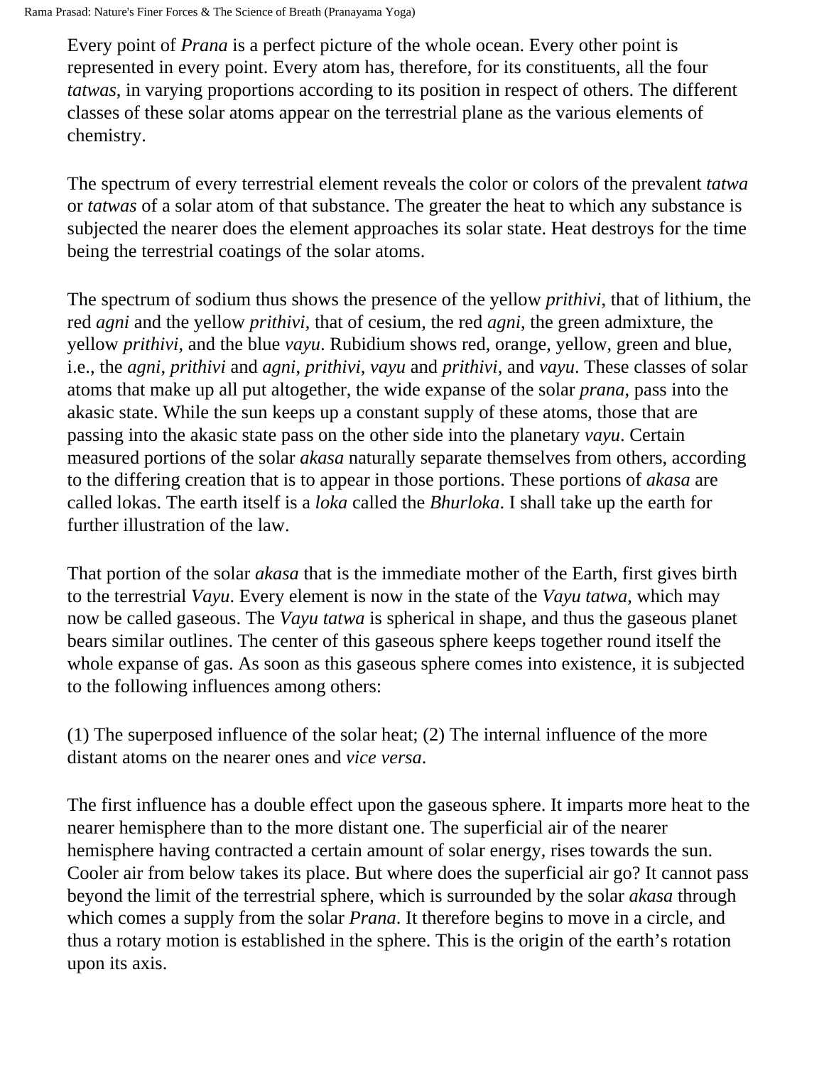Every point of *Prana* is a perfect picture of the whole ocean. Every other point is represented in every point. Every atom has, therefore, for its constituents, all the four *tatwas*, in varying proportions according to its position in respect of others. The different classes of these solar atoms appear on the terrestrial plane as the various elements of chemistry.

The spectrum of every terrestrial element reveals the color or colors of the prevalent *tatwa* or *tatwas* of a solar atom of that substance. The greater the heat to which any substance is subjected the nearer does the element approaches its solar state. Heat destroys for the time being the terrestrial coatings of the solar atoms.

The spectrum of sodium thus shows the presence of the yellow *prithivi*, that of lithium, the red *agni* and the yellow *prithivi*, that of cesium, the red *agni*, the green admixture, the yellow *prithivi*, and the blue *vayu*. Rubidium shows red, orange, yellow, green and blue, i.e., the *agni*, *prithivi* and *agni*, *prithivi*, *vayu* and *prithivi*, and *vayu*. These classes of solar atoms that make up all put altogether, the wide expanse of the solar *prana*, pass into the akasic state. While the sun keeps up a constant supply of these atoms, those that are passing into the akasic state pass on the other side into the planetary *vayu*. Certain measured portions of the solar *akasa* naturally separate themselves from others, according to the differing creation that is to appear in those portions. These portions of *akasa* are called lokas. The earth itself is a *loka* called the *Bhurloka*. I shall take up the earth for further illustration of the law.

That portion of the solar *akasa* that is the immediate mother of the Earth, first gives birth to the terrestrial *Vayu*. Every element is now in the state of the *Vayu tatwa*, which may now be called gaseous. The *Vayu tatwa* is spherical in shape, and thus the gaseous planet bears similar outlines. The center of this gaseous sphere keeps together round itself the whole expanse of gas. As soon as this gaseous sphere comes into existence, it is subjected to the following influences among others:

(1) The superposed influence of the solar heat; (2) The internal influence of the more distant atoms on the nearer ones and *vice versa*.

The first influence has a double effect upon the gaseous sphere. It imparts more heat to the nearer hemisphere than to the more distant one. The superficial air of the nearer hemisphere having contracted a certain amount of solar energy, rises towards the sun. Cooler air from below takes its place. But where does the superficial air go? It cannot pass beyond the limit of the terrestrial sphere, which is surrounded by the solar *akasa* through which comes a supply from the solar *Prana*. It therefore begins to move in a circle, and thus a rotary motion is established in the sphere. This is the origin of the earth's rotation upon its axis.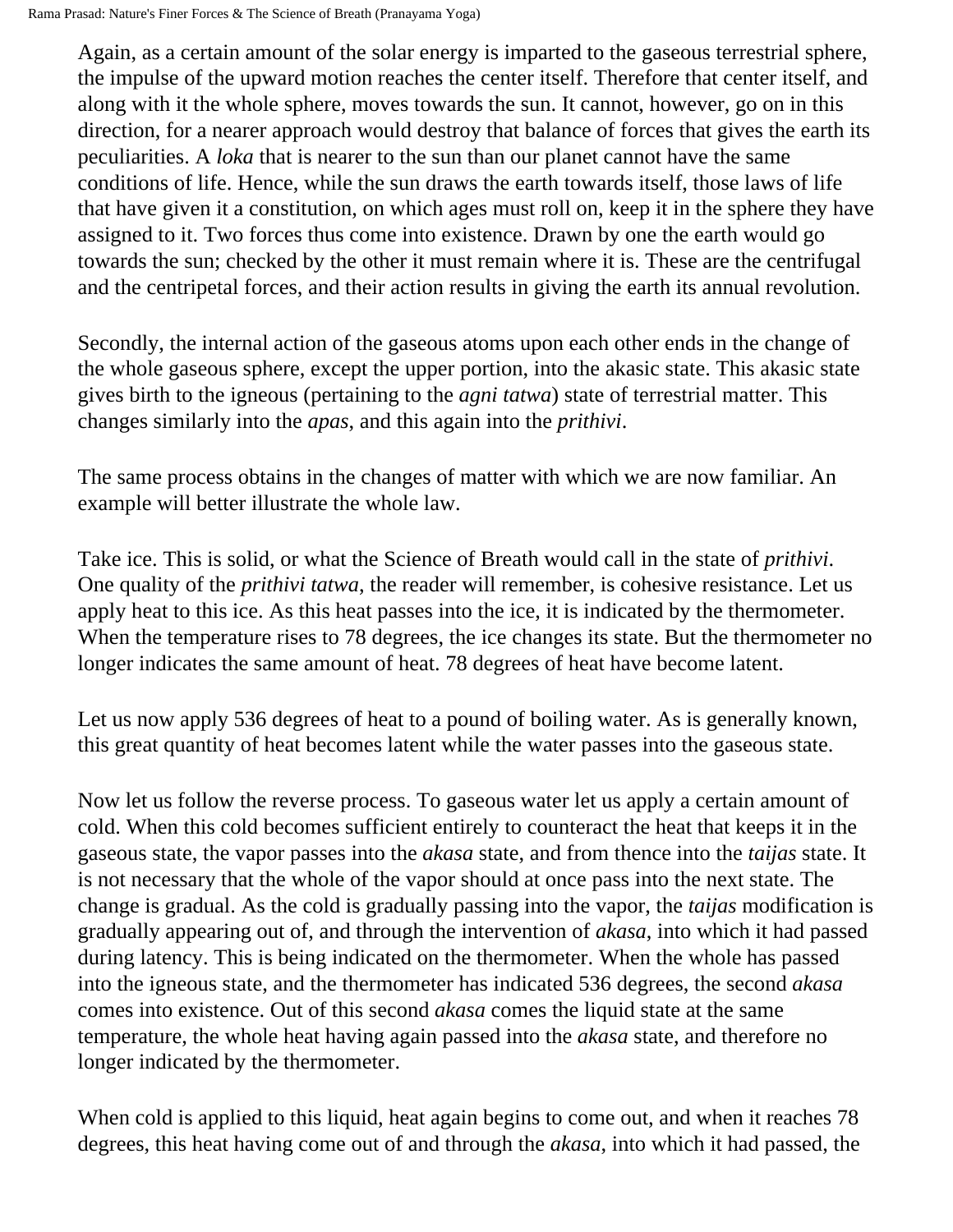Again, as a certain amount of the solar energy is imparted to the gaseous terrestrial sphere, the impulse of the upward motion reaches the center itself. Therefore that center itself, and along with it the whole sphere, moves towards the sun. It cannot, however, go on in this direction, for a nearer approach would destroy that balance of forces that gives the earth its peculiarities. A *loka* that is nearer to the sun than our planet cannot have the same conditions of life. Hence, while the sun draws the earth towards itself, those laws of life that have given it a constitution, on which ages must roll on, keep it in the sphere they have assigned to it. Two forces thus come into existence. Drawn by one the earth would go towards the sun; checked by the other it must remain where it is. These are the centrifugal and the centripetal forces, and their action results in giving the earth its annual revolution.

Secondly, the internal action of the gaseous atoms upon each other ends in the change of the whole gaseous sphere, except the upper portion, into the akasic state. This akasic state gives birth to the igneous (pertaining to the *agni tatwa*) state of terrestrial matter. This changes similarly into the *apas*, and this again into the *prithivi*.

The same process obtains in the changes of matter with which we are now familiar. An example will better illustrate the whole law.

Take ice. This is solid, or what the Science of Breath would call in the state of *prithivi*. One quality of the *prithivi tatwa*, the reader will remember, is cohesive resistance. Let us apply heat to this ice. As this heat passes into the ice, it is indicated by the thermometer. When the temperature rises to 78 degrees, the ice changes its state. But the thermometer no longer indicates the same amount of heat. 78 degrees of heat have become latent.

Let us now apply 536 degrees of heat to a pound of boiling water. As is generally known, this great quantity of heat becomes latent while the water passes into the gaseous state.

Now let us follow the reverse process. To gaseous water let us apply a certain amount of cold. When this cold becomes sufficient entirely to counteract the heat that keeps it in the gaseous state, the vapor passes into the *akasa* state, and from thence into the *taijas* state. It is not necessary that the whole of the vapor should at once pass into the next state. The change is gradual. As the cold is gradually passing into the vapor, the *taijas* modification is gradually appearing out of, and through the intervention of *akasa*, into which it had passed during latency. This is being indicated on the thermometer. When the whole has passed into the igneous state, and the thermometer has indicated 536 degrees, the second *akasa* comes into existence. Out of this second *akasa* comes the liquid state at the same temperature, the whole heat having again passed into the *akasa* state, and therefore no longer indicated by the thermometer.

When cold is applied to this liquid, heat again begins to come out, and when it reaches 78 degrees, this heat having come out of and through the *akasa*, into which it had passed, the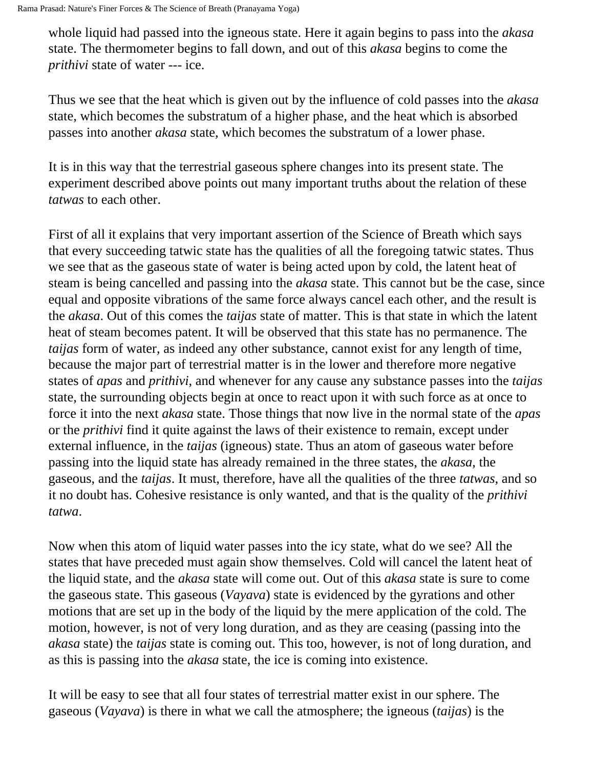whole liquid had passed into the igneous state. Here it again begins to pass into the *akasa* state. The thermometer begins to fall down, and out of this *akasa* begins to come the *prithivi* state of water --- ice.

Thus we see that the heat which is given out by the influence of cold passes into the *akasa* state, which becomes the substratum of a higher phase, and the heat which is absorbed passes into another *akasa* state, which becomes the substratum of a lower phase.

It is in this way that the terrestrial gaseous sphere changes into its present state. The experiment described above points out many important truths about the relation of these *tatwas* to each other.

First of all it explains that very important assertion of the Science of Breath which says that every succeeding tatwic state has the qualities of all the foregoing tatwic states. Thus we see that as the gaseous state of water is being acted upon by cold, the latent heat of steam is being cancelled and passing into the *akasa* state. This cannot but be the case, since equal and opposite vibrations of the same force always cancel each other, and the result is the *akasa*. Out of this comes the *taijas* state of matter. This is that state in which the latent heat of steam becomes patent. It will be observed that this state has no permanence. The *taijas* form of water, as indeed any other substance, cannot exist for any length of time, because the major part of terrestrial matter is in the lower and therefore more negative states of *apas* and *prithivi*, and whenever for any cause any substance passes into the *taijas* state, the surrounding objects begin at once to react upon it with such force as at once to force it into the next *akasa* state. Those things that now live in the normal state of the *apas* or the *prithivi* find it quite against the laws of their existence to remain, except under external influence, in the *taijas* (igneous) state. Thus an atom of gaseous water before passing into the liquid state has already remained in the three states, the *akasa*, the gaseous, and the *taijas*. It must, therefore, have all the qualities of the three *tatwas*, and so it no doubt has. Cohesive resistance is only wanted, and that is the quality of the *prithivi tatwa*.

Now when this atom of liquid water passes into the icy state, what do we see? All the states that have preceded must again show themselves. Cold will cancel the latent heat of the liquid state, and the *akasa* state will come out. Out of this *akasa* state is sure to come the gaseous state. This gaseous (*Vayava*) state is evidenced by the gyrations and other motions that are set up in the body of the liquid by the mere application of the cold. The motion, however, is not of very long duration, and as they are ceasing (passing into the *akasa* state) the *taijas* state is coming out. This too, however, is not of long duration, and as this is passing into the *akasa* state, the ice is coming into existence.

It will be easy to see that all four states of terrestrial matter exist in our sphere. The gaseous (*Vayava*) is there in what we call the atmosphere; the igneous (*taijas*) is the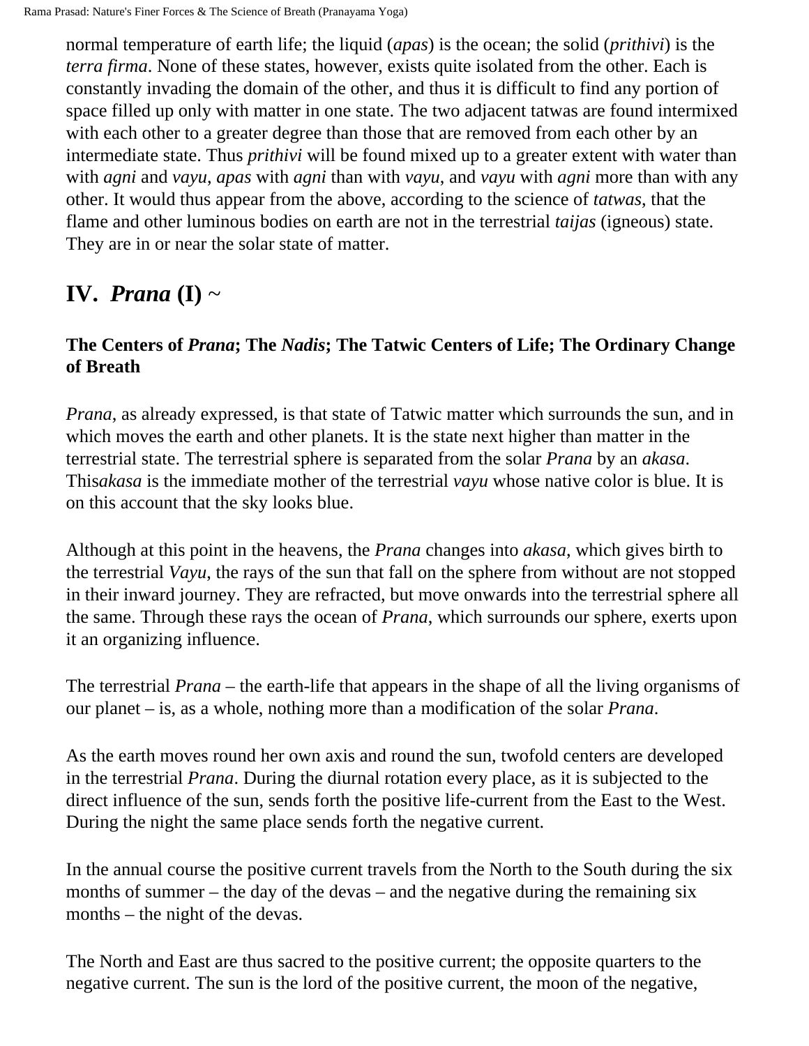normal temperature of earth life; the liquid (*apas*) is the ocean; the solid (*prithivi*) is the *terra firma*. None of these states, however, exists quite isolated from the other. Each is constantly invading the domain of the other, and thus it is difficult to find any portion of space filled up only with matter in one state. The two adjacent tatwas are found intermixed with each other to a greater degree than those that are removed from each other by an intermediate state. Thus *prithivi* will be found mixed up to a greater extent with water than with *agni* and *vayu*, *apas* with *agni* than with *vayu*, and *vayu* with *agni* more than with any other. It would thus appear from the above, according to the science of *tatwas*, that the flame and other luminous bodies on earth are not in the terrestrial *taijas* (igneous) state. They are in or near the solar state of matter.

## IV. *Prana* (I) ~

### The Centers of *Prana*; The *Nadis*; The Tatwic Centers of Life; The Ordinary Change of Breath

*Prana*, as already expressed, is that state of Tatwic matter which surrounds the sun, and in which moves the earth and other planets. It is the state next higher than matter in the terrestrial state. The terrestrial sphere is separated from the solar *Prana* by an *akasa*. This*akasa* is the immediate mother of the terrestrial *vayu* whose native color is blue. It is on this account that the sky looks blue.

Although at this point in the heavens, the *Prana* changes into *akasa*, which gives birth to the terrestrial *Vayu*, the rays of the sun that fall on the sphere from without are not stopped in their inward journey. They are refracted, but move onwards into the terrestrial sphere all the same. Through these rays the ocean of *Prana*, which surrounds our sphere, exerts upon it an organizing influence.

The terrestrial *Prana* – the earth-life that appears in the shape of all the living organisms of our planet – is, as a whole, nothing more than a modification of the solar *Prana*.

As the earth moves round her own axis and round the sun, twofold centers are developed in the terrestrial *Prana*. During the diurnal rotation every place, as it is subjected to the direct influence of the sun, sends forth the positive life-current from the East to the West. During the night the same place sends forth the negative current.

In the annual course the positive current travels from the North to the South during the six months of summer – the day of the devas – and the negative during the remaining six months – the night of the devas.

The North and East are thus sacred to the positive current; the opposite quarters to the negative current. The sun is the lord of the positive current, the moon of the negative,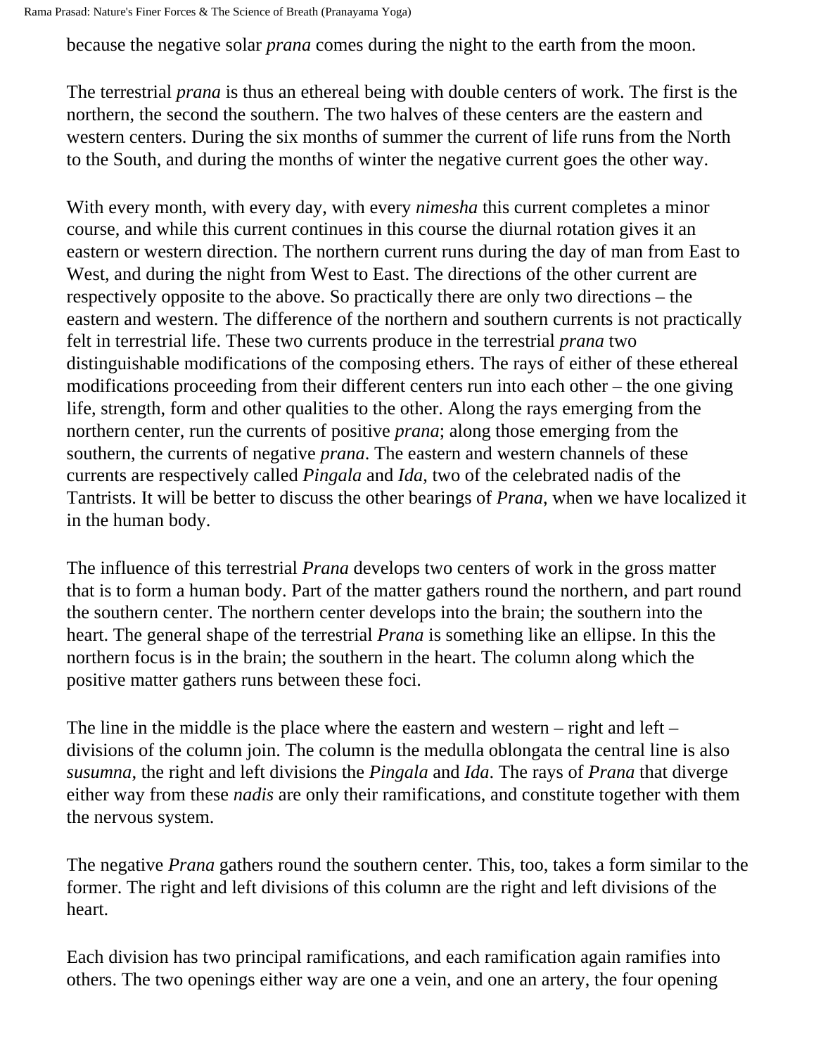because the negative solar *prana* comes during the night to the earth from the moon.

The terrestrial *prana* is thus an ethereal being with double centers of work. The first is the northern, the second the southern. The two halves of these centers are the eastern and western centers. During the six months of summer the current of life runs from the North to the South, and during the months of winter the negative current goes the other way.

With every month, with every day, with every *nimesha* this current completes a minor course, and while this current continues in this course the diurnal rotation gives it an eastern or western direction. The northern current runs during the day of man from East to West, and during the night from West to East. The directions of the other current are respectively opposite to the above. So practically there are only two directions – the eastern and western. The difference of the northern and southern currents is not practically felt in terrestrial life. These two currents produce in the terrestrial *prana* two distinguishable modifications of the composing ethers. The rays of either of these ethereal modifications proceeding from their different centers run into each other – the one giving life, strength, form and other qualities to the other. Along the rays emerging from the northern center, run the currents of positive *prana*; along those emerging from the southern, the currents of negative *prana*. The eastern and western channels of these currents are respectively called *Pingala* and *Ida*, two of the celebrated nadis of the Tantrists. It will be better to discuss the other bearings of *Prana*, when we have localized it in the human body.

The influence of this terrestrial *Prana* develops two centers of work in the gross matter that is to form a human body. Part of the matter gathers round the northern, and part round the southern center. The northern center develops into the brain; the southern into the heart. The general shape of the terrestrial *Prana* is something like an ellipse. In this the northern focus is in the brain; the southern in the heart. The column along which the positive matter gathers runs between these foci.

The line in the middle is the place where the eastern and western – right and left – divisions of the column join. The column is the medulla oblongata the central line is also *susumna*, the right and left divisions the *Pingala* and *Ida*. The rays of *Prana* that diverge either way from these *nadis* are only their ramifications, and constitute together with them the nervous system.

The negative *Prana* gathers round the southern center. This, too, takes a form similar to the former. The right and left divisions of this column are the right and left divisions of the heart.

Each division has two principal ramifications, and each ramification again ramifies into others. The two openings either way are one a vein, and one an artery, the four opening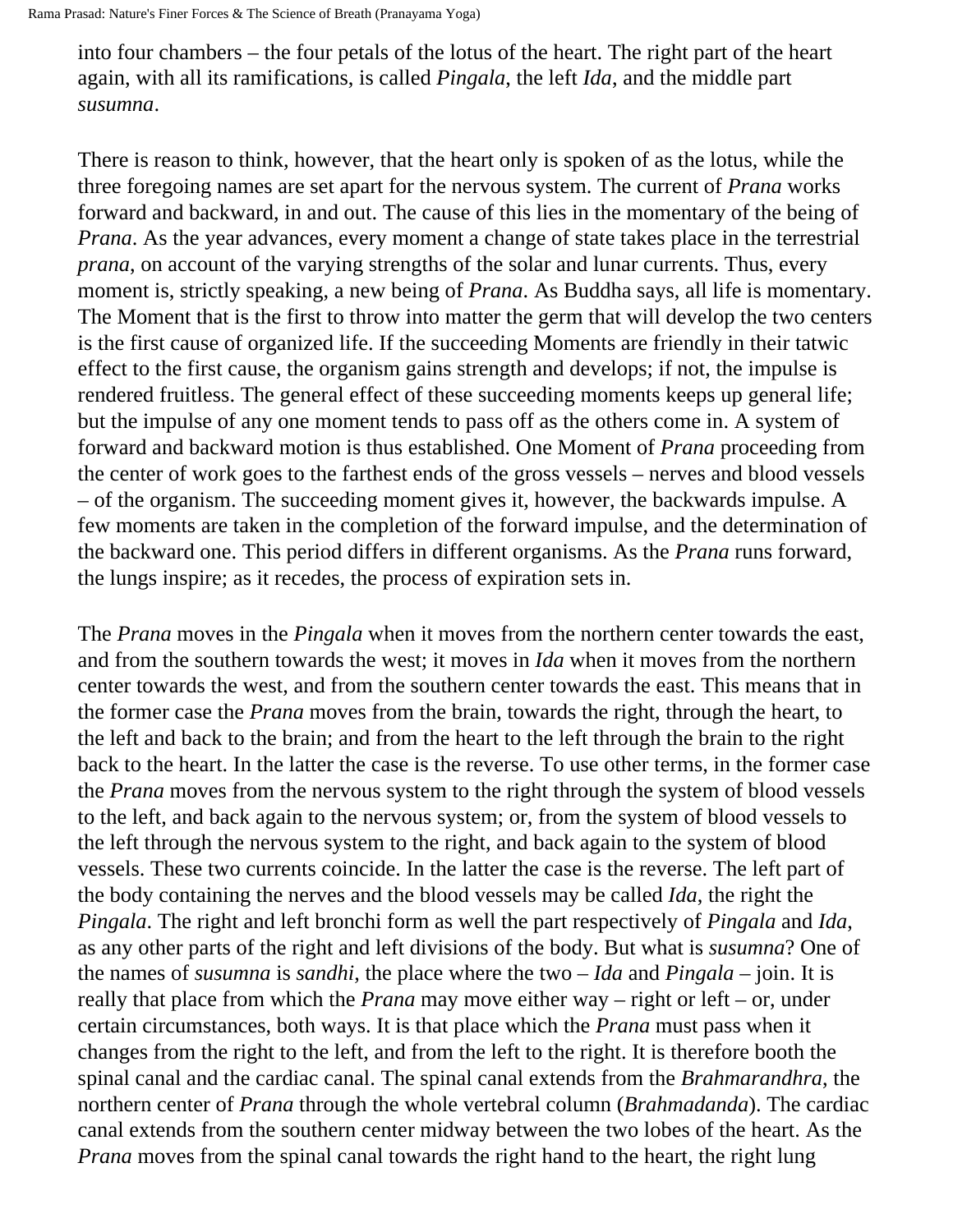into four chambers – the four petals of the lotus of the heart. The right part of the heart again, with all its ramifications, is called *Pingala*, the left *Ida*, and the middle part *susumna*.

There is reason to think, however, that the heart only is spoken of as the lotus, while the three foregoing names are set apart for the nervous system. The current of *Prana* works forward and backward, in and out. The cause of this lies in the momentary of the being of *Prana*. As the year advances, every moment a change of state takes place in the terrestrial *prana*, on account of the varying strengths of the solar and lunar currents. Thus, every moment is, strictly speaking, a new being of *Prana*. As Buddha says, all life is momentary. The Moment that is the first to throw into matter the germ that will develop the two centers is the first cause of organized life. If the succeeding Moments are friendly in their tatwic effect to the first cause, the organism gains strength and develops; if not, the impulse is rendered fruitless. The general effect of these succeeding moments keeps up general life; but the impulse of any one moment tends to pass off as the others come in. A system of forward and backward motion is thus established. One Moment of *Prana* proceeding from the center of work goes to the farthest ends of the gross vessels – nerves and blood vessels – of the organism. The succeeding moment gives it, however, the backwards impulse. A few moments are taken in the completion of the forward impulse, and the determination of the backward one. This period differs in different organisms. As the *Prana* runs forward, the lungs inspire; as it recedes, the process of expiration sets in.

The *Prana* moves in the *Pingala* when it moves from the northern center towards the east, and from the southern towards the west; it moves in *Ida* when it moves from the northern center towards the west, and from the southern center towards the east. This means that in the former case the *Prana* moves from the brain, towards the right, through the heart, to the left and back to the brain; and from the heart to the left through the brain to the right back to the heart. In the latter the case is the reverse. To use other terms, in the former case the *Prana* moves from the nervous system to the right through the system of blood vessels to the left, and back again to the nervous system; or, from the system of blood vessels to the left through the nervous system to the right, and back again to the system of blood vessels. These two currents coincide. In the latter the case is the reverse. The left part of the body containing the nerves and the blood vessels may be called *Ida*, the right the *Pingala*. The right and left bronchi form as well the part respectively of *Pingala* and *Ida*, as any other parts of the right and left divisions of the body. But what is *susumna*? One of the names of *susumna* is *sandhi*, the place where the two – *Ida* and *Pingala* – join. It is really that place from which the *Prana* may move either way – right or left – or, under certain circumstances, both ways. It is that place which the *Prana* must pass when it changes from the right to the left, and from the left to the right. It is therefore booth the spinal canal and the cardiac canal. The spinal canal extends from the *Brahmarandhra*, the northern center of *Prana* through the whole vertebral column (*Brahmadanda*). The cardiac canal extends from the southern center midway between the two lobes of the heart. As the *Prana* moves from the spinal canal towards the right hand to the heart, the right lung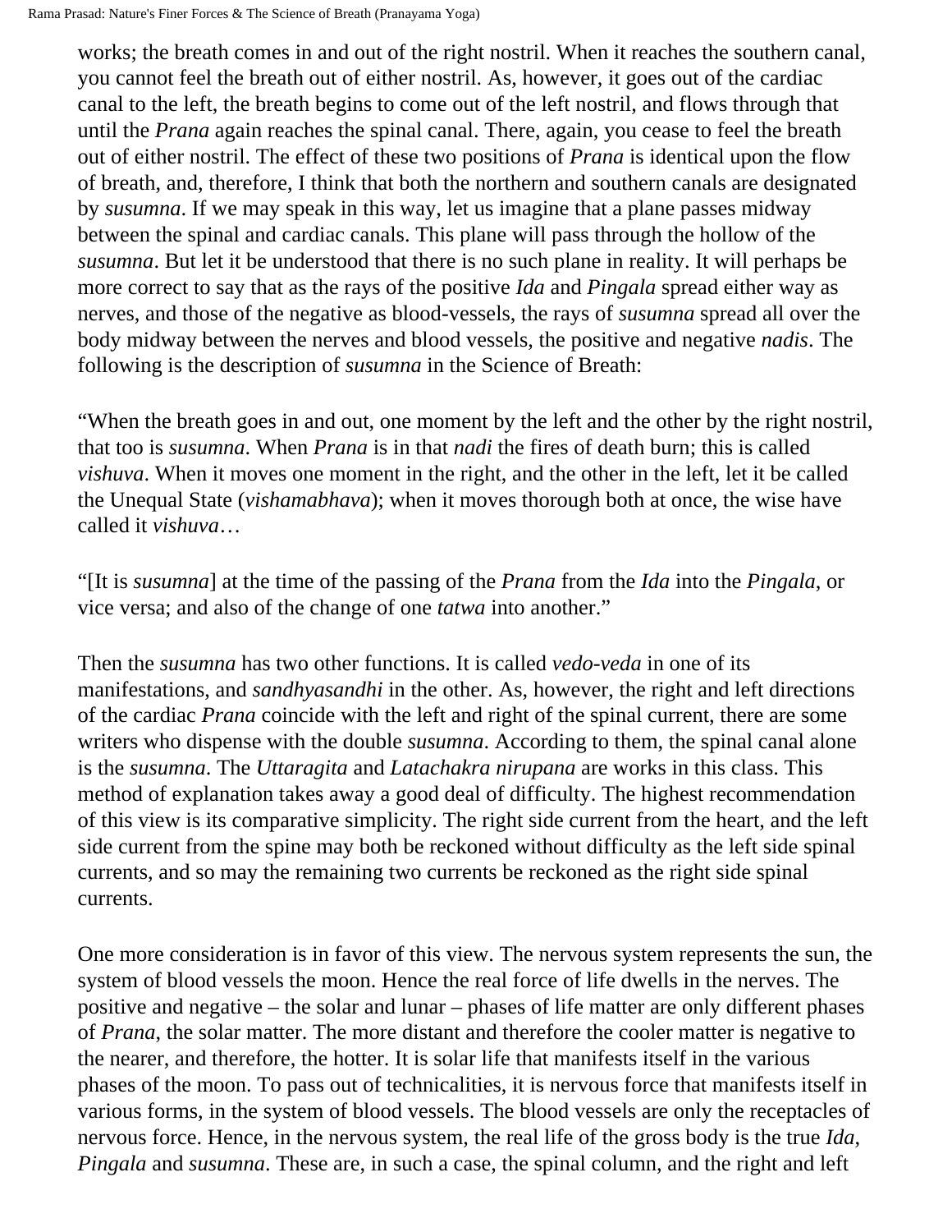works; the breath comes in and out of the right nostril. When it reaches the southern canal, you cannot feel the breath out of either nostril. As, however, it goes out of the cardiac canal to the left, the breath begins to come out of the left nostril, and flows through that until the *Prana* again reaches the spinal canal. There, again, you cease to feel the breath out of either nostril. The effect of these two positions of *Prana* is identical upon the flow of breath, and, therefore, I think that both the northern and southern canals are designated by *susumna*. If we may speak in this way, let us imagine that a plane passes midway between the spinal and cardiac canals. This plane will pass through the hollow of the *susumna*. But let it be understood that there is no such plane in reality. It will perhaps be more correct to say that as the rays of the positive *Ida* and *Pingala* spread either way as nerves, and those of the negative as blood-vessels, the rays of *susumna* spread all over the body midway between the nerves and blood vessels, the positive and negative *nadis*. The following is the description of *susumna* in the Science of Breath:

"When the breath goes in and out, one moment by the left and the other by the right nostril, that too is *susumna*. When *Prana* is in that *nadi* the fires of death burn; this is called *vishuva*. When it moves one moment in the right, and the other in the left, let it be called the Unequal State (*vishamabhava*); when it moves thorough both at once, the wise have called it *vishuva*…

"[It is *susumna*] at the time of the passing of the *Prana* from the *Ida* into the *Pingala*, or vice versa; and also of the change of one *tatwa* into another."

Then the *susumna* has two other functions. It is called *vedo-veda* in one of its manifestations, and *sandhyasandhi* in the other. As, however, the right and left directions of the cardiac *Prana* coincide with the left and right of the spinal current, there are some writers who dispense with the double *susumna*. According to them, the spinal canal alone is the *susumna*. The *Uttaragita* and *Latachakra nirupana* are works in this class. This method of explanation takes away a good deal of difficulty. The highest recommendation of this view is its comparative simplicity. The right side current from the heart, and the left side current from the spine may both be reckoned without difficulty as the left side spinal currents, and so may the remaining two currents be reckoned as the right side spinal currents.

One more consideration is in favor of this view. The nervous system represents the sun, the system of blood vessels the moon. Hence the real force of life dwells in the nerves. The positive and negative – the solar and lunar – phases of life matter are only different phases of *Prana*, the solar matter. The more distant and therefore the cooler matter is negative to the nearer, and therefore, the hotter. It is solar life that manifests itself in the various phases of the moon. To pass out of technicalities, it is nervous force that manifests itself in various forms, in the system of blood vessels. The blood vessels are only the receptacles of nervous force. Hence, in the nervous system, the real life of the gross body is the true *Ida*, *Pingala* and *susumna*. These are, in such a case, the spinal column, and the right and left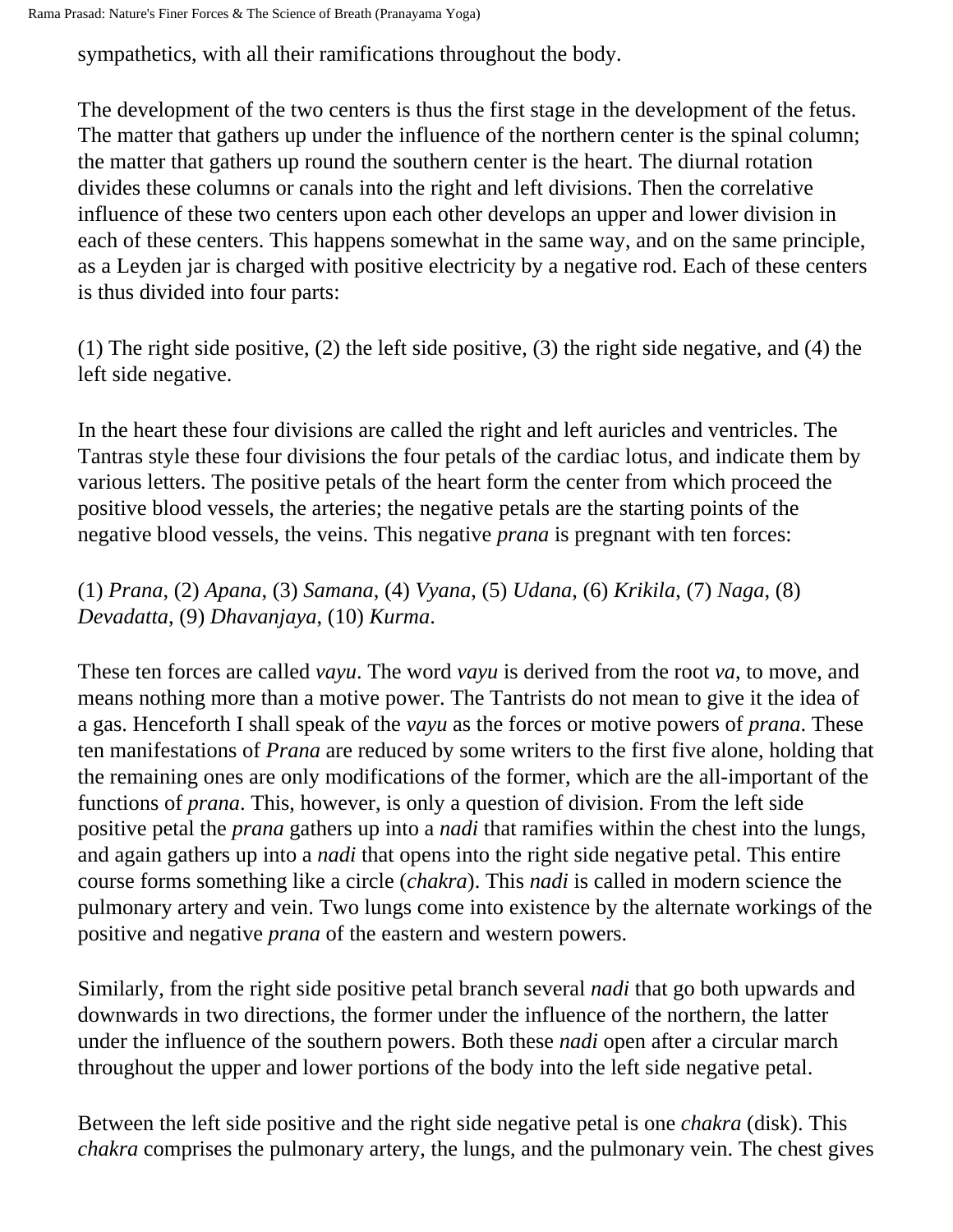sympathetics, with all their ramifications throughout the body.

The development of the two centers is thus the first stage in the development of the fetus. The matter that gathers up under the influence of the northern center is the spinal column; the matter that gathers up round the southern center is the heart. The diurnal rotation divides these columns or canals into the right and left divisions. Then the correlative influence of these two centers upon each other develops an upper and lower division in each of these centers. This happens somewhat in the same way, and on the same principle, as a Leyden jar is charged with positive electricity by a negative rod. Each of these centers is thus divided into four parts:

(1) The right side positive, (2) the left side positive, (3) the right side negative, and (4) the left side negative.

In the heart these four divisions are called the right and left auricles and ventricles. The Tantras style these four divisions the four petals of the cardiac lotus, and indicate them by various letters. The positive petals of the heart form the center from which proceed the positive blood vessels, the arteries; the negative petals are the starting points of the negative blood vessels, the veins. This negative *prana* is pregnant with ten forces:

(1) *Prana*, (2) *Apana*, (3) *Samana*, (4) *Vyana*, (5) *Udana*, (6) *Krikila*, (7) *Naga*, (8) *Devadatta*, (9) *Dhavanjaya*, (10) *Kurma*.

These ten forces are called *vayu*. The word *vayu* is derived from the root *va*, to move, and means nothing more than a motive power. The Tantrists do not mean to give it the idea of a gas. Henceforth I shall speak of the *vayu* as the forces or motive powers of *prana*. These ten manifestations of *Prana* are reduced by some writers to the first five alone, holding that the remaining ones are only modifications of the former, which are the all-important of the functions of *prana*. This, however, is only a question of division. From the left side positive petal the *prana* gathers up into a *nadi* that ramifies within the chest into the lungs, and again gathers up into a *nadi* that opens into the right side negative petal. This entire course forms something like a circle (*chakra*). This *nadi* is called in modern science the pulmonary artery and vein. Two lungs come into existence by the alternate workings of the positive and negative *prana* of the eastern and western powers.

Similarly, from the right side positive petal branch several *nadi* that go both upwards and downwards in two directions, the former under the influence of the northern, the latter under the influence of the southern powers. Both these *nadi* open after a circular march throughout the upper and lower portions of the body into the left side negative petal.

Between the left side positive and the right side negative petal is one *chakra* (disk). This *chakra* comprises the pulmonary artery, the lungs, and the pulmonary vein. The chest gives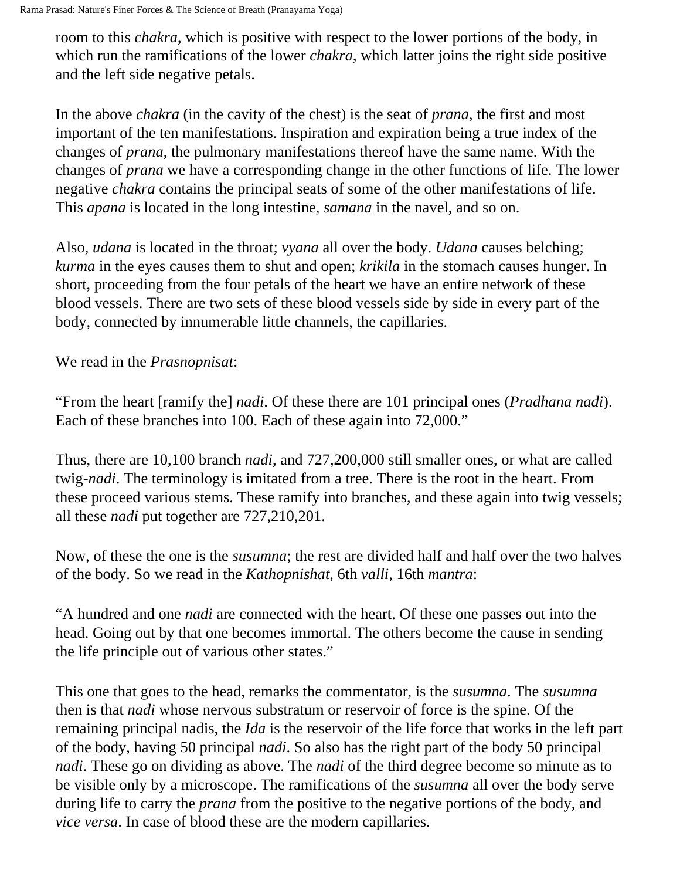room to this *chakra*, which is positive with respect to the lower portions of the body, in which run the ramifications of the lower *chakra*, which latter joins the right side positive and the left side negative petals.

In the above *chakra* (in the cavity of the chest) is the seat of *prana*, the first and most important of the ten manifestations. Inspiration and expiration being a true index of the changes of *prana*, the pulmonary manifestations thereof have the same name. With the changes of *prana* we have a corresponding change in the other functions of life. The lower negative *chakra* contains the principal seats of some of the other manifestations of life. This *apana* is located in the long intestine, *samana* in the navel, and so on.

Also, *udana* is located in the throat; *vyana* all over the body. *Udana* causes belching; *kurma* in the eyes causes them to shut and open; *krikila* in the stomach causes hunger. In short, proceeding from the four petals of the heart we have an entire network of these blood vessels. There are two sets of these blood vessels side by side in every part of the body, connected by innumerable little channels, the capillaries.

We read in the *Prasnopnisat*:

"From the heart [ramify the] *nadi*. Of these there are 101 principal ones (*Pradhana nadi*). Each of these branches into 100. Each of these again into 72,000."

Thus, there are 10,100 branch *nadi*, and 727,200,000 still smaller ones, or what are called twig-*nadi*. The terminology is imitated from a tree. There is the root in the heart. From these proceed various stems. These ramify into branches, and these again into twig vessels; all these *nadi* put together are 727,210,201.

Now, of these the one is the *susumna*; the rest are divided half and half over the two halves of the body. So we read in the *Kathopnishat*, 6th *valli*, 16th *mantra*:

"A hundred and one *nadi* are connected with the heart. Of these one passes out into the head. Going out by that one becomes immortal. The others become the cause in sending the life principle out of various other states."

This one that goes to the head, remarks the commentator, is the *susumna*. The *susumna* then is that *nadi* whose nervous substratum or reservoir of force is the spine. Of the remaining principal nadis, the *Ida* is the reservoir of the life force that works in the left part of the body, having 50 principal *nadi*. So also has the right part of the body 50 principal *nadi*. These go on dividing as above. The *nadi* of the third degree become so minute as to be visible only by a microscope. The ramifications of the *susumna* all over the body serve during life to carry the *prana* from the positive to the negative portions of the body, and *vice versa*. In case of blood these are the modern capillaries.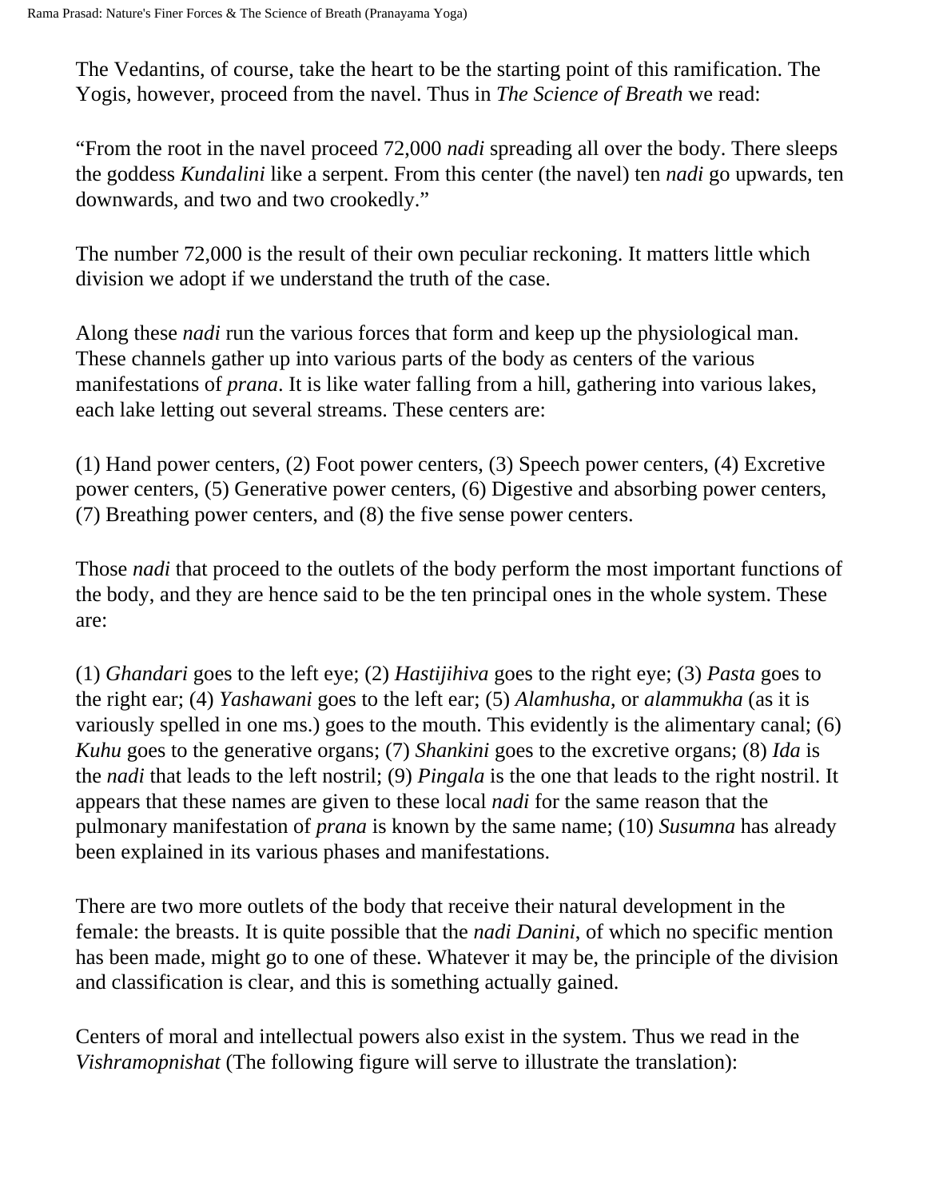The Vedantins, of course, take the heart to be the starting point of this ramification. The Yogis, however, proceed from the navel. Thus in *The Science of Breath* we read:

“From the root in the navel proceed 72,000 *nadi* spreading all over the body. There sleeps the goddess *Kundalini* like a serpent. From this center (the navel) ten *nadi* go upwards, ten downwards, and two and two crookedly.”

The number 72,000 is the result of their own peculiar reckoning. It matters little which division we adopt if we understand the truth of the case.

Along these *nadi* run the various forces that form and keep up the physiological man. These channels gather up into various parts of the body as centers of the various manifestations of *prana*. It is like water falling from a hill, gathering into various lakes, each lake letting out several streams. These centers are:

(1) Hand power centers, (2) Foot power centers, (3) Speech power centers, (4) Excretive power centers, (5) Generative power centers, (6) Digestive and absorbing power centers, (7) Breathing power centers, and (8) the five sense power centers.

Those *nadi* that proceed to the outlets of the body perform the most important functions of the body, and they are hence said to be the ten principal ones in the whole system. These are:

(1) *Ghandari* goes to the left eye; (2) *Hastijihiva* goes to the right eye; (3) *Pasta* goes to the right ear; (4) *Yashawani* goes to the left ear; (5) *Alamhusha*, or *alammukha* (as it is variously spelled in one ms.) goes to the mouth. This evidently is the alimentary canal; (6) *Kuhu* goes to the generative organs; (7) *Shankini* goes to the excretive organs; (8) *Ida* is the *nadi* that leads to the left nostril; (9) *Pingala* is the one that leads to the right nostril. It appears that these names are given to these local *nadi* for the same reason that the pulmonary manifestation of *prana* is known by the same name; (10) *Susumna* has already been explained in its various phases and manifestations.

There are two more outlets of the body that receive their natural development in the female: the breasts. It is quite possible that the *nadi Danini*, of which no specific mention has been made, might go to one of these. Whatever it may be, the principle of the division and classification is clear, and this is something actually gained.

Centers of moral and intellectual powers also exist in the system. Thus we read in the *Vishramopnishat* (The following figure will serve to illustrate the translation):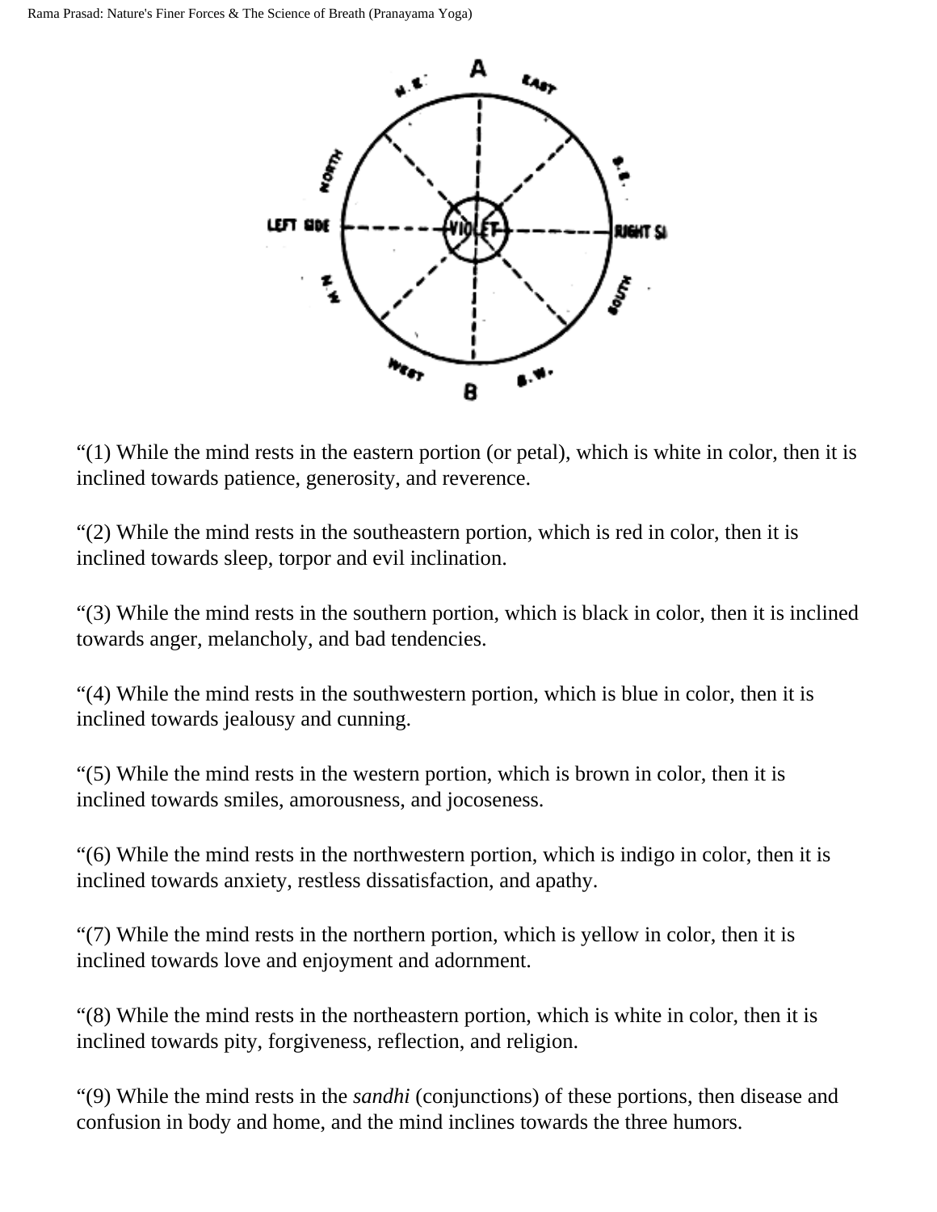“(1) While the mind rests in the eastern portion (or petal), which is white in color, then it is inclined towards patience, generosity, and reverence.

“(2) While the mind rests in the southeastern portion, which is red in color, then it is inclined towards sleep, torpor and evil inclination.

“(3) While the mind rests in the southern portion, which is black in color, then it is inclined towards anger, melancholy, and bad tendencies.

“(4) While the mind rests in the southwestern portion, which is blue in color, then it is inclined towards jealousy and cunning.

“(5) While the mind rests in the western portion, which is brown in color, then it is inclined towards smiles, amorousness, and jocoseness.

“(6) While the mind rests in the northwestern portion, which is indigo in color, then it is inclined towards anxiety, restless dissatisfaction, and apathy.

“(7) While the mind rests in the northern portion, which is yellow in color, then it is inclined towards love and enjoyment and adornment.

“(8) While the mind rests in the northeastern portion, which is white in color, then it is inclined towards pity, forgiveness, reflection, and religion.

“(9) While the mind rests in the *sandhi* (conjunctions) of these portions, then disease and confusion in body and home, and the mind inclines towards the three humors.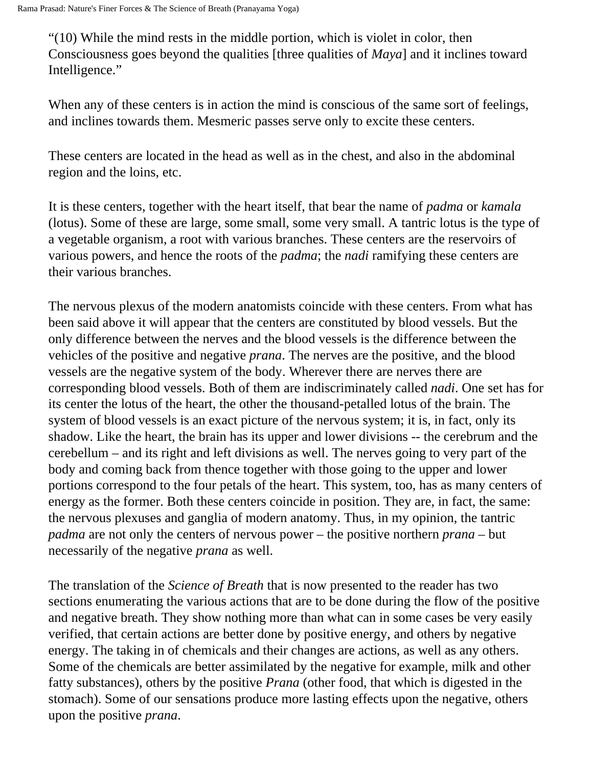"(10) While the mind rests in the middle portion, which is violet in color, then Consciousness goes beyond the qualities [three qualities of *Maya*] and it inclines toward Intelligence."

When any of these centers is in action the mind is conscious of the same sort of feelings, and inclines towards them. Mesmeric passes serve only to excite these centers.

These centers are located in the head as well as in the chest, and also in the abdominal region and the loins, etc.

It is these centers, together with the heart itself, that bear the name of *padma* or *kamala* (lotus). Some of these are large, some small, some very small. A tantric lotus is the type of a vegetable organism, a root with various branches. These centers are the reservoirs of various powers, and hence the roots of the *padma*; the *nadi* ramifying these centers are their various branches.

The nervous plexus of the modern anatomists coincide with these centers. From what has been said above it will appear that the centers are constituted by blood vessels. But the only difference between the nerves and the blood vessels is the difference between the vehicles of the positive and negative *prana*. The nerves are the positive, and the blood vessels are the negative system of the body. Wherever there are nerves there are corresponding blood vessels. Both of them are indiscriminately called *nadi*. One set has for its center the lotus of the heart, the other the thousand-petalled lotus of the brain. The system of blood vessels is an exact picture of the nervous system; it is, in fact, only its shadow. Like the heart, the brain has its upper and lower divisions -- the cerebrum and the cerebellum – and its right and left divisions as well. The nerves going to very part of the body and coming back from thence together with those going to the upper and lower portions correspond to the four petals of the heart. This system, too, has as many centers of energy as the former. Both these centers coincide in position. They are, in fact, the same: the nervous plexuses and ganglia of modern anatomy. Thus, in my opinion, the tantric *padma* are not only the centers of nervous power – the positive northern *prana* – but necessarily of the negative *prana* as well.

The translation of the *Science of Breath* that is now presented to the reader has two sections enumerating the various actions that are to be done during the flow of the positive and negative breath. They show nothing more than what can in some cases be very easily verified, that certain actions are better done by positive energy, and others by negative energy. The taking in of chemicals and their changes are actions, as well as any others. Some of the chemicals are better assimilated by the negative for example, milk and other fatty substances), others by the positive *Prana* (other food, that which is digested in the stomach). Some of our sensations produce more lasting effects upon the negative, others upon the positive *prana*.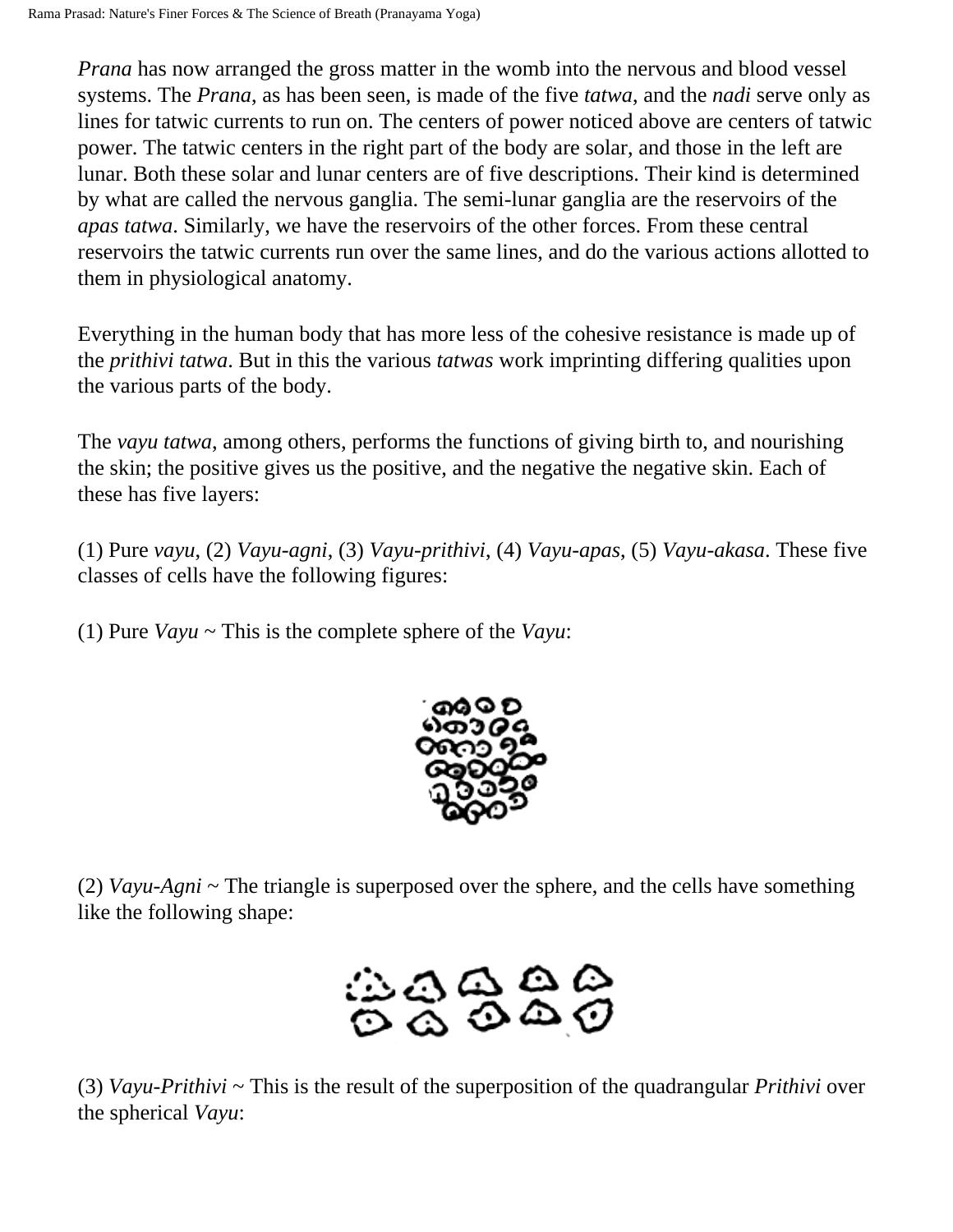*Prana* has now arranged the gross matter in the womb into the nervous and blood vessel systems. The *Prana*, as has been seen, is made of the five *tatwa*, and the *nadi* serve only as lines for tatwic currents to run on. The centers of power noticed above are centers of tatwic power. The tatwic centers in the right part of the body are solar, and those in the left are lunar. Both these solar and lunar centers are of five descriptions. Their kind is determined by what are called the nervous ganglia. The semi-lunar ganglia are the reservoirs of the *apas tatwa*. Similarly, we have the reservoirs of the other forces. From these central reservoirs the tatwic currents run over the same lines, and do the various actions allotted to them in physiological anatomy.

Everything in the human body that has more less of the cohesive resistance is made up of the *prithivi tatwa*. But in this the various *tatwas* work imprinting differing qualities upon the various parts of the body.

The *vayu tatwa*, among others, performs the functions of giving birth to, and nourishing the skin; the positive gives us the positive, and the negative the negative skin. Each of these has five layers:

(1) Pure *vayu*, (2) *Vayu-agni*, (3) *Vayu-prithivi*, (4) *Vayu-apas*, (5) *Vayu-akasa*. These five classes of cells have the following figures:

(1) Pure *Vayu* ~ This is the complete sphere of the *Vayu*:

(2) *Vayu-Agni* ~ The triangle is superposed over the sphere, and the cells have something like the following shape:

(3) *Vayu-Prithivi* ~ This is the result of the superposition of the quadrangular *Prithivi* over the spherical *Vayu*: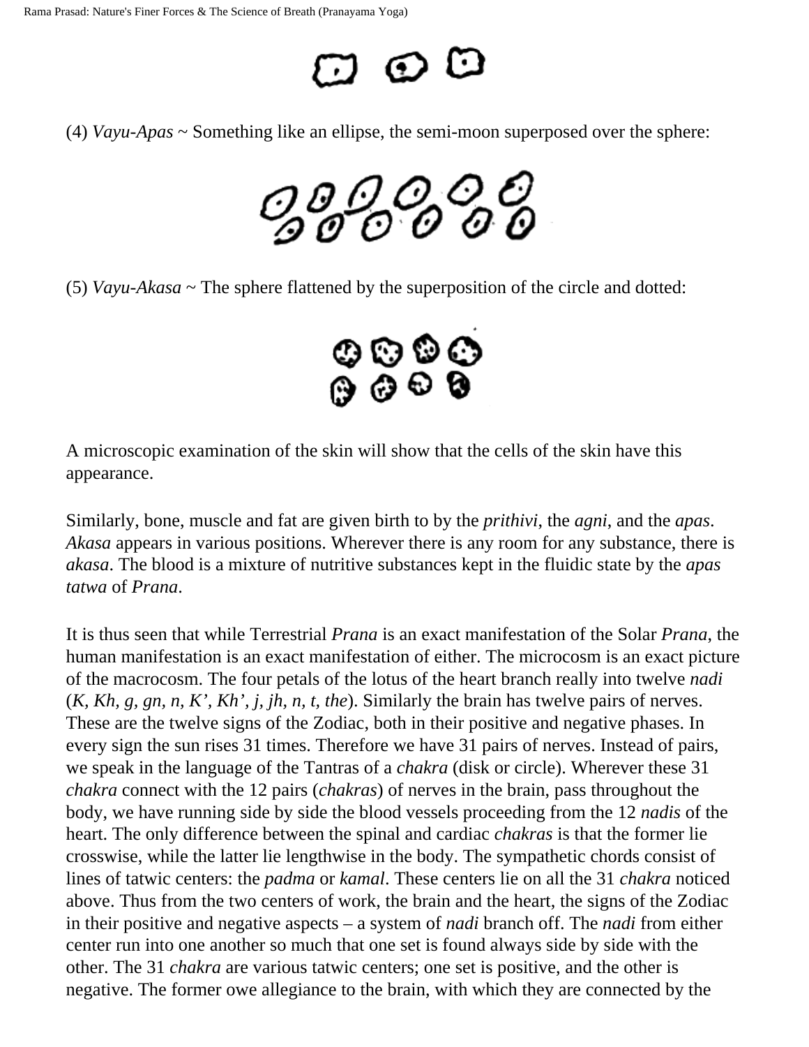(4) *Vayu-Apas* ~ Something like an ellipse, the semi-moon superposed over the sphere:

(5) *Vayu-Akasa* ~ The sphere flattened by the superposition of the circle and dotted:

A microscopic examination of the skin will show that the cells of the skin have this appearance.

Similarly, bone, muscle and fat are given birth to by the *prithivi*, the *agni*, and the *apas*. *Akasa* appears in various positions. Wherever there is any room for any substance, there is *akasa*. The blood is a mixture of nutritive substances kept in the fluidic state by the *apas tatwa* of *Prana*.

It is thus seen that while Terrestrial *Prana* is an exact manifestation of the Solar *Prana*, the human manifestation is an exact manifestation of either. The microcosm is an exact picture of the macrocosm. The four petals of the lotus of the heart branch really into twelve *nadi* (*K, Kh, g, gn, n, K', Kh', j, jh, n, t, the*). Similarly the brain has twelve pairs of nerves. These are the twelve signs of the Zodiac, both in their positive and negative phases. In every sign the sun rises 31 times. Therefore we have 31 pairs of nerves. Instead of pairs, we speak in the language of the Tantras of a *chakra* (disk or circle). Wherever these 31 *chakra* connect with the 12 pairs (*chakras*) of nerves in the brain, pass throughout the body, we have running side by side the blood vessels proceeding from the 12 *nadis* of the heart. The only difference between the spinal and cardiac *chakras* is that the former lie crosswise, while the latter lie lengthwise in the body. The sympathetic chords consist of lines of tatwic centers: the *padma* or *kamal*. These centers lie on all the 31 *chakra* noticed above. Thus from the two centers of work, the brain and the heart, the signs of the Zodiac in their positive and negative aspects – a system of *nadi* branch off. The *nadi* from either center run into one another so much that one set is found always side by side with the other. The 31 *chakra* are various tatwic centers; one set is positive, and the other is negative. The former owe allegiance to the brain, with which they are connected by the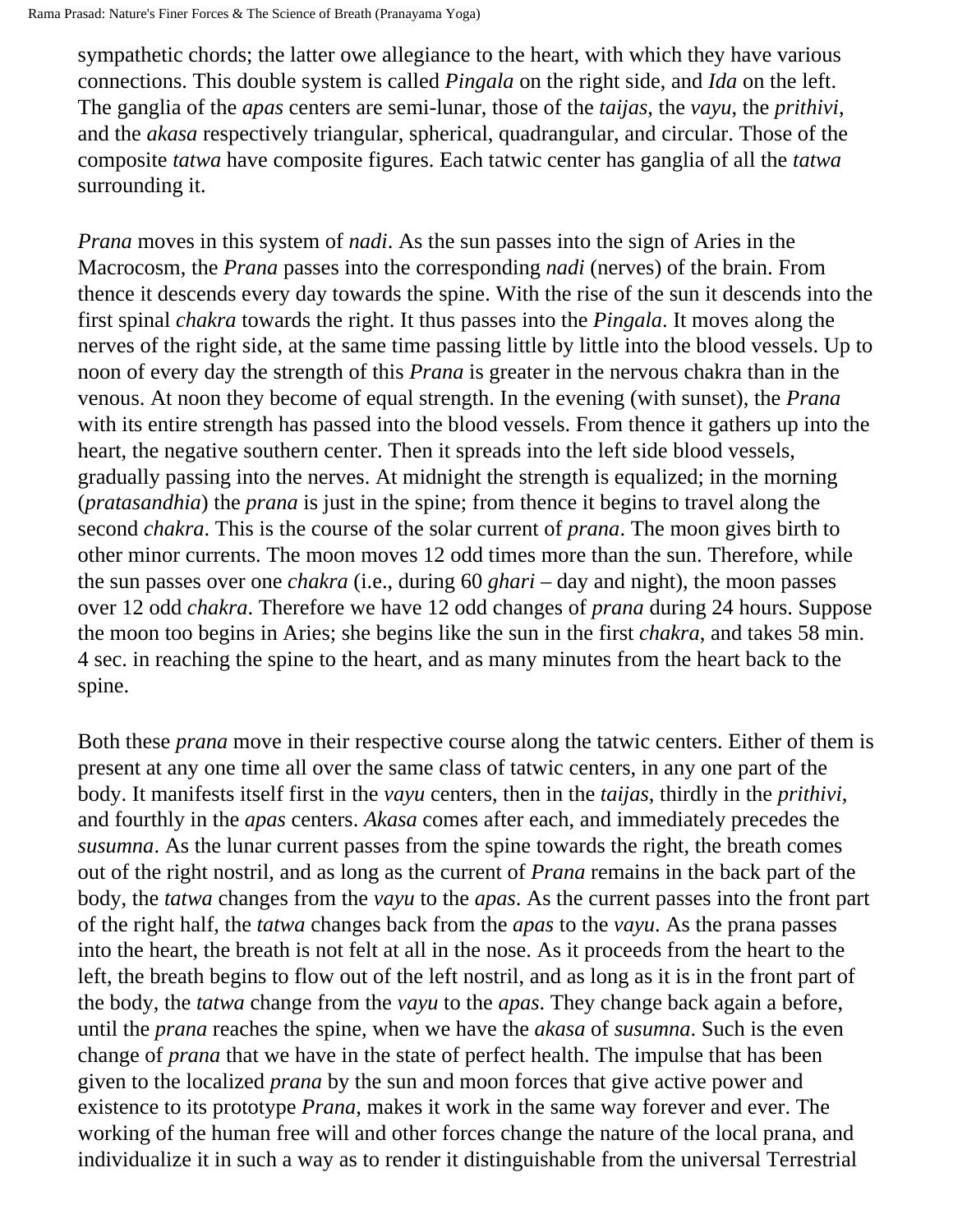sympathetic chords; the latter owe allegiance to the heart, with which they have various connections. This double system is called *Pingala* on the right side, and *Ida* on the left. The ganglia of the *apas* centers are semi-lunar, those of the *taijas*, the *vayu*, the *prithivi*, and the *akasa* respectively triangular, spherical, quadrangular, and circular. Those of the composite *tatwa* have composite figures. Each tatwic center has ganglia of all the *tatwa* surrounding it.

*Prana* moves in this system of *nadi*. As the sun passes into the sign of Aries in the Macrocosm, the *Prana* passes into the corresponding *nadi* (nerves) of the brain. From thence it descends every day towards the spine. With the rise of the sun it descends into the first spinal *chakra* towards the right. It thus passes into the *Pingala*. It moves along the nerves of the right side, at the same time passing little by little into the blood vessels. Up to noon of every day the strength of this *Prana* is greater in the nervous chakra than in the venous. At noon they become of equal strength. In the evening (with sunset), the *Prana* with its entire strength has passed into the blood vessels. From thence it gathers up into the heart, the negative southern center. Then it spreads into the left side blood vessels, gradually passing into the nerves. At midnight the strength is equalized; in the morning (*pratasandhia*) the *prana* is just in the spine; from thence it begins to travel along the second *chakra*. This is the course of the solar current of *prana*. The moon gives birth to other minor currents. The moon moves 12 odd times more than the sun. Therefore, while the sun passes over one *chakra* (i.e., during 60 *ghari* – day and night), the moon passes over 12 odd *chakra*. Therefore we have 12 odd changes of *prana* during 24 hours. Suppose the moon too begins in Aries; she begins like the sun in the first *chakra*, and takes 58 min. 4 sec. in reaching the spine to the heart, and as many minutes from the heart back to the spine.

Both these *prana* move in their respective course along the tatwic centers. Either of them is present at any one time all over the same class of tatwic centers, in any one part of the body. It manifests itself first in the *vayu* centers, then in the *taijas*, thirdly in the *prithivi*, and fourthly in the *apas* centers. *Akasa* comes after each, and immediately precedes the *susumna*. As the lunar current passes from the spine towards the right, the breath comes out of the right nostril, and as long as the current of *Prana* remains in the back part of the body, the *tatwa* changes from the *vayu* to the *apas*. As the current passes into the front part of the right half, the *tatwa* changes back from the *apas* to the *vayu*. As the prana passes into the heart, the breath is not felt at all in the nose. As it proceeds from the heart to the left, the breath begins to flow out of the left nostril, and as long as it is in the front part of the body, the *tatwa* change from the *vayu* to the *apas*. They change back again a before, until the *prana* reaches the spine, when we have the *akasa* of *susumna*. Such is the even change of *prana* that we have in the state of perfect health. The impulse that has been given to the localized *prana* by the sun and moon forces that give active power and existence to its prototype *Prana*, makes it work in the same way forever and ever. The working of the human free will and other forces change the nature of the local prana, and individualize it in such a way as to render it distinguishable from the universal Terrestrial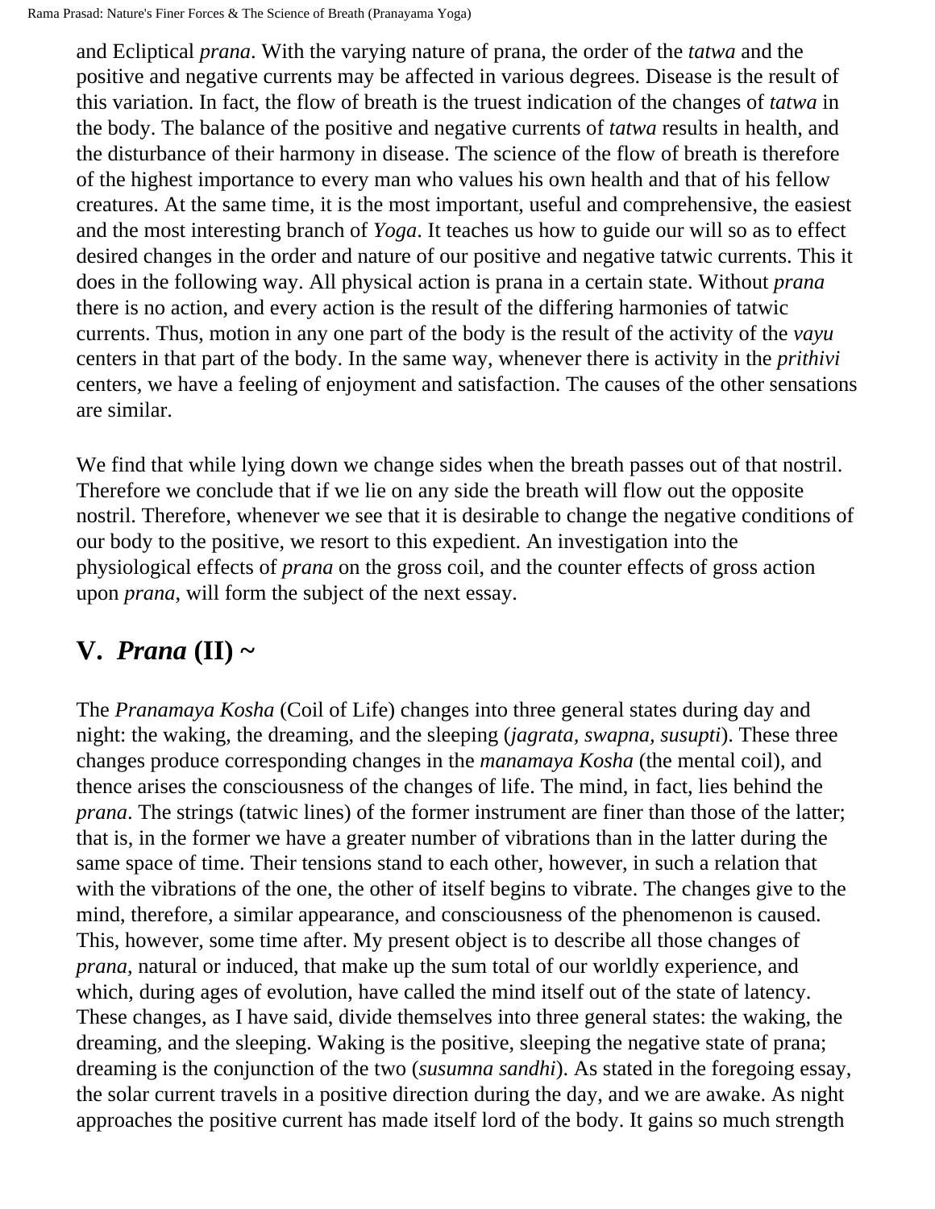and Ecliptical *prana*. With the varying nature of prana, the order of the *tatwa* and the positive and negative currents may be affected in various degrees. Disease is the result of this variation. In fact, the flow of breath is the truest indication of the changes of *tatwa* in the body. The balance of the positive and negative currents of *tatwa* results in health, and the disturbance of their harmony in disease. The science of the flow of breath is therefore of the highest importance to every man who values his own health and that of his fellow creatures. At the same time, it is the most important, useful and comprehensive, the easiest and the most interesting branch of *Yoga*. It teaches us how to guide our will so as to effect desired changes in the order and nature of our positive and negative tatwic currents. This it does in the following way. All physical action is prana in a certain state. Without *prana* there is no action, and every action is the result of the differing harmonies of tatwic currents. Thus, motion in any one part of the body is the result of the activity of the *vayu* centers in that part of the body. In the same way, whenever there is activity in the *prithivi* centers, we have a feeling of enjoyment and satisfaction. The causes of the other sensations are similar.

We find that while lying down we change sides when the breath passes out of that nostril. Therefore we conclude that if we lie on any side the breath will flow out the opposite nostril. Therefore, whenever we see that it is desirable to change the negative conditions of our body to the positive, we resort to this expedient. An investigation into the physiological effects of *prana* on the gross coil, and the counter effects of gross action upon *prana*, will form the subject of the next essay.

## V. *Prana* (II) ~

The *Pranamaya Kosha* (Coil of Life) changes into three general states during day and night: the waking, the dreaming, and the sleeping (*jagrata, swapna, susupti*). These three changes produce corresponding changes in the *manamaya Kosha* (the mental coil), and thence arises the consciousness of the changes of life. The mind, in fact, lies behind the *prana*. The strings (tatwic lines) of the former instrument are finer than those of the latter; that is, in the former we have a greater number of vibrations than in the latter during the same space of time. Their tensions stand to each other, however, in such a relation that with the vibrations of the one, the other of itself begins to vibrate. The changes give to the mind, therefore, a similar appearance, and consciousness of the phenomenon is caused. This, however, some time after. My present object is to describe all those changes of *prana*, natural or induced, that make up the sum total of our worldly experience, and which, during ages of evolution, have called the mind itself out of the state of latency. These changes, as I have said, divide themselves into three general states: the waking, the dreaming, and the sleeping. Waking is the positive, sleeping the negative state of prana; dreaming is the conjunction of the two (*susumna sandhi*). As stated in the foregoing essay, the solar current travels in a positive direction during the day, and we are awake. As night approaches the positive current has made itself lord of the body. It gains so much strength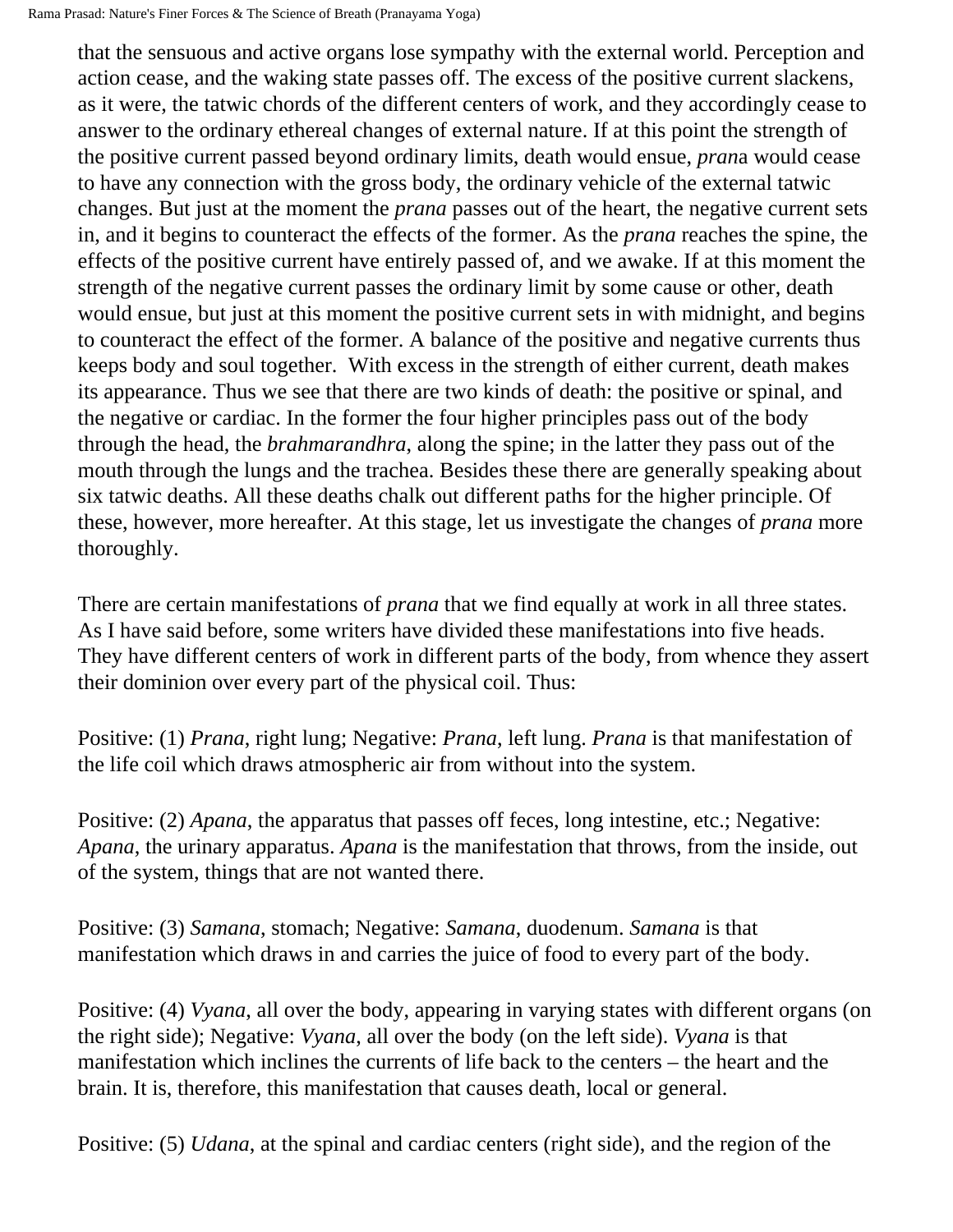that the sensuous and active organs lose sympathy with the external world. Perception and action cease, and the waking state passes off. The excess of the positive current slackens, as it were, the tatwic chords of the different centers of work, and they accordingly cease to answer to the ordinary ethereal changes of external nature. If at this point the strength of the positive current passed beyond ordinary limits, death would ensue, *pran*a would cease to have any connection with the gross body, the ordinary vehicle of the external tatwic changes. But just at the moment the *prana* passes out of the heart, the negative current sets in, and it begins to counteract the effects of the former. As the *prana* reaches the spine, the effects of the positive current have entirely passed of, and we awake. If at this moment the strength of the negative current passes the ordinary limit by some cause or other, death would ensue, but just at this moment the positive current sets in with midnight, and begins to counteract the effect of the former. A balance of the positive and negative currents thus keeps body and soul together. With excess in the strength of either current, death makes its appearance. Thus we see that there are two kinds of death: the positive or spinal, and the negative or cardiac. In the former the four higher principles pass out of the body through the head, the *brahmarandhra*, along the spine; in the latter they pass out of the mouth through the lungs and the trachea. Besides these there are generally speaking about six tatwic deaths. All these deaths chalk out different paths for the higher principle. Of these, however, more hereafter. At this stage, let us investigate the changes of *prana* more thoroughly.

There are certain manifestations of *prana* that we find equally at work in all three states. As I have said before, some writers have divided these manifestations into five heads. They have different centers of work in different parts of the body, from whence they assert their dominion over every part of the physical coil. Thus:

Positive: (1) *Prana*, right lung; Negative: *Prana*, left lung. *Prana* is that manifestation of the life coil which draws atmospheric air from without into the system.

Positive: (2) *Apana*, the apparatus that passes off feces, long intestine, etc.; Negative: *Apana*, the urinary apparatus. *Apana* is the manifestation that throws, from the inside, out of the system, things that are not wanted there.

Positive: (3) *Samana*, stomach; Negative: *Samana*, duodenum. *Samana* is that manifestation which draws in and carries the juice of food to every part of the body.

Positive: (4) *Vyana*, all over the body, appearing in varying states with different organs (on the right side); Negative: *Vyana*, all over the body (on the left side). *Vyana* is that manifestation which inclines the currents of life back to the centers – the heart and the brain. It is, therefore, this manifestation that causes death, local or general.

Positive: (5) *Udana*, at the spinal and cardiac centers (right side), and the region of the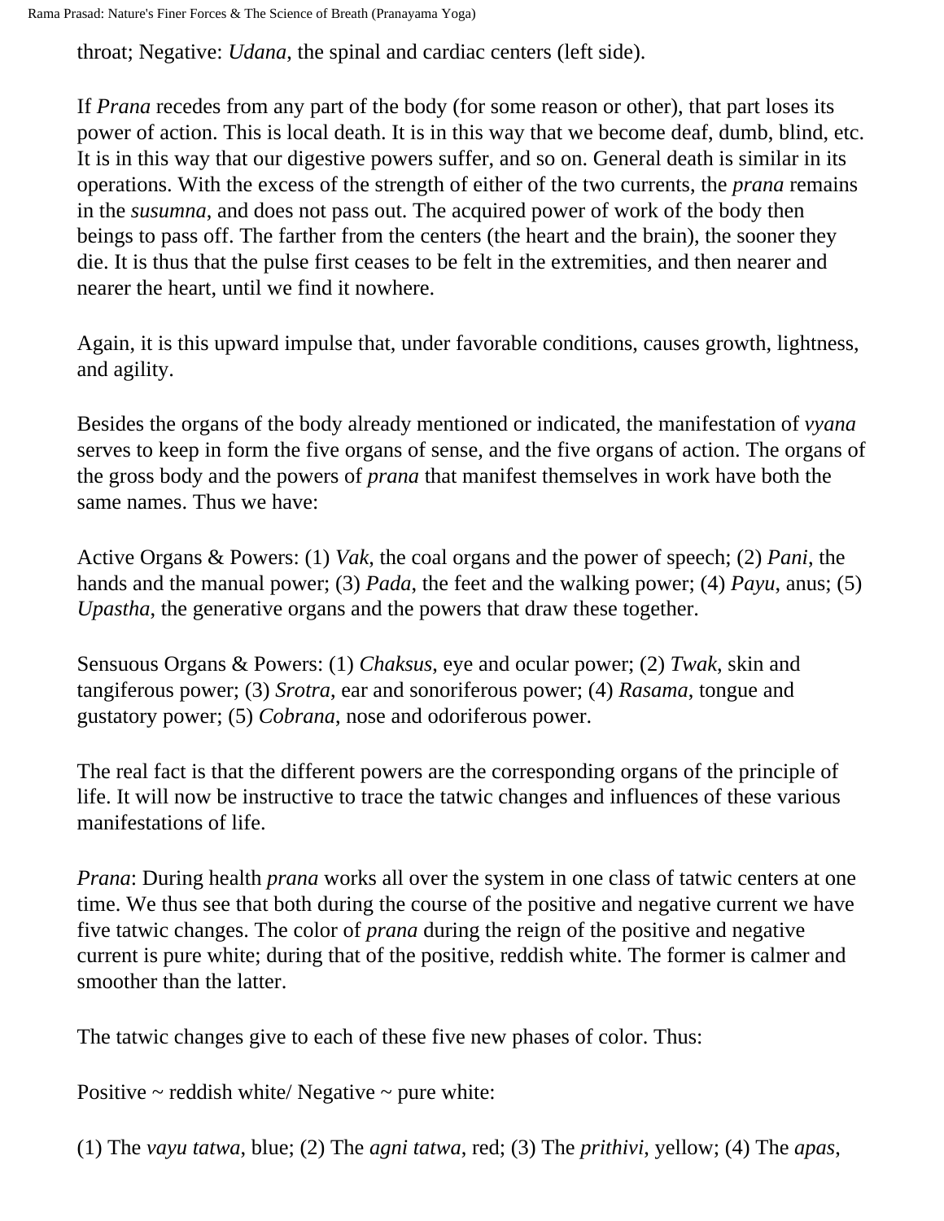throat; Negative: *Udana*, the spinal and cardiac centers (left side).

If *Prana* recedes from any part of the body (for some reason or other), that part loses its power of action. This is local death. It is in this way that we become deaf, dumb, blind, etc. It is in this way that our digestive powers suffer, and so on. General death is similar in its operations. With the excess of the strength of either of the two currents, the *prana* remains in the *susumna*, and does not pass out. The acquired power of work of the body then beings to pass off. The farther from the centers (the heart and the brain), the sooner they die. It is thus that the pulse first ceases to be felt in the extremities, and then nearer and nearer the heart, until we find it nowhere.

Again, it is this upward impulse that, under favorable conditions, causes growth, lightness, and agility.

Besides the organs of the body already mentioned or indicated, the manifestation of *vyana* serves to keep in form the five organs of sense, and the five organs of action. The organs of the gross body and the powers of *prana* that manifest themselves in work have both the same names. Thus we have:

Active Organs & Powers: (1) *Vak*, the coal organs and the power of speech; (2) *Pani*, the hands and the manual power; (3) *Pada*, the feet and the walking power; (4) *Payu*, anus; (5) *Upastha*, the generative organs and the powers that draw these together.

Sensuous Organs & Powers: (1) *Chaksus*, eye and ocular power; (2) *Twak*, skin and tangiferous power; (3) *Srotra*, ear and sonoriferous power; (4) *Rasama*, tongue and gustatory power; (5) *Cobrana*, nose and odoriferous power.

The real fact is that the different powers are the corresponding organs of the principle of life. It will now be instructive to trace the tatwic changes and influences of these various manifestations of life.

*Prana*: During health *prana* works all over the system in one class of tatwic centers at one time. We thus see that both during the course of the positive and negative current we have five tatwic changes. The color of *prana* during the reign of the positive and negative current is pure white; during that of the positive, reddish white. The former is calmer and smoother than the latter.

The tatwic changes give to each of these five new phases of color. Thus:

Positive ~ reddish white/ Negative ~ pure white:

(1) The *vayu tatwa*, blue; (2) The *agni tatwa*, red; (3) The *prithivi*, yellow; (4) The *apas*,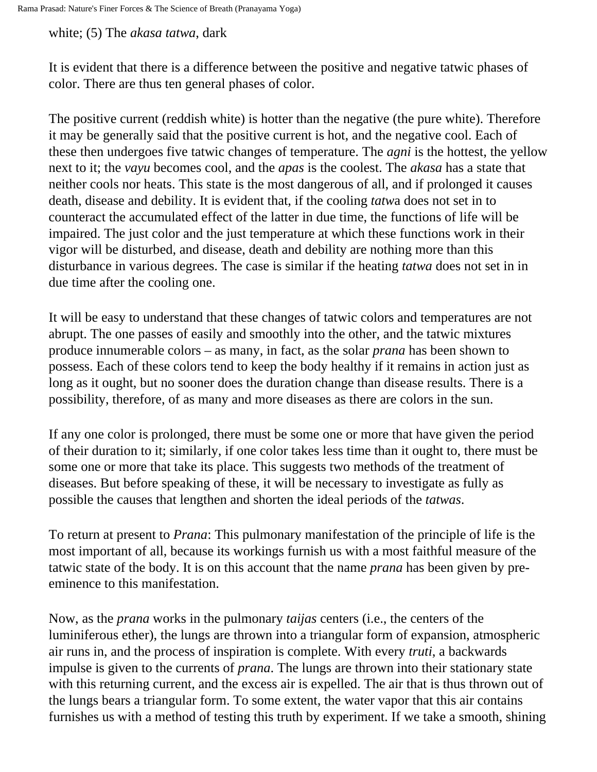white; (5) The *akasa tatwa*, dark

It is evident that there is a difference between the positive and negative tatwic phases of color. There are thus ten general phases of color.

The positive current (reddish white) is hotter than the negative (the pure white). Therefore it may be generally said that the positive current is hot, and the negative cool. Each of these then undergoes five tatwic changes of temperature. The *agni* is the hottest, the yellow next to it; the *vayu* becomes cool, and the *apas* is the coolest. The *akasa* has a state that neither cools nor heats. This state is the most dangerous of all, and if prolonged it causes death, disease and debility. It is evident that, if the cooling *tatw*a does not set in to counteract the accumulated effect of the latter in due time, the functions of life will be impaired. The just color and the just temperature at which these functions work in their vigor will be disturbed, and disease, death and debility are nothing more than this disturbance in various degrees. The case is similar if the heating *tatwa* does not set in in due time after the cooling one.

It will be easy to understand that these changes of tatwic colors and temperatures are not abrupt. The one passes of easily and smoothly into the other, and the tatwic mixtures produce innumerable colors – as many, in fact, as the solar *prana* has been shown to possess. Each of these colors tend to keep the body healthy if it remains in action just as long as it ought, but no sooner does the duration change than disease results. There is a possibility, therefore, of as many and more diseases as there are colors in the sun.

If any one color is prolonged, there must be some one or more that have given the period of their duration to it; similarly, if one color takes less time than it ought to, there must be some one or more that take its place. This suggests two methods of the treatment of diseases. But before speaking of these, it will be necessary to investigate as fully as possible the causes that lengthen and shorten the ideal periods of the *tatwas*.

To return at present to *Prana*: This pulmonary manifestation of the principle of life is the most important of all, because its workings furnish us with a most faithful measure of the tatwic state of the body. It is on this account that the name *prana* has been given by pre-eminence to this manifestation.

Now, as the *prana* works in the pulmonary *taijas* centers (i.e., the centers of the luminiferous ether), the lungs are thrown into a triangular form of expansion, atmospheric air runs in, and the process of inspiration is complete. With every *truti*, a backwards impulse is given to the currents of *prana*. The lungs are thrown into their stationary state with this returning current, and the excess air is expelled. The air that is thus thrown out of the lungs bears a triangular form. To some extent, the water vapor that this air contains furnishes us with a method of testing this truth by experiment. If we take a smooth, shining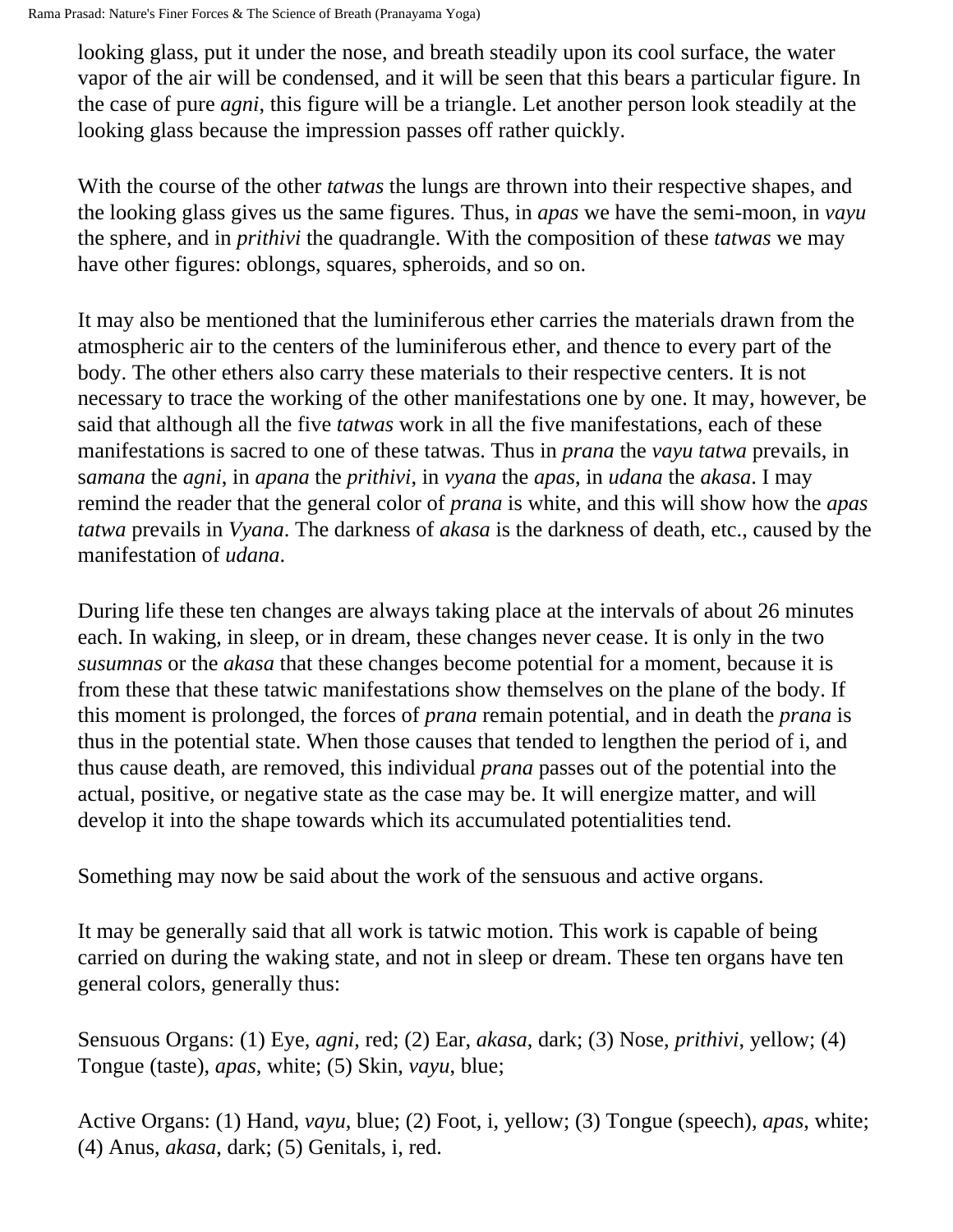looking glass, put it under the nose, and breath steadily upon its cool surface, the water vapor of the air will be condensed, and it will be seen that this bears a particular figure. In the case of pure *agni*, this figure will be a triangle. Let another person look steadily at the looking glass because the impression passes off rather quickly.

With the course of the other *tatwas* the lungs are thrown into their respective shapes, and the looking glass gives us the same figures. Thus, in *apas* we have the semi-moon, in *vayu* the sphere, and in *prithivi* the quadrangle. With the composition of these *tatwas* we may have other figures: oblongs, squares, spheroids, and so on.

It may also be mentioned that the luminiferous ether carries the materials drawn from the atmospheric air to the centers of the luminiferous ether, and thence to every part of the body. The other ethers also carry these materials to their respective centers. It is not necessary to trace the working of the other manifestations one by one. It may, however, be said that although all the five *tatwas* work in all the five manifestations, each of these manifestations is sacred to one of these tatwas. Thus in *prana* the *vayu tatwa* prevails, in s*amana* the *agni*, in *apana* the *prithivi*, in *vyana* the *apas*, in *udana* the *akasa*. I may remind the reader that the general color of *prana* is white, and this will show how the *apas tatwa* prevails in *Vyana*. The darkness of *akasa* is the darkness of death, etc., caused by the manifestation of *udana*.

During life these ten changes are always taking place at the intervals of about 26 minutes each. In waking, in sleep, or in dream, these changes never cease. It is only in the two *susumnas* or the *akasa* that these changes become potential for a moment, because it is from these that these tatwic manifestations show themselves on the plane of the body. If this moment is prolonged, the forces of *prana* remain potential, and in death the *prana* is thus in the potential state. When those causes that tended to lengthen the period of i, and thus cause death, are removed, this individual *prana* passes out of the potential into the actual, positive, or negative state as the case may be. It will energize matter, and will develop it into the shape towards which its accumulated potentialities tend.

Something may now be said about the work of the sensuous and active organs.

It may be generally said that all work is tatwic motion. This work is capable of being carried on during the waking state, and not in sleep or dream. These ten organs have ten general colors, generally thus:

Sensuous Organs: (1) Eye, *agni*, red; (2) Ear, *akasa*, dark; (3) Nose, *prithivi*, yellow; (4) Tongue (taste), *apas*, white; (5) Skin, *vayu*, blue;

Active Organs: (1) Hand, *vayu*, blue; (2) Foot, i, yellow; (3) Tongue (speech), *apas*, white; (4) Anus, *akasa*, dark; (5) Genitals, i, red.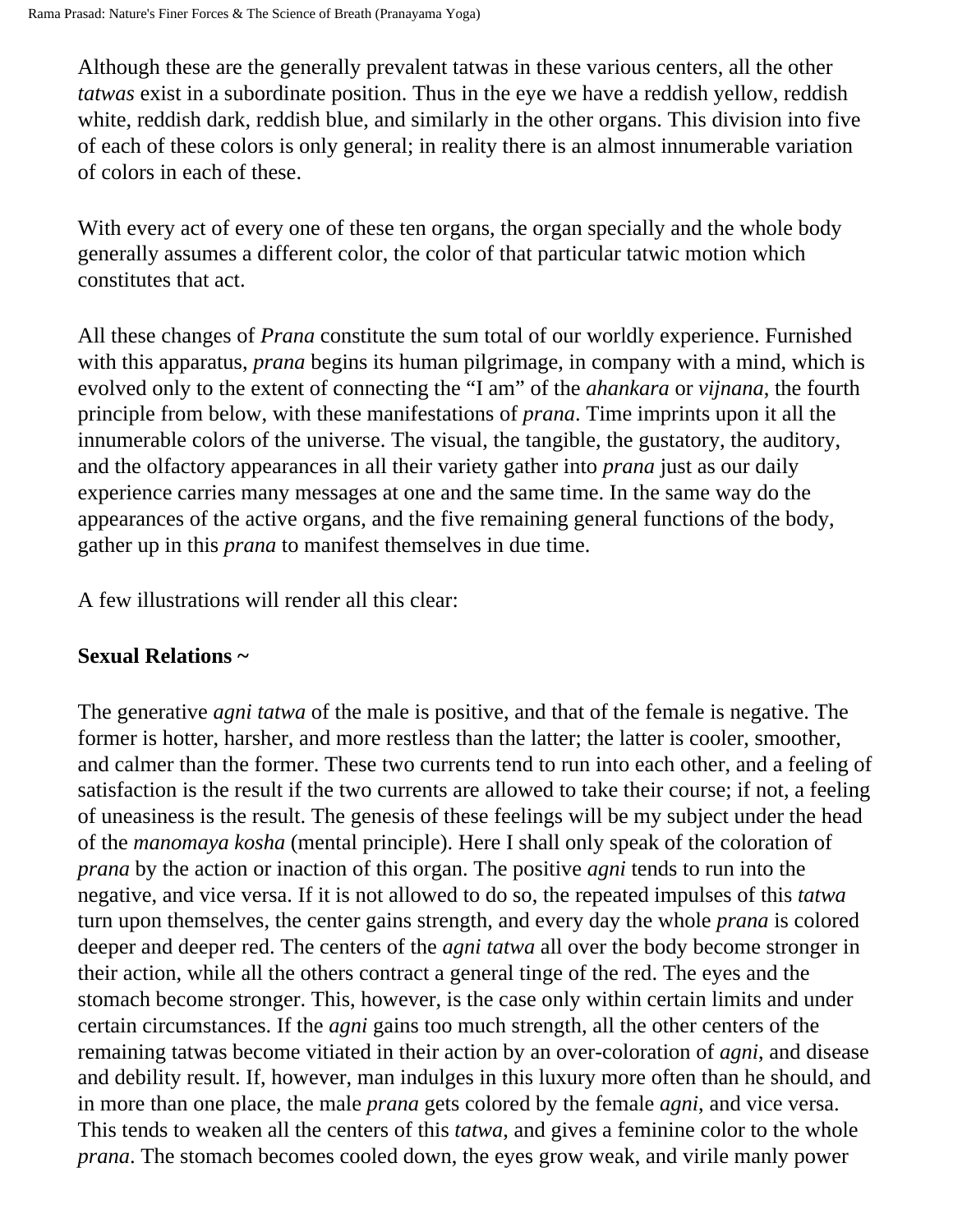Although these are the generally prevalent tatwas in these various centers, all the other *tatwas* exist in a subordinate position. Thus in the eye we have a reddish yellow, reddish white, reddish dark, reddish blue, and similarly in the other organs. This division into five of each of these colors is only general; in reality there is an almost innumerable variation of colors in each of these.

With every act of every one of these ten organs, the organ specially and the whole body generally assumes a different color, the color of that particular tatwic motion which constitutes that act.

All these changes of *Prana* constitute the sum total of our worldly experience. Furnished with this apparatus, *prana* begins its human pilgrimage, in company with a mind, which is evolved only to the extent of connecting the "I am" of the *ahankara* or *vijnana*, the fourth principle from below, with these manifestations of *prana*. Time imprints upon it all the innumerable colors of the universe. The visual, the tangible, the gustatory, the auditory, and the olfactory appearances in all their variety gather into *prana* just as our daily experience carries many messages at one and the same time. In the same way do the appearances of the active organs, and the five remaining general functions of the body, gather up in this *prana* to manifest themselves in due time.

A few illustrations will render all this clear:

**Sexual Relations ~**

The generative *agni tatwa* of the male is positive, and that of the female is negative. The former is hotter, harsher, and more restless than the latter; the latter is cooler, smoother, and calmer than the former. These two currents tend to run into each other, and a feeling of satisfaction is the result if the two currents are allowed to take their course; if not, a feeling of uneasiness is the result. The genesis of these feelings will be my subject under the head of the *manomaya kosha* (mental principle). Here I shall only speak of the coloration of *prana* by the action or inaction of this organ. The positive *agni* tends to run into the negative, and vice versa. If it is not allowed to do so, the repeated impulses of this *tatwa* turn upon themselves, the center gains strength, and every day the whole *prana* is colored deeper and deeper red. The centers of the *agni tatwa* all over the body become stronger in their action, while all the others contract a general tinge of the red. The eyes and the stomach become stronger. This, however, is the case only within certain limits and under certain circumstances. If the *agni* gains too much strength, all the other centers of the remaining tatwas become vitiated in their action by an over-coloration of *agni*, and disease and debility result. If, however, man indulges in this luxury more often than he should, and in more than one place, the male *prana* gets colored by the female *agni*, and vice versa. This tends to weaken all the centers of this *tatwa*, and gives a feminine color to the whole *prana*. The stomach becomes cooled down, the eyes grow weak, and virile manly power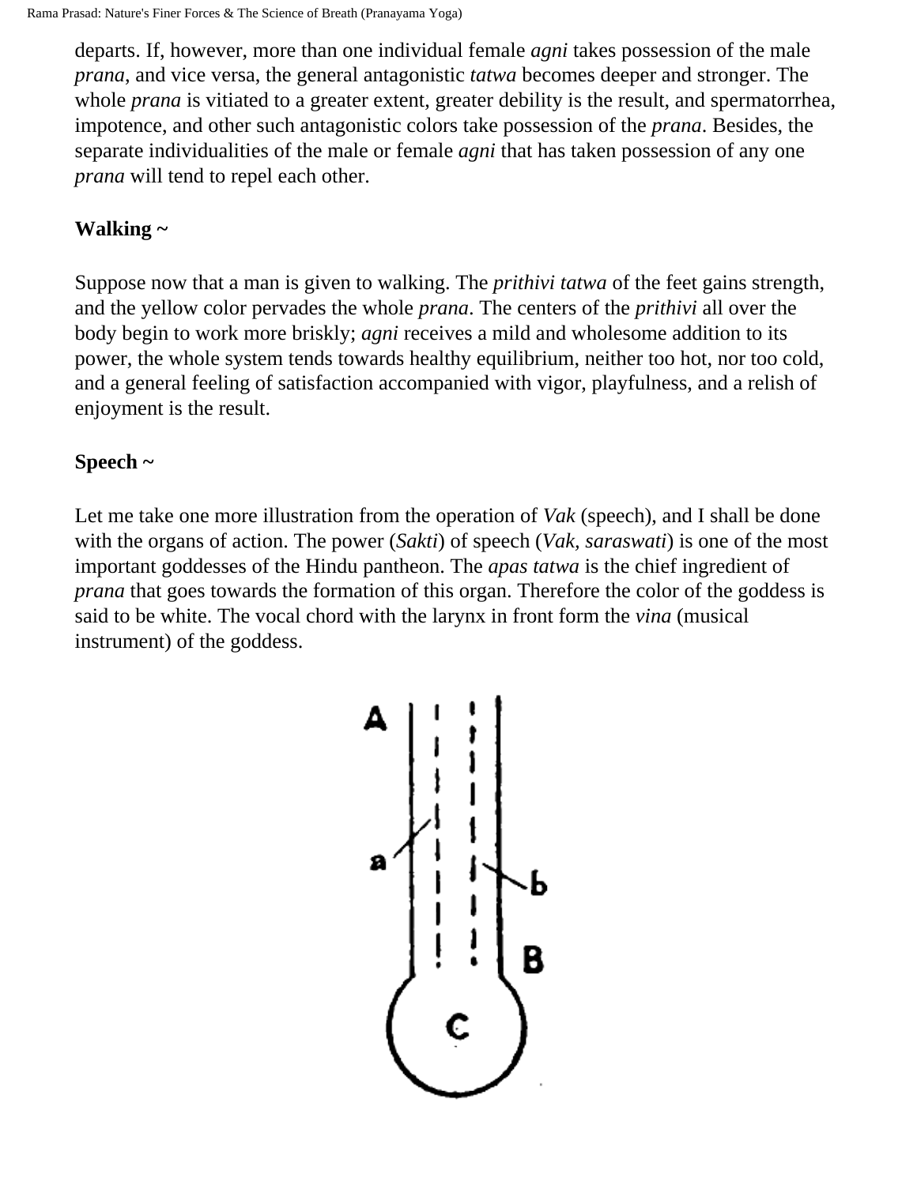departs. If, however, more than one individual female *agni* takes possession of the male *prana*, and vice versa, the general antagonistic *tatwa* becomes deeper and stronger. The whole *prana* is vitiated to a greater extent, greater debility is the result, and spermatorrhea, impotence, and other such antagonistic colors take possession of the *prana*. Besides, the separate individualities of the male or female *agni* that has taken possession of any one *prana* will tend to repel each other.

**Walking ~**

Suppose now that a man is given to walking. The *prithivi tatwa* of the feet gains strength, and the yellow color pervades the whole *prana*. The centers of the *prithivi* all over the body begin to work more briskly; *agni* receives a mild and wholesome addition to its power, the whole system tends towards healthy equilibrium, neither too hot, nor too cold, and a general feeling of satisfaction accompanied with vigor, playfulness, and a relish of enjoyment is the result.

**Speech ~**

Let me take one more illustration from the operation of *Vak* (speech), and I shall be done with the organs of action. The power (*Sakti*) of speech (*Vak, saraswati*) is one of the most important goddesses of the Hindu pantheon. The *apas tatwa* is the chief ingredient of *prana* that goes towards the formation of this organ. Therefore the color of the goddess is said to be white. The vocal chord with the larynx in front form the *vina* (musical instrument) of the goddess.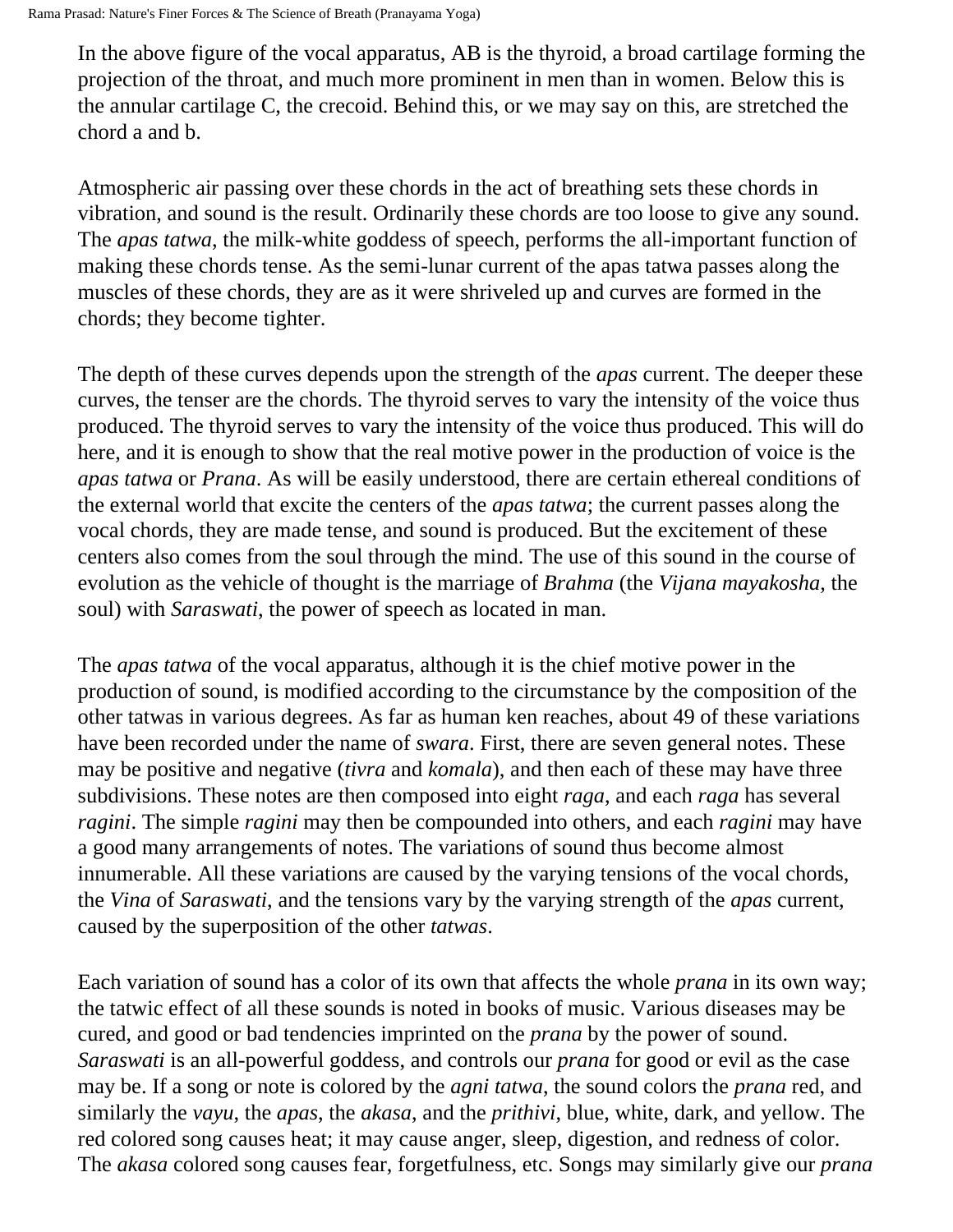In the above figure of the vocal apparatus, AB is the thyroid, a broad cartilage forming the projection of the throat, and much more prominent in men than in women. Below this is the annular cartilage C, the crecoid. Behind this, or we may say on this, are stretched the chord a and b.

Atmospheric air passing over these chords in the act of breathing sets these chords in vibration, and sound is the result. Ordinarily these chords are too loose to give any sound. The *apas tatwa*, the milk-white goddess of speech, performs the all-important function of making these chords tense. As the semi-lunar current of the apas tatwa passes along the muscles of these chords, they are as it were shriveled up and curves are formed in the chords; they become tighter.

The depth of these curves depends upon the strength of the *apas* current. The deeper these curves, the tenser are the chords. The thyroid serves to vary the intensity of the voice thus produced. The thyroid serves to vary the intensity of the voice thus produced. This will do here, and it is enough to show that the real motive power in the production of voice is the *apas tatwa* or *Prana*. As will be easily understood, there are certain ethereal conditions of the external world that excite the centers of the *apas tatwa*; the current passes along the vocal chords, they are made tense, and sound is produced. But the excitement of these centers also comes from the soul through the mind. The use of this sound in the course of evolution as the vehicle of thought is the marriage of *Brahma* (the *Vijana mayakosha*, the soul) with *Saraswati*, the power of speech as located in man.

The *apas tatwa* of the vocal apparatus, although it is the chief motive power in the production of sound, is modified according to the circumstance by the composition of the other tatwas in various degrees. As far as human ken reaches, about 49 of these variations have been recorded under the name of *swara*. First, there are seven general notes. These may be positive and negative (*tivra* and *komala*), and then each of these may have three subdivisions. These notes are then composed into eight *raga*, and each *raga* has several *ragini*. The simple *ragini* may then be compounded into others, and each *ragini* may have a good many arrangements of notes. The variations of sound thus become almost innumerable. All these variations are caused by the varying tensions of the vocal chords, the *Vina* of *Saraswati*, and the tensions vary by the varying strength of the *apas* current, caused by the superposition of the other *tatwas*.

Each variation of sound has a color of its own that affects the whole *prana* in its own way; the tatwic effect of all these sounds is noted in books of music. Various diseases may be cured, and good or bad tendencies imprinted on the *prana* by the power of sound. *Saraswati* is an all-powerful goddess, and controls our *prana* for good or evil as the case may be. If a song or note is colored by the *agni tatwa*, the sound colors the *prana* red, and similarly the *vayu*, the *apas*, the *akasa*, and the *prithivi*, blue, white, dark, and yellow. The red colored song causes heat; it may cause anger, sleep, digestion, and redness of color. The *akasa* colored song causes fear, forgetfulness, etc. Songs may similarly give our *prana*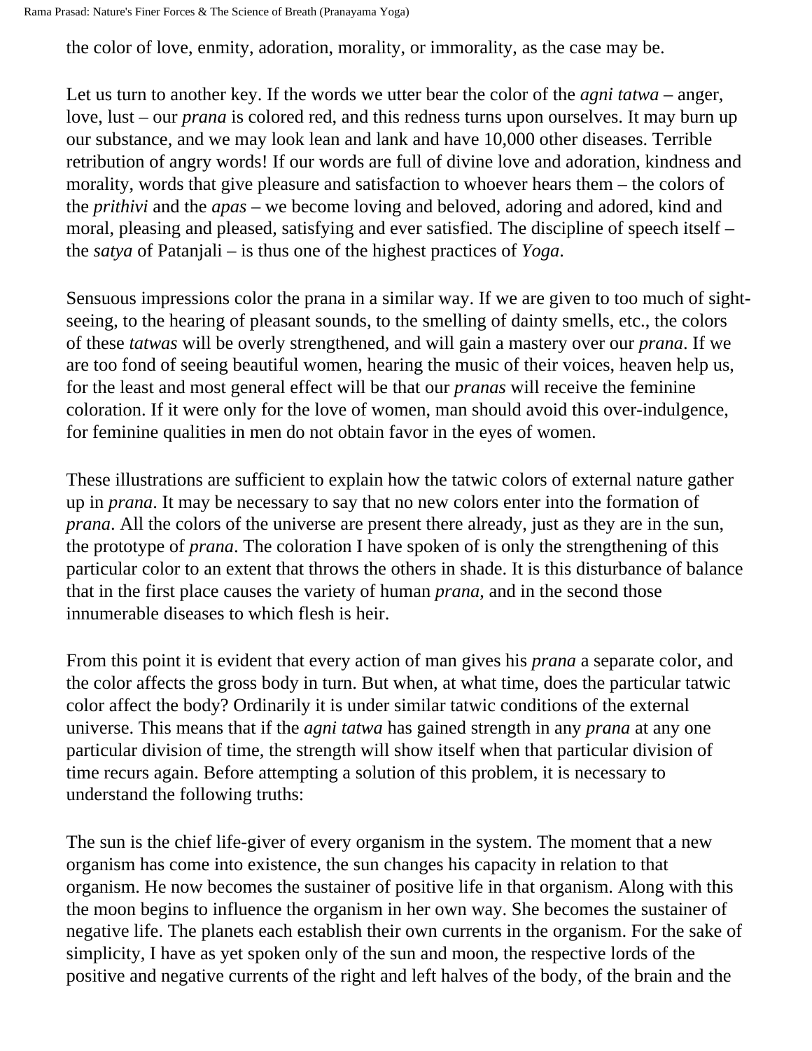the color of love, enmity, adoration, morality, or immorality, as the case may be.

Let us turn to another key. If the words we utter bear the color of the *agni tatwa* – anger, love, lust – our *prana* is colored red, and this redness turns upon ourselves. It may burn up our substance, and we may look lean and lank and have 10,000 other diseases. Terrible retribution of angry words! If our words are full of divine love and adoration, kindness and morality, words that give pleasure and satisfaction to whoever hears them – the colors of the *prithivi* and the *apas* – we become loving and beloved, adoring and adored, kind and moral, pleasing and pleased, satisfying and ever satisfied. The discipline of speech itself – the *satya* of Patanjali – is thus one of the highest practices of *Yoga*.

Sensuous impressions color the prana in a similar way. If we are given to too much of sight-seeing, to the hearing of pleasant sounds, to the smelling of dainty smells, etc., the colors of these *tatwas* will be overly strengthened, and will gain a mastery over our *prana*. If we are too fond of seeing beautiful women, hearing the music of their voices, heaven help us, for the least and most general effect will be that our *pranas* will receive the feminine coloration. If it were only for the love of women, man should avoid this over-indulgence, for feminine qualities in men do not obtain favor in the eyes of women.

These illustrations are sufficient to explain how the tatwic colors of external nature gather up in *prana*. It may be necessary to say that no new colors enter into the formation of *prana*. All the colors of the universe are present there already, just as they are in the sun, the prototype of *prana*. The coloration I have spoken of is only the strengthening of this particular color to an extent that throws the others in shade. It is this disturbance of balance that in the first place causes the variety of human *prana*, and in the second those innumerable diseases to which flesh is heir.

From this point it is evident that every action of man gives his *prana* a separate color, and the color affects the gross body in turn. But when, at what time, does the particular tatwic color affect the body? Ordinarily it is under similar tatwic conditions of the external universe. This means that if the *agni tatwa* has gained strength in any *prana* at any one particular division of time, the strength will show itself when that particular division of time recurs again. Before attempting a solution of this problem, it is necessary to understand the following truths:

The sun is the chief life-giver of every organism in the system. The moment that a new organism has come into existence, the sun changes his capacity in relation to that organism. He now becomes the sustainer of positive life in that organism. Along with this the moon begins to influence the organism in her own way. She becomes the sustainer of negative life. The planets each establish their own currents in the organism. For the sake of simplicity, I have as yet spoken only of the sun and moon, the respective lords of the positive and negative currents of the right and left halves of the body, of the brain and the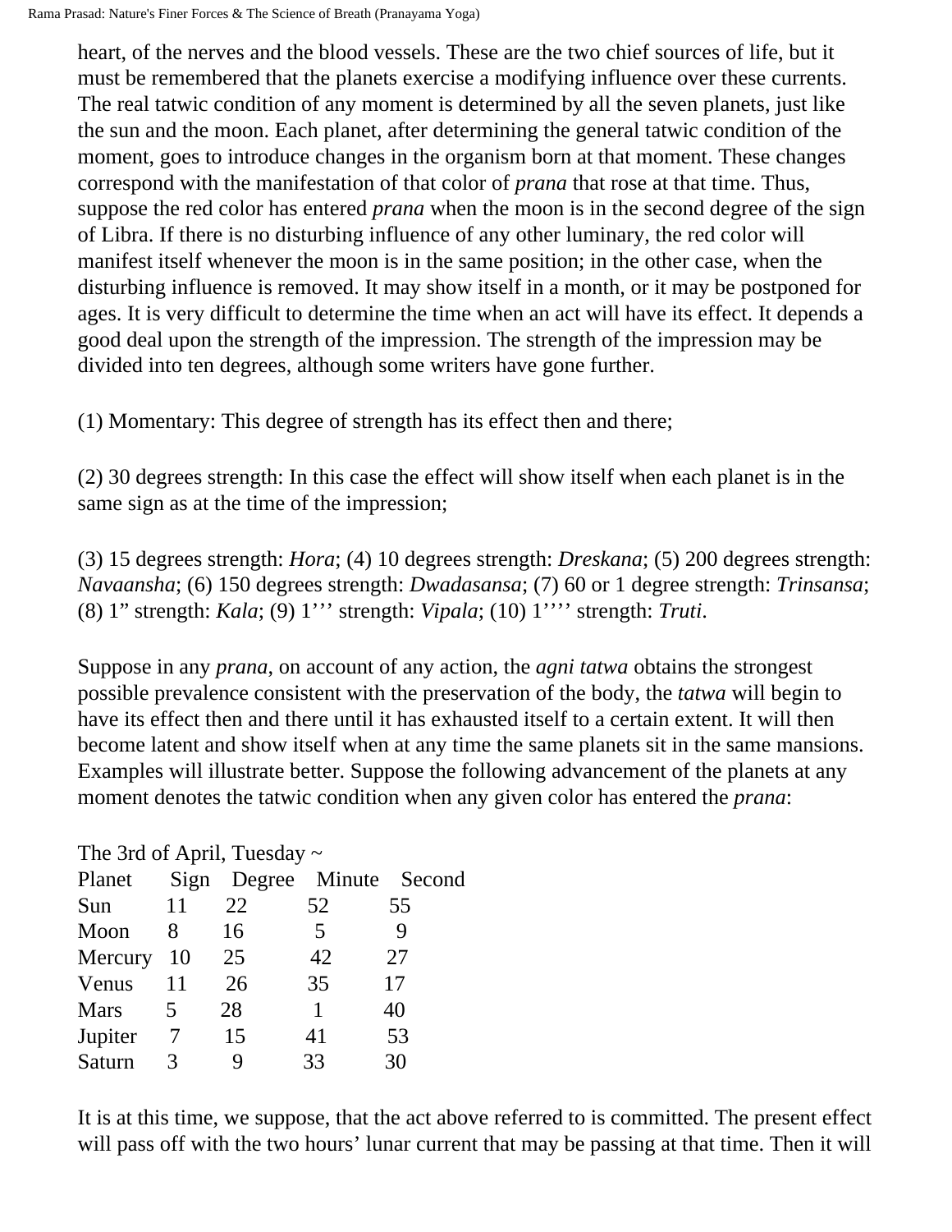heart, of the nerves and the blood vessels. These are the two chief sources of life, but it must be remembered that the planets exercise a modifying influence over these currents. The real tatwic condition of any moment is determined by all the seven planets, just like the sun and the moon. Each planet, after determining the general tatwic condition of the moment, goes to introduce changes in the organism born at that moment. These changes correspond with the manifestation of that color of *prana* that rose at that time. Thus, suppose the red color has entered *prana* when the moon is in the second degree of the sign of Libra. If there is no disturbing influence of any other luminary, the red color will manifest itself whenever the moon is in the same position; in the other case, when the disturbing influence is removed. It may show itself in a month, or it may be postponed for ages. It is very difficult to determine the time when an act will have its effect. It depends a good deal upon the strength of the impression. The strength of the impression may be divided into ten degrees, although some writers have gone further.

(1) Momentary: This degree of strength has its effect then and there;

(2) 30 degrees strength: In this case the effect will show itself when each planet is in the same sign as at the time of the impression;

(3) 15 degrees strength: *Hora*; (4) 10 degrees strength: *Dreskana*; (5) 200 degrees strength: *Navaansha*; (6) 150 degrees strength: *Dwadasansa*; (7) 60 or 1 degree strength: *Trinsansa*; (8) 1” strength: *Kala*; (9) 1’’’ strength: *Vipala*; (10) 1’’’’ strength: *Truti*.

Suppose in any *prana*, on account of any action, the *agni tatwa* obtains the strongest possible prevalence consistent with the preservation of the body, the *tatwa* will begin to have its effect then and there until it has exhausted itself to a certain extent. It will then become latent and show itself when at any time the same planets sit in the same mansions. Examples will illustrate better. Suppose the following advancement of the planets at any moment denotes the tatwic condition when any given color has entered the *prana*:

The 3rd of April, Tuesday ~

| Planet | Sign | Degree | Minute | Second |
|---|---|---|---|---|
| Sun | 11 | 22 | 52 | 55 |
| Moon | 8 | 16 | 5 | 9 |
| Mercury | 10 | 25 | 42 | 27 |
| Venus | 11 | 26 | 35 | 17 |
| Mars | 5 | 28 | 1 | 40 |
| Jupiter | 7 | 15 | 41 | 53 |
| Saturn | 3 | 9 | 33 | 30 |

It is at this time, we suppose, that the act above referred to is committed. The present effect will pass off with the two hours’ lunar current that may be passing at that time. Then it will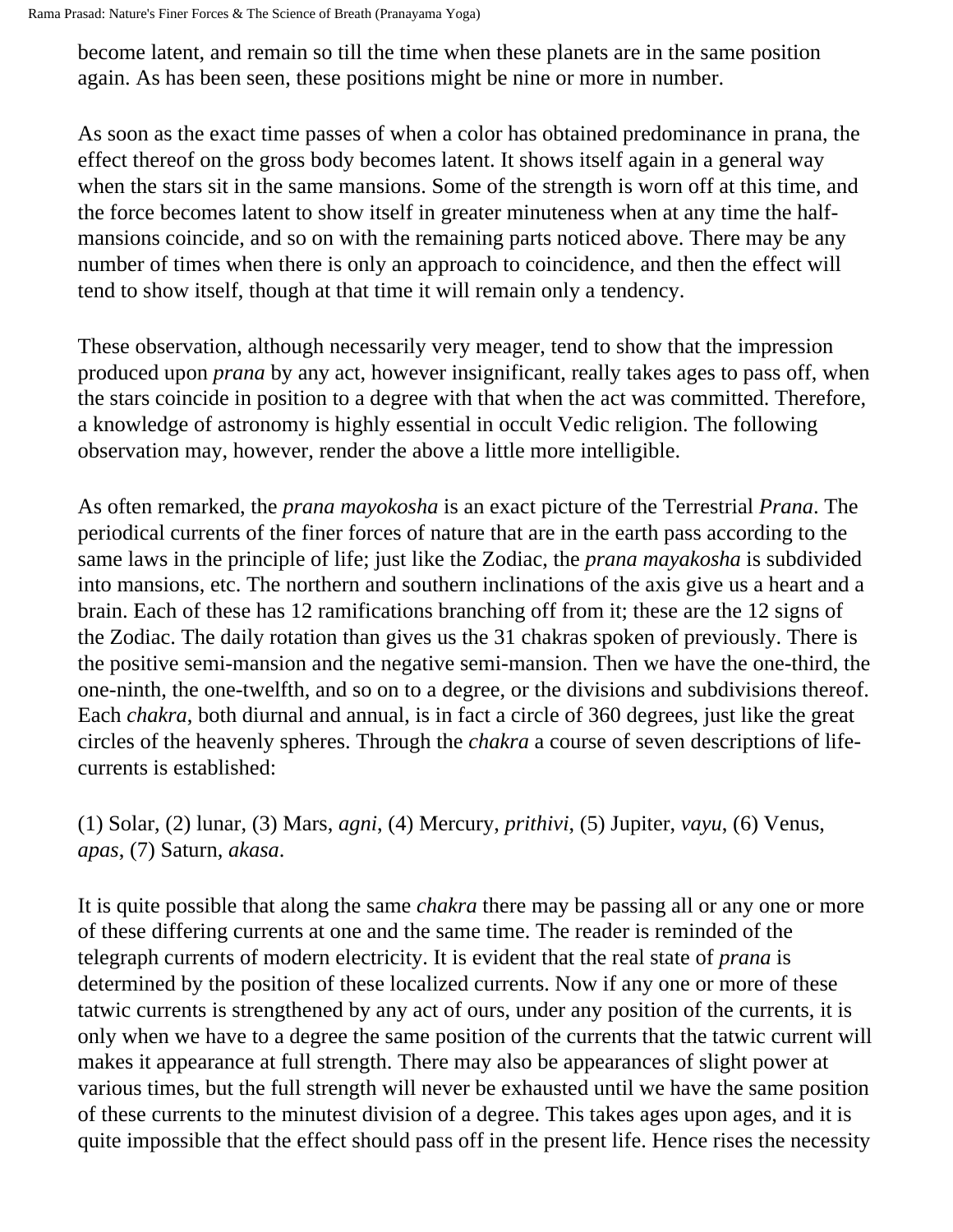become latent, and remain so till the time when these planets are in the same position again. As has been seen, these positions might be nine or more in number.

As soon as the exact time passes of when a color has obtained predominance in prana, the effect thereof on the gross body becomes latent. It shows itself again in a general way when the stars sit in the same mansions. Some of the strength is worn off at this time, and the force becomes latent to show itself in greater minuteness when at any time the half-mansions coincide, and so on with the remaining parts noticed above. There may be any number of times when there is only an approach to coincidence, and then the effect will tend to show itself, though at that time it will remain only a tendency.

These observation, although necessarily very meager, tend to show that the impression produced upon *prana* by any act, however insignificant, really takes ages to pass off, when the stars coincide in position to a degree with that when the act was committed. Therefore, a knowledge of astronomy is highly essential in occult Vedic religion. The following observation may, however, render the above a little more intelligible.

As often remarked, the *prana mayokosha* is an exact picture of the Terrestrial *Prana*. The periodical currents of the finer forces of nature that are in the earth pass according to the same laws in the principle of life; just like the Zodiac, the *prana mayakosha* is subdivided into mansions, etc. The northern and southern inclinations of the axis give us a heart and a brain. Each of these has 12 ramifications branching off from it; these are the 12 signs of the Zodiac. The daily rotation than gives us the 31 chakras spoken of previously. There is the positive semi-mansion and the negative semi-mansion. Then we have the one-third, the one-ninth, the one-twelfth, and so on to a degree, or the divisions and subdivisions thereof. Each *chakra*, both diurnal and annual, is in fact a circle of 360 degrees, just like the great circles of the heavenly spheres. Through the *chakra* a course of seven descriptions of life-currents is established:

(1) Solar, (2) lunar, (3) Mars, *agni*, (4) Mercury, *prithivi*, (5) Jupiter, *vayu*, (6) Venus, *apas*, (7) Saturn, *akasa*.

It is quite possible that along the same *chakra* there may be passing all or any one or more of these differing currents at one and the same time. The reader is reminded of the telegraph currents of modern electricity. It is evident that the real state of *prana* is determined by the position of these localized currents. Now if any one or more of these tatwic currents is strengthened by any act of ours, under any position of the currents, it is only when we have to a degree the same position of the currents that the tatwic current will makes it appearance at full strength. There may also be appearances of slight power at various times, but the full strength will never be exhausted until we have the same position of these currents to the minutest division of a degree. This takes ages upon ages, and it is quite impossible that the effect should pass off in the present life. Hence rises the necessity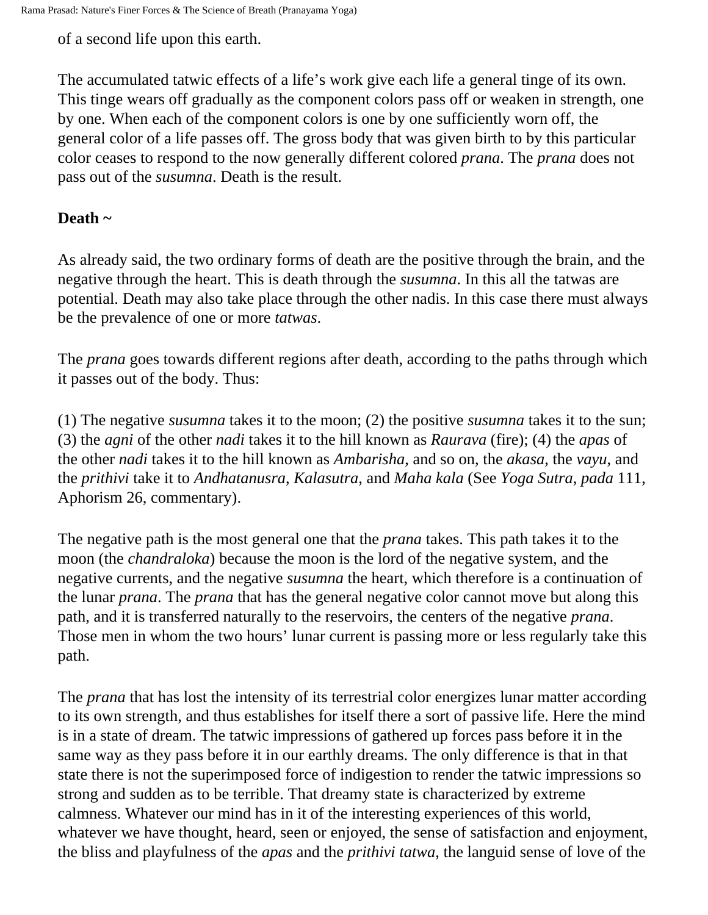of a second life upon this earth.

The accumulated tatwic effects of a life's work give each life a general tinge of its own. This tinge wears off gradually as the component colors pass off or weaken in strength, one by one. When each of the component colors is one by one sufficiently worn off, the general color of a life passes off. The gross body that was given birth to by this particular color ceases to respond to the now generally different colored *prana*. The *prana* does not pass out of the *susumna*. Death is the result.

**Death ~**

As already said, the two ordinary forms of death are the positive through the brain, and the negative through the heart. This is death through the *susumna*. In this all the tatwas are potential. Death may also take place through the other nadis. In this case there must always be the prevalence of one or more *tatwas*.

The *prana* goes towards different regions after death, according to the paths through which it passes out of the body. Thus:

(1) The negative *susumna* takes it to the moon; (2) the positive *susumna* takes it to the sun; (3) the *agni* of the other *nadi* takes it to the hill known as *Raurava* (fire); (4) the *apas* of the other *nadi* takes it to the hill known as *Ambarisha*, and so on, the *akasa*, the *vayu*, and the *prithivi* take it to *Andhatanusra*, *Kalasutra*, and *Maha kala* (See *Yoga Sutra*, *pada* 111, Aphorism 26, commentary).

The negative path is the most general one that the *prana* takes. This path takes it to the moon (the *chandraloka*) because the moon is the lord of the negative system, and the negative currents, and the negative *susumna* the heart, which therefore is a continuation of the lunar *prana*. The *prana* that has the general negative color cannot move but along this path, and it is transferred naturally to the reservoirs, the centers of the negative *prana*. Those men in whom the two hours' lunar current is passing more or less regularly take this path.

The *prana* that has lost the intensity of its terrestrial color energizes lunar matter according to its own strength, and thus establishes for itself there a sort of passive life. Here the mind is in a state of dream. The tatwic impressions of gathered up forces pass before it in the same way as they pass before it in our earthly dreams. The only difference is that in that state there is not the superimposed force of indigestion to render the tatwic impressions so strong and sudden as to be terrible. That dreamy state is characterized by extreme calmness. Whatever our mind has in it of the interesting experiences of this world, whatever we have thought, heard, seen or enjoyed, the sense of satisfaction and enjoyment, the bliss and playfulness of the *apas* and the *prithivi tatwa*, the languid sense of love of the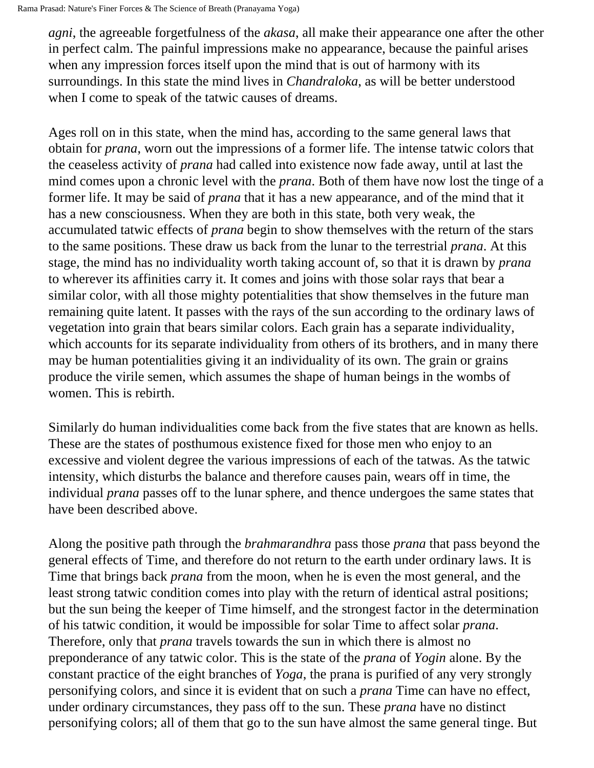*agni*, the agreeable forgetfulness of the *akasa*, all make their appearance one after the other in perfect calm. The painful impressions make no appearance, because the painful arises when any impression forces itself upon the mind that is out of harmony with its surroundings. In this state the mind lives in *Chandraloka*, as will be better understood when I come to speak of the tatwic causes of dreams.

Ages roll on in this state, when the mind has, according to the same general laws that obtain for *prana*, worn out the impressions of a former life. The intense tatwic colors that the ceaseless activity of *prana* had called into existence now fade away, until at last the mind comes upon a chronic level with the *prana*. Both of them have now lost the tinge of a former life. It may be said of *prana* that it has a new appearance, and of the mind that it has a new consciousness. When they are both in this state, both very weak, the accumulated tatwic effects of *prana* begin to show themselves with the return of the stars to the same positions. These draw us back from the lunar to the terrestrial *prana*. At this stage, the mind has no individuality worth taking account of, so that it is drawn by *prana* to wherever its affinities carry it. It comes and joins with those solar rays that bear a similar color, with all those mighty potentialities that show themselves in the future man remaining quite latent. It passes with the rays of the sun according to the ordinary laws of vegetation into grain that bears similar colors. Each grain has a separate individuality, which accounts for its separate individuality from others of its brothers, and in many there may be human potentialities giving it an individuality of its own. The grain or grains produce the virile semen, which assumes the shape of human beings in the wombs of women. This is rebirth.

Similarly do human individualities come back from the five states that are known as hells. These are the states of posthumous existence fixed for those men who enjoy to an excessive and violent degree the various impressions of each of the tatwas. As the tatwic intensity, which disturbs the balance and therefore causes pain, wears off in time, the individual *prana* passes off to the lunar sphere, and thence undergoes the same states that have been described above.

Along the positive path through the *brahmarandhra* pass those *prana* that pass beyond the general effects of Time, and therefore do not return to the earth under ordinary laws. It is Time that brings back *prana* from the moon, when he is even the most general, and the least strong tatwic condition comes into play with the return of identical astral positions; but the sun being the keeper of Time himself, and the strongest factor in the determination of his tatwic condition, it would be impossible for solar Time to affect solar *prana*. Therefore, only that *prana* travels towards the sun in which there is almost no preponderance of any tatwic color. This is the state of the *prana* of *Yogin* alone. By the constant practice of the eight branches of *Yoga*, the prana is purified of any very strongly personifying colors, and since it is evident that on such a *prana* Time can have no effect, under ordinary circumstances, they pass off to the sun. These *prana* have no distinct personifying colors; all of them that go to the sun have almost the same general tinge. But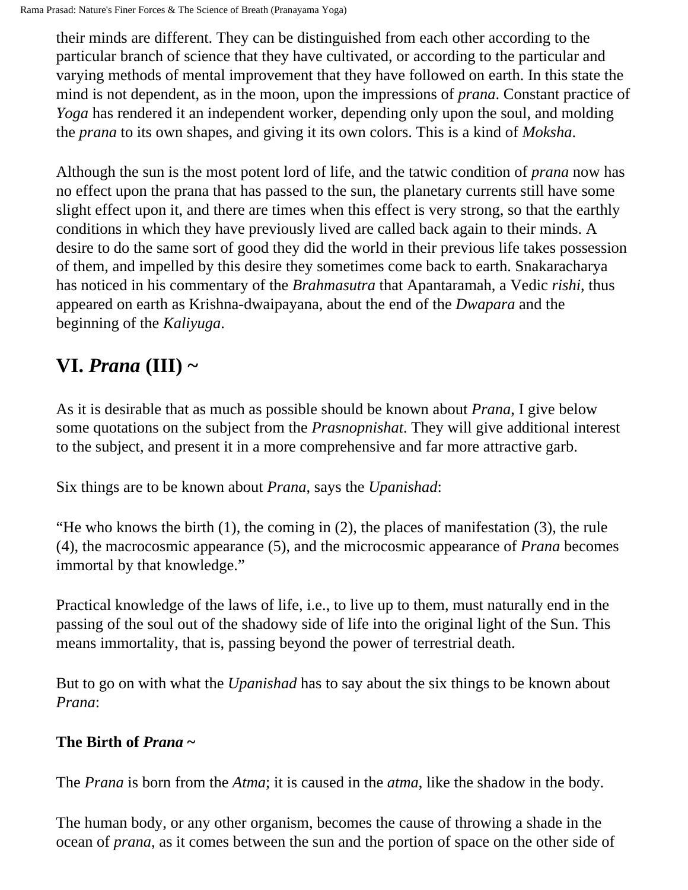their minds are different. They can be distinguished from each other according to the particular branch of science that they have cultivated, or according to the particular and varying methods of mental improvement that they have followed on earth. In this state the mind is not dependent, as in the moon, upon the impressions of *prana*. Constant practice of *Yoga* has rendered it an independent worker, depending only upon the soul, and molding the *prana* to its own shapes, and giving it its own colors. This is a kind of *Moksha*.

Although the sun is the most potent lord of life, and the tatwic condition of *prana* now has no effect upon the prana that has passed to the sun, the planetary currents still have some slight effect upon it, and there are times when this effect is very strong, so that the earthly conditions in which they have previously lived are called back again to their minds. A desire to do the same sort of good they did the world in their previous life takes possession of them, and impelled by this desire they sometimes come back to earth. Snakaracharya has noticed in his commentary of the *Brahmasutra* that Apantaramah, a Vedic *rishi*, thus appeared on earth as Krishna-dwaipayana, about the end of the *Dwapara* and the beginning of the *Kaliyuga*.

## VI. *Prana* (III) ~

As it is desirable that as much as possible should be known about *Prana*, I give below some quotations on the subject from the *Prasnopnishat*. They will give additional interest to the subject, and present it in a more comprehensive and far more attractive garb.

Six things are to be known about *Prana*, says the *Upanishad*:

"He who knows the birth (1), the coming in (2), the places of manifestation (3), the rule (4), the macrocosmic appearance (5), and the microcosmic appearance of *Prana* becomes immortal by that knowledge."

Practical knowledge of the laws of life, i.e., to live up to them, must naturally end in the passing of the soul out of the shadowy side of life into the original light of the Sun. This means immortality, that is, passing beyond the power of terrestrial death.

But to go on with what the *Upanishad* has to say about the six things to be known about *Prana*:

**The Birth of *Prana* ~**

The *Prana* is born from the *Atma*; it is caused in the *atma*, like the shadow in the body.

The human body, or any other organism, becomes the cause of throwing a shade in the ocean of *prana*, as it comes between the sun and the portion of space on the other side of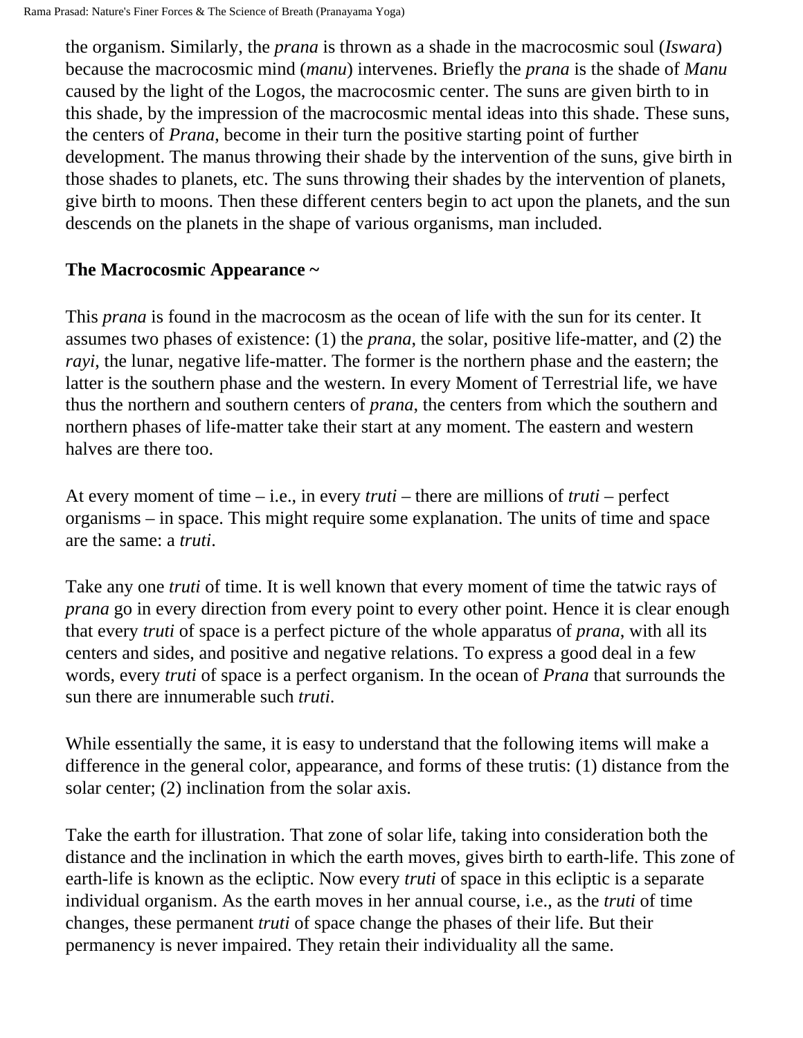the organism. Similarly, the *prana* is thrown as a shade in the macrocosmic soul (*Iswara*) because the macrocosmic mind (*manu*) intervenes. Briefly the *prana* is the shade of *Manu* caused by the light of the Logos, the macrocosmic center. The suns are given birth to in this shade, by the impression of the macrocosmic mental ideas into this shade. These suns, the centers of *Prana*, become in their turn the positive starting point of further development. The manus throwing their shade by the intervention of the suns, give birth in those shades to planets, etc. The suns throwing their shades by the intervention of planets, give birth to moons. Then these different centers begin to act upon the planets, and the sun descends on the planets in the shape of various organisms, man included.

**The Macrocosmic Appearance ~**

This *prana* is found in the macrocosm as the ocean of life with the sun for its center. It assumes two phases of existence: (1) the *prana*, the solar, positive life-matter, and (2) the *rayi*, the lunar, negative life-matter. The former is the northern phase and the eastern; the latter is the southern phase and the western. In every Moment of Terrestrial life, we have thus the northern and southern centers of *prana*, the centers from which the southern and northern phases of life-matter take their start at any moment. The eastern and western halves are there too.

At every moment of time – i.e., in every *truti* – there are millions of *truti* – perfect organisms – in space. This might require some explanation. The units of time and space are the same: a *truti*.

Take any one *truti* of time. It is well known that every moment of time the tatwic rays of *prana* go in every direction from every point to every other point. Hence it is clear enough that every *truti* of space is a perfect picture of the whole apparatus of *prana*, with all its centers and sides, and positive and negative relations. To express a good deal in a few words, every *truti* of space is a perfect organism. In the ocean of *Prana* that surrounds the sun there are innumerable such *truti*.

While essentially the same, it is easy to understand that the following items will make a difference in the general color, appearance, and forms of these trutis: (1) distance from the solar center; (2) inclination from the solar axis.

Take the earth for illustration. That zone of solar life, taking into consideration both the distance and the inclination in which the earth moves, gives birth to earth-life. This zone of earth-life is known as the ecliptic. Now every *truti* of space in this ecliptic is a separate individual organism. As the earth moves in her annual course, i.e., as the *truti* of time changes, these permanent *truti* of space change the phases of their life. But their permanency is never impaired. They retain their individuality all the same.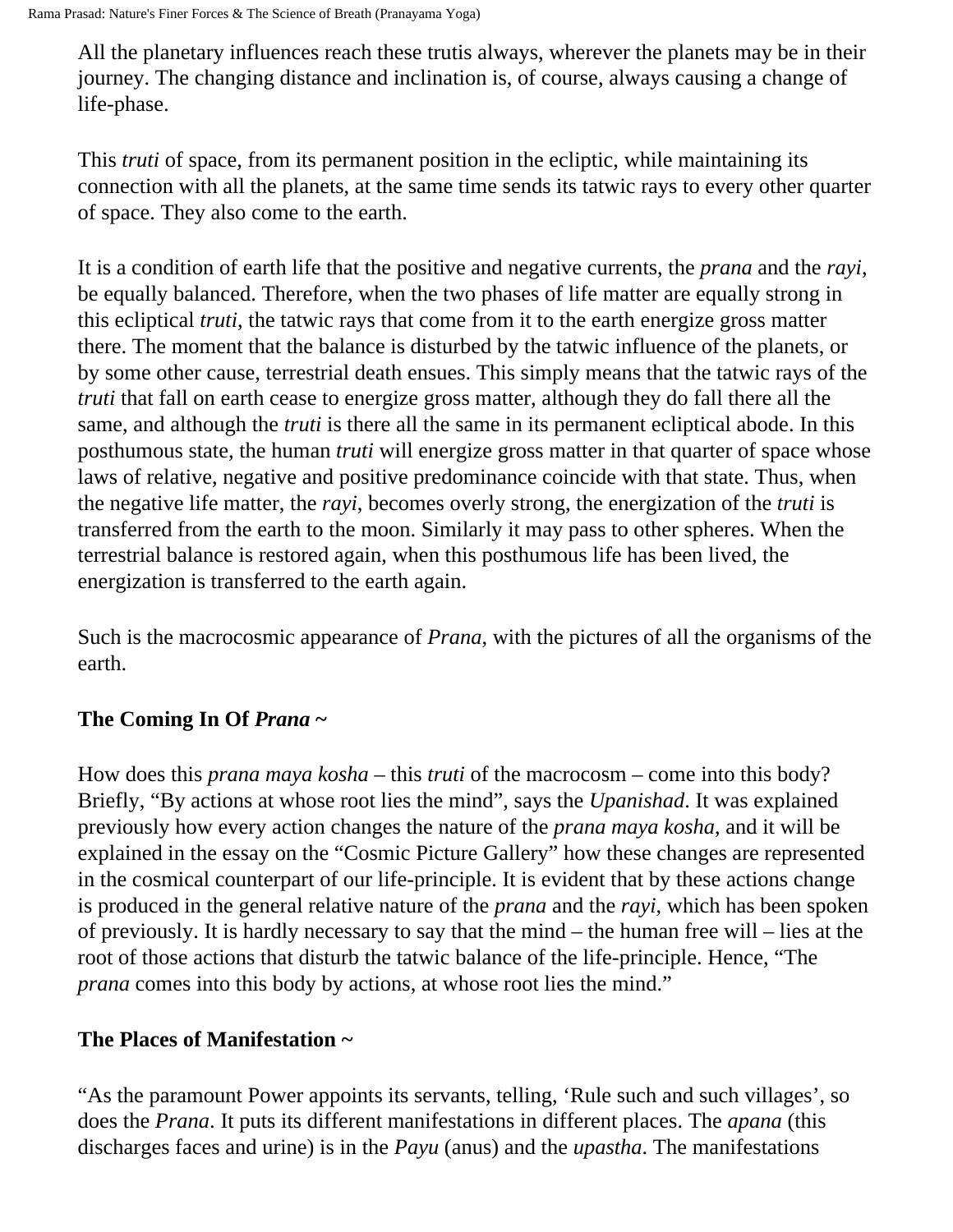All the planetary influences reach these trutis always, wherever the planets may be in their journey. The changing distance and inclination is, of course, always causing a change of life-phase.

This *truti* of space, from its permanent position in the ecliptic, while maintaining its connection with all the planets, at the same time sends its tatwic rays to every other quarter of space. They also come to the earth.

It is a condition of earth life that the positive and negative currents, the *prana* and the *rayi*, be equally balanced. Therefore, when the two phases of life matter are equally strong in this ecliptical *truti*, the tatwic rays that come from it to the earth energize gross matter there. The moment that the balance is disturbed by the tatwic influence of the planets, or by some other cause, terrestrial death ensues. This simply means that the tatwic rays of the *truti* that fall on earth cease to energize gross matter, although they do fall there all the same, and although the *truti* is there all the same in its permanent ecliptical abode. In this posthumous state, the human *truti* will energize gross matter in that quarter of space whose laws of relative, negative and positive predominance coincide with that state. Thus, when the negative life matter, the *rayi*, becomes overly strong, the energization of the *truti* is transferred from the earth to the moon. Similarly it may pass to other spheres. When the terrestrial balance is restored again, when this posthumous life has been lived, the energization is transferred to the earth again.

Such is the macrocosmic appearance of *Prana*, with the pictures of all the organisms of the earth.

### The Coming In Of *Prana* ~

How does this *prana maya kosha* – this *truti* of the macrocosm – come into this body? Briefly, "By actions at whose root lies the mind", says the *Upanishad*. It was explained previously how every action changes the nature of the *prana maya kosha*, and it will be explained in the essay on the "Cosmic Picture Gallery" how these changes are represented in the cosmical counterpart of our life-principle. It is evident that by these actions change is produced in the general relative nature of the *prana* and the *rayi*, which has been spoken of previously. It is hardly necessary to say that the mind – the human free will – lies at the root of those actions that disturb the tatwic balance of the life-principle. Hence, "The *prana* comes into this body by actions, at whose root lies the mind."

### The Places of Manifestation ~

"As the paramount Power appoints its servants, telling, 'Rule such and such villages', so does the *Prana*. It puts its different manifestations in different places. The *apana* (this discharges faces and urine) is in the *Payu* (anus) and the *upastha*. The manifestations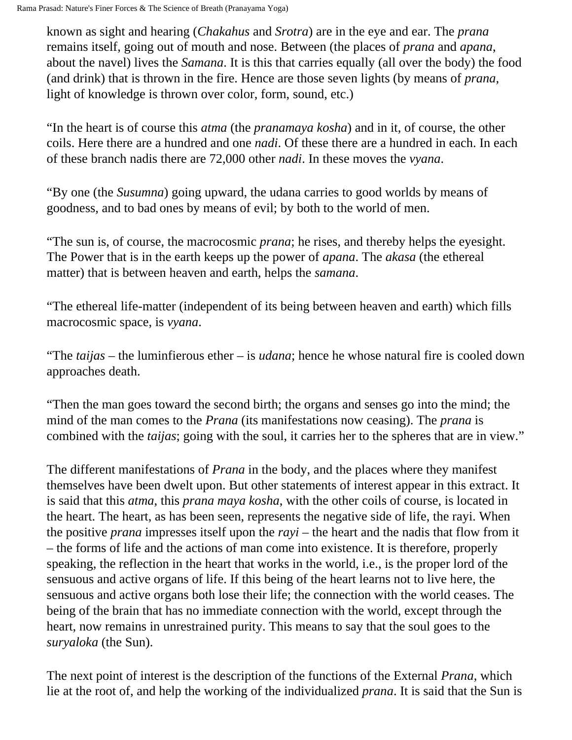known as sight and hearing (*Chakahus* and *Srotra*) are in the eye and ear. The *prana* remains itself, going out of mouth and nose. Between (the places of *prana* and *apana*, about the navel) lives the *Samana*. It is this that carries equally (all over the body) the food (and drink) that is thrown in the fire. Hence are those seven lights (by means of *prana*, light of knowledge is thrown over color, form, sound, etc.)

"In the heart is of course this *atma* (the *pranamaya kosha*) and in it, of course, the other coils. Here there are a hundred and one *nadi*. Of these there are a hundred in each. In each of these branch nadis there are 72,000 other *nadi*. In these moves the *vyana*.

"By one (the *Susumna*) going upward, the udana carries to good worlds by means of goodness, and to bad ones by means of evil; by both to the world of men.

"The sun is, of course, the macrocosmic *prana*; he rises, and thereby helps the eyesight. The Power that is in the earth keeps up the power of *apana*. The *akasa* (the ethereal matter) that is between heaven and earth, helps the *samana*.

"The ethereal life-matter (independent of its being between heaven and earth) which fills macrocosmic space, is *vyana*.

"The *taijas* – the luminfierous ether – is *udana*; hence he whose natural fire is cooled down approaches death.

"Then the man goes toward the second birth; the organs and senses go into the mind; the mind of the man comes to the *Prana* (its manifestations now ceasing). The *prana* is combined with the *taijas*; going with the soul, it carries her to the spheres that are in view."

The different manifestations of *Prana* in the body, and the places where they manifest themselves have been dwelt upon. But other statements of interest appear in this extract. It is said that this *atma*, this *prana maya kosha*, with the other coils of course, is located in the heart. The heart, as has been seen, represents the negative side of life, the rayi. When the positive *prana* impresses itself upon the *rayi* – the heart and the nadis that flow from it – the forms of life and the actions of man come into existence. It is therefore, properly speaking, the reflection in the heart that works in the world, i.e., is the proper lord of the sensuous and active organs of life. If this being of the heart learns not to live here, the sensuous and active organs both lose their life; the connection with the world ceases. The being of the brain that has no immediate connection with the world, except through the heart, now remains in unrestrained purity. This means to say that the soul goes to the *suryaloka* (the Sun).

The next point of interest is the description of the functions of the External *Prana*, which lie at the root of, and help the working of the individualized *prana*. It is said that the Sun is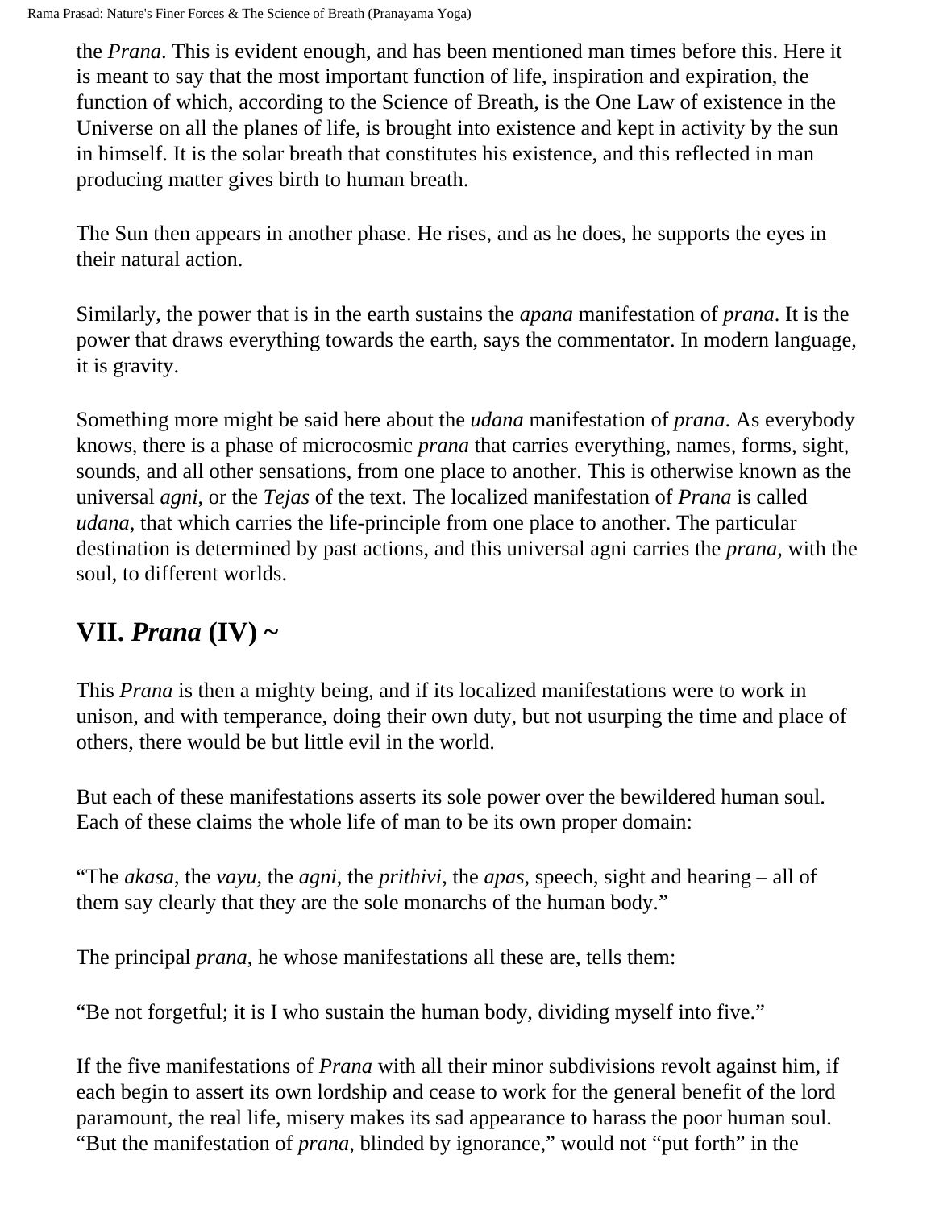the *Prana*. This is evident enough, and has been mentioned man times before this. Here it is meant to say that the most important function of life, inspiration and expiration, the function of which, according to the Science of Breath, is the One Law of existence in the Universe on all the planes of life, is brought into existence and kept in activity by the sun in himself. It is the solar breath that constitutes his existence, and this reflected in man producing matter gives birth to human breath.

The Sun then appears in another phase. He rises, and as he does, he supports the eyes in their natural action.

Similarly, the power that is in the earth sustains the *apana* manifestation of *prana*. It is the power that draws everything towards the earth, says the commentator. In modern language, it is gravity.

Something more might be said here about the *udana* manifestation of *prana*. As everybody knows, there is a phase of microcosmic *prana* that carries everything, names, forms, sight, sounds, and all other sensations, from one place to another. This is otherwise known as the universal *agni*, or the *Tejas* of the text. The localized manifestation of *Prana* is called *udana*, that which carries the life-principle from one place to another. The particular destination is determined by past actions, and this universal agni carries the *prana*, with the soul, to different worlds.

## VII. *Prana* (IV) ~

This *Prana* is then a mighty being, and if its localized manifestations were to work in unison, and with temperance, doing their own duty, but not usurping the time and place of others, there would be but little evil in the world.

But each of these manifestations asserts its sole power over the bewildered human soul. Each of these claims the whole life of man to be its own proper domain:

“The *akasa*, the *vayu*, the *agni*, the *prithivi*, the *apas*, speech, sight and hearing – all of them say clearly that they are the sole monarchs of the human body.”

The principal *prana*, he whose manifestations all these are, tells them:

“Be not forgetful; it is I who sustain the human body, dividing myself into five.”

If the five manifestations of *Prana* with all their minor subdivisions revolt against him, if each begin to assert its own lordship and cease to work for the general benefit of the lord paramount, the real life, misery makes its sad appearance to harass the poor human soul. “But the manifestation of *prana*, blinded by ignorance,” would not “put forth” in the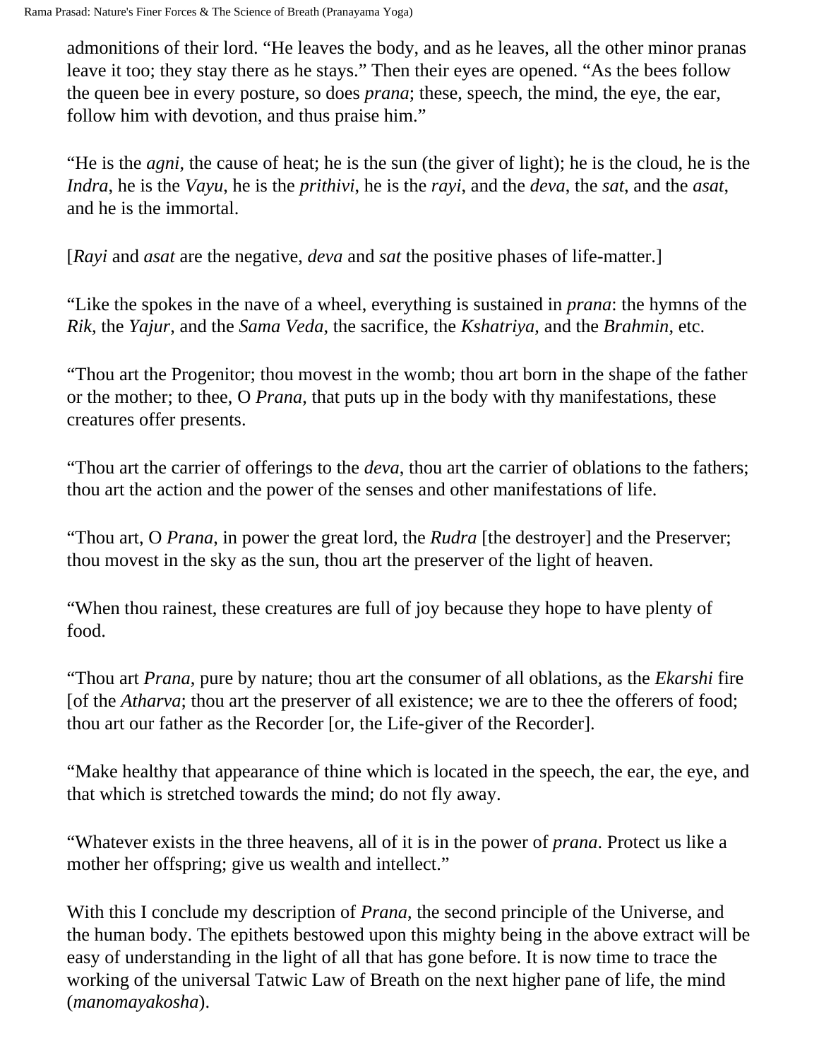admonitions of their lord. “He leaves the body, and as he leaves, all the other minor pranas leave it too; they stay there as he stays.” Then their eyes are opened. “As the bees follow the queen bee in every posture, so does *prana*; these, speech, the mind, the eye, the ear, follow him with devotion, and thus praise him.”

“He is the *agni*, the cause of heat; he is the sun (the giver of light); he is the cloud, he is the *Indra*, he is the *Vayu*, he is the *prithivi*, he is the *rayi*, and the *deva*, the *sat*, and the *asat*, and he is the immortal.

[*Rayi* and *asat* are the negative, *deva* and *sat* the positive phases of life-matter.]

“Like the spokes in the nave of a wheel, everything is sustained in *prana*: the hymns of the *Rik*, the *Yajur*, and the *Sama Veda*, the sacrifice, the *Kshatriya*, and the *Brahmin*, etc.

“Thou art the Progenitor; thou movest in the womb; thou art born in the shape of the father or the mother; to thee, O *Prana*, that puts up in the body with thy manifestations, these creatures offer presents.

“Thou art the carrier of offerings to the *deva*, thou art the carrier of oblations to the fathers; thou art the action and the power of the senses and other manifestations of life.

“Thou art, O *Prana*, in power the great lord, the *Rudra* [the destroyer] and the Preserver; thou movest in the sky as the sun, thou art the preserver of the light of heaven.

“When thou rainest, these creatures are full of joy because they hope to have plenty of food.

“Thou art *Prana*, pure by nature; thou art the consumer of all oblations, as the *Ekarshi* fire [of the *Atharva*; thou art the preserver of all existence; we are to thee the offerers of food; thou art our father as the Recorder [or, the Life-giver of the Recorder].

“Make healthy that appearance of thine which is located in the speech, the ear, the eye, and that which is stretched towards the mind; do not fly away.

“Whatever exists in the three heavens, all of it is in the power of *prana*. Protect us like a mother her offspring; give us wealth and intellect.”

With this I conclude my description of *Prana*, the second principle of the Universe, and the human body. The epithets bestowed upon this mighty being in the above extract will be easy of understanding in the light of all that has gone before. It is now time to trace the working of the universal Tatwic Law of Breath on the next higher pane of life, the mind (*manomayakosha*).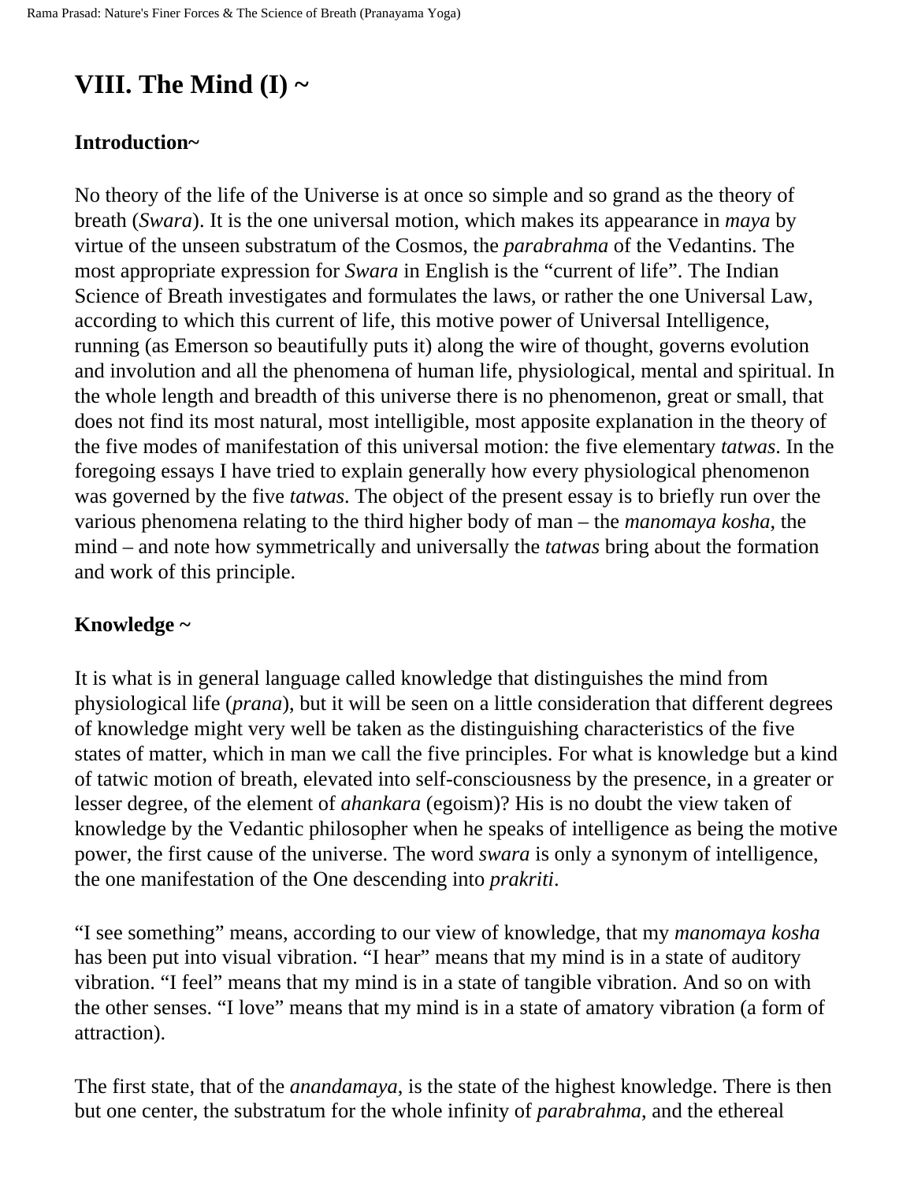# VIII. The Mind (I) ~

## Introduction~

No theory of the life of the Universe is at once so simple and so grand as the theory of breath (*Swara*). It is the one universal motion, which makes its appearance in *maya* by virtue of the unseen substratum of the Cosmos, the *parabrahma* of the Vedantins. The most appropriate expression for *Swara* in English is the "current of life". The Indian Science of Breath investigates and formulates the laws, or rather the one Universal Law, according to which this current of life, this motive power of Universal Intelligence, running (as Emerson so beautifully puts it) along the wire of thought, governs evolution and involution and all the phenomena of human life, physiological, mental and spiritual. In the whole length and breadth of this universe there is no phenomenon, great or small, that does not find its most natural, most intelligible, most apposite explanation in the theory of the five modes of manifestation of this universal motion: the five elementary *tatwas*. In the foregoing essays I have tried to explain generally how every physiological phenomenon was governed by the five *tatwas*. The object of the present essay is to briefly run over the various phenomena relating to the third higher body of man – the *manomaya kosha*, the mind – and note how symmetrically and universally the *tatwas* bring about the formation and work of this principle.

## Knowledge ~

It is what is in general language called knowledge that distinguishes the mind from physiological life (*prana*), but it will be seen on a little consideration that different degrees of knowledge might very well be taken as the distinguishing characteristics of the five states of matter, which in man we call the five principles. For what is knowledge but a kind of tatwic motion of breath, elevated into self-consciousness by the presence, in a greater or lesser degree, of the element of *ahankara* (egoism)? His is no doubt the view taken of knowledge by the Vedantic philosopher when he speaks of intelligence as being the motive power, the first cause of the universe. The word *swara* is only a synonym of intelligence, the one manifestation of the One descending into *prakriti*.

"I see something" means, according to our view of knowledge, that my *manomaya kosha* has been put into visual vibration. "I hear" means that my mind is in a state of auditory vibration. "I feel" means that my mind is in a state of tangible vibration. And so on with the other senses. "I love" means that my mind is in a state of amatory vibration (a form of attraction).

The first state, that of the *anandamaya*, is the state of the highest knowledge. There is then but one center, the substratum for the whole infinity of *parabrahma*, and the ethereal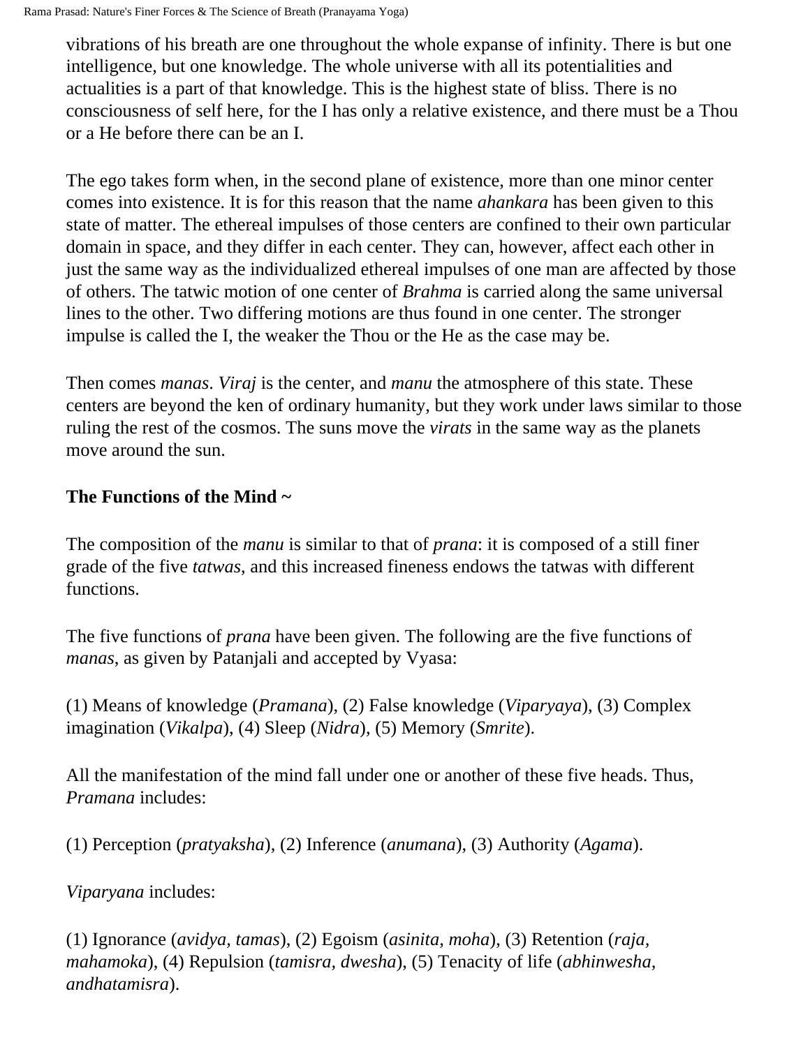vibrations of his breath are one throughout the whole expanse of infinity. There is but one intelligence, but one knowledge. The whole universe with all its potentialities and actualities is a part of that knowledge. This is the highest state of bliss. There is no consciousness of self here, for the I has only a relative existence, and there must be a Thou or a He before there can be an I.

The ego takes form when, in the second plane of existence, more than one minor center comes into existence. It is for this reason that the name *ahankara* has been given to this state of matter. The ethereal impulses of those centers are confined to their own particular domain in space, and they differ in each center. They can, however, affect each other in just the same way as the individualized ethereal impulses of one man are affected by those of others. The tatwic motion of one center of *Brahma* is carried along the same universal lines to the other. Two differing motions are thus found in one center. The stronger impulse is called the I, the weaker the Thou or the He as the case may be.

Then comes *manas*. *Viraj* is the center, and *manu* the atmosphere of this state. These centers are beyond the ken of ordinary humanity, but they work under laws similar to those ruling the rest of the cosmos. The suns move the *virats* in the same way as the planets move around the sun.

**The Functions of the Mind ~**

The composition of the *manu* is similar to that of *prana*: it is composed of a still finer grade of the five *tatwas*, and this increased fineness endows the tatwas with different functions.

The five functions of *prana* have been given. The following are the five functions of *manas*, as given by Patanjali and accepted by Vyasa:

(1) Means of knowledge (*Pramana*), (2) False knowledge (*Viparyaya*), (3) Complex imagination (*Vikalpa*), (4) Sleep (*Nidra*), (5) Memory (*Smrite*).

All the manifestation of the mind fall under one or another of these five heads. Thus, *Pramana* includes:

(1) Perception (*pratyaksha*), (2) Inference (*anumana*), (3) Authority (*Agama*).

*Viparyana* includes:

(1) Ignorance (*avidya, tamas*), (2) Egoism (*asinita, moha*), (3) Retention (*raja, mahamoka*), (4) Repulsion (*tamisra, dwesha*), (5) Tenacity of life (*abhinwesha, andhatamisra*).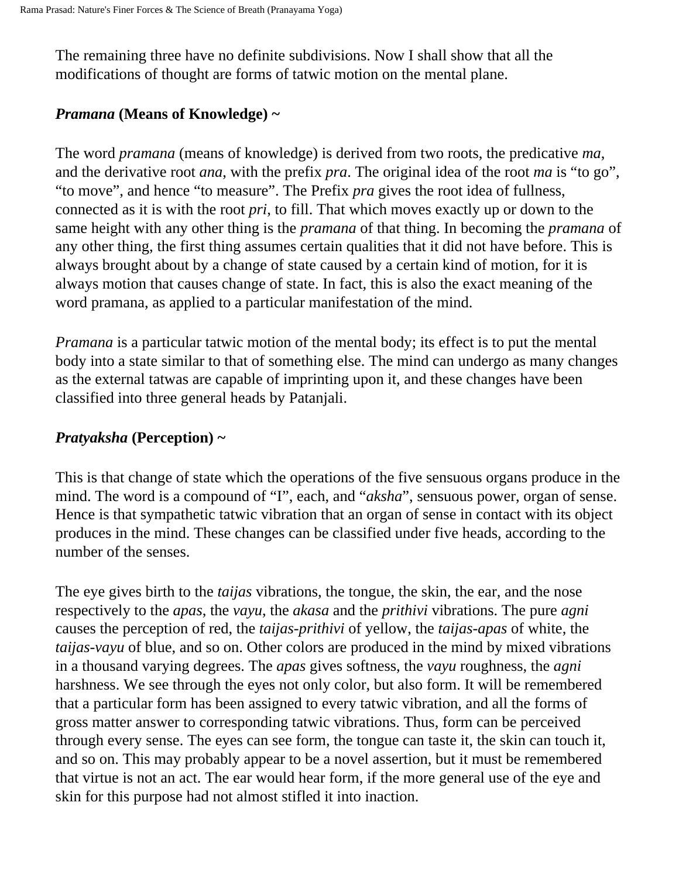The remaining three have no definite subdivisions. Now I shall show that all the modifications of thought are forms of tatwic motion on the mental plane.

### *Pramana* (Means of Knowledge) ~

The word *pramana* (means of knowledge) is derived from two roots, the predicative *ma*, and the derivative root *ana*, with the prefix *pra*. The original idea of the root *ma* is "to go", "to move", and hence "to measure". The Prefix *pra* gives the root idea of fullness, connected as it is with the root *pri*, to fill. That which moves exactly up or down to the same height with any other thing is the *pramana* of that thing. In becoming the *pramana* of any other thing, the first thing assumes certain qualities that it did not have before. This is always brought about by a change of state caused by a certain kind of motion, for it is always motion that causes change of state. In fact, this is also the exact meaning of the word pramana, as applied to a particular manifestation of the mind.

*Pramana* is a particular tatwic motion of the mental body; its effect is to put the mental body into a state similar to that of something else. The mind can undergo as many changes as the external tatwas are capable of imprinting upon it, and these changes have been classified into three general heads by Patanjali.

### *Pratyaksha* (Perception) ~

This is that change of state which the operations of the five sensuous organs produce in the mind. The word is a compound of "I", each, and "*aksha*", sensuous power, organ of sense. Hence is that sympathetic tatwic vibration that an organ of sense in contact with its object produces in the mind. These changes can be classified under five heads, according to the number of the senses.

The eye gives birth to the *taijas* vibrations, the tongue, the skin, the ear, and the nose respectively to the *apas*, the *vayu*, the *akasa* and the *prithivi* vibrations. The pure *agni* causes the perception of red, the *taijas-prithivi* of yellow, the *taijas-apas* of white, the *taijas-vayu* of blue, and so on. Other colors are produced in the mind by mixed vibrations in a thousand varying degrees. The *apas* gives softness, the *vayu* roughness, the *agni* harshness. We see through the eyes not only color, but also form. It will be remembered that a particular form has been assigned to every tatwic vibration, and all the forms of gross matter answer to corresponding tatwic vibrations. Thus, form can be perceived through every sense. The eyes can see form, the tongue can taste it, the skin can touch it, and so on. This may probably appear to be a novel assertion, but it must be remembered that virtue is not an act. The ear would hear form, if the more general use of the eye and skin for this purpose had not almost stifled it into inaction.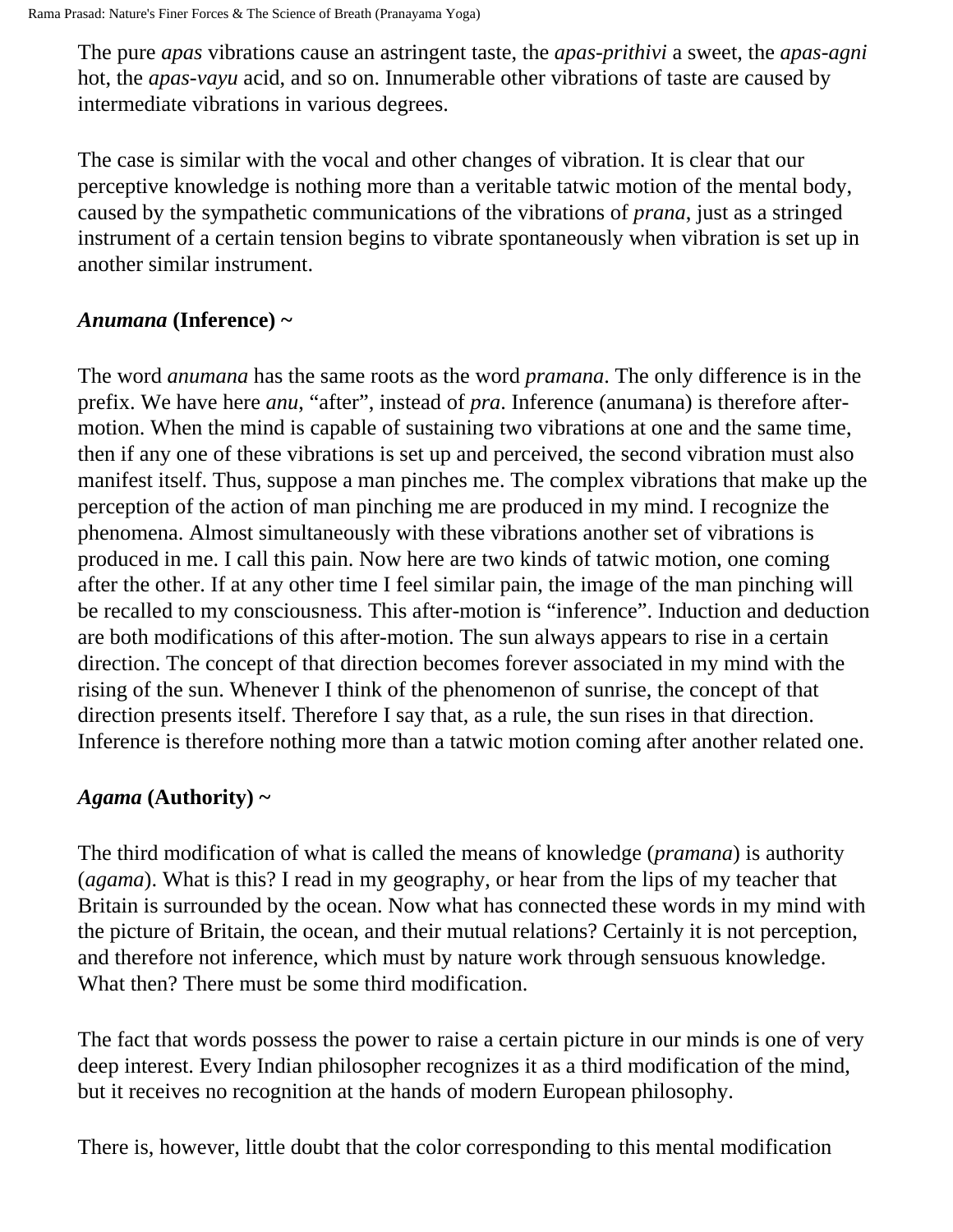The pure *apas* vibrations cause an astringent taste, the *apas-prithivi* a sweet, the *apas-agni* hot, the *apas-vayu* acid, and so on. Innumerable other vibrations of taste are caused by intermediate vibrations in various degrees.

The case is similar with the vocal and other changes of vibration. It is clear that our perceptive knowledge is nothing more than a veritable tatwic motion of the mental body, caused by the sympathetic communications of the vibrations of *prana*, just as a stringed instrument of a certain tension begins to vibrate spontaneously when vibration is set up in another similar instrument.

### *Anumana* (Inference) ~

The word *anumana* has the same roots as the word *pramana*. The only difference is in the prefix. We have here *anu*, "after", instead of *pra*. Inference (anumana) is therefore after-motion. When the mind is capable of sustaining two vibrations at one and the same time, then if any one of these vibrations is set up and perceived, the second vibration must also manifest itself. Thus, suppose a man pinches me. The complex vibrations that make up the perception of the action of man pinching me are produced in my mind. I recognize the phenomena. Almost simultaneously with these vibrations another set of vibrations is produced in me. I call this pain. Now here are two kinds of tatwic motion, one coming after the other. If at any other time I feel similar pain, the image of the man pinching will be recalled to my consciousness. This after-motion is "inference". Induction and deduction are both modifications of this after-motion. The sun always appears to rise in a certain direction. The concept of that direction becomes forever associated in my mind with the rising of the sun. Whenever I think of the phenomenon of sunrise, the concept of that direction presents itself. Therefore I say that, as a rule, the sun rises in that direction. Inference is therefore nothing more than a tatwic motion coming after another related one.

### *Agama* (Authority) ~

The third modification of what is called the means of knowledge (*pramana*) is authority (*agama*). What is this? I read in my geography, or hear from the lips of my teacher that Britain is surrounded by the ocean. Now what has connected these words in my mind with the picture of Britain, the ocean, and their mutual relations? Certainly it is not perception, and therefore not inference, which must by nature work through sensuous knowledge. What then? There must be some third modification.

The fact that words possess the power to raise a certain picture in our minds is one of very deep interest. Every Indian philosopher recognizes it as a third modification of the mind, but it receives no recognition at the hands of modern European philosophy.

There is, however, little doubt that the color corresponding to this mental modification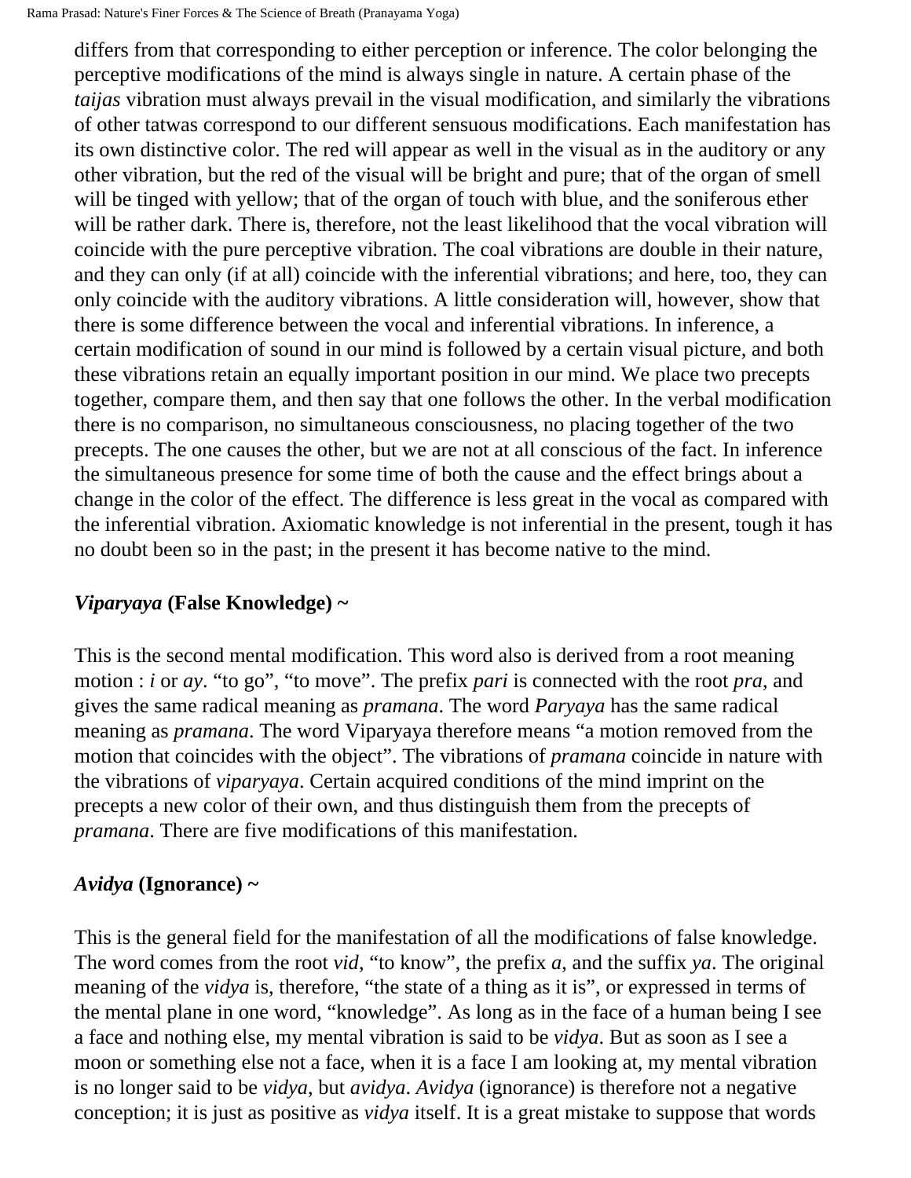differs from that corresponding to either perception or inference. The color belonging the perceptive modifications of the mind is always single in nature. A certain phase of the *taijas* vibration must always prevail in the visual modification, and similarly the vibrations of other tatwas correspond to our different sensuous modifications. Each manifestation has its own distinctive color. The red will appear as well in the visual as in the auditory or any other vibration, but the red of the visual will be bright and pure; that of the organ of smell will be tinged with yellow; that of the organ of touch with blue, and the soniferous ether will be rather dark. There is, therefore, not the least likelihood that the vocal vibration will coincide with the pure perceptive vibration. The coal vibrations are double in their nature, and they can only (if at all) coincide with the inferential vibrations; and here, too, they can only coincide with the auditory vibrations. A little consideration will, however, show that there is some difference between the vocal and inferential vibrations. In inference, a certain modification of sound in our mind is followed by a certain visual picture, and both these vibrations retain an equally important position in our mind. We place two precepts together, compare them, and then say that one follows the other. In the verbal modification there is no comparison, no simultaneous consciousness, no placing together of the two precepts. The one causes the other, but we are not at all conscious of the fact. In inference the simultaneous presence for some time of both the cause and the effect brings about a change in the color of the effect. The difference is less great in the vocal as compared with the inferential vibration. Axiomatic knowledge is not inferential in the present, tough it has no doubt been so in the past; in the present it has become native to the mind.

### *Viparyaya* (False Knowledge) ~

This is the second mental modification. This word also is derived from a root meaning motion : *i* or *ay*. "to go", "to move". The prefix *pari* is connected with the root *pra*, and gives the same radical meaning as *pramana*. The word *Paryaya* has the same radical meaning as *pramana*. The word Viparyaya therefore means "a motion removed from the motion that coincides with the object". The vibrations of *pramana* coincide in nature with the vibrations of *viparyaya*. Certain acquired conditions of the mind imprint on the precepts a new color of their own, and thus distinguish them from the precepts of *pramana*. There are five modifications of this manifestation.

### *Avidya* (Ignorance) ~

This is the general field for the manifestation of all the modifications of false knowledge. The word comes from the root *vid*, "to know", the prefix *a*, and the suffix *ya*. The original meaning of the *vidya* is, therefore, "the state of a thing as it is", or expressed in terms of the mental plane in one word, "knowledge". As long as in the face of a human being I see a face and nothing else, my mental vibration is said to be *vidya*. But as soon as I see a moon or something else not a face, when it is a face I am looking at, my mental vibration is no longer said to be *vidya*, but *avidya*. *Avidya* (ignorance) is therefore not a negative conception; it is just as positive as *vidya* itself. It is a great mistake to suppose that words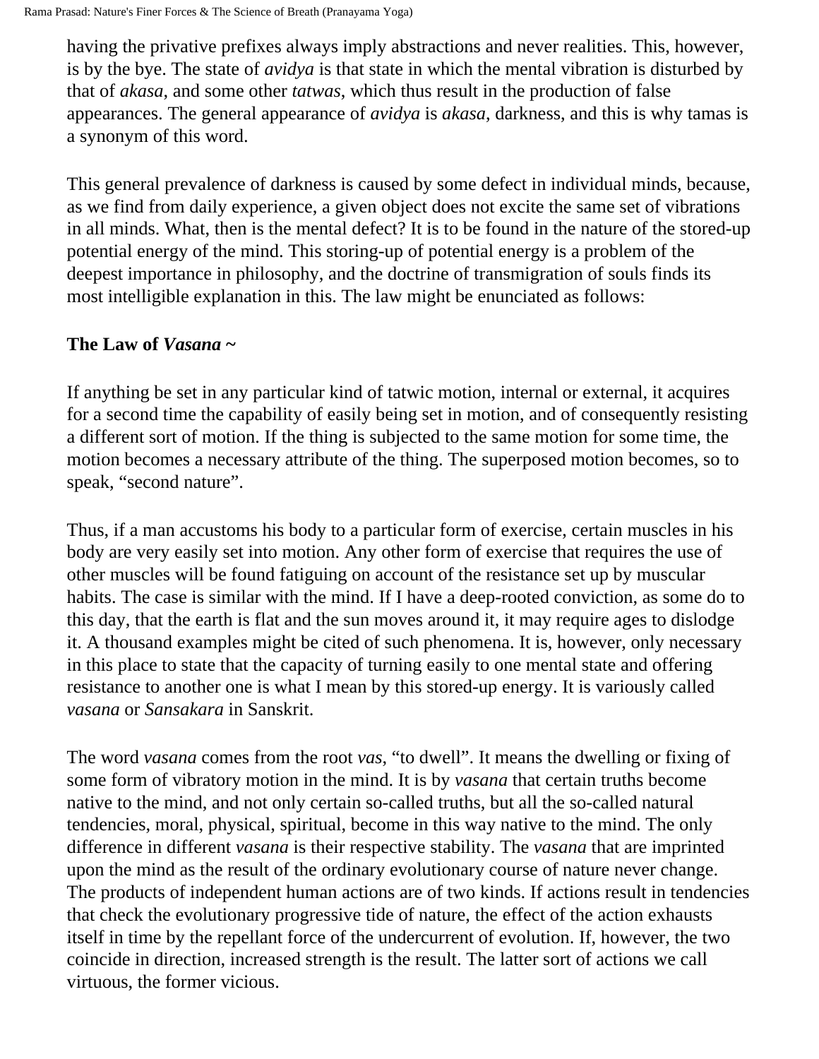having the privative prefixes always imply abstractions and never realities. This, however, is by the bye. The state of *avidya* is that state in which the mental vibration is disturbed by that of *akasa*, and some other *tatwas*, which thus result in the production of false appearances. The general appearance of *avidya* is *akasa*, darkness, and this is why tamas is a synonym of this word.

This general prevalence of darkness is caused by some defect in individual minds, because, as we find from daily experience, a given object does not excite the same set of vibrations in all minds. What, then is the mental defect? It is to be found in the nature of the stored-up potential energy of the mind. This storing-up of potential energy is a problem of the deepest importance in philosophy, and the doctrine of transmigration of souls finds its most intelligible explanation in this. The law might be enunciated as follows:

### The Law of *Vasana* ~

If anything be set in any particular kind of tatwic motion, internal or external, it acquires for a second time the capability of easily being set in motion, and of consequently resisting a different sort of motion. If the thing is subjected to the same motion for some time, the motion becomes a necessary attribute of the thing. The superposed motion becomes, so to speak, "second nature".

Thus, if a man accustoms his body to a particular form of exercise, certain muscles in his body are very easily set into motion. Any other form of exercise that requires the use of other muscles will be found fatiguing on account of the resistance set up by muscular habits. The case is similar with the mind. If I have a deep-rooted conviction, as some do to this day, that the earth is flat and the sun moves around it, it may require ages to dislodge it. A thousand examples might be cited of such phenomena. It is, however, only necessary in this place to state that the capacity of turning easily to one mental state and offering resistance to another one is what I mean by this stored-up energy. It is variously called *vasana* or *Sansakara* in Sanskrit.

The word *vasana* comes from the root *vas*, "to dwell". It means the dwelling or fixing of some form of vibratory motion in the mind. It is by *vasana* that certain truths become native to the mind, and not only certain so-called truths, but all the so-called natural tendencies, moral, physical, spiritual, become in this way native to the mind. The only difference in different *vasana* is their respective stability. The *vasana* that are imprinted upon the mind as the result of the ordinary evolutionary course of nature never change. The products of independent human actions are of two kinds. If actions result in tendencies that check the evolutionary progressive tide of nature, the effect of the action exhausts itself in time by the repellant force of the undercurrent of evolution. If, however, the two coincide in direction, increased strength is the result. The latter sort of actions we call virtuous, the former vicious.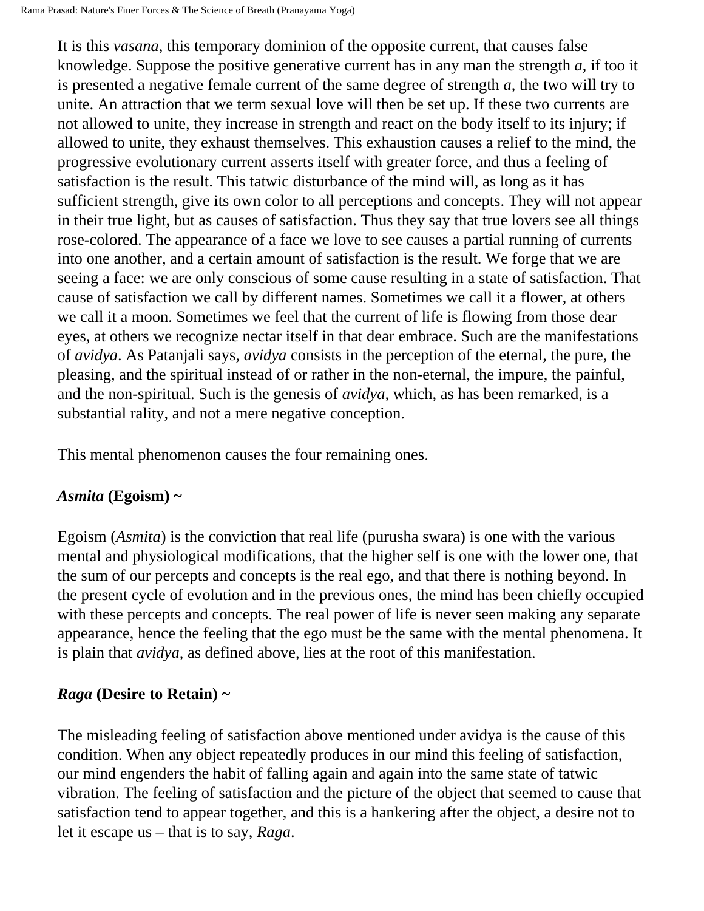It is this *vasana*, this temporary dominion of the opposite current, that causes false knowledge. Suppose the positive generative current has in any man the strength *a*, if too it is presented a negative female current of the same degree of strength *a*, the two will try to unite. An attraction that we term sexual love will then be set up. If these two currents are not allowed to unite, they increase in strength and react on the body itself to its injury; if allowed to unite, they exhaust themselves. This exhaustion causes a relief to the mind, the progressive evolutionary current asserts itself with greater force, and thus a feeling of satisfaction is the result. This tatwic disturbance of the mind will, as long as it has sufficient strength, give its own color to all perceptions and concepts. They will not appear in their true light, but as causes of satisfaction. Thus they say that true lovers see all things rose-colored. The appearance of a face we love to see causes a partial running of currents into one another, and a certain amount of satisfaction is the result. We forge that we are seeing a face: we are only conscious of some cause resulting in a state of satisfaction. That cause of satisfaction we call by different names. Sometimes we call it a flower, at others we call it a moon. Sometimes we feel that the current of life is flowing from those dear eyes, at others we recognize nectar itself in that dear embrace. Such are the manifestations of *avidya*. As Patanjali says, *avidya* consists in the perception of the eternal, the pure, the pleasing, and the spiritual instead of or rather in the non-eternal, the impure, the painful, and the non-spiritual. Such is the genesis of *avidya*, which, as has been remarked, is a substantial rality, and not a mere negative conception.

This mental phenomenon causes the four remaining ones.

### ***Asmita*** **(Egoism) ~**

Egoism (*Asmita*) is the conviction that real life (purusha swara) is one with the various mental and physiological modifications, that the higher self is one with the lower one, that the sum of our percepts and concepts is the real ego, and that there is nothing beyond. In the present cycle of evolution and in the previous ones, the mind has been chiefly occupied with these percepts and concepts. The real power of life is never seen making any separate appearance, hence the feeling that the ego must be the same with the mental phenomena. It is plain that *avidya*, as defined above, lies at the root of this manifestation.

### ***Raga*** **(Desire to Retain) ~**

The misleading feeling of satisfaction above mentioned under avidya is the cause of this condition. When any object repeatedly produces in our mind this feeling of satisfaction, our mind engenders the habit of falling again and again into the same state of tatwic vibration. The feeling of satisfaction and the picture of the object that seemed to cause that satisfaction tend to appear together, and this is a hankering after the object, a desire not to let it escape us – that is to say, *Raga*.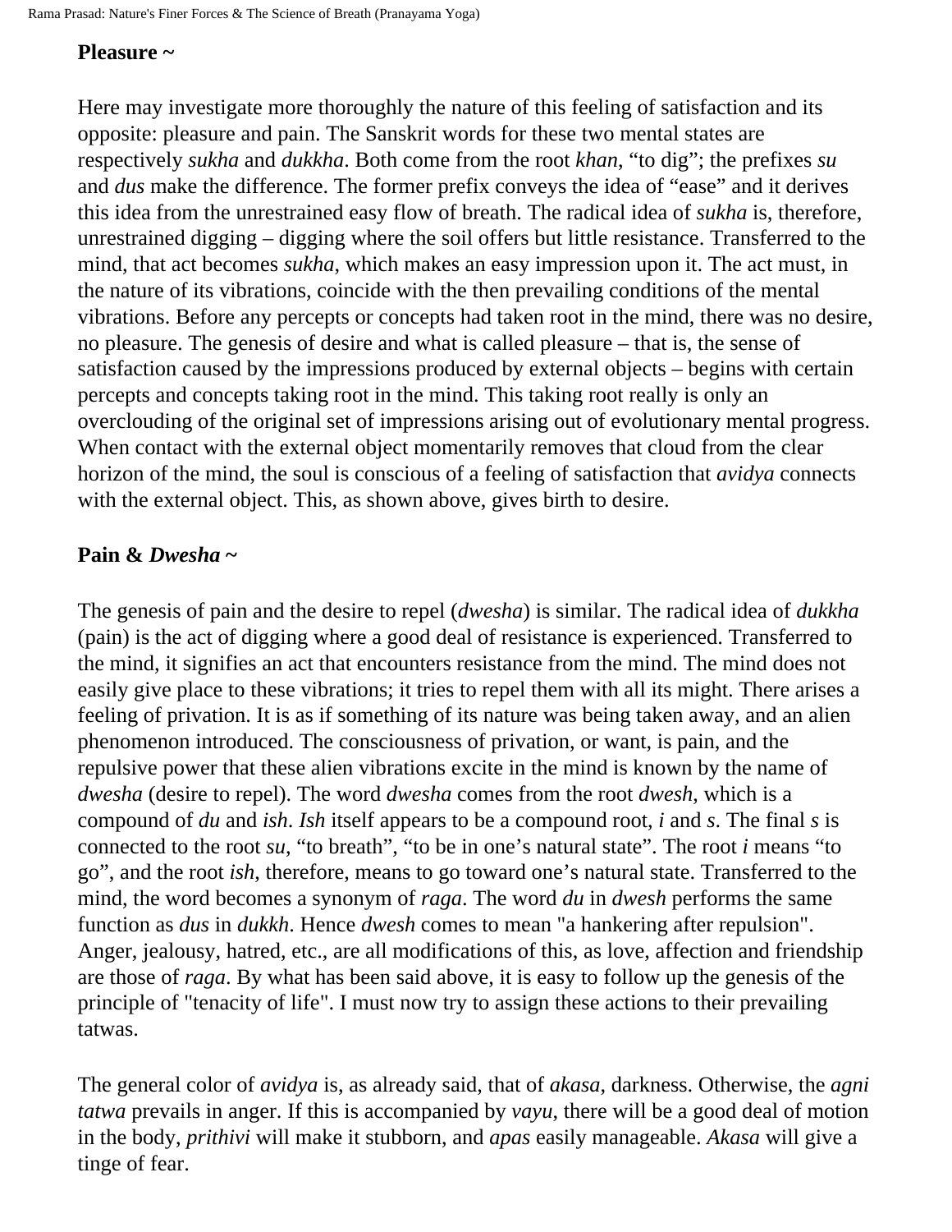**Pleasure ~**

Here may investigate more thoroughly the nature of this feeling of satisfaction and its opposite: pleasure and pain. The Sanskrit words for these two mental states are respectively *sukha* and *dukkha*. Both come from the root *khan*, "to dig"; the prefixes *su* and *dus* make the difference. The former prefix conveys the idea of "ease" and it derives this idea from the unrestrained easy flow of breath. The radical idea of *sukha* is, therefore, unrestrained digging – digging where the soil offers but little resistance. Transferred to the mind, that act becomes *sukha*, which makes an easy impression upon it. The act must, in the nature of its vibrations, coincide with the then prevailing conditions of the mental vibrations. Before any percepts or concepts had taken root in the mind, there was no desire, no pleasure. The genesis of desire and what is called pleasure – that is, the sense of satisfaction caused by the impressions produced by external objects – begins with certain percepts and concepts taking root in the mind. This taking root really is only an overclouding of the original set of impressions arising out of evolutionary mental progress. When contact with the external object momentarily removes that cloud from the clear horizon of the mind, the soul is conscious of a feeling of satisfaction that *avidya* connects with the external object. This, as shown above, gives birth to desire.

**Pain & *Dwesha* ~**

The genesis of pain and the desire to repel (*dwesha*) is similar. The radical idea of *dukkha* (pain) is the act of digging where a good deal of resistance is experienced. Transferred to the mind, it signifies an act that encounters resistance from the mind. The mind does not easily give place to these vibrations; it tries to repel them with all its might. There arises a feeling of privation. It is as if something of its nature was being taken away, and an alien phenomenon introduced. The consciousness of privation, or want, is pain, and the repulsive power that these alien vibrations excite in the mind is known by the name of *dwesha* (desire to repel). The word *dwesha* comes from the root *dwesh*, which is a compound of *du* and *ish*. *Ish* itself appears to be a compound root, *i* and *s*. The final *s* is connected to the root *su*, "to breath", "to be in one's natural state". The root *i* means "to go", and the root *ish*, therefore, means to go toward one's natural state. Transferred to the mind, the word becomes a synonym of *raga*. The word *du* in *dwesh* performs the same function as *dus* in *dukkh*. Hence *dwesh* comes to mean "a hankering after repulsion". Anger, jealousy, hatred, etc., are all modifications of this, as love, affection and friendship are those of *raga*. By what has been said above, it is easy to follow up the genesis of the principle of "tenacity of life". I must now try to assign these actions to their prevailing tatwas.

The general color of *avidya* is, as already said, that of *akasa*, darkness. Otherwise, the *agni tatwa* prevails in anger. If this is accompanied by *vayu*, there will be a good deal of motion in the body, *prithivi* will make it stubborn, and *apas* easily manageable. *Akasa* will give a tinge of fear.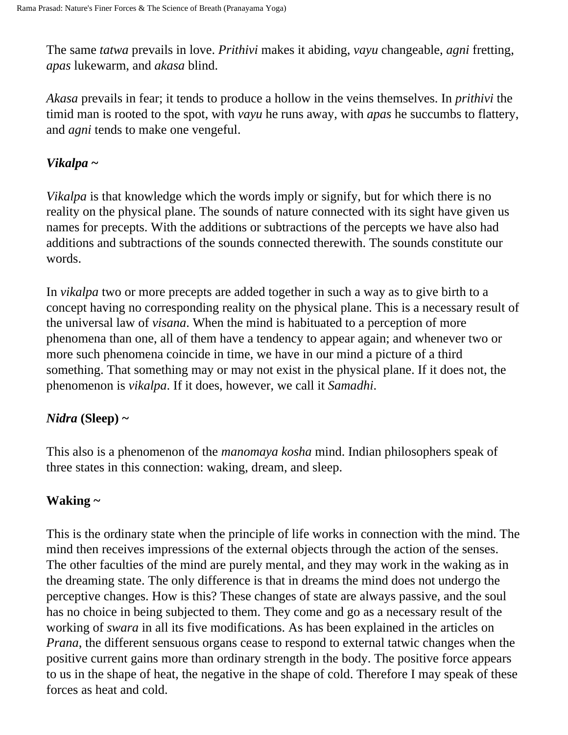The same *tatwa* prevails in love. *Prithivi* makes it abiding, *vayu* changeable, *agni* fretting, *apas* lukewarm, and *akasa* blind.

*Akasa* prevails in fear; it tends to produce a hollow in the veins themselves. In *prithivi* the timid man is rooted to the spot, with *vayu* he runs away, with *apas* he succumbs to flattery, and *agni* tends to make one vengeful.

### *Vikalpa* ~

*Vikalpa* is that knowledge which the words imply or signify, but for which there is no reality on the physical plane. The sounds of nature connected with its sight have given us names for precepts. With the additions or subtractions of the percepts we have also had additions and subtractions of the sounds connected therewith. The sounds constitute our words.

In *vikalpa* two or more precepts are added together in such a way as to give birth to a concept having no corresponding reality on the physical plane. This is a necessary result of the universal law of *visana*. When the mind is habituated to a perception of more phenomena than one, all of them have a tendency to appear again; and whenever two or more such phenomena coincide in time, we have in our mind a picture of a third something. That something may or may not exist in the physical plane. If it does not, the phenomenon is *vikalpa*. If it does, however, we call it *Samadhi*.

### *Nidra* (Sleep) ~

This also is a phenomenon of the *manomaya kosha* mind. Indian philosophers speak of three states in this connection: waking, dream, and sleep.

### Waking ~

This is the ordinary state when the principle of life works in connection with the mind. The mind then receives impressions of the external objects through the action of the senses. The other faculties of the mind are purely mental, and they may work in the waking as in the dreaming state. The only difference is that in dreams the mind does not undergo the perceptive changes. How is this? These changes of state are always passive, and the soul has no choice in being subjected to them. They come and go as a necessary result of the working of *swara* in all its five modifications. As has been explained in the articles on *Prana*, the different sensuous organs cease to respond to external tatwic changes when the positive current gains more than ordinary strength in the body. The positive force appears to us in the shape of heat, the negative in the shape of cold. Therefore I may speak of these forces as heat and cold.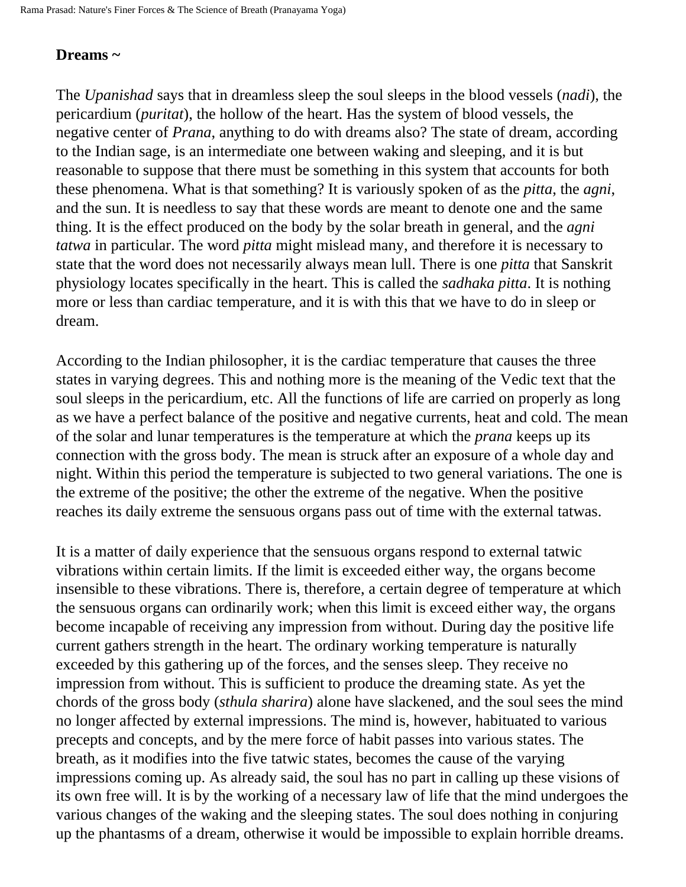**Dreams ~**

The *Upanishad* says that in dreamless sleep the soul sleeps in the blood vessels (*nadi*), the pericardium (*puritat*), the hollow of the heart. Has the system of blood vessels, the negative center of *Prana*, anything to do with dreams also? The state of dream, according to the Indian sage, is an intermediate one between waking and sleeping, and it is but reasonable to suppose that there must be something in this system that accounts for both these phenomena. What is that something? It is variously spoken of as the *pitta*, the *agni*, and the sun. It is needless to say that these words are meant to denote one and the same thing. It is the effect produced on the body by the solar breath in general, and the *agni tatwa* in particular. The word *pitta* might mislead many, and therefore it is necessary to state that the word does not necessarily always mean lull. There is one *pitta* that Sanskrit physiology locates specifically in the heart. This is called the *sadhaka pitta*. It is nothing more or less than cardiac temperature, and it is with this that we have to do in sleep or dream.

According to the Indian philosopher, it is the cardiac temperature that causes the three states in varying degrees. This and nothing more is the meaning of the Vedic text that the soul sleeps in the pericardium, etc. All the functions of life are carried on properly as long as we have a perfect balance of the positive and negative currents, heat and cold. The mean of the solar and lunar temperatures is the temperature at which the *prana* keeps up its connection with the gross body. The mean is struck after an exposure of a whole day and night. Within this period the temperature is subjected to two general variations. The one is the extreme of the positive; the other the extreme of the negative. When the positive reaches its daily extreme the sensuous organs pass out of time with the external tatwas.

It is a matter of daily experience that the sensuous organs respond to external tatwic vibrations within certain limits. If the limit is exceeded either way, the organs become insensible to these vibrations. There is, therefore, a certain degree of temperature at which the sensuous organs can ordinarily work; when this limit is exceed either way, the organs become incapable of receiving any impression from without. During day the positive life current gathers strength in the heart. The ordinary working temperature is naturally exceeded by this gathering up of the forces, and the senses sleep. They receive no impression from without. This is sufficient to produce the dreaming state. As yet the chords of the gross body (*sthula sharira*) alone have slackened, and the soul sees the mind no longer affected by external impressions. The mind is, however, habituated to various precepts and concepts, and by the mere force of habit passes into various states. The breath, as it modifies into the five tatwic states, becomes the cause of the varying impressions coming up. As already said, the soul has no part in calling up these visions of its own free will. It is by the working of a necessary law of life that the mind undergoes the various changes of the waking and the sleeping states. The soul does nothing in conjuring up the phantasms of a dream, otherwise it would be impossible to explain horrible dreams.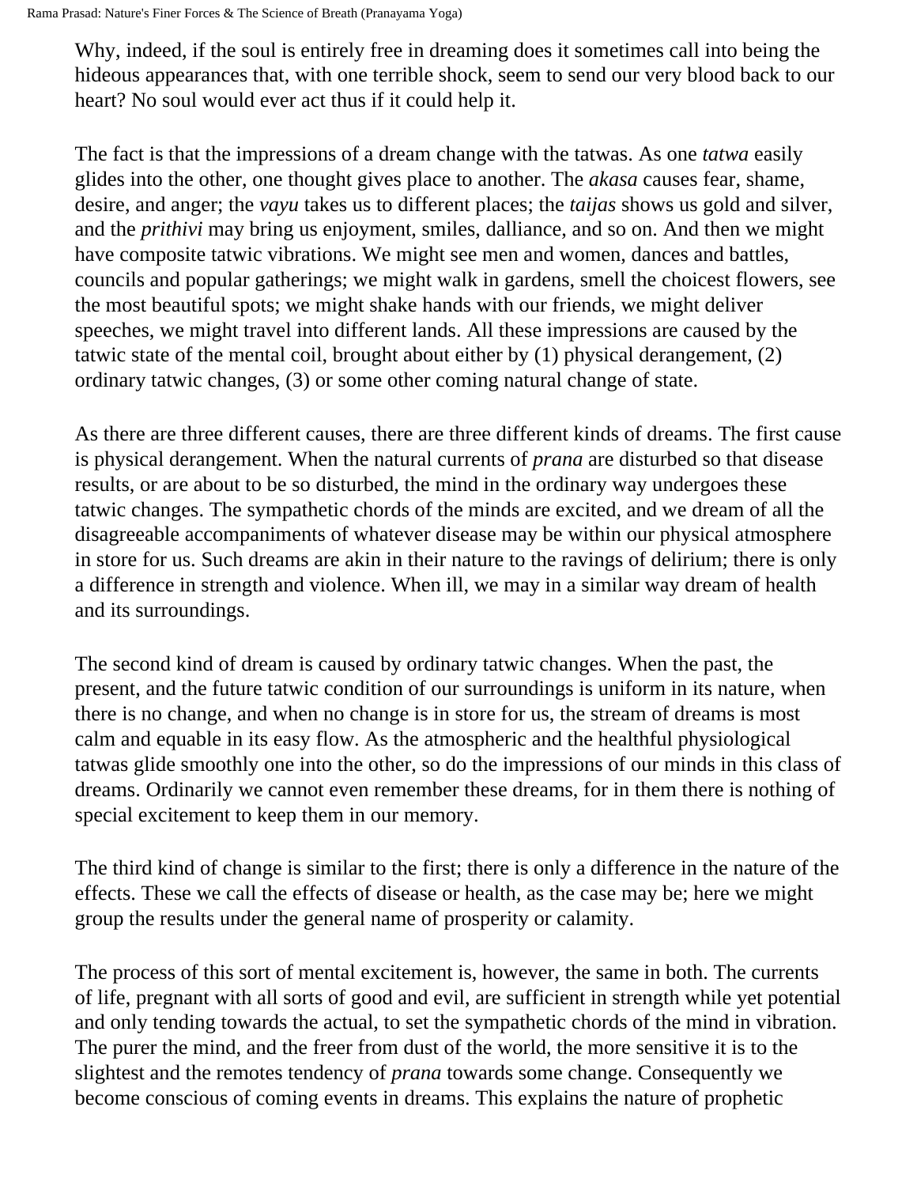Why, indeed, if the soul is entirely free in dreaming does it sometimes call into being the hideous appearances that, with one terrible shock, seem to send our very blood back to our heart? No soul would ever act thus if it could help it.

The fact is that the impressions of a dream change with the tatwas. As one *tatwa* easily glides into the other, one thought gives place to another. The *akasa* causes fear, shame, desire, and anger; the *vayu* takes us to different places; the *taijas* shows us gold and silver, and the *prithivi* may bring us enjoyment, smiles, dalliance, and so on. And then we might have composite tatwic vibrations. We might see men and women, dances and battles, councils and popular gatherings; we might walk in gardens, smell the choicest flowers, see the most beautiful spots; we might shake hands with our friends, we might deliver speeches, we might travel into different lands. All these impressions are caused by the tatwic state of the mental coil, brought about either by (1) physical derangement, (2) ordinary tatwic changes, (3) or some other coming natural change of state.

As there are three different causes, there are three different kinds of dreams. The first cause is physical derangement. When the natural currents of *prana* are disturbed so that disease results, or are about to be so disturbed, the mind in the ordinary way undergoes these tatwic changes. The sympathetic chords of the minds are excited, and we dream of all the disagreeable accompaniments of whatever disease may be within our physical atmosphere in store for us. Such dreams are akin in their nature to the ravings of delirium; there is only a difference in strength and violence. When ill, we may in a similar way dream of health and its surroundings.

The second kind of dream is caused by ordinary tatwic changes. When the past, the present, and the future tatwic condition of our surroundings is uniform in its nature, when there is no change, and when no change is in store for us, the stream of dreams is most calm and equable in its easy flow. As the atmospheric and the healthful physiological tatwas glide smoothly one into the other, so do the impressions of our minds in this class of dreams. Ordinarily we cannot even remember these dreams, for in them there is nothing of special excitement to keep them in our memory.

The third kind of change is similar to the first; there is only a difference in the nature of the effects. These we call the effects of disease or health, as the case may be; here we might group the results under the general name of prosperity or calamity.

The process of this sort of mental excitement is, however, the same in both. The currents of life, pregnant with all sorts of good and evil, are sufficient in strength while yet potential and only tending towards the actual, to set the sympathetic chords of the mind in vibration. The purer the mind, and the freer from dust of the world, the more sensitive it is to the slightest and the remotes tendency of *prana* towards some change. Consequently we become conscious of coming events in dreams. This explains the nature of prophetic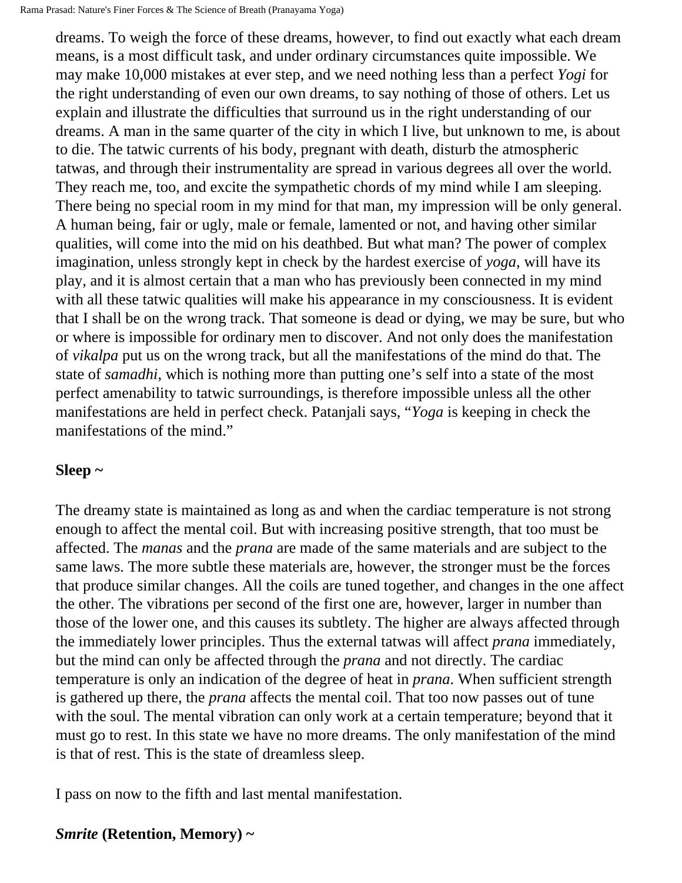dreams. To weigh the force of these dreams, however, to find out exactly what each dream means, is a most difficult task, and under ordinary circumstances quite impossible. We may make 10,000 mistakes at ever step, and we need nothing less than a perfect *Yogi* for the right understanding of even our own dreams, to say nothing of those of others. Let us explain and illustrate the difficulties that surround us in the right understanding of our dreams. A man in the same quarter of the city in which I live, but unknown to me, is about to die. The tatwic currents of his body, pregnant with death, disturb the atmospheric tatwas, and through their instrumentality are spread in various degrees all over the world. They reach me, too, and excite the sympathetic chords of my mind while I am sleeping. There being no special room in my mind for that man, my impression will be only general. A human being, fair or ugly, male or female, lamented or not, and having other similar qualities, will come into the mid on his deathbed. But what man? The power of complex imagination, unless strongly kept in check by the hardest exercise of *yoga*, will have its play, and it is almost certain that a man who has previously been connected in my mind with all these tatwic qualities will make his appearance in my consciousness. It is evident that I shall be on the wrong track. That someone is dead or dying, we may be sure, but who or where is impossible for ordinary men to discover. And not only does the manifestation of *vikalpa* put us on the wrong track, but all the manifestations of the mind do that. The state of *samadhi*, which is nothing more than putting one's self into a state of the most perfect amenability to tatwic surroundings, is therefore impossible unless all the other manifestations are held in perfect check. Patanjali says, "*Yoga* is keeping in check the manifestations of the mind."

**Sleep ~**

The dreamy state is maintained as long as and when the cardiac temperature is not strong enough to affect the mental coil. But with increasing positive strength, that too must be affected. The *manas* and the *prana* are made of the same materials and are subject to the same laws. The more subtle these materials are, however, the stronger must be the forces that produce similar changes. All the coils are tuned together, and changes in the one affect the other. The vibrations per second of the first one are, however, larger in number than those of the lower one, and this causes its subtlety. The higher are always affected through the immediately lower principles. Thus the external tatwas will affect *prana* immediately, but the mind can only be affected through the *prana* and not directly. The cardiac temperature is only an indication of the degree of heat in *prana*. When sufficient strength is gathered up there, the *prana* affects the mental coil. That too now passes out of tune with the soul. The mental vibration can only work at a certain temperature; beyond that it must go to rest. In this state we have no more dreams. The only manifestation of the mind is that of rest. This is the state of dreamless sleep.

I pass on now to the fifth and last mental manifestation.

***Smrite* (Retention, Memory) ~**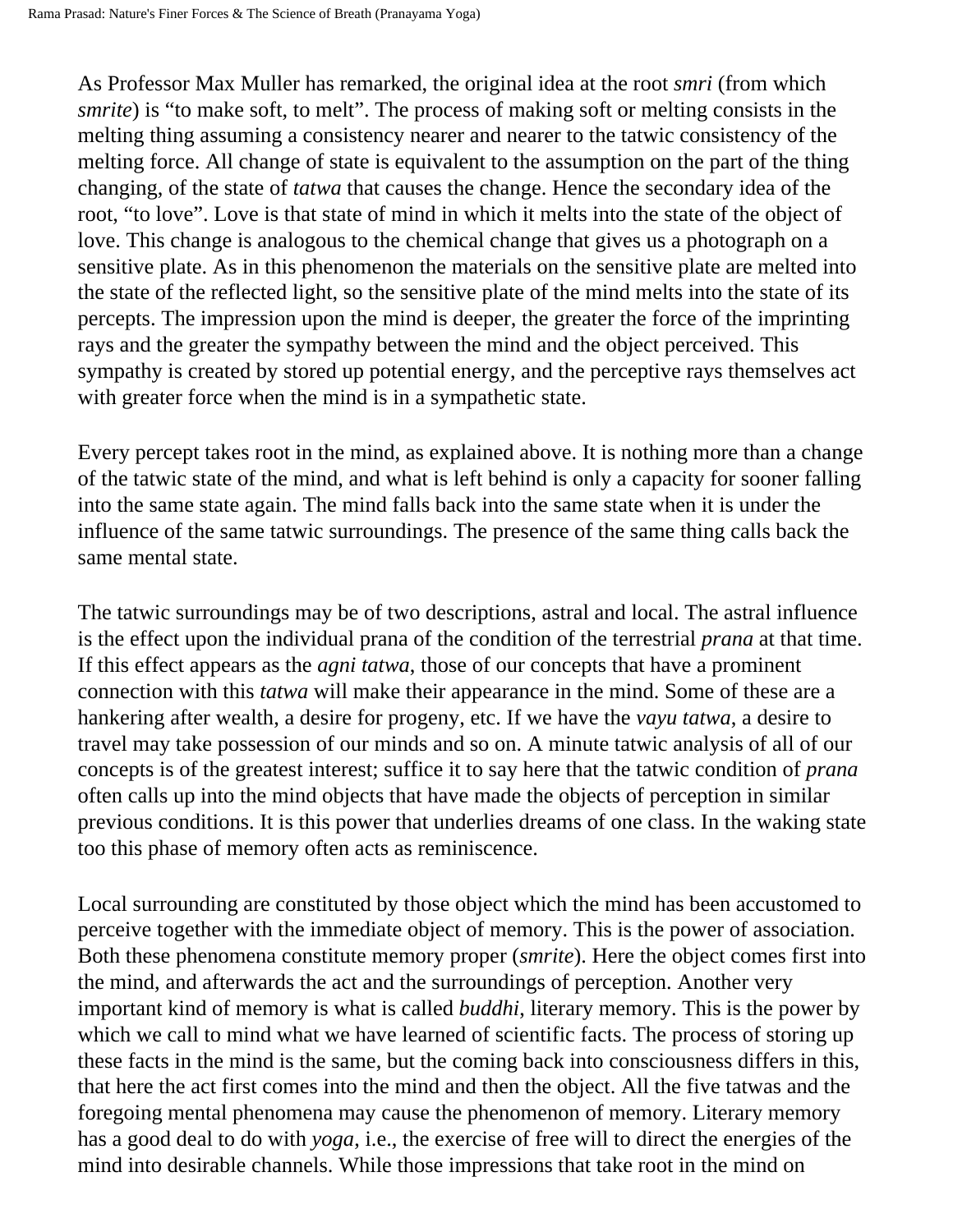As Professor Max Muller has remarked, the original idea at the root *smri* (from which *smrite*) is “to make soft, to melt”. The process of making soft or melting consists in the melting thing assuming a consistency nearer and nearer to the tatwic consistency of the melting force. All change of state is equivalent to the assumption on the part of the thing changing, of the state of *tatwa* that causes the change. Hence the secondary idea of the root, “to love”. Love is that state of mind in which it melts into the state of the object of love. This change is analogous to the chemical change that gives us a photograph on a sensitive plate. As in this phenomenon the materials on the sensitive plate are melted into the state of the reflected light, so the sensitive plate of the mind melts into the state of its percepts. The impression upon the mind is deeper, the greater the force of the imprinting rays and the greater the sympathy between the mind and the object perceived. This sympathy is created by stored up potential energy, and the perceptive rays themselves act with greater force when the mind is in a sympathetic state.

Every percept takes root in the mind, as explained above. It is nothing more than a change of the tatwic state of the mind, and what is left behind is only a capacity for sooner falling into the same state again. The mind falls back into the same state when it is under the influence of the same tatwic surroundings. The presence of the same thing calls back the same mental state.

The tatwic surroundings may be of two descriptions, astral and local. The astral influence is the effect upon the individual prana of the condition of the terrestrial *prana* at that time. If this effect appears as the *agni tatwa*, those of our concepts that have a prominent connection with this *tatwa* will make their appearance in the mind. Some of these are a hankering after wealth, a desire for progeny, etc. If we have the *vayu tatwa*, a desire to travel may take possession of our minds and so on. A minute tatwic analysis of all of our concepts is of the greatest interest; suffice it to say here that the tatwic condition of *prana* often calls up into the mind objects that have made the objects of perception in similar previous conditions. It is this power that underlies dreams of one class. In the waking state too this phase of memory often acts as reminiscence.

Local surrounding are constituted by those object which the mind has been accustomed to perceive together with the immediate object of memory. This is the power of association. Both these phenomena constitute memory proper (*smrite*). Here the object comes first into the mind, and afterwards the act and the surroundings of perception. Another very important kind of memory is what is called *buddhi*, literary memory. This is the power by which we call to mind what we have learned of scientific facts. The process of storing up these facts in the mind is the same, but the coming back into consciousness differs in this, that here the act first comes into the mind and then the object. All the five tatwas and the foregoing mental phenomena may cause the phenomenon of memory. Literary memory has a good deal to do with *yoga*, i.e., the exercise of free will to direct the energies of the mind into desirable channels. While those impressions that take root in the mind on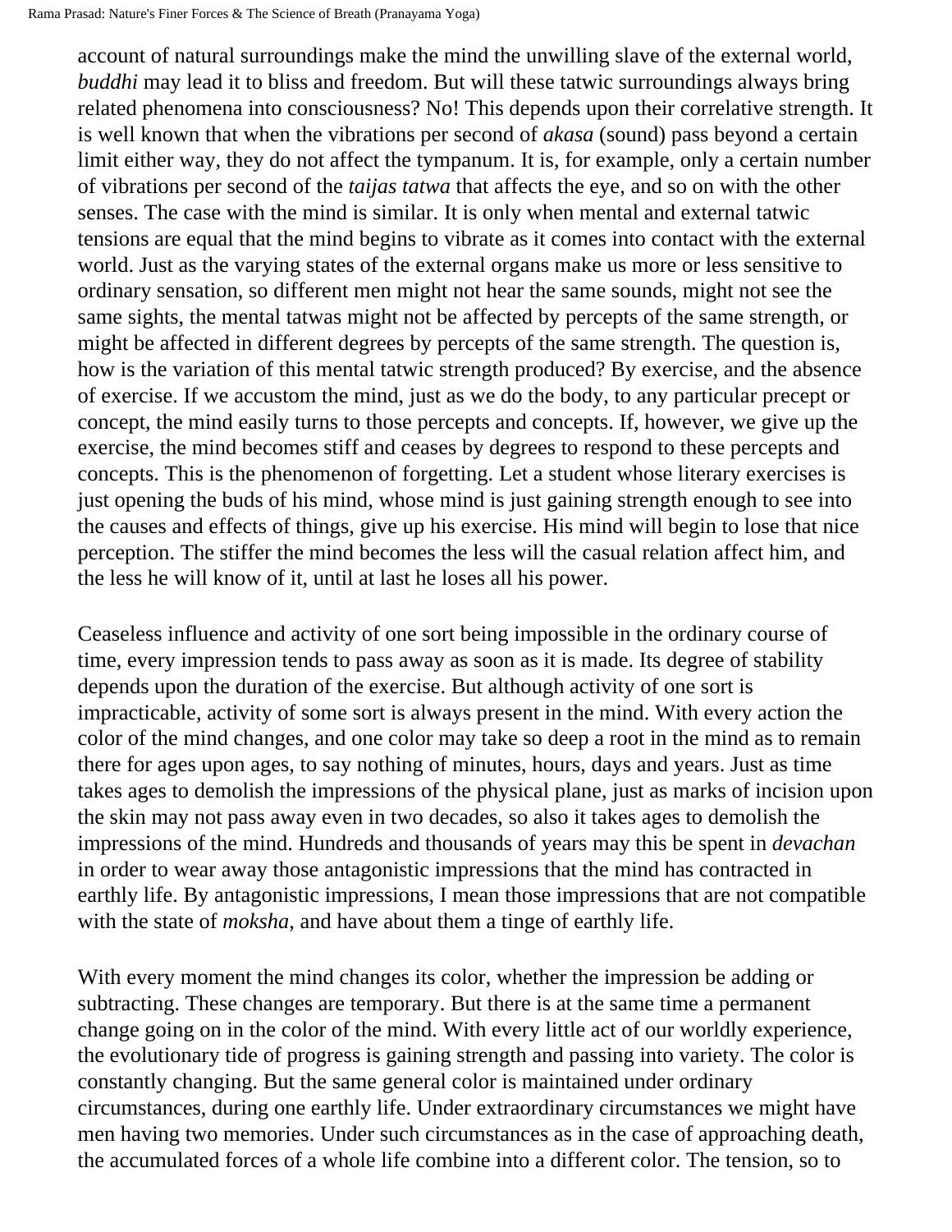account of natural surroundings make the mind the unwilling slave of the external world, *buddhi* may lead it to bliss and freedom. But will these tatwic surroundings always bring related phenomena into consciousness? No! This depends upon their correlative strength. It is well known that when the vibrations per second of *akasa* (sound) pass beyond a certain limit either way, they do not affect the tympanum. It is, for example, only a certain number of vibrations per second of the *taijas tatwa* that affects the eye, and so on with the other senses. The case with the mind is similar. It is only when mental and external tatwic tensions are equal that the mind begins to vibrate as it comes into contact with the external world. Just as the varying states of the external organs make us more or less sensitive to ordinary sensation, so different men might not hear the same sounds, might not see the same sights, the mental tatwas might not be affected by percepts of the same strength, or might be affected in different degrees by percepts of the same strength. The question is, how is the variation of this mental tatwic strength produced? By exercise, and the absence of exercise. If we accustom the mind, just as we do the body, to any particular precept or concept, the mind easily turns to those percepts and concepts. If, however, we give up the exercise, the mind becomes stiff and ceases by degrees to respond to these percepts and concepts. This is the phenomenon of forgetting. Let a student whose literary exercises is just opening the buds of his mind, whose mind is just gaining strength enough to see into the causes and effects of things, give up his exercise. His mind will begin to lose that nice perception. The stiffer the mind becomes the less will the casual relation affect him, and the less he will know of it, until at last he loses all his power.

Ceaseless influence and activity of one sort being impossible in the ordinary course of time, every impression tends to pass away as soon as it is made. Its degree of stability depends upon the duration of the exercise. But although activity of one sort is impracticable, activity of some sort is always present in the mind. With every action the color of the mind changes, and one color may take so deep a root in the mind as to remain there for ages upon ages, to say nothing of minutes, hours, days and years. Just as time takes ages to demolish the impressions of the physical plane, just as marks of incision upon the skin may not pass away even in two decades, so also it takes ages to demolish the impressions of the mind. Hundreds and thousands of years may this be spent in *devachan* in order to wear away those antagonistic impressions that the mind has contracted in earthly life. By antagonistic impressions, I mean those impressions that are not compatible with the state of *moksha*, and have about them a tinge of earthly life.

With every moment the mind changes its color, whether the impression be adding or subtracting. These changes are temporary. But there is at the same time a permanent change going on in the color of the mind. With every little act of our worldly experience, the evolutionary tide of progress is gaining strength and passing into variety. The color is constantly changing. But the same general color is maintained under ordinary circumstances, during one earthly life. Under extraordinary circumstances we might have men having two memories. Under such circumstances as in the case of approaching death, the accumulated forces of a whole life combine into a different color. The tension, so to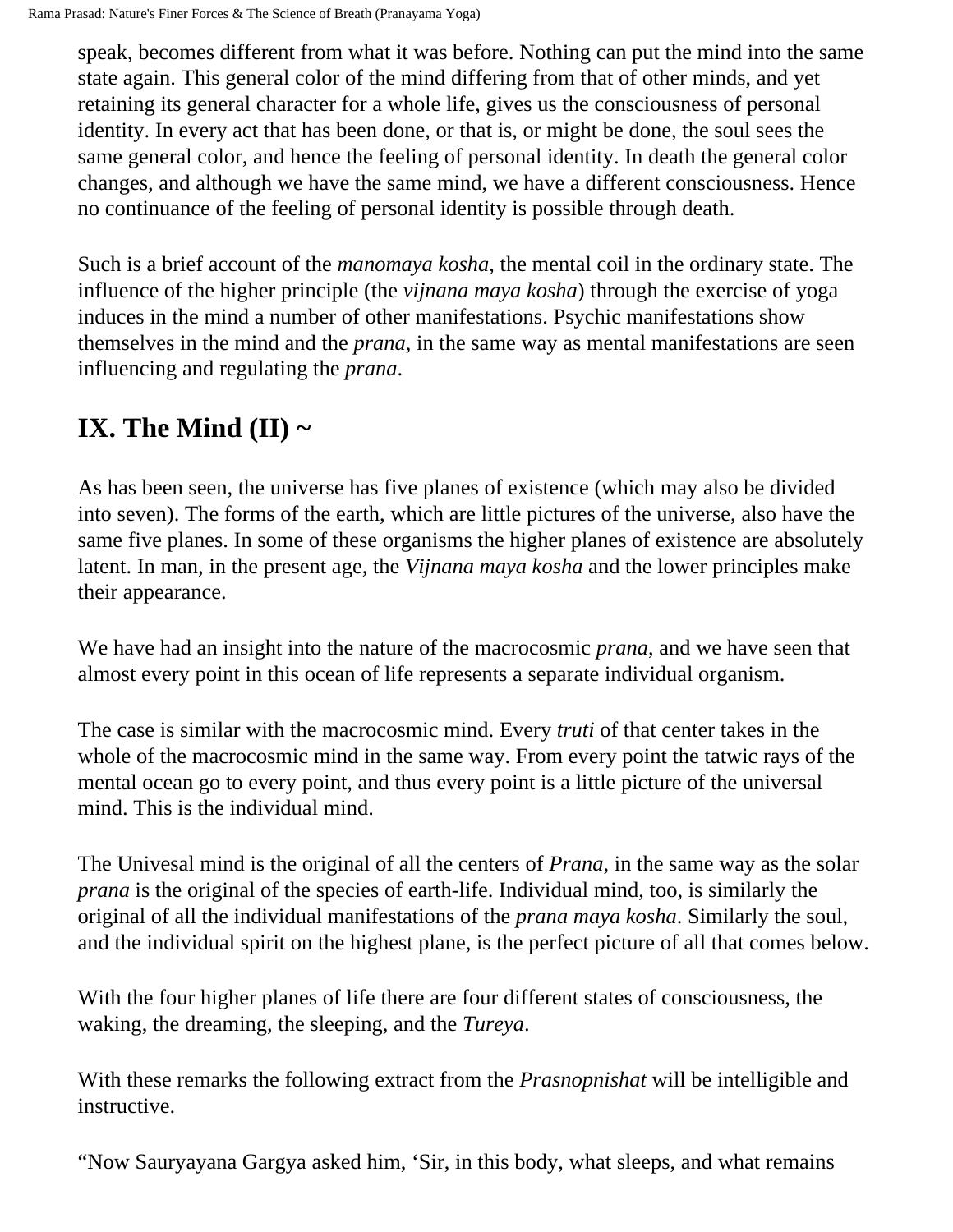speak, becomes different from what it was before. Nothing can put the mind into the same state again. This general color of the mind differing from that of other minds, and yet retaining its general character for a whole life, gives us the consciousness of personal identity. In every act that has been done, or that is, or might be done, the soul sees the same general color, and hence the feeling of personal identity. In death the general color changes, and although we have the same mind, we have a different consciousness. Hence no continuance of the feeling of personal identity is possible through death.

Such is a brief account of the *manomaya kosha*, the mental coil in the ordinary state. The influence of the higher principle (the *vijnana maya kosha*) through the exercise of yoga induces in the mind a number of other manifestations. Psychic manifestations show themselves in the mind and the *prana*, in the same way as mental manifestations are seen influencing and regulating the *prana*.

## IX. The Mind (II) ~

As has been seen, the universe has five planes of existence (which may also be divided into seven). The forms of the earth, which are little pictures of the universe, also have the same five planes. In some of these organisms the higher planes of existence are absolutely latent. In man, in the present age, the *Vijnana maya kosha* and the lower principles make their appearance.

We have had an insight into the nature of the macrocosmic *prana*, and we have seen that almost every point in this ocean of life represents a separate individual organism.

The case is similar with the macrocosmic mind. Every *truti* of that center takes in the whole of the macrocosmic mind in the same way. From every point the tatwic rays of the mental ocean go to every point, and thus every point is a little picture of the universal mind. This is the individual mind.

The Univesal mind is the original of all the centers of *Prana*, in the same way as the solar *prana* is the original of the species of earth-life. Individual mind, too, is similarly the original of all the individual manifestations of the *prana maya kosha*. Similarly the soul, and the individual spirit on the highest plane, is the perfect picture of all that comes below.

With the four higher planes of life there are four different states of consciousness, the waking, the dreaming, the sleeping, and the *Tureya*.

With these remarks the following extract from the *Prasnopnishat* will be intelligible and instructive.

"Now Sauryayana Gargya asked him, 'Sir, in this body, what sleeps, and what remains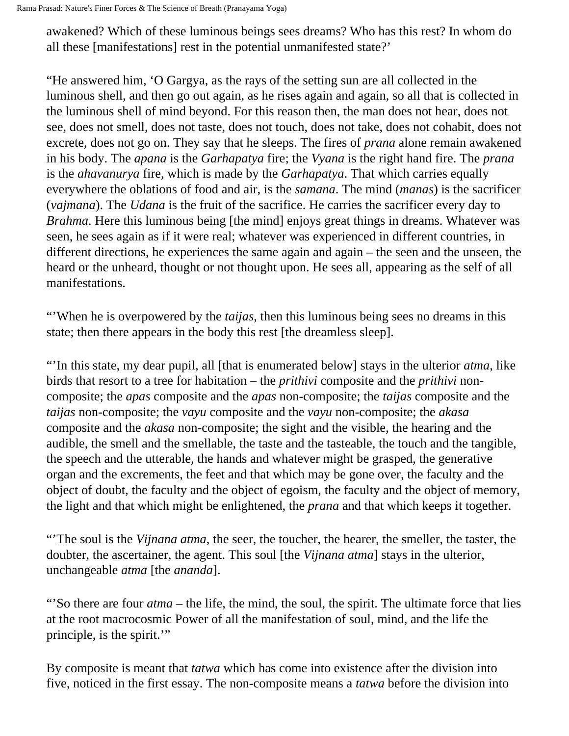awakened? Which of these luminous beings sees dreams? Who has this rest? In whom do all these [manifestations] rest in the potential unmanifested state?'

"He answered him, 'O Gargya, as the rays of the setting sun are all collected in the luminous shell, and then go out again, as he rises again and again, so all that is collected in the luminous shell of mind beyond. For this reason then, the man does not hear, does not see, does not smell, does not taste, does not touch, does not take, does not cohabit, does not excrete, does not go on. They say that he sleeps. The fires of *prana* alone remain awakened in his body. The *apana* is the *Garhapatya* fire; the *Vyana* is the right hand fire. The *prana* is the *ahavanurya* fire, which is made by the *Garhapatya*. That which carries equally everywhere the oblations of food and air, is the *samana*. The mind (*manas*) is the sacrificer (*vajmana*). The *Udana* is the fruit of the sacrifice. He carries the sacrificer every day to *Brahma*. Here this luminous being [the mind] enjoys great things in dreams. Whatever was seen, he sees again as if it were real; whatever was experienced in different countries, in different directions, he experiences the same again and again – the seen and the unseen, the heard or the unheard, thought or not thought upon. He sees all, appearing as the self of all manifestations.

"'When he is overpowered by the *taijas*, then this luminous being sees no dreams in this state; then there appears in the body this rest [the dreamless sleep].

"'In this state, my dear pupil, all [that is enumerated below] stays in the ulterior *atma*, like birds that resort to a tree for habitation – the *prithivi* composite and the *prithivi* non-composite; the *apas* composite and the *apas* non-composite; the *taijas* composite and the *taijas* non-composite; the *vayu* composite and the *vayu* non-composite; the *akasa* composite and the *akasa* non-composite; the sight and the visible, the hearing and the audible, the smell and the smellable, the taste and the tasteable, the touch and the tangible, the speech and the utterable, the hands and whatever might be grasped, the generative organ and the excrements, the feet and that which may be gone over, the faculty and the object of doubt, the faculty and the object of egoism, the faculty and the object of memory, the light and that which might be enlightened, the *prana* and that which keeps it together.

"'The soul is the *Vijnana atma*, the seer, the toucher, the hearer, the smeller, the taster, the doubter, the ascertainer, the agent. This soul [the *Vijnana atma*] stays in the ulterior, unchangeable *atma* [the *ananda*].

"'So there are four *atma* – the life, the mind, the soul, the spirit. The ultimate force that lies at the root macrocosmic Power of all the manifestation of soul, mind, and the life the principle, is the spirit.'"

By composite is meant that *tatwa* which has come into existence after the division into five, noticed in the first essay. The non-composite means a *tatwa* before the division into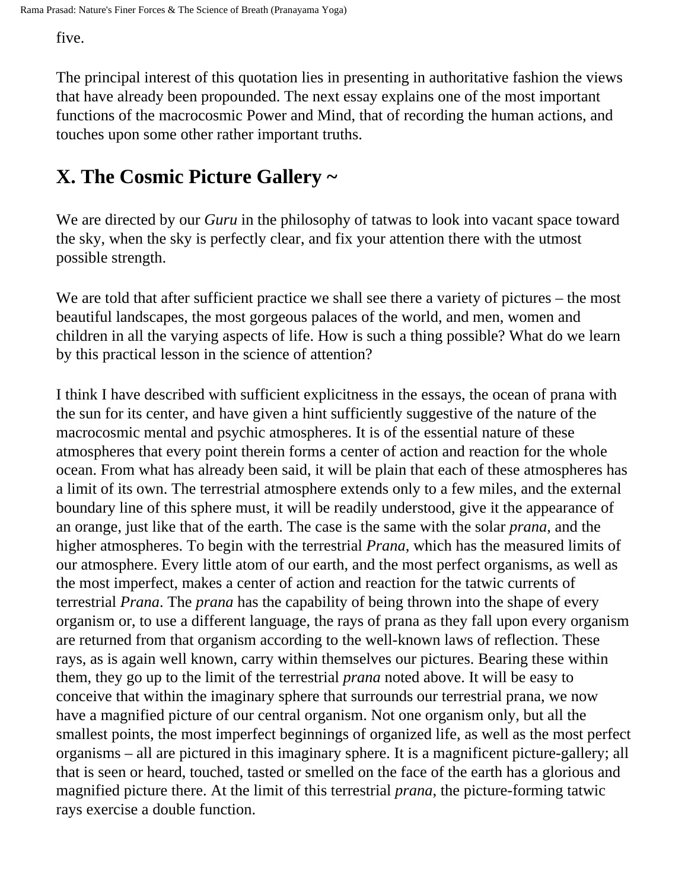five.

The principal interest of this quotation lies in presenting in authoritative fashion the views that have already been propounded. The next essay explains one of the most important functions of the macrocosmic Power and Mind, that of recording the human actions, and touches upon some other rather important truths.

## X. The Cosmic Picture Gallery ~

We are directed by our *Guru* in the philosophy of tatwas to look into vacant space toward the sky, when the sky is perfectly clear, and fix your attention there with the utmost possible strength.

We are told that after sufficient practice we shall see there a variety of pictures – the most beautiful landscapes, the most gorgeous palaces of the world, and men, women and children in all the varying aspects of life. How is such a thing possible? What do we learn by this practical lesson in the science of attention?

I think I have described with sufficient explicitness in the essays, the ocean of prana with the sun for its center, and have given a hint sufficiently suggestive of the nature of the macrocosmic mental and psychic atmospheres. It is of the essential nature of these atmospheres that every point therein forms a center of action and reaction for the whole ocean. From what has already been said, it will be plain that each of these atmospheres has a limit of its own. The terrestrial atmosphere extends only to a few miles, and the external boundary line of this sphere must, it will be readily understood, give it the appearance of an orange, just like that of the earth. The case is the same with the solar *prana*, and the higher atmospheres. To begin with the terrestrial *Prana*, which has the measured limits of our atmosphere. Every little atom of our earth, and the most perfect organisms, as well as the most imperfect, makes a center of action and reaction for the tatwic currents of terrestrial *Prana*. The *prana* has the capability of being thrown into the shape of every organism or, to use a different language, the rays of prana as they fall upon every organism are returned from that organism according to the well-known laws of reflection. These rays, as is again well known, carry within themselves our pictures. Bearing these within them, they go up to the limit of the terrestrial *prana* noted above. It will be easy to conceive that within the imaginary sphere that surrounds our terrestrial prana, we now have a magnified picture of our central organism. Not one organism only, but all the smallest points, the most imperfect beginnings of organized life, as well as the most perfect organisms – all are pictured in this imaginary sphere. It is a magnificent picture-gallery; all that is seen or heard, touched, tasted or smelled on the face of the earth has a glorious and magnified picture there. At the limit of this terrestrial *prana*, the picture-forming tatwic rays exercise a double function.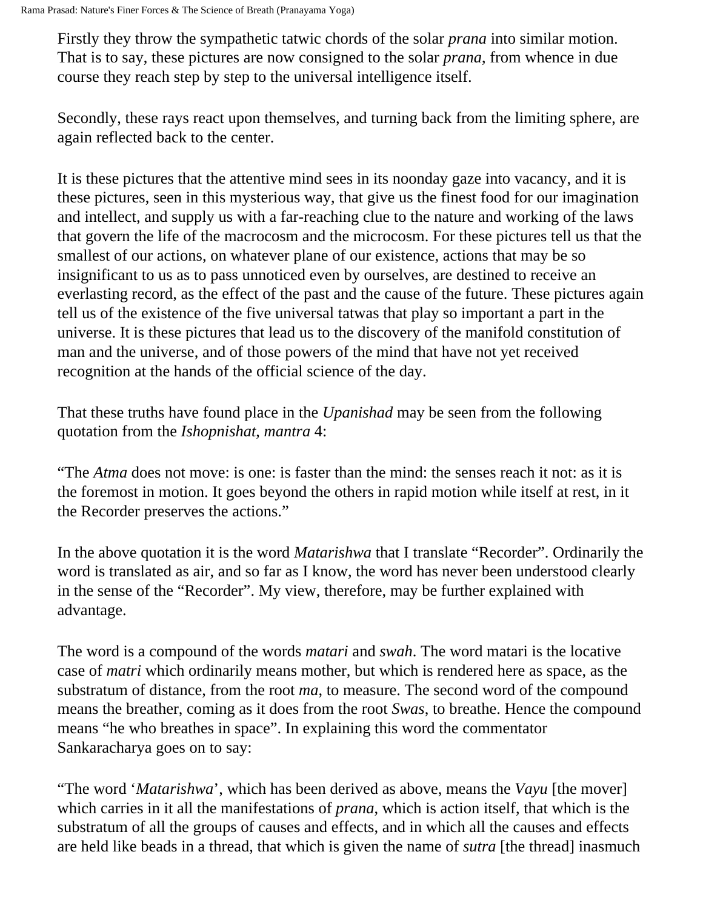Firstly they throw the sympathetic tatwic chords of the solar *prana* into similar motion. That is to say, these pictures are now consigned to the solar *prana*, from whence in due course they reach step by step to the universal intelligence itself.

Secondly, these rays react upon themselves, and turning back from the limiting sphere, are again reflected back to the center.

It is these pictures that the attentive mind sees in its noonday gaze into vacancy, and it is these pictures, seen in this mysterious way, that give us the finest food for our imagination and intellect, and supply us with a far-reaching clue to the nature and working of the laws that govern the life of the macrocosm and the microcosm. For these pictures tell us that the smallest of our actions, on whatever plane of our existence, actions that may be so insignificant to us as to pass unnoticed even by ourselves, are destined to receive an everlasting record, as the effect of the past and the cause of the future. These pictures again tell us of the existence of the five universal tatwas that play so important a part in the universe. It is these pictures that lead us to the discovery of the manifold constitution of man and the universe, and of those powers of the mind that have not yet received recognition at the hands of the official science of the day.

That these truths have found place in the *Upanishad* may be seen from the following quotation from the *Ishopnishat*, *mantra* 4:

"The *Atma* does not move: is one: is faster than the mind: the senses reach it not: as it is the foremost in motion. It goes beyond the others in rapid motion while itself at rest, in it the Recorder preserves the actions."

In the above quotation it is the word *Matarishwa* that I translate "Recorder". Ordinarily the word is translated as air, and so far as I know, the word has never been understood clearly in the sense of the "Recorder". My view, therefore, may be further explained with advantage.

The word is a compound of the words *matari* and *swah*. The word matari is the locative case of *matri* which ordinarily means mother, but which is rendered here as space, as the substratum of distance, from the root *ma*, to measure. The second word of the compound means the breather, coming as it does from the root *Swas*, to breathe. Hence the compound means "he who breathes in space". In explaining this word the commentator Sankaracharya goes on to say:

"The word '*Matarishwa*', which has been derived as above, means the *Vayu* [the mover] which carries in it all the manifestations of *prana*, which is action itself, that which is the substratum of all the groups of causes and effects, and in which all the causes and effects are held like beads in a thread, that which is given the name of *sutra* [the thread] inasmuch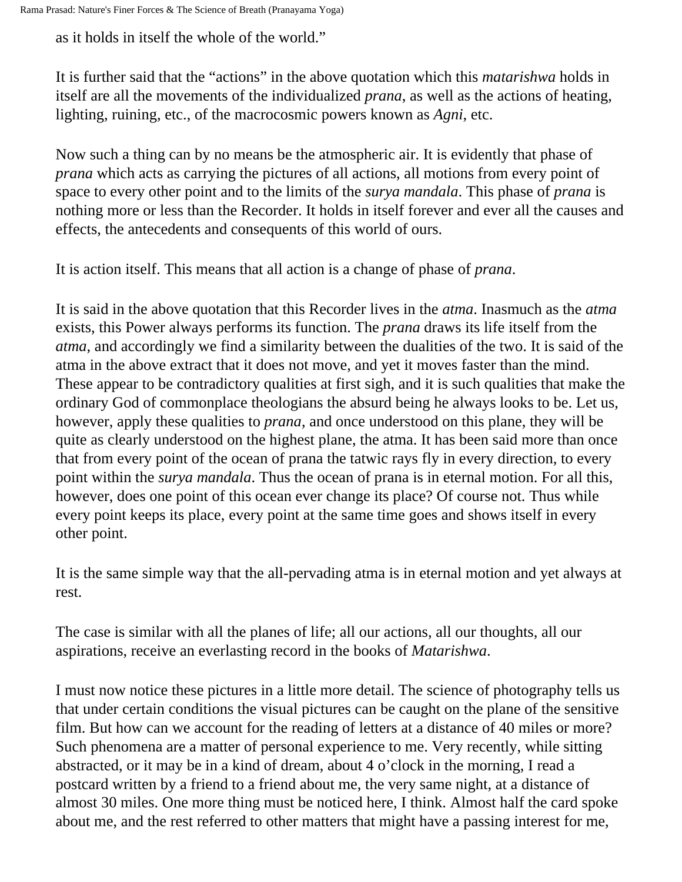as it holds in itself the whole of the world."

It is further said that the "actions" in the above quotation which this *matarishwa* holds in itself are all the movements of the individualized *prana*, as well as the actions of heating, lighting, ruining, etc., of the macrocosmic powers known as *Agni*, etc.

Now such a thing can by no means be the atmospheric air. It is evidently that phase of *prana* which acts as carrying the pictures of all actions, all motions from every point of space to every other point and to the limits of the *surya mandala*. This phase of *prana* is nothing more or less than the Recorder. It holds in itself forever and ever all the causes and effects, the antecedents and consequents of this world of ours.

It is action itself. This means that all action is a change of phase of *prana*.

It is said in the above quotation that this Recorder lives in the *atma*. Inasmuch as the *atma* exists, this Power always performs its function. The *prana* draws its life itself from the *atma*, and accordingly we find a similarity between the dualities of the two. It is said of the atma in the above extract that it does not move, and yet it moves faster than the mind. These appear to be contradictory qualities at first sigh, and it is such qualities that make the ordinary God of commonplace theologians the absurd being he always looks to be. Let us, however, apply these qualities to *prana*, and once understood on this plane, they will be quite as clearly understood on the highest plane, the atma. It has been said more than once that from every point of the ocean of prana the tatwic rays fly in every direction, to every point within the *surya mandala*. Thus the ocean of prana is in eternal motion. For all this, however, does one point of this ocean ever change its place? Of course not. Thus while every point keeps its place, every point at the same time goes and shows itself in every other point.

It is the same simple way that the all-pervading atma is in eternal motion and yet always at rest.

The case is similar with all the planes of life; all our actions, all our thoughts, all our aspirations, receive an everlasting record in the books of *Matarishwa*.

I must now notice these pictures in a little more detail. The science of photography tells us that under certain conditions the visual pictures can be caught on the plane of the sensitive film. But how can we account for the reading of letters at a distance of 40 miles or more? Such phenomena are a matter of personal experience to me. Very recently, while sitting abstracted, or it may be in a kind of dream, about 4 o'clock in the morning, I read a postcard written by a friend to a friend about me, the very same night, at a distance of almost 30 miles. One more thing must be noticed here, I think. Almost half the card spoke about me, and the rest referred to other matters that might have a passing interest for me,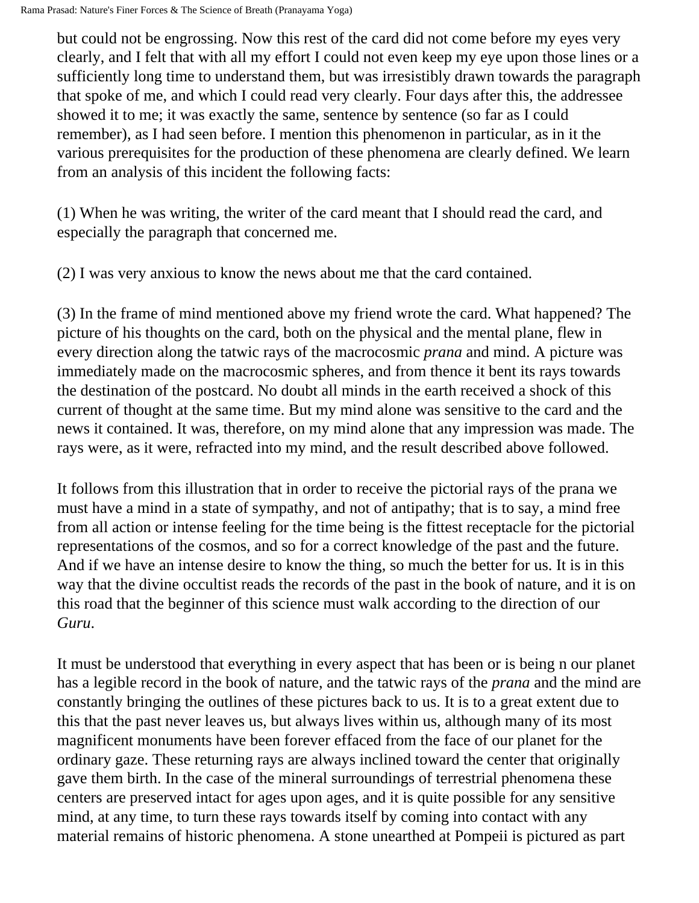but could not be engrossing. Now this rest of the card did not come before my eyes very clearly, and I felt that with all my effort I could not even keep my eye upon those lines or a sufficiently long time to understand them, but was irresistibly drawn towards the paragraph that spoke of me, and which I could read very clearly. Four days after this, the addressee showed it to me; it was exactly the same, sentence by sentence (so far as I could remember), as I had seen before. I mention this phenomenon in particular, as in it the various prerequisites for the production of these phenomena are clearly defined. We learn from an analysis of this incident the following facts:

(1) When he was writing, the writer of the card meant that I should read the card, and especially the paragraph that concerned me.

(2) I was very anxious to know the news about me that the card contained.

(3) In the frame of mind mentioned above my friend wrote the card. What happened? The picture of his thoughts on the card, both on the physical and the mental plane, flew in every direction along the tatwic rays of the macrocosmic *prana* and mind. A picture was immediately made on the macrocosmic spheres, and from thence it bent its rays towards the destination of the postcard. No doubt all minds in the earth received a shock of this current of thought at the same time. But my mind alone was sensitive to the card and the news it contained. It was, therefore, on my mind alone that any impression was made. The rays were, as it were, refracted into my mind, and the result described above followed.

It follows from this illustration that in order to receive the pictorial rays of the prana we must have a mind in a state of sympathy, and not of antipathy; that is to say, a mind free from all action or intense feeling for the time being is the fittest receptacle for the pictorial representations of the cosmos, and so for a correct knowledge of the past and the future. And if we have an intense desire to know the thing, so much the better for us. It is in this way that the divine occultist reads the records of the past in the book of nature, and it is on this road that the beginner of this science must walk according to the direction of our *Guru*.

It must be understood that everything in every aspect that has been or is being n our planet has a legible record in the book of nature, and the tatwic rays of the *prana* and the mind are constantly bringing the outlines of these pictures back to us. It is to a great extent due to this that the past never leaves us, but always lives within us, although many of its most magnificent monuments have been forever effaced from the face of our planet for the ordinary gaze. These returning rays are always inclined toward the center that originally gave them birth. In the case of the mineral surroundings of terrestrial phenomena these centers are preserved intact for ages upon ages, and it is quite possible for any sensitive mind, at any time, to turn these rays towards itself by coming into contact with any material remains of historic phenomena. A stone unearthed at Pompeii is pictured as part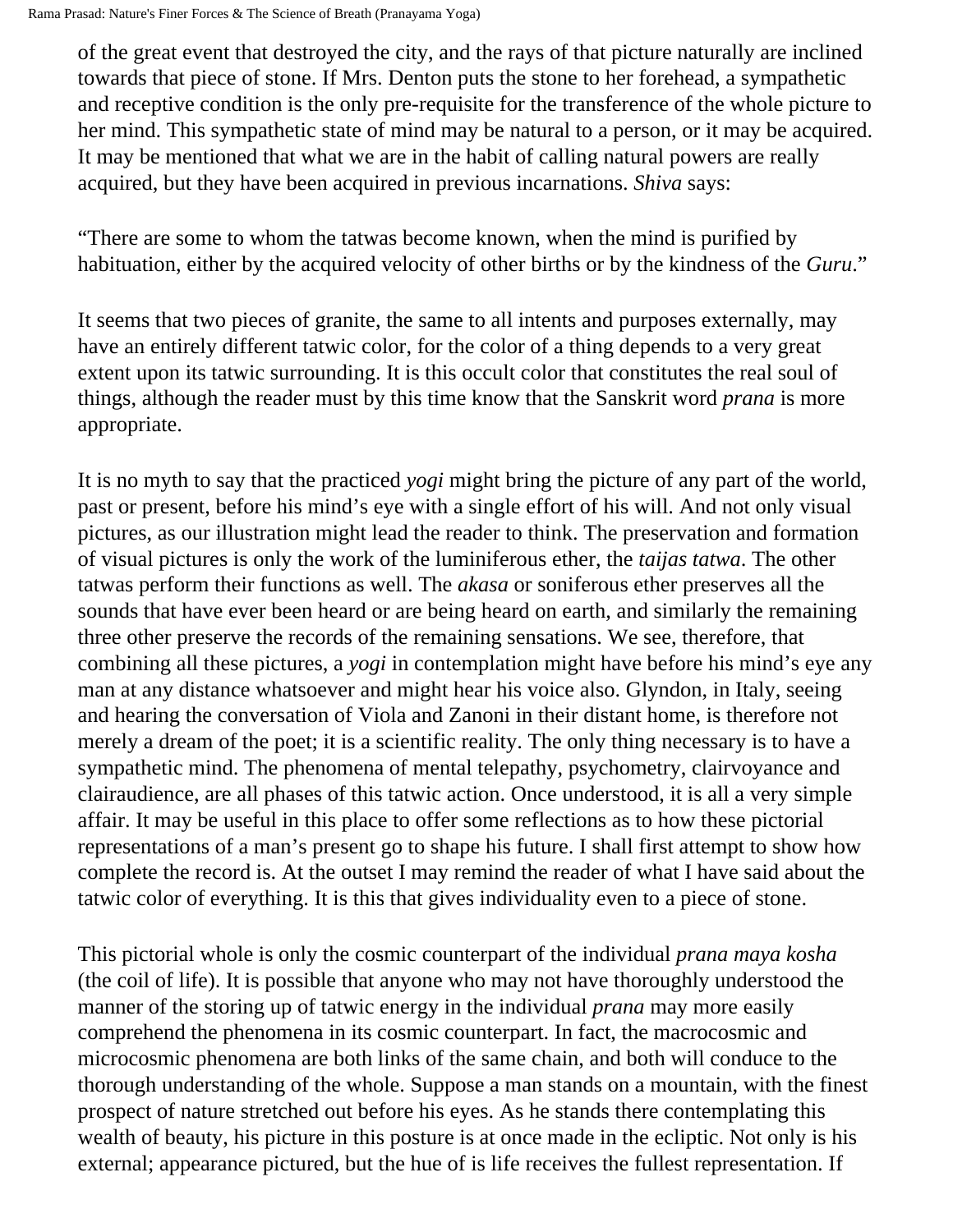of the great event that destroyed the city, and the rays of that picture naturally are inclined towards that piece of stone. If Mrs. Denton puts the stone to her forehead, a sympathetic and receptive condition is the only pre-requisite for the transference of the whole picture to her mind. This sympathetic state of mind may be natural to a person, or it may be acquired. It may be mentioned that what we are in the habit of calling natural powers are really acquired, but they have been acquired in previous incarnations. *Shiva* says:

“There are some to whom the tatwas become known, when the mind is purified by habituation, either by the acquired velocity of other births or by the kindness of the *Guru*.”

It seems that two pieces of granite, the same to all intents and purposes externally, may have an entirely different tatwic color, for the color of a thing depends to a very great extent upon its tatwic surrounding. It is this occult color that constitutes the real soul of things, although the reader must by this time know that the Sanskrit word *prana* is more appropriate.

It is no myth to say that the practiced *yogi* might bring the picture of any part of the world, past or present, before his mind’s eye with a single effort of his will. And not only visual pictures, as our illustration might lead the reader to think. The preservation and formation of visual pictures is only the work of the luminiferous ether, the *taijas tatwa*. The other tatwas perform their functions as well. The *akasa* or soniferous ether preserves all the sounds that have ever been heard or are being heard on earth, and similarly the remaining three other preserve the records of the remaining sensations. We see, therefore, that combining all these pictures, a *yogi* in contemplation might have before his mind’s eye any man at any distance whatsoever and might hear his voice also. Glyndon, in Italy, seeing and hearing the conversation of Viola and Zanoni in their distant home, is therefore not merely a dream of the poet; it is a scientific reality. The only thing necessary is to have a sympathetic mind. The phenomena of mental telepathy, psychometry, clairvoyance and clairaudience, are all phases of this tatwic action. Once understood, it is all a very simple affair. It may be useful in this place to offer some reflections as to how these pictorial representations of a man’s present go to shape his future. I shall first attempt to show how complete the record is. At the outset I may remind the reader of what I have said about the tatwic color of everything. It is this that gives individuality even to a piece of stone.

This pictorial whole is only the cosmic counterpart of the individual *prana maya kosha* (the coil of life). It is possible that anyone who may not have thoroughly understood the manner of the storing up of tatwic energy in the individual *prana* may more easily comprehend the phenomena in its cosmic counterpart. In fact, the macrocosmic and microcosmic phenomena are both links of the same chain, and both will conduce to the thorough understanding of the whole. Suppose a man stands on a mountain, with the finest prospect of nature stretched out before his eyes. As he stands there contemplating this wealth of beauty, his picture in this posture is at once made in the ecliptic. Not only is his external; appearance pictured, but the hue of is life receives the fullest representation. If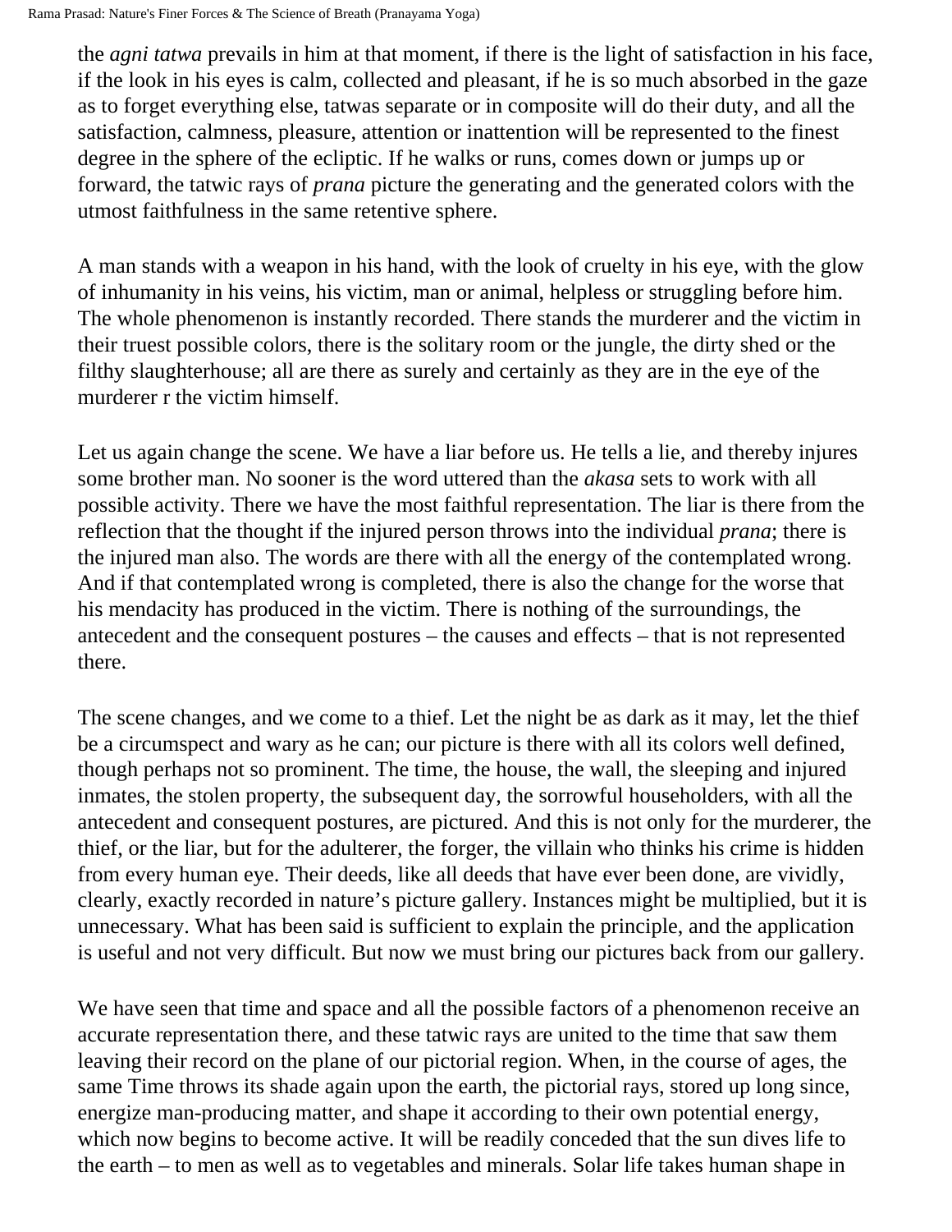the *agni tatwa* prevails in him at that moment, if there is the light of satisfaction in his face, if the look in his eyes is calm, collected and pleasant, if he is so much absorbed in the gaze as to forget everything else, tatwas separate or in composite will do their duty, and all the satisfaction, calmness, pleasure, attention or inattention will be represented to the finest degree in the sphere of the ecliptic. If he walks or runs, comes down or jumps up or forward, the tatwic rays of *prana* picture the generating and the generated colors with the utmost faithfulness in the same retentive sphere.

A man stands with a weapon in his hand, with the look of cruelty in his eye, with the glow of inhumanity in his veins, his victim, man or animal, helpless or struggling before him. The whole phenomenon is instantly recorded. There stands the murderer and the victim in their truest possible colors, there is the solitary room or the jungle, the dirty shed or the filthy slaughterhouse; all are there as surely and certainly as they are in the eye of the murderer r the victim himself.

Let us again change the scene. We have a liar before us. He tells a lie, and thereby injures some brother man. No sooner is the word uttered than the *akasa* sets to work with all possible activity. There we have the most faithful representation. The liar is there from the reflection that the thought if the injured person throws into the individual *prana*; there is the injured man also. The words are there with all the energy of the contemplated wrong. And if that contemplated wrong is completed, there is also the change for the worse that his mendacity has produced in the victim. There is nothing of the surroundings, the antecedent and the consequent postures – the causes and effects – that is not represented there.

The scene changes, and we come to a thief. Let the night be as dark as it may, let the thief be a circumspect and wary as he can; our picture is there with all its colors well defined, though perhaps not so prominent. The time, the house, the wall, the sleeping and injured inmates, the stolen property, the subsequent day, the sorrowful householders, with all the antecedent and consequent postures, are pictured. And this is not only for the murderer, the thief, or the liar, but for the adulterer, the forger, the villain who thinks his crime is hidden from every human eye. Their deeds, like all deeds that have ever been done, are vividly, clearly, exactly recorded in nature’s picture gallery. Instances might be multiplied, but it is unnecessary. What has been said is sufficient to explain the principle, and the application is useful and not very difficult. But now we must bring our pictures back from our gallery.

We have seen that time and space and all the possible factors of a phenomenon receive an accurate representation there, and these tatwic rays are united to the time that saw them leaving their record on the plane of our pictorial region. When, in the course of ages, the same Time throws its shade again upon the earth, the pictorial rays, stored up long since, energize man-producing matter, and shape it according to their own potential energy, which now begins to become active. It will be readily conceded that the sun dives life to the earth – to men as well as to vegetables and minerals. Solar life takes human shape in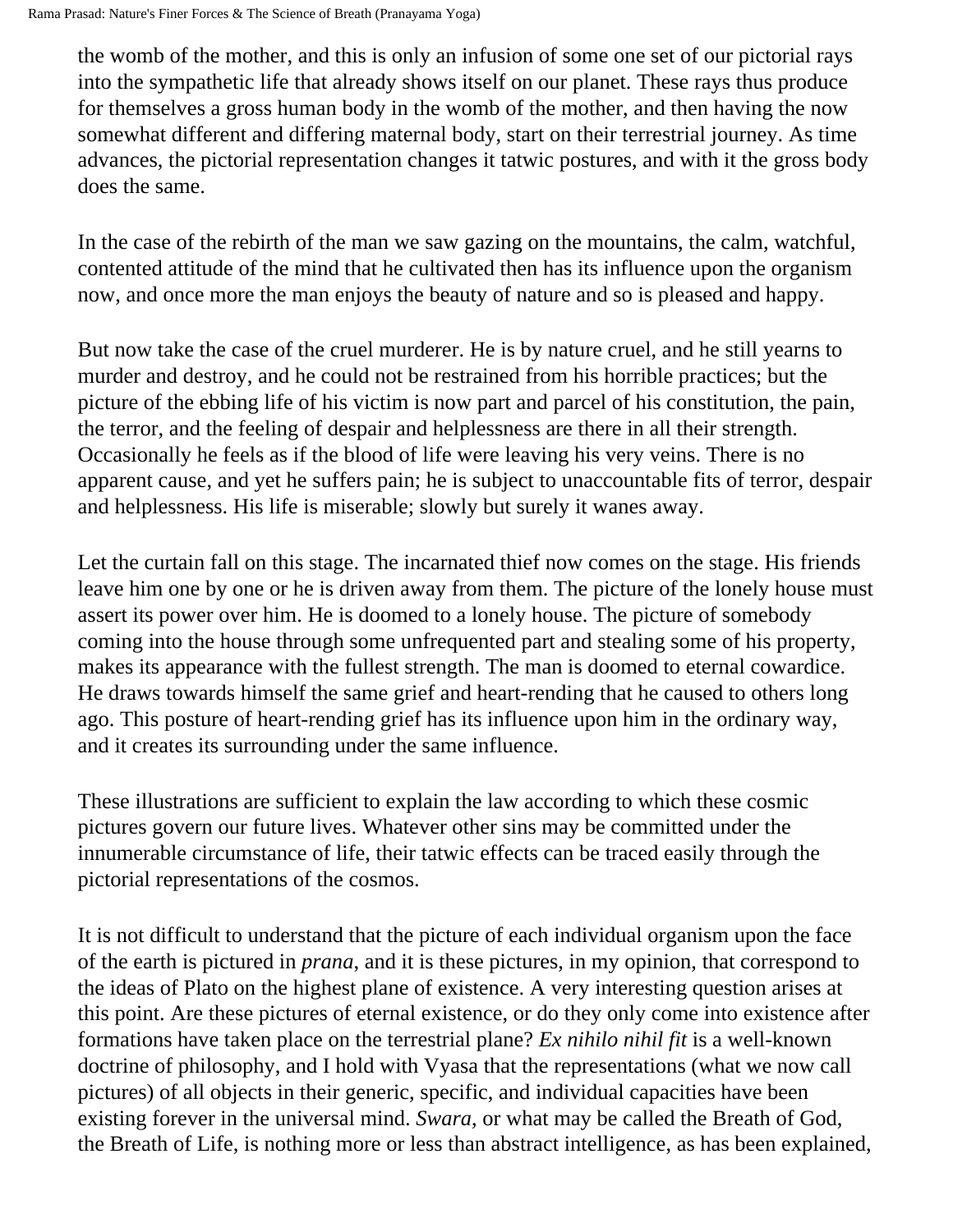the womb of the mother, and this is only an infusion of some one set of our pictorial rays into the sympathetic life that already shows itself on our planet. These rays thus produce for themselves a gross human body in the womb of the mother, and then having the now somewhat different and differing maternal body, start on their terrestrial journey. As time advances, the pictorial representation changes it tatwic postures, and with it the gross body does the same.

In the case of the rebirth of the man we saw gazing on the mountains, the calm, watchful, contented attitude of the mind that he cultivated then has its influence upon the organism now, and once more the man enjoys the beauty of nature and so is pleased and happy.

But now take the case of the cruel murderer. He is by nature cruel, and he still yearns to murder and destroy, and he could not be restrained from his horrible practices; but the picture of the ebbing life of his victim is now part and parcel of his constitution, the pain, the terror, and the feeling of despair and helplessness are there in all their strength. Occasionally he feels as if the blood of life were leaving his very veins. There is no apparent cause, and yet he suffers pain; he is subject to unaccountable fits of terror, despair and helplessness. His life is miserable; slowly but surely it wanes away.

Let the curtain fall on this stage. The incarnated thief now comes on the stage. His friends leave him one by one or he is driven away from them. The picture of the lonely house must assert its power over him. He is doomed to a lonely house. The picture of somebody coming into the house through some unfrequented part and stealing some of his property, makes its appearance with the fullest strength. The man is doomed to eternal cowardice. He draws towards himself the same grief and heart-rending that he caused to others long ago. This posture of heart-rending grief has its influence upon him in the ordinary way, and it creates its surrounding under the same influence.

These illustrations are sufficient to explain the law according to which these cosmic pictures govern our future lives. Whatever other sins may be committed under the innumerable circumstance of life, their tatwic effects can be traced easily through the pictorial representations of the cosmos.

It is not difficult to understand that the picture of each individual organism upon the face of the earth is pictured in *prana*, and it is these pictures, in my opinion, that correspond to the ideas of Plato on the highest plane of existence. A very interesting question arises at this point. Are these pictures of eternal existence, or do they only come into existence after formations have taken place on the terrestrial plane? *Ex nihilo nihil fit* is a well-known doctrine of philosophy, and I hold with Vyasa that the representations (what we now call pictures) of all objects in their generic, specific, and individual capacities have been existing forever in the universal mind. *Swara*, or what may be called the Breath of God, the Breath of Life, is nothing more or less than abstract intelligence, as has been explained,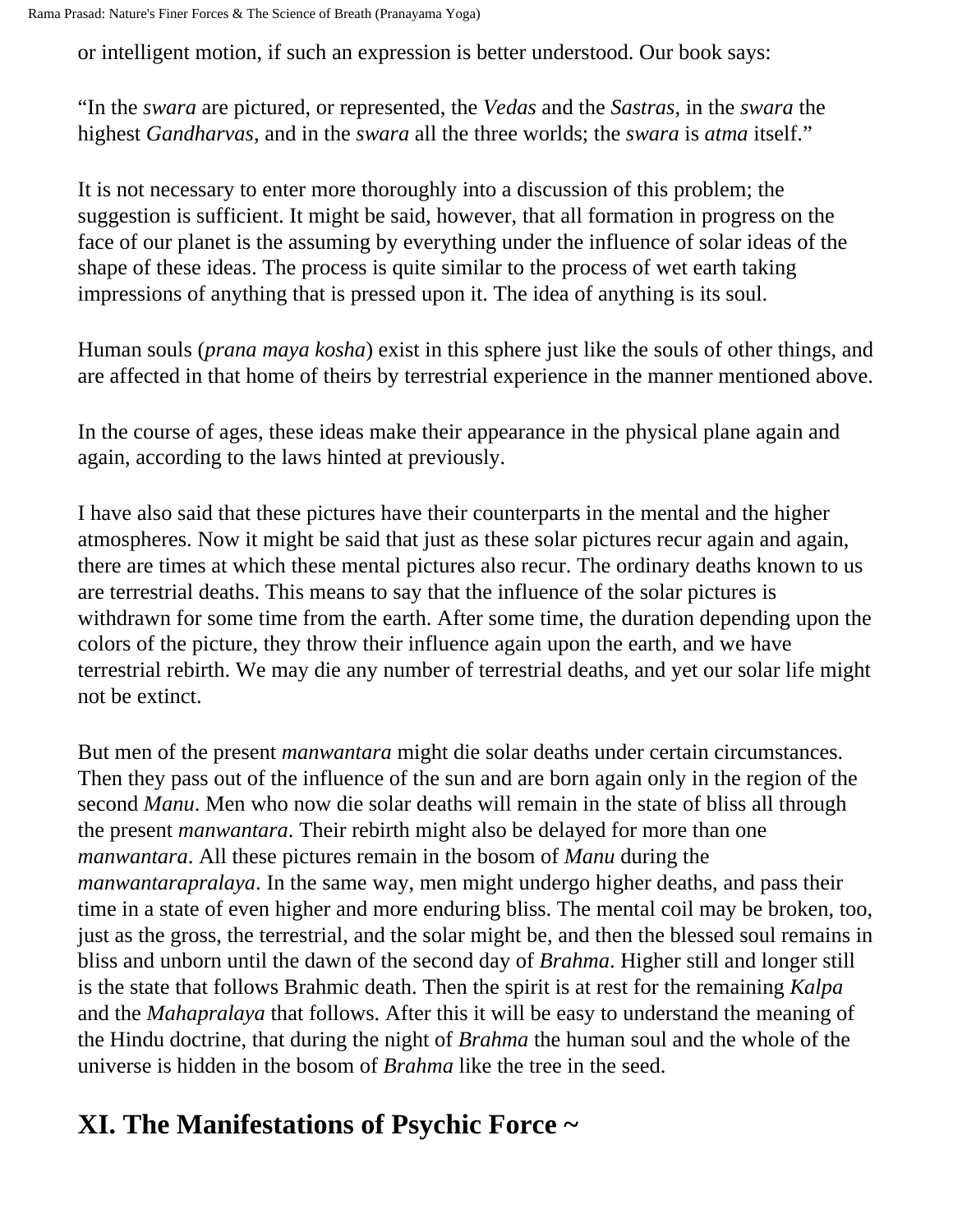or intelligent motion, if such an expression is better understood. Our book says:

“In the *swara* are pictured, or represented, the *Vedas* and the *Sastras*, in the *swara* the highest *Gandharvas*, and in the *swara* all the three worlds; the *swara* is *atma* itself.”

It is not necessary to enter more thoroughly into a discussion of this problem; the suggestion is sufficient. It might be said, however, that all formation in progress on the face of our planet is the assuming by everything under the influence of solar ideas of the shape of these ideas. The process is quite similar to the process of wet earth taking impressions of anything that is pressed upon it. The idea of anything is its soul.

Human souls (*prana maya kosha*) exist in this sphere just like the souls of other things, and are affected in that home of theirs by terrestrial experience in the manner mentioned above.

In the course of ages, these ideas make their appearance in the physical plane again and again, according to the laws hinted at previously.

I have also said that these pictures have their counterparts in the mental and the higher atmospheres. Now it might be said that just as these solar pictures recur again and again, there are times at which these mental pictures also recur. The ordinary deaths known to us are terrestrial deaths. This means to say that the influence of the solar pictures is withdrawn for some time from the earth. After some time, the duration depending upon the colors of the picture, they throw their influence again upon the earth, and we have terrestrial rebirth. We may die any number of terrestrial deaths, and yet our solar life might not be extinct.

But men of the present *manwantara* might die solar deaths under certain circumstances. Then they pass out of the influence of the sun and are born again only in the region of the second *Manu*. Men who now die solar deaths will remain in the state of bliss all through the present *manwantara*. Their rebirth might also be delayed for more than one *manwantara*. All these pictures remain in the bosom of *Manu* during the *manwantarapralaya*. In the same way, men might undergo higher deaths, and pass their time in a state of even higher and more enduring bliss. The mental coil may be broken, too, just as the gross, the terrestrial, and the solar might be, and then the blessed soul remains in bliss and unborn until the dawn of the second day of *Brahma*. Higher still and longer still is the state that follows Brahmic death. Then the spirit is at rest for the remaining *Kalpa* and the *Mahapralaya* that follows. After this it will be easy to understand the meaning of the Hindu doctrine, that during the night of *Brahma* the human soul and the whole of the universe is hidden in the bosom of *Brahma* like the tree in the seed.

## XI. The Manifestations of Psychic Force ~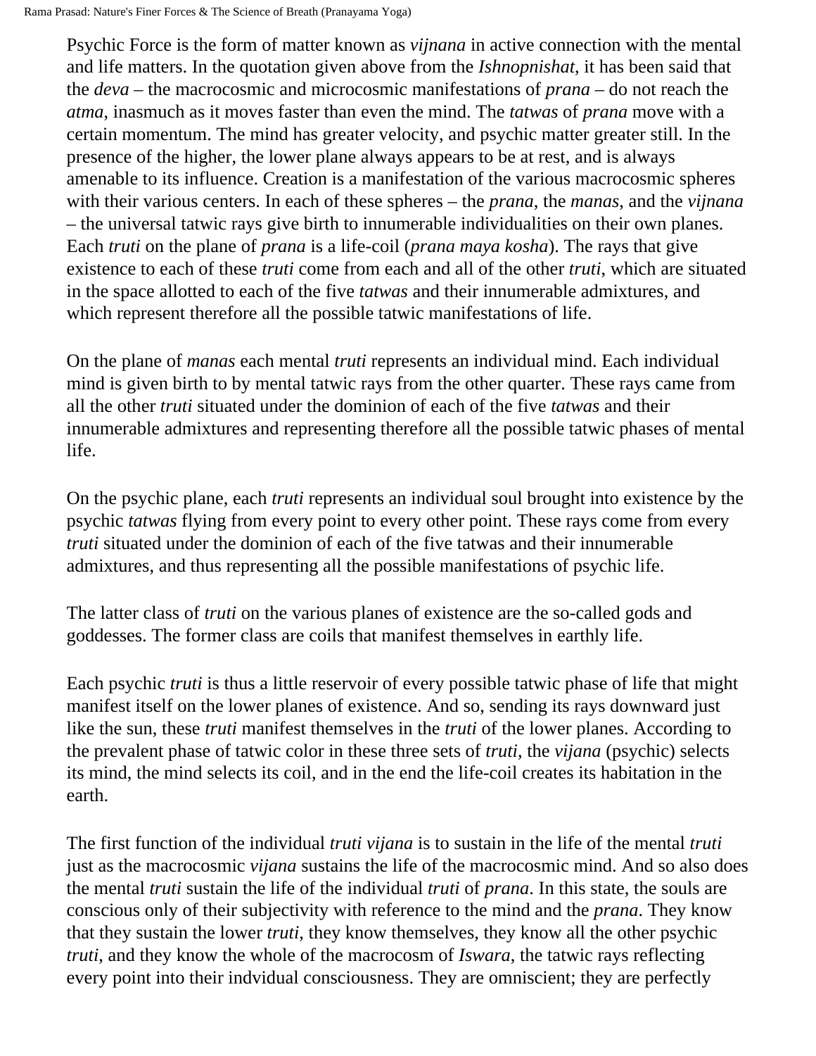Psychic Force is the form of matter known as *vijnana* in active connection with the mental and life matters. In the quotation given above from the *Ishnopnishat*, it has been said that the *deva* – the macrocosmic and microcosmic manifestations of *prana* – do not reach the *atma*, inasmuch as it moves faster than even the mind. The *tatwas* of *prana* move with a certain momentum. The mind has greater velocity, and psychic matter greater still. In the presence of the higher, the lower plane always appears to be at rest, and is always amenable to its influence. Creation is a manifestation of the various macrocosmic spheres with their various centers. In each of these spheres – the *prana*, the *manas*, and the *vijnana* – the universal tatwic rays give birth to innumerable individualities on their own planes. Each *truti* on the plane of *prana* is a life-coil (*prana maya kosha*). The rays that give existence to each of these *truti* come from each and all of the other *truti*, which are situated in the space allotted to each of the five *tatwas* and their innumerable admixtures, and which represent therefore all the possible tatwic manifestations of life.

On the plane of *manas* each mental *truti* represents an individual mind. Each individual mind is given birth to by mental tatwic rays from the other quarter. These rays came from all the other *truti* situated under the dominion of each of the five *tatwas* and their innumerable admixtures and representing therefore all the possible tatwic phases of mental life.

On the psychic plane, each *truti* represents an individual soul brought into existence by the psychic *tatwas* flying from every point to every other point. These rays come from every *truti* situated under the dominion of each of the five tatwas and their innumerable admixtures, and thus representing all the possible manifestations of psychic life.

The latter class of *truti* on the various planes of existence are the so-called gods and goddesses. The former class are coils that manifest themselves in earthly life.

Each psychic *truti* is thus a little reservoir of every possible tatwic phase of life that might manifest itself on the lower planes of existence. And so, sending its rays downward just like the sun, these *truti* manifest themselves in the *truti* of the lower planes. According to the prevalent phase of tatwic color in these three sets of *truti*, the *vijana* (psychic) selects its mind, the mind selects its coil, and in the end the life-coil creates its habitation in the earth.

The first function of the individual *truti vijana* is to sustain in the life of the mental *truti* just as the macrocosmic *vijana* sustains the life of the macrocosmic mind. And so also does the mental *truti* sustain the life of the individual *truti* of *prana*. In this state, the souls are conscious only of their subjectivity with reference to the mind and the *prana*. They know that they sustain the lower *truti*, they know themselves, they know all the other psychic *truti*, and they know the whole of the macrocosm of *Iswara*, the tatwic rays reflecting every point into their indvidual consciousness. They are omniscient; they are perfectly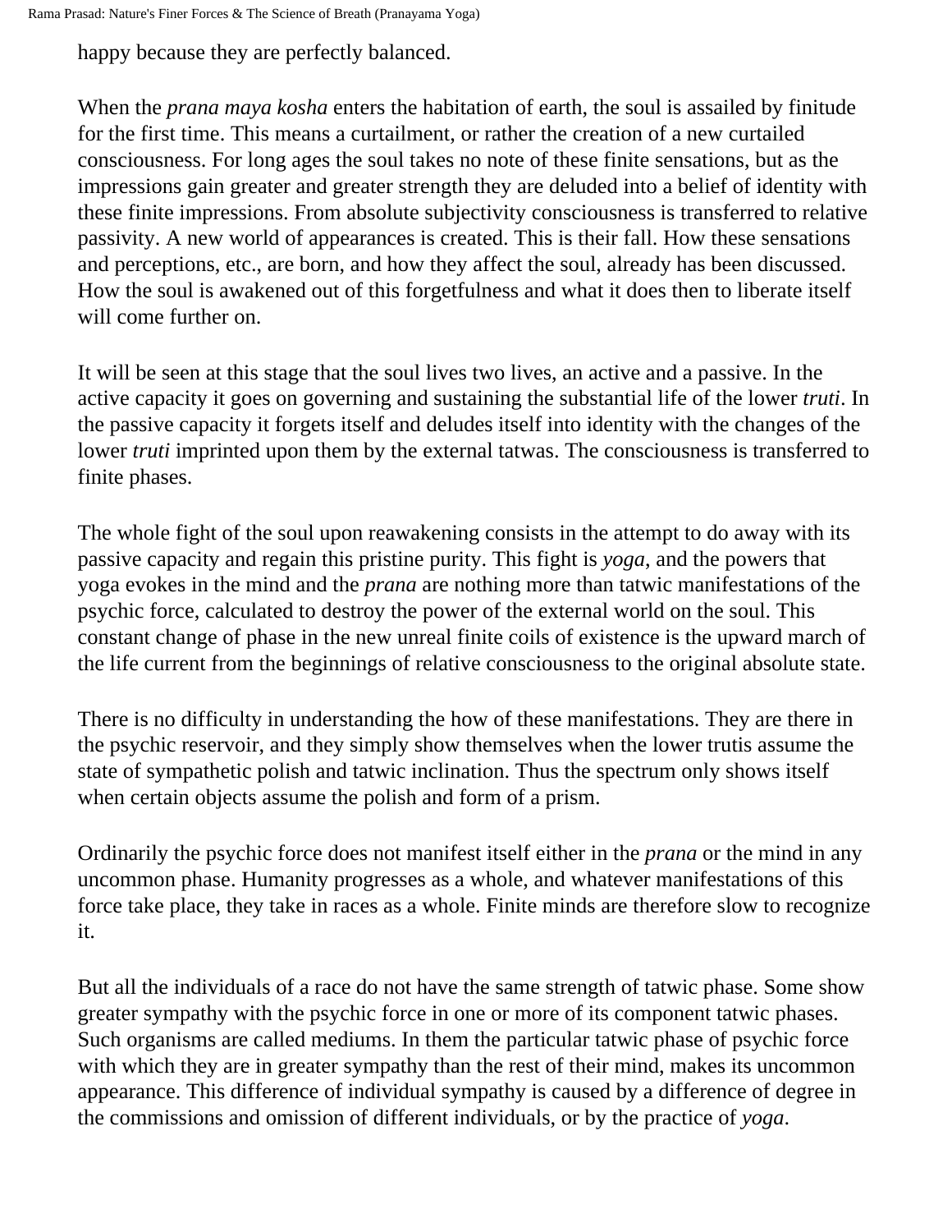happy because they are perfectly balanced.

When the *prana maya kosha* enters the habitation of earth, the soul is assailed by finitude for the first time. This means a curtailment, or rather the creation of a new curtailed consciousness. For long ages the soul takes no note of these finite sensations, but as the impressions gain greater and greater strength they are deluded into a belief of identity with these finite impressions. From absolute subjectivity consciousness is transferred to relative passivity. A new world of appearances is created. This is their fall. How these sensations and perceptions, etc., are born, and how they affect the soul, already has been discussed. How the soul is awakened out of this forgetfulness and what it does then to liberate itself will come further on.

It will be seen at this stage that the soul lives two lives, an active and a passive. In the active capacity it goes on governing and sustaining the substantial life of the lower *truti*. In the passive capacity it forgets itself and deludes itself into identity with the changes of the lower *truti* imprinted upon them by the external tatwas. The consciousness is transferred to finite phases.

The whole fight of the soul upon reawakening consists in the attempt to do away with its passive capacity and regain this pristine purity. This fight is *yoga*, and the powers that yoga evokes in the mind and the *prana* are nothing more than tatwic manifestations of the psychic force, calculated to destroy the power of the external world on the soul. This constant change of phase in the new unreal finite coils of existence is the upward march of the life current from the beginnings of relative consciousness to the original absolute state.

There is no difficulty in understanding the how of these manifestations. They are there in the psychic reservoir, and they simply show themselves when the lower trutis assume the state of sympathetic polish and tatwic inclination. Thus the spectrum only shows itself when certain objects assume the polish and form of a prism.

Ordinarily the psychic force does not manifest itself either in the *prana* or the mind in any uncommon phase. Humanity progresses as a whole, and whatever manifestations of this force take place, they take in races as a whole. Finite minds are therefore slow to recognize it.

But all the individuals of a race do not have the same strength of tatwic phase. Some show greater sympathy with the psychic force in one or more of its component tatwic phases. Such organisms are called mediums. In them the particular tatwic phase of psychic force with which they are in greater sympathy than the rest of their mind, makes its uncommon appearance. This difference of individual sympathy is caused by a difference of degree in the commissions and omission of different individuals, or by the practice of *yoga*.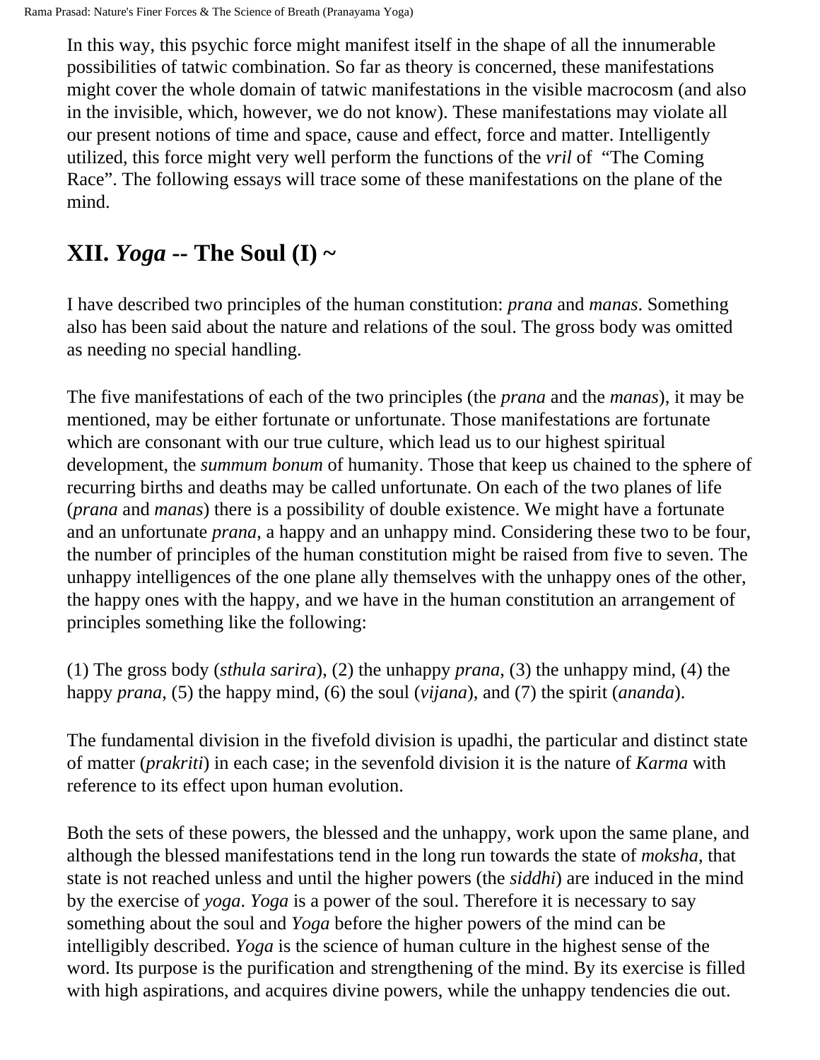In this way, this psychic force might manifest itself in the shape of all the innumerable possibilities of tatwic combination. So far as theory is concerned, these manifestations might cover the whole domain of tatwic manifestations in the visible macrocosm (and also in the invisible, which, however, we do not know). These manifestations may violate all our present notions of time and space, cause and effect, force and matter. Intelligently utilized, this force might very well perform the functions of the *vril* of "The Coming Race". The following essays will trace some of these manifestations on the plane of the mind.

## XII. *Yoga* -- The Soul (I) ~

I have described two principles of the human constitution: *prana* and *manas*. Something also has been said about the nature and relations of the soul. The gross body was omitted as needing no special handling.

The five manifestations of each of the two principles (the *prana* and the *manas*), it may be mentioned, may be either fortunate or unfortunate. Those manifestations are fortunate which are consonant with our true culture, which lead us to our highest spiritual development, the *summum bonum* of humanity. Those that keep us chained to the sphere of recurring births and deaths may be called unfortunate. On each of the two planes of life (*prana* and *manas*) there is a possibility of double existence. We might have a fortunate and an unfortunate *prana*, a happy and an unhappy mind. Considering these two to be four, the number of principles of the human constitution might be raised from five to seven. The unhappy intelligences of the one plane ally themselves with the unhappy ones of the other, the happy ones with the happy, and we have in the human constitution an arrangement of principles something like the following:

(1) The gross body (*sthula sarira*), (2) the unhappy *prana*, (3) the unhappy mind, (4) the happy *prana*, (5) the happy mind, (6) the soul (*vijana*), and (7) the spirit (*ananda*).

The fundamental division in the fivefold division is upadhi, the particular and distinct state of matter (*prakriti*) in each case; in the sevenfold division it is the nature of *Karma* with reference to its effect upon human evolution.

Both the sets of these powers, the blessed and the unhappy, work upon the same plane, and although the blessed manifestations tend in the long run towards the state of *moksha*, that state is not reached unless and until the higher powers (the *siddhi*) are induced in the mind by the exercise of *yoga*. *Yoga* is a power of the soul. Therefore it is necessary to say something about the soul and *Yoga* before the higher powers of the mind can be intelligibly described. *Yoga* is the science of human culture in the highest sense of the word. Its purpose is the purification and strengthening of the mind. By its exercise is filled with high aspirations, and acquires divine powers, while the unhappy tendencies die out.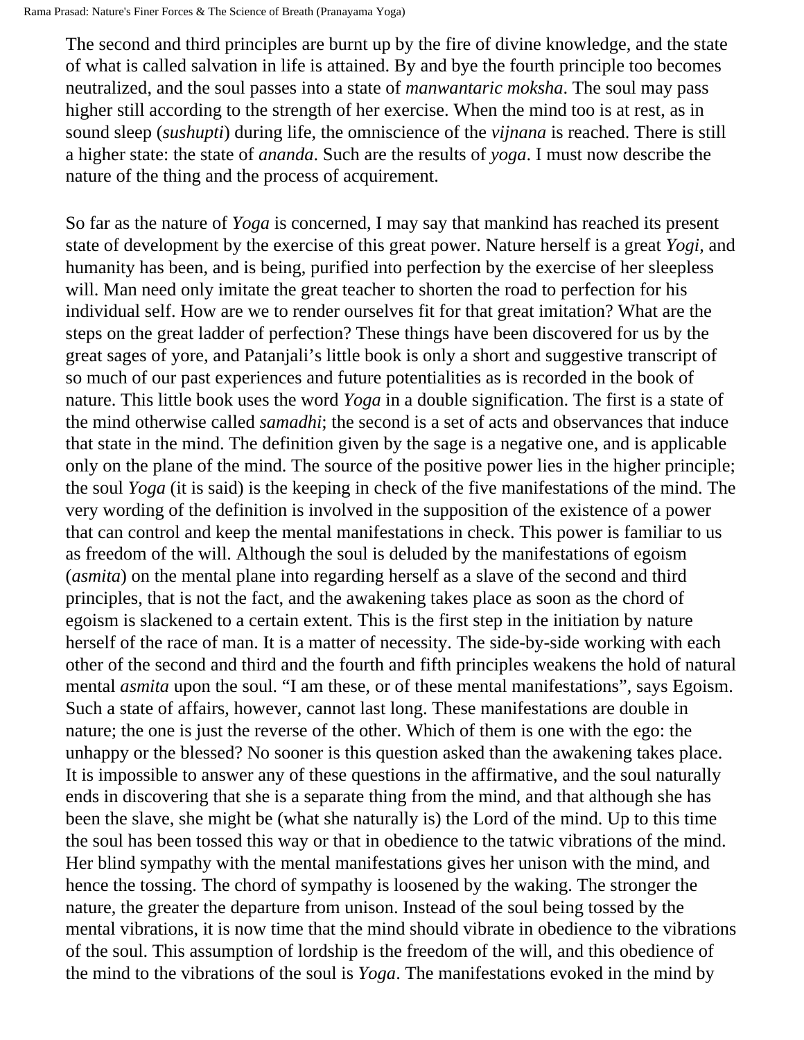The second and third principles are burnt up by the fire of divine knowledge, and the state of what is called salvation in life is attained. By and bye the fourth principle too becomes neutralized, and the soul passes into a state of *manwantaric moksha*. The soul may pass higher still according to the strength of her exercise. When the mind too is at rest, as in sound sleep (*sushupti*) during life, the omniscience of the *vijnana* is reached. There is still a higher state: the state of *ananda*. Such are the results of *yoga*. I must now describe the nature of the thing and the process of acquirement.

So far as the nature of *Yoga* is concerned, I may say that mankind has reached its present state of development by the exercise of this great power. Nature herself is a great *Yogi*, and humanity has been, and is being, purified into perfection by the exercise of her sleepless will. Man need only imitate the great teacher to shorten the road to perfection for his individual self. How are we to render ourselves fit for that great imitation? What are the steps on the great ladder of perfection? These things have been discovered for us by the great sages of yore, and Patanjali's little book is only a short and suggestive transcript of so much of our past experiences and future potentialities as is recorded in the book of nature. This little book uses the word *Yoga* in a double signification. The first is a state of the mind otherwise called *samadhi*; the second is a set of acts and observances that induce that state in the mind. The definition given by the sage is a negative one, and is applicable only on the plane of the mind. The source of the positive power lies in the higher principle; the soul *Yoga* (it is said) is the keeping in check of the five manifestations of the mind. The very wording of the definition is involved in the supposition of the existence of a power that can control and keep the mental manifestations in check. This power is familiar to us as freedom of the will. Although the soul is deluded by the manifestations of egoism (*asmita*) on the mental plane into regarding herself as a slave of the second and third principles, that is not the fact, and the awakening takes place as soon as the chord of egoism is slackened to a certain extent. This is the first step in the initiation by nature herself of the race of man. It is a matter of necessity. The side-by-side working with each other of the second and third and the fourth and fifth principles weakens the hold of natural mental *asmita* upon the soul. "I am these, or of these mental manifestations", says Egoism. Such a state of affairs, however, cannot last long. These manifestations are double in nature; the one is just the reverse of the other. Which of them is one with the ego: the unhappy or the blessed? No sooner is this question asked than the awakening takes place. It is impossible to answer any of these questions in the affirmative, and the soul naturally ends in discovering that she is a separate thing from the mind, and that although she has been the slave, she might be (what she naturally is) the Lord of the mind. Up to this time the soul has been tossed this way or that in obedience to the tatwic vibrations of the mind. Her blind sympathy with the mental manifestations gives her unison with the mind, and hence the tossing. The chord of sympathy is loosened by the waking. The stronger the nature, the greater the departure from unison. Instead of the soul being tossed by the mental vibrations, it is now time that the mind should vibrate in obedience to the vibrations of the soul. This assumption of lordship is the freedom of the will, and this obedience of the mind to the vibrations of the soul is *Yoga*. The manifestations evoked in the mind by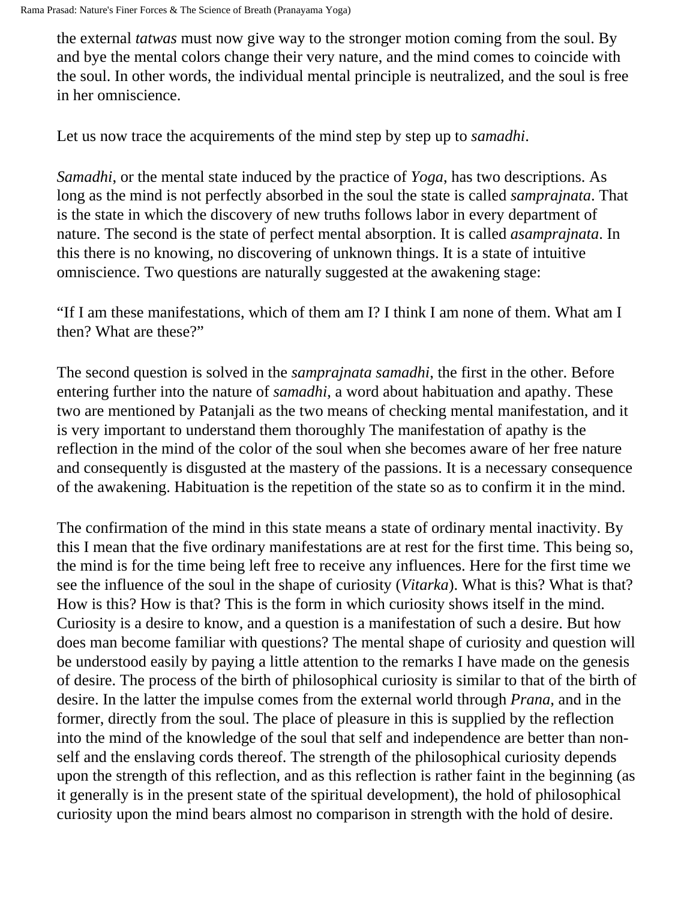the external *tatwas* must now give way to the stronger motion coming from the soul. By and bye the mental colors change their very nature, and the mind comes to coincide with the soul. In other words, the individual mental principle is neutralized, and the soul is free in her omniscience.

Let us now trace the acquirements of the mind step by step up to *samadhi*.

*Samadhi*, or the mental state induced by the practice of *Yoga*, has two descriptions. As long as the mind is not perfectly absorbed in the soul the state is called *samprajnata*. That is the state in which the discovery of new truths follows labor in every department of nature. The second is the state of perfect mental absorption. It is called *asamprajnata*. In this there is no knowing, no discovering of unknown things. It is a state of intuitive omniscience. Two questions are naturally suggested at the awakening stage:

"If I am these manifestations, which of them am I? I think I am none of them. What am I then? What are these?"

The second question is solved in the *samprajnata samadhi*, the first in the other. Before entering further into the nature of *samadhi*, a word about habituation and apathy. These two are mentioned by Patanjali as the two means of checking mental manifestation, and it is very important to understand them thoroughly The manifestation of apathy is the reflection in the mind of the color of the soul when she becomes aware of her free nature and consequently is disgusted at the mastery of the passions. It is a necessary consequence of the awakening. Habituation is the repetition of the state so as to confirm it in the mind.

The confirmation of the mind in this state means a state of ordinary mental inactivity. By this I mean that the five ordinary manifestations are at rest for the first time. This being so, the mind is for the time being left free to receive any influences. Here for the first time we see the influence of the soul in the shape of curiosity (*Vitarka*). What is this? What is that? How is this? How is that? This is the form in which curiosity shows itself in the mind. Curiosity is a desire to know, and a question is a manifestation of such a desire. But how does man become familiar with questions? The mental shape of curiosity and question will be understood easily by paying a little attention to the remarks I have made on the genesis of desire. The process of the birth of philosophical curiosity is similar to that of the birth of desire. In the latter the impulse comes from the external world through *Prana*, and in the former, directly from the soul. The place of pleasure in this is supplied by the reflection into the mind of the knowledge of the soul that self and independence are better than non-self and the enslaving cords thereof. The strength of the philosophical curiosity depends upon the strength of this reflection, and as this reflection is rather faint in the beginning (as it generally is in the present state of the spiritual development), the hold of philosophical curiosity upon the mind bears almost no comparison in strength with the hold of desire.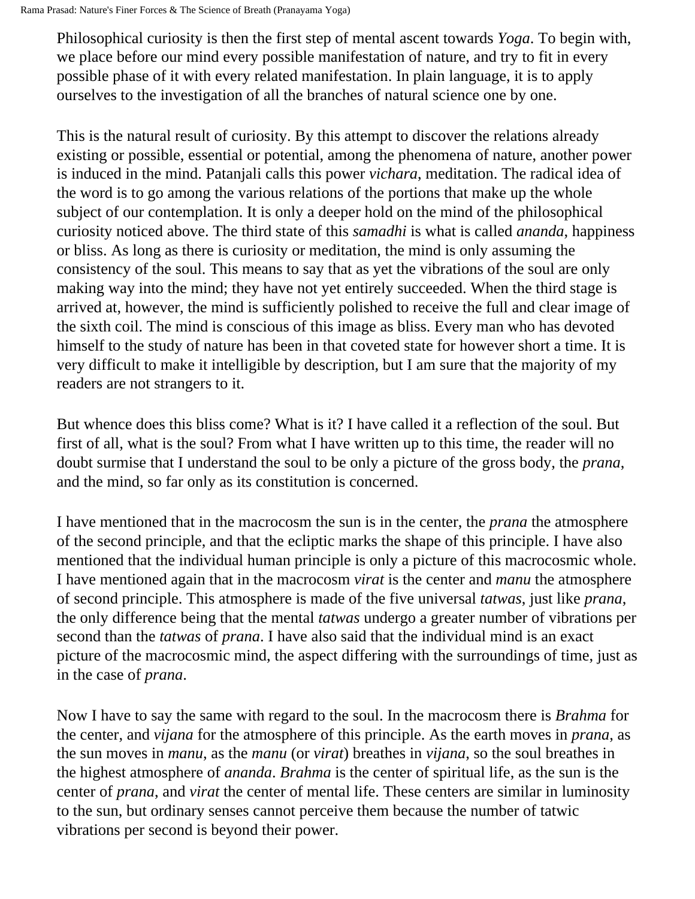Philosophical curiosity is then the first step of mental ascent towards *Yoga*. To begin with, we place before our mind every possible manifestation of nature, and try to fit in every possible phase of it with every related manifestation. In plain language, it is to apply ourselves to the investigation of all the branches of natural science one by one.

This is the natural result of curiosity. By this attempt to discover the relations already existing or possible, essential or potential, among the phenomena of nature, another power is induced in the mind. Patanjali calls this power *vichara*, meditation. The radical idea of the word is to go among the various relations of the portions that make up the whole subject of our contemplation. It is only a deeper hold on the mind of the philosophical curiosity noticed above. The third state of this *samadhi* is what is called *ananda*, happiness or bliss. As long as there is curiosity or meditation, the mind is only assuming the consistency of the soul. This means to say that as yet the vibrations of the soul are only making way into the mind; they have not yet entirely succeeded. When the third stage is arrived at, however, the mind is sufficiently polished to receive the full and clear image of the sixth coil. The mind is conscious of this image as bliss. Every man who has devoted himself to the study of nature has been in that coveted state for however short a time. It is very difficult to make it intelligible by description, but I am sure that the majority of my readers are not strangers to it.

But whence does this bliss come? What is it? I have called it a reflection of the soul. But first of all, what is the soul? From what I have written up to this time, the reader will no doubt surmise that I understand the soul to be only a picture of the gross body, the *prana*, and the mind, so far only as its constitution is concerned.

I have mentioned that in the macrocosm the sun is in the center, the *prana* the atmosphere of the second principle, and that the ecliptic marks the shape of this principle. I have also mentioned that the individual human principle is only a picture of this macrocosmic whole. I have mentioned again that in the macrocosm *virat* is the center and *manu* the atmosphere of second principle. This atmosphere is made of the five universal *tatwas*, just like *prana*, the only difference being that the mental *tatwas* undergo a greater number of vibrations per second than the *tatwas* of *prana*. I have also said that the individual mind is an exact picture of the macrocosmic mind, the aspect differing with the surroundings of time, just as in the case of *prana*.

Now I have to say the same with regard to the soul. In the macrocosm there is *Brahma* for the center, and *vijana* for the atmosphere of this principle. As the earth moves in *prana*, as the sun moves in *manu*, as the *manu* (or *virat*) breathes in *vijana*, so the soul breathes in the highest atmosphere of *ananda*. *Brahma* is the center of spiritual life, as the sun is the center of *prana*, and *virat* the center of mental life. These centers are similar in luminosity to the sun, but ordinary senses cannot perceive them because the number of tatwic vibrations per second is beyond their power.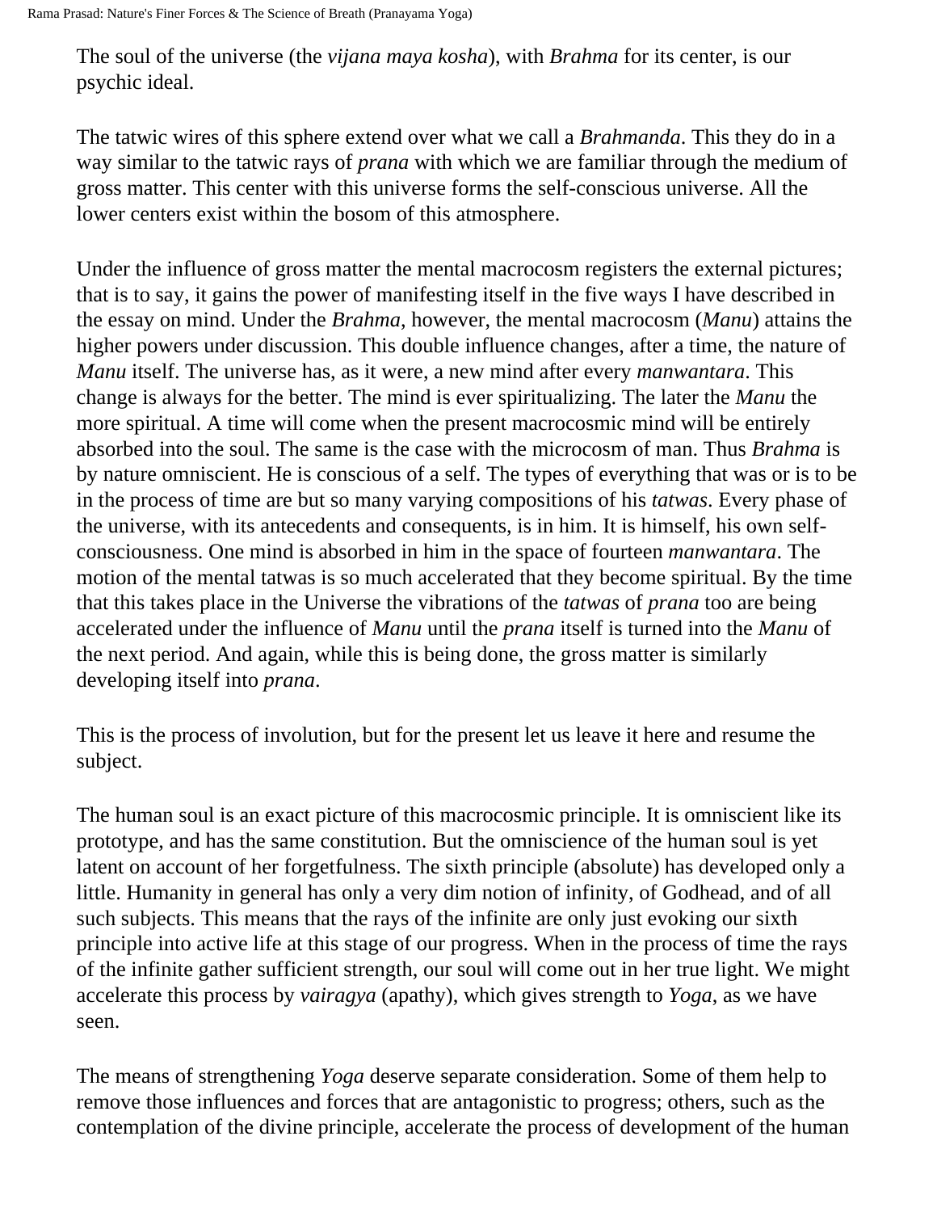The soul of the universe (the *vijana maya kosha*), with *Brahma* for its center, is our psychic ideal.

The tatwic wires of this sphere extend over what we call a *Brahmanda*. This they do in a way similar to the tatwic rays of *prana* with which we are familiar through the medium of gross matter. This center with this universe forms the self-conscious universe. All the lower centers exist within the bosom of this atmosphere.

Under the influence of gross matter the mental macrocosm registers the external pictures; that is to say, it gains the power of manifesting itself in the five ways I have described in the essay on mind. Under the *Brahma*, however, the mental macrocosm (*Manu*) attains the higher powers under discussion. This double influence changes, after a time, the nature of *Manu* itself. The universe has, as it were, a new mind after every *manwantara*. This change is always for the better. The mind is ever spiritualizing. The later the *Manu* the more spiritual. A time will come when the present macrocosmic mind will be entirely absorbed into the soul. The same is the case with the microcosm of man. Thus *Brahma* is by nature omniscient. He is conscious of a self. The types of everything that was or is to be in the process of time are but so many varying compositions of his *tatwas*. Every phase of the universe, with its antecedents and consequents, is in him. It is himself, his own self-consciousness. One mind is absorbed in him in the space of fourteen *manwantara*. The motion of the mental tatwas is so much accelerated that they become spiritual. By the time that this takes place in the Universe the vibrations of the *tatwas* of *prana* too are being accelerated under the influence of *Manu* until the *prana* itself is turned into the *Manu* of the next period. And again, while this is being done, the gross matter is similarly developing itself into *prana*.

This is the process of involution, but for the present let us leave it here and resume the subject.

The human soul is an exact picture of this macrocosmic principle. It is omniscient like its prototype, and has the same constitution. But the omniscience of the human soul is yet latent on account of her forgetfulness. The sixth principle (absolute) has developed only a little. Humanity in general has only a very dim notion of infinity, of Godhead, and of all such subjects. This means that the rays of the infinite are only just evoking our sixth principle into active life at this stage of our progress. When in the process of time the rays of the infinite gather sufficient strength, our soul will come out in her true light. We might accelerate this process by *vairagya* (apathy), which gives strength to *Yoga*, as we have seen.

The means of strengthening *Yoga* deserve separate consideration. Some of them help to remove those influences and forces that are antagonistic to progress; others, such as the contemplation of the divine principle, accelerate the process of development of the human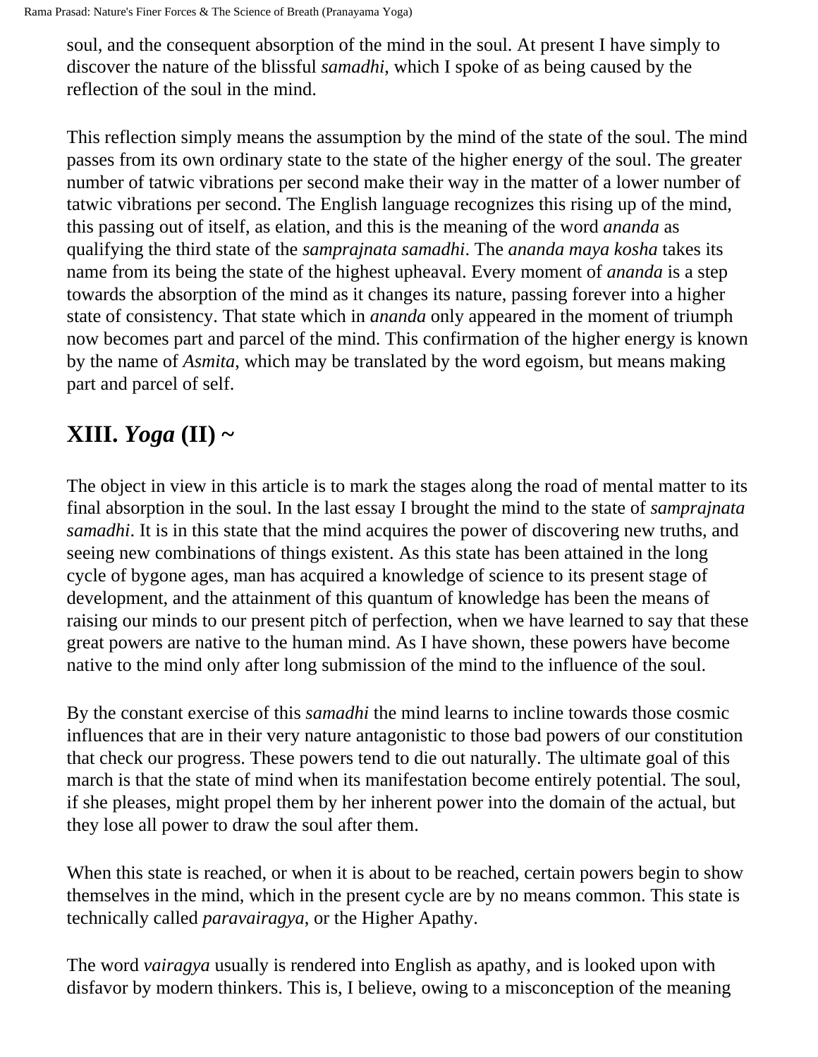soul, and the consequent absorption of the mind in the soul. At present I have simply to discover the nature of the blissful *samadhi*, which I spoke of as being caused by the reflection of the soul in the mind.

This reflection simply means the assumption by the mind of the state of the soul. The mind passes from its own ordinary state to the state of the higher energy of the soul. The greater number of tatwic vibrations per second make their way in the matter of a lower number of tatwic vibrations per second. The English language recognizes this rising up of the mind, this passing out of itself, as elation, and this is the meaning of the word *ananda* as qualifying the third state of the *samprajnata samadhi*. The *ananda maya kosha* takes its name from its being the state of the highest upheaval. Every moment of *ananda* is a step towards the absorption of the mind as it changes its nature, passing forever into a higher state of consistency. That state which in *ananda* only appeared in the moment of triumph now becomes part and parcel of the mind. This confirmation of the higher energy is known by the name of *Asmita*, which may be translated by the word egoism, but means making part and parcel of self.

## XIII. *Yoga* (II) ~

The object in view in this article is to mark the stages along the road of mental matter to its final absorption in the soul. In the last essay I brought the mind to the state of *samprajnata samadhi*. It is in this state that the mind acquires the power of discovering new truths, and seeing new combinations of things existent. As this state has been attained in the long cycle of bygone ages, man has acquired a knowledge of science to its present stage of development, and the attainment of this quantum of knowledge has been the means of raising our minds to our present pitch of perfection, when we have learned to say that these great powers are native to the human mind. As I have shown, these powers have become native to the mind only after long submission of the mind to the influence of the soul.

By the constant exercise of this *samadhi* the mind learns to incline towards those cosmic influences that are in their very nature antagonistic to those bad powers of our constitution that check our progress. These powers tend to die out naturally. The ultimate goal of this march is that the state of mind when its manifestation become entirely potential. The soul, if she pleases, might propel them by her inherent power into the domain of the actual, but they lose all power to draw the soul after them.

When this state is reached, or when it is about to be reached, certain powers begin to show themselves in the mind, which in the present cycle are by no means common. This state is technically called *paravairagya*, or the Higher Apathy.

The word *vairagya* usually is rendered into English as apathy, and is looked upon with disfavor by modern thinkers. This is, I believe, owing to a misconception of the meaning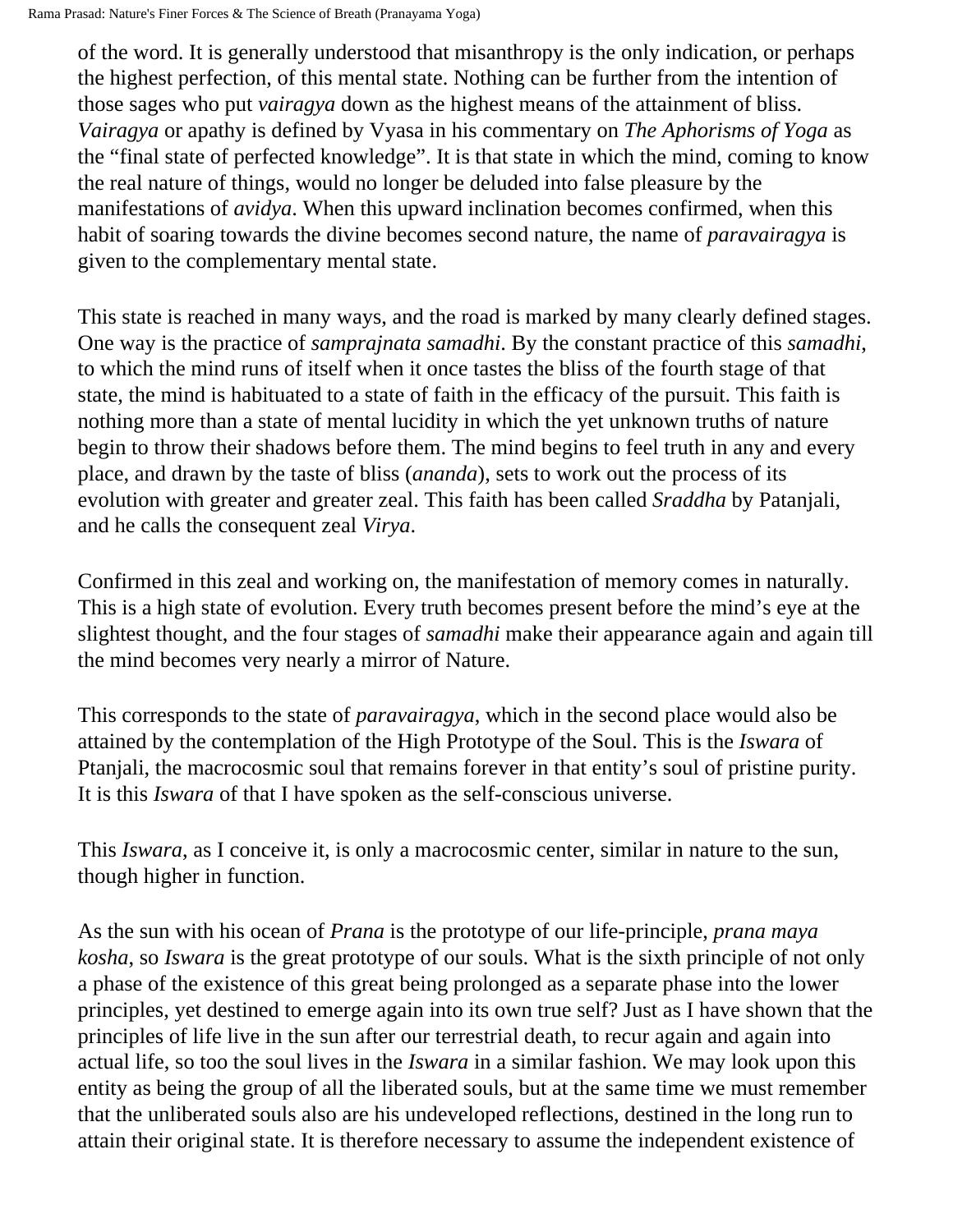of the word. It is generally understood that misanthropy is the only indication, or perhaps the highest perfection, of this mental state. Nothing can be further from the intention of those sages who put *vairagya* down as the highest means of the attainment of bliss. *Vairagya* or apathy is defined by Vyasa in his commentary on *The Aphorisms of Yoga* as the “final state of perfected knowledge”. It is that state in which the mind, coming to know the real nature of things, would no longer be deluded into false pleasure by the manifestations of *avidya*. When this upward inclination becomes confirmed, when this habit of soaring towards the divine becomes second nature, the name of *paravairagya* is given to the complementary mental state.

This state is reached in many ways, and the road is marked by many clearly defined stages. One way is the practice of *samprajnata samadhi*. By the constant practice of this *samadhi*, to which the mind runs of itself when it once tastes the bliss of the fourth stage of that state, the mind is habituated to a state of faith in the efficacy of the pursuit. This faith is nothing more than a state of mental lucidity in which the yet unknown truths of nature begin to throw their shadows before them. The mind begins to feel truth in any and every place, and drawn by the taste of bliss (*ananda*), sets to work out the process of its evolution with greater and greater zeal. This faith has been called *Sraddha* by Patanjali, and he calls the consequent zeal *Virya*.

Confirmed in this zeal and working on, the manifestation of memory comes in naturally. This is a high state of evolution. Every truth becomes present before the mind’s eye at the slightest thought, and the four stages of *samadhi* make their appearance again and again till the mind becomes very nearly a mirror of Nature.

This corresponds to the state of *paravairagya*, which in the second place would also be attained by the contemplation of the High Prototype of the Soul. This is the *Iswara* of Ptanjali, the macrocosmic soul that remains forever in that entity’s soul of pristine purity. It is this *Iswara* of that I have spoken as the self-conscious universe.

This *Iswara*, as I conceive it, is only a macrocosmic center, similar in nature to the sun, though higher in function.

As the sun with his ocean of *Prana* is the prototype of our life-principle, *prana maya kosha*, so *Iswara* is the great prototype of our souls. What is the sixth principle of not only a phase of the existence of this great being prolonged as a separate phase into the lower principles, yet destined to emerge again into its own true self? Just as I have shown that the principles of life live in the sun after our terrestrial death, to recur again and again into actual life, so too the soul lives in the *Iswara* in a similar fashion. We may look upon this entity as being the group of all the liberated souls, but at the same time we must remember that the unliberated souls also are his undeveloped reflections, destined in the long run to attain their original state. It is therefore necessary to assume the independent existence of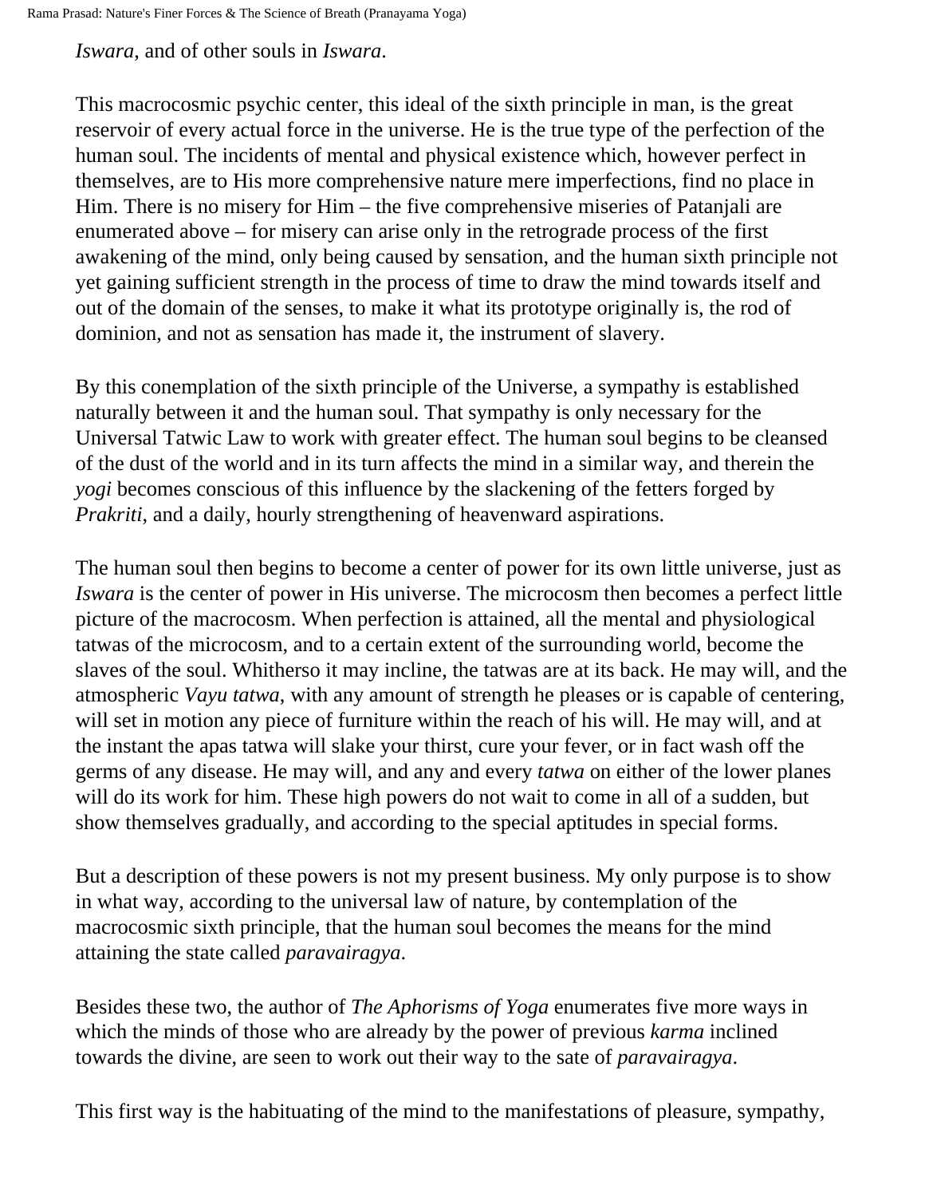*Iswara*, and of other souls in *Iswara*.

This macrocosmic psychic center, this ideal of the sixth principle in man, is the great reservoir of every actual force in the universe. He is the true type of the perfection of the human soul. The incidents of mental and physical existence which, however perfect in themselves, are to His more comprehensive nature mere imperfections, find no place in Him. There is no misery for Him – the five comprehensive miseries of Patanjali are enumerated above – for misery can arise only in the retrograde process of the first awakening of the mind, only being caused by sensation, and the human sixth principle not yet gaining sufficient strength in the process of time to draw the mind towards itself and out of the domain of the senses, to make it what its prototype originally is, the rod of dominion, and not as sensation has made it, the instrument of slavery.

By this conemplation of the sixth principle of the Universe, a sympathy is established naturally between it and the human soul. That sympathy is only necessary for the Universal Tatwic Law to work with greater effect. The human soul begins to be cleansed of the dust of the world and in its turn affects the mind in a similar way, and therein the *yogi* becomes conscious of this influence by the slackening of the fetters forged by *Prakriti*, and a daily, hourly strengthening of heavenward aspirations.

The human soul then begins to become a center of power for its own little universe, just as *Iswara* is the center of power in His universe. The microcosm then becomes a perfect little picture of the macrocosm. When perfection is attained, all the mental and physiological tatwas of the microcosm, and to a certain extent of the surrounding world, become the slaves of the soul. Whitherso it may incline, the tatwas are at its back. He may will, and the atmospheric *Vayu tatwa*, with any amount of strength he pleases or is capable of centering, will set in motion any piece of furniture within the reach of his will. He may will, and at the instant the apas tatwa will slake your thirst, cure your fever, or in fact wash off the germs of any disease. He may will, and any and every *tatwa* on either of the lower planes will do its work for him. These high powers do not wait to come in all of a sudden, but show themselves gradually, and according to the special aptitudes in special forms.

But a description of these powers is not my present business. My only purpose is to show in what way, according to the universal law of nature, by contemplation of the macrocosmic sixth principle, that the human soul becomes the means for the mind attaining the state called *paravairagya*.

Besides these two, the author of *The Aphorisms of Yoga* enumerates five more ways in which the minds of those who are already by the power of previous *karma* inclined towards the divine, are seen to work out their way to the sate of *paravairagya*.

This first way is the habituating of the mind to the manifestations of pleasure, sympathy,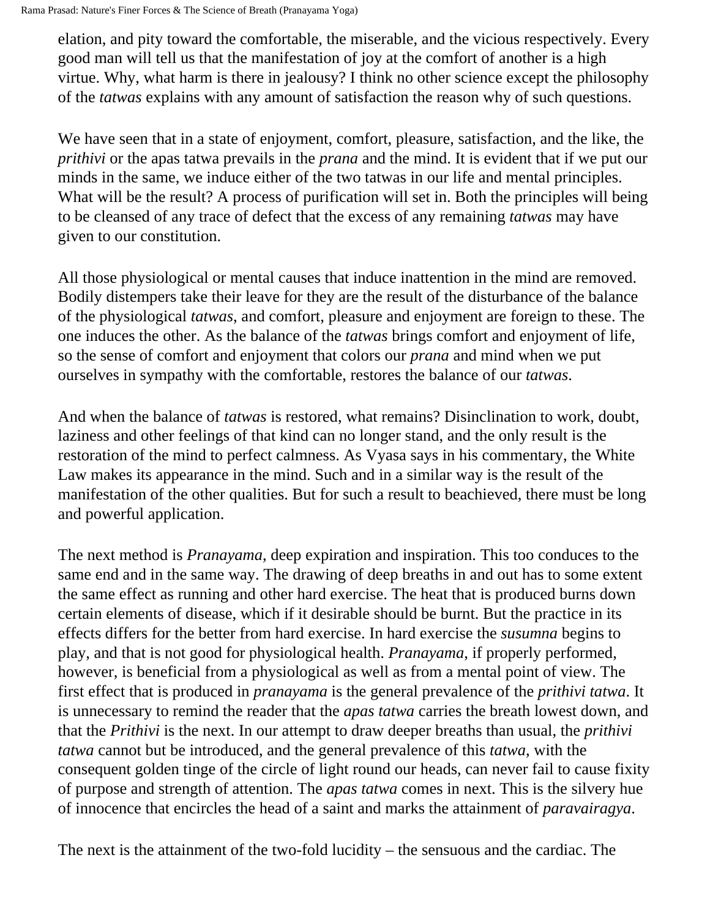elation, and pity toward the comfortable, the miserable, and the vicious respectively. Every good man will tell us that the manifestation of joy at the comfort of another is a high virtue. Why, what harm is there in jealousy? I think no other science except the philosophy of the *tatwas* explains with any amount of satisfaction the reason why of such questions.

We have seen that in a state of enjoyment, comfort, pleasure, satisfaction, and the like, the *prithivi* or the apas tatwa prevails in the *prana* and the mind. It is evident that if we put our minds in the same, we induce either of the two tatwas in our life and mental principles. What will be the result? A process of purification will set in. Both the principles will being to be cleansed of any trace of defect that the excess of any remaining *tatwas* may have given to our constitution.

All those physiological or mental causes that induce inattention in the mind are removed. Bodily distempers take their leave for they are the result of the disturbance of the balance of the physiological *tatwas*, and comfort, pleasure and enjoyment are foreign to these. The one induces the other. As the balance of the *tatwas* brings comfort and enjoyment of life, so the sense of comfort and enjoyment that colors our *prana* and mind when we put ourselves in sympathy with the comfortable, restores the balance of our *tatwas*.

And when the balance of *tatwas* is restored, what remains? Disinclination to work, doubt, laziness and other feelings of that kind can no longer stand, and the only result is the restoration of the mind to perfect calmness. As Vyasa says in his commentary, the White Law makes its appearance in the mind. Such and in a similar way is the result of the manifestation of the other qualities. But for such a result to beachieved, there must be long and powerful application.

The next method is *Pranayama*, deep expiration and inspiration. This too conduces to the same end and in the same way. The drawing of deep breaths in and out has to some extent the same effect as running and other hard exercise. The heat that is produced burns down certain elements of disease, which if it desirable should be burnt. But the practice in its effects differs for the better from hard exercise. In hard exercise the *susumna* begins to play, and that is not good for physiological health. *Pranayama*, if properly performed, however, is beneficial from a physiological as well as from a mental point of view. The first effect that is produced in *pranayama* is the general prevalence of the *prithivi tatwa*. It is unnecessary to remind the reader that the *apas tatwa* carries the breath lowest down, and that the *Prithivi* is the next. In our attempt to draw deeper breaths than usual, the *prithivi tatwa* cannot but be introduced, and the general prevalence of this *tatwa*, with the consequent golden tinge of the circle of light round our heads, can never fail to cause fixity of purpose and strength of attention. The *apas tatwa* comes in next. This is the silvery hue of innocence that encircles the head of a saint and marks the attainment of *paravairagya*.

The next is the attainment of the two-fold lucidity – the sensuous and the cardiac. The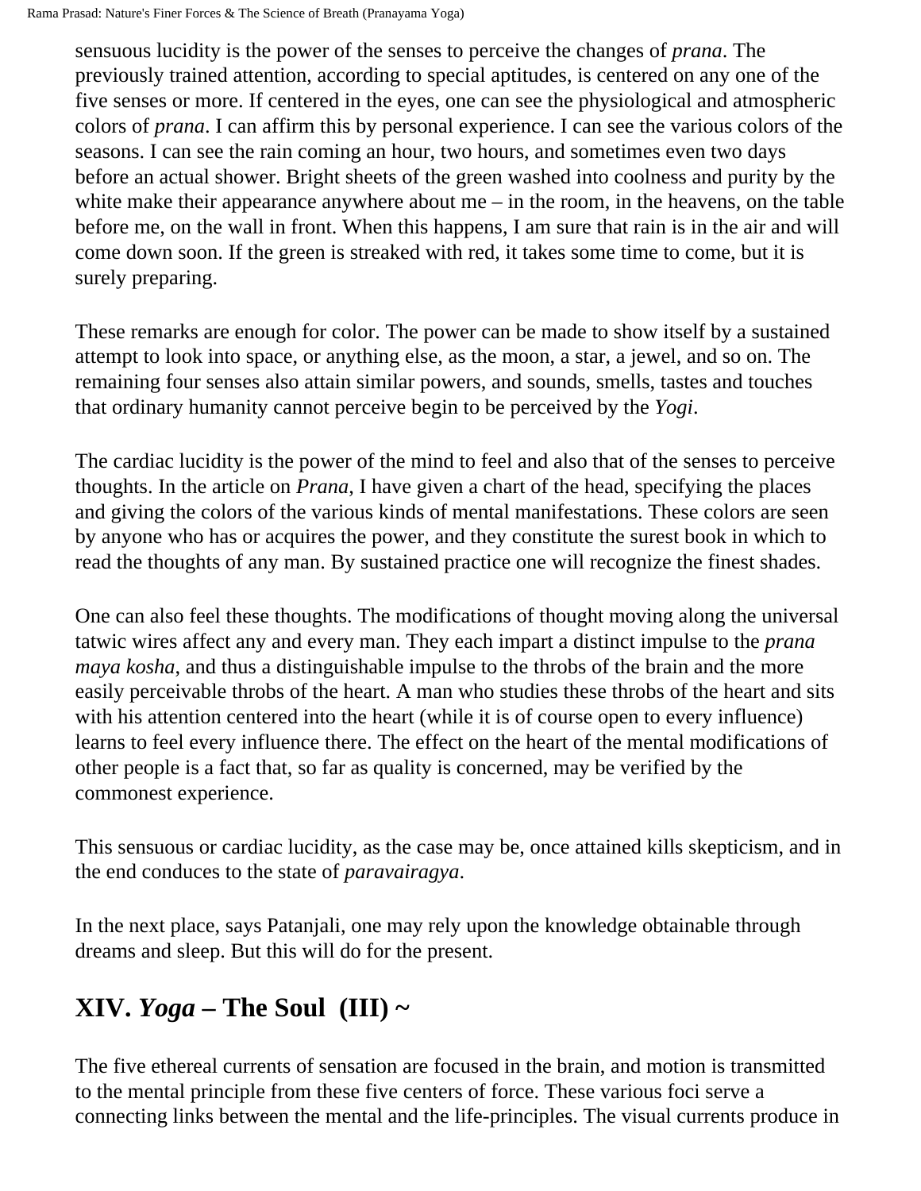sensuous lucidity is the power of the senses to perceive the changes of *prana*. The previously trained attention, according to special aptitudes, is centered on any one of the five senses or more. If centered in the eyes, one can see the physiological and atmospheric colors of *prana*. I can affirm this by personal experience. I can see the various colors of the seasons. I can see the rain coming an hour, two hours, and sometimes even two days before an actual shower. Bright sheets of the green washed into coolness and purity by the white make their appearance anywhere about me – in the room, in the heavens, on the table before me, on the wall in front. When this happens, I am sure that rain is in the air and will come down soon. If the green is streaked with red, it takes some time to come, but it is surely preparing.

These remarks are enough for color. The power can be made to show itself by a sustained attempt to look into space, or anything else, as the moon, a star, a jewel, and so on. The remaining four senses also attain similar powers, and sounds, smells, tastes and touches that ordinary humanity cannot perceive begin to be perceived by the *Yogi*.

The cardiac lucidity is the power of the mind to feel and also that of the senses to perceive thoughts. In the article on *Prana*, I have given a chart of the head, specifying the places and giving the colors of the various kinds of mental manifestations. These colors are seen by anyone who has or acquires the power, and they constitute the surest book in which to read the thoughts of any man. By sustained practice one will recognize the finest shades.

One can also feel these thoughts. The modifications of thought moving along the universal tatwic wires affect any and every man. They each impart a distinct impulse to the *prana maya kosha*, and thus a distinguishable impulse to the throbs of the brain and the more easily perceivable throbs of the heart. A man who studies these throbs of the heart and sits with his attention centered into the heart (while it is of course open to every influence) learns to feel every influence there. The effect on the heart of the mental modifications of other people is a fact that, so far as quality is concerned, may be verified by the commonest experience.

This sensuous or cardiac lucidity, as the case may be, once attained kills skepticism, and in the end conduces to the state of *paravairagya*.

In the next place, says Patanjali, one may rely upon the knowledge obtainable through dreams and sleep. But this will do for the present.

## XIV. *Yoga* – The Soul (III) ~

The five ethereal currents of sensation are focused in the brain, and motion is transmitted to the mental principle from these five centers of force. These various foci serve a connecting links between the mental and the life-principles. The visual currents produce in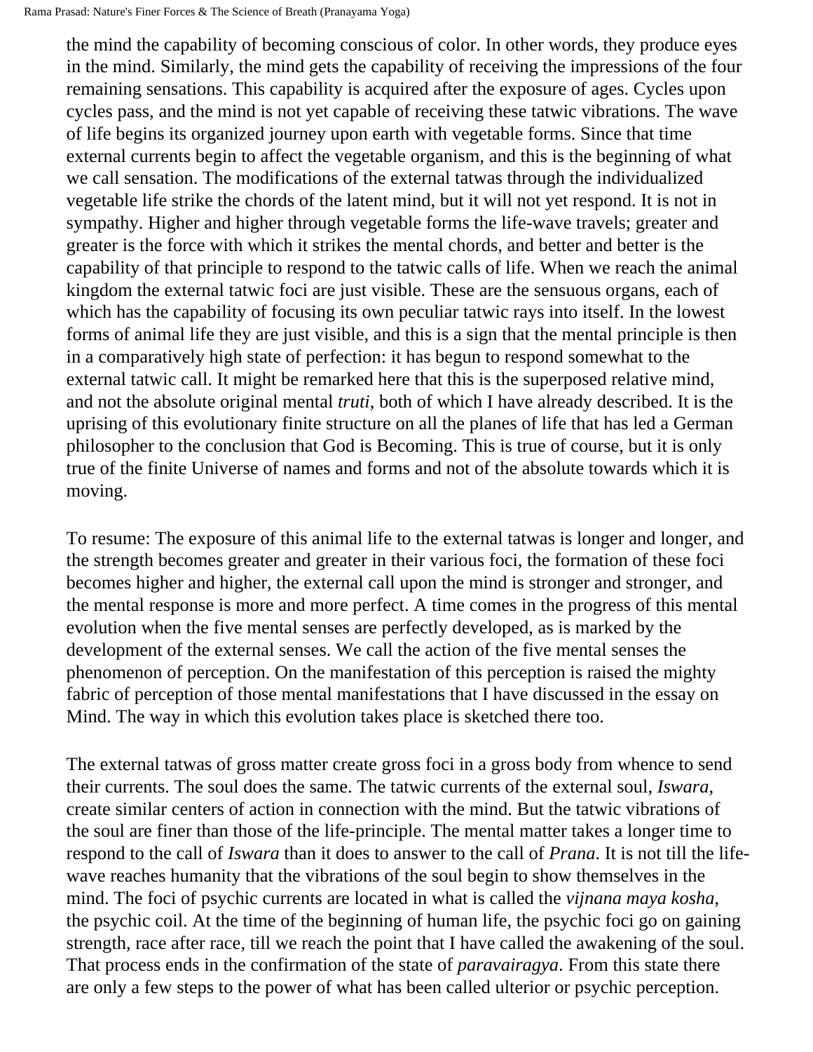the mind the capability of becoming conscious of color. In other words, they produce eyes in the mind. Similarly, the mind gets the capability of receiving the impressions of the four remaining sensations. This capability is acquired after the exposure of ages. Cycles upon cycles pass, and the mind is not yet capable of receiving these tatwic vibrations. The wave of life begins its organized journey upon earth with vegetable forms. Since that time external currents begin to affect the vegetable organism, and this is the beginning of what we call sensation. The modifications of the external tatwas through the individualized vegetable life strike the chords of the latent mind, but it will not yet respond. It is not in sympathy. Higher and higher through vegetable forms the life-wave travels; greater and greater is the force with which it strikes the mental chords, and better and better is the capability of that principle to respond to the tatwic calls of life. When we reach the animal kingdom the external tatwic foci are just visible. These are the sensuous organs, each of which has the capability of focusing its own peculiar tatwic rays into itself. In the lowest forms of animal life they are just visible, and this is a sign that the mental principle is then in a comparatively high state of perfection: it has begun to respond somewhat to the external tatwic call. It might be remarked here that this is the superposed relative mind, and not the absolute original mental *truti*, both of which I have already described. It is the uprising of this evolutionary finite structure on all the planes of life that has led a German philosopher to the conclusion that God is Becoming. This is true of course, but it is only true of the finite Universe of names and forms and not of the absolute towards which it is moving.

To resume: The exposure of this animal life to the external tatwas is longer and longer, and the strength becomes greater and greater in their various foci, the formation of these foci becomes higher and higher, the external call upon the mind is stronger and stronger, and the mental response is more and more perfect. A time comes in the progress of this mental evolution when the five mental senses are perfectly developed, as is marked by the development of the external senses. We call the action of the five mental senses the phenomenon of perception. On the manifestation of this perception is raised the mighty fabric of perception of those mental manifestations that I have discussed in the essay on Mind. The way in which this evolution takes place is sketched there too.

The external tatwas of gross matter create gross foci in a gross body from whence to send their currents. The soul does the same. The tatwic currents of the external soul, *Iswara*, create similar centers of action in connection with the mind. But the tatwic vibrations of the soul are finer than those of the life-principle. The mental matter takes a longer time to respond to the call of *Iswara* than it does to answer to the call of *Prana*. It is not till the life-wave reaches humanity that the vibrations of the soul begin to show themselves in the mind. The foci of psychic currents are located in what is called the *vijnana maya kosha*, the psychic coil. At the time of the beginning of human life, the psychic foci go on gaining strength, race after race, till we reach the point that I have called the awakening of the soul. That process ends in the confirmation of the state of *paravairagya*. From this state there are only a few steps to the power of what has been called ulterior or psychic perception.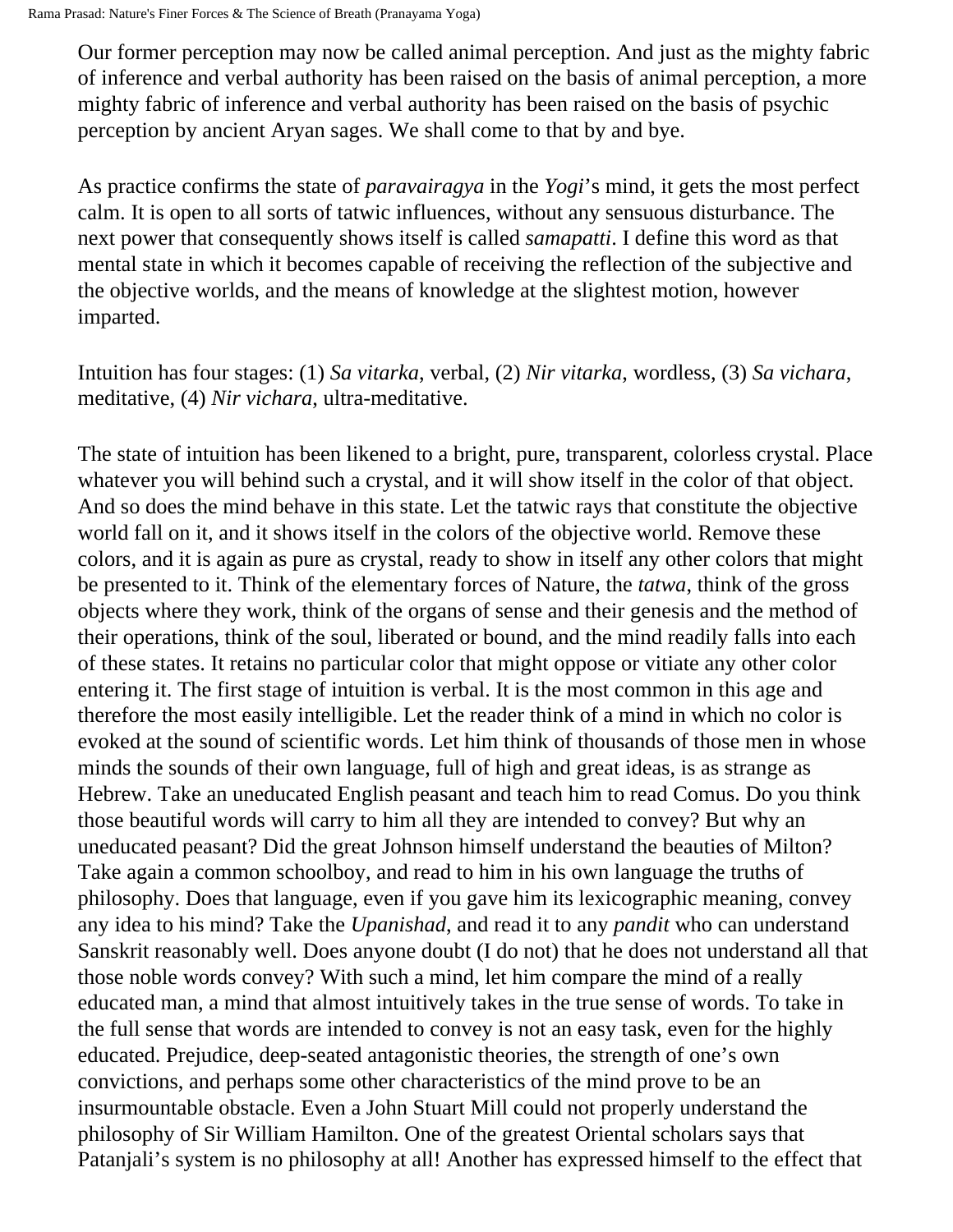Our former perception may now be called animal perception. And just as the mighty fabric of inference and verbal authority has been raised on the basis of animal perception, a more mighty fabric of inference and verbal authority has been raised on the basis of psychic perception by ancient Aryan sages. We shall come to that by and bye.

As practice confirms the state of *paravairagya* in the *Yogi*'s mind, it gets the most perfect calm. It is open to all sorts of tatwic influences, without any sensuous disturbance. The next power that consequently shows itself is called *samapatti*. I define this word as that mental state in which it becomes capable of receiving the reflection of the subjective and the objective worlds, and the means of knowledge at the slightest motion, however imparted.

Intuition has four stages: (1) *Sa vitarka*, verbal, (2) *Nir vitarka*, wordless, (3) *Sa vichara*, meditative, (4) *Nir vichara*, ultra-meditative.

The state of intuition has been likened to a bright, pure, transparent, colorless crystal. Place whatever you will behind such a crystal, and it will show itself in the color of that object. And so does the mind behave in this state. Let the tatwic rays that constitute the objective world fall on it, and it shows itself in the colors of the objective world. Remove these colors, and it is again as pure as crystal, ready to show in itself any other colors that might be presented to it. Think of the elementary forces of Nature, the *tatwa*, think of the gross objects where they work, think of the organs of sense and their genesis and the method of their operations, think of the soul, liberated or bound, and the mind readily falls into each of these states. It retains no particular color that might oppose or vitiate any other color entering it. The first stage of intuition is verbal. It is the most common in this age and therefore the most easily intelligible. Let the reader think of a mind in which no color is evoked at the sound of scientific words. Let him think of thousands of those men in whose minds the sounds of their own language, full of high and great ideas, is as strange as Hebrew. Take an uneducated English peasant and teach him to read Comus. Do you think those beautiful words will carry to him all they are intended to convey? But why an uneducated peasant? Did the great Johnson himself understand the beauties of Milton? Take again a common schoolboy, and read to him in his own language the truths of philosophy. Does that language, even if you gave him its lexicographic meaning, convey any idea to his mind? Take the *Upanishad*, and read it to any *pandit* who can understand Sanskrit reasonably well. Does anyone doubt (I do not) that he does not understand all that those noble words convey? With such a mind, let him compare the mind of a really educated man, a mind that almost intuitively takes in the true sense of words. To take in the full sense that words are intended to convey is not an easy task, even for the highly educated. Prejudice, deep-seated antagonistic theories, the strength of one's own convictions, and perhaps some other characteristics of the mind prove to be an insurmountable obstacle. Even a John Stuart Mill could not properly understand the philosophy of Sir William Hamilton. One of the greatest Oriental scholars says that Patanjali's system is no philosophy at all! Another has expressed himself to the effect that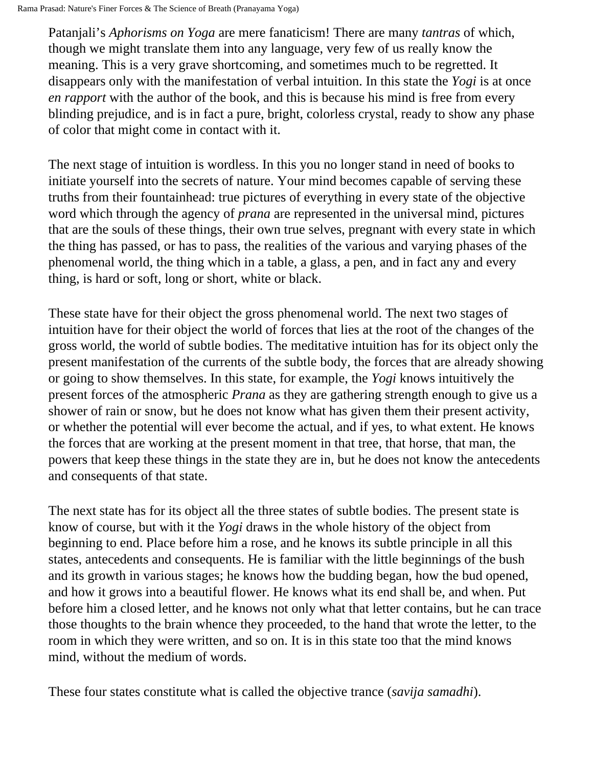Patanjali's *Aphorisms on Yoga* are mere fanaticism! There are many *tantras* of which, though we might translate them into any language, very few of us really know the meaning. This is a very grave shortcoming, and sometimes much to be regretted. It disappears only with the manifestation of verbal intuition. In this state the *Yogi* is at once *en rapport* with the author of the book, and this is because his mind is free from every blinding prejudice, and is in fact a pure, bright, colorless crystal, ready to show any phase of color that might come in contact with it.

The next stage of intuition is wordless. In this you no longer stand in need of books to initiate yourself into the secrets of nature. Your mind becomes capable of serving these truths from their fountainhead: true pictures of everything in every state of the objective word which through the agency of *prana* are represented in the universal mind, pictures that are the souls of these things, their own true selves, pregnant with every state in which the thing has passed, or has to pass, the realities of the various and varying phases of the phenomenal world, the thing which in a table, a glass, a pen, and in fact any and every thing, is hard or soft, long or short, white or black.

These state have for their object the gross phenomenal world. The next two stages of intuition have for their object the world of forces that lies at the root of the changes of the gross world, the world of subtle bodies. The meditative intuition has for its object only the present manifestation of the currents of the subtle body, the forces that are already showing or going to show themselves. In this state, for example, the *Yogi* knows intuitively the present forces of the atmospheric *Prana* as they are gathering strength enough to give us a shower of rain or snow, but he does not know what has given them their present activity, or whether the potential will ever become the actual, and if yes, to what extent. He knows the forces that are working at the present moment in that tree, that horse, that man, the powers that keep these things in the state they are in, but he does not know the antecedents and consequents of that state.

The next state has for its object all the three states of subtle bodies. The present state is know of course, but with it the *Yogi* draws in the whole history of the object from beginning to end. Place before him a rose, and he knows its subtle principle in all this states, antecedents and consequents. He is familiar with the little beginnings of the bush and its growth in various stages; he knows how the budding began, how the bud opened, and how it grows into a beautiful flower. He knows what its end shall be, and when. Put before him a closed letter, and he knows not only what that letter contains, but he can trace those thoughts to the brain whence they proceeded, to the hand that wrote the letter, to the room in which they were written, and so on. It is in this state too that the mind knows mind, without the medium of words.

These four states constitute what is called the objective trance (*savija samadhi*).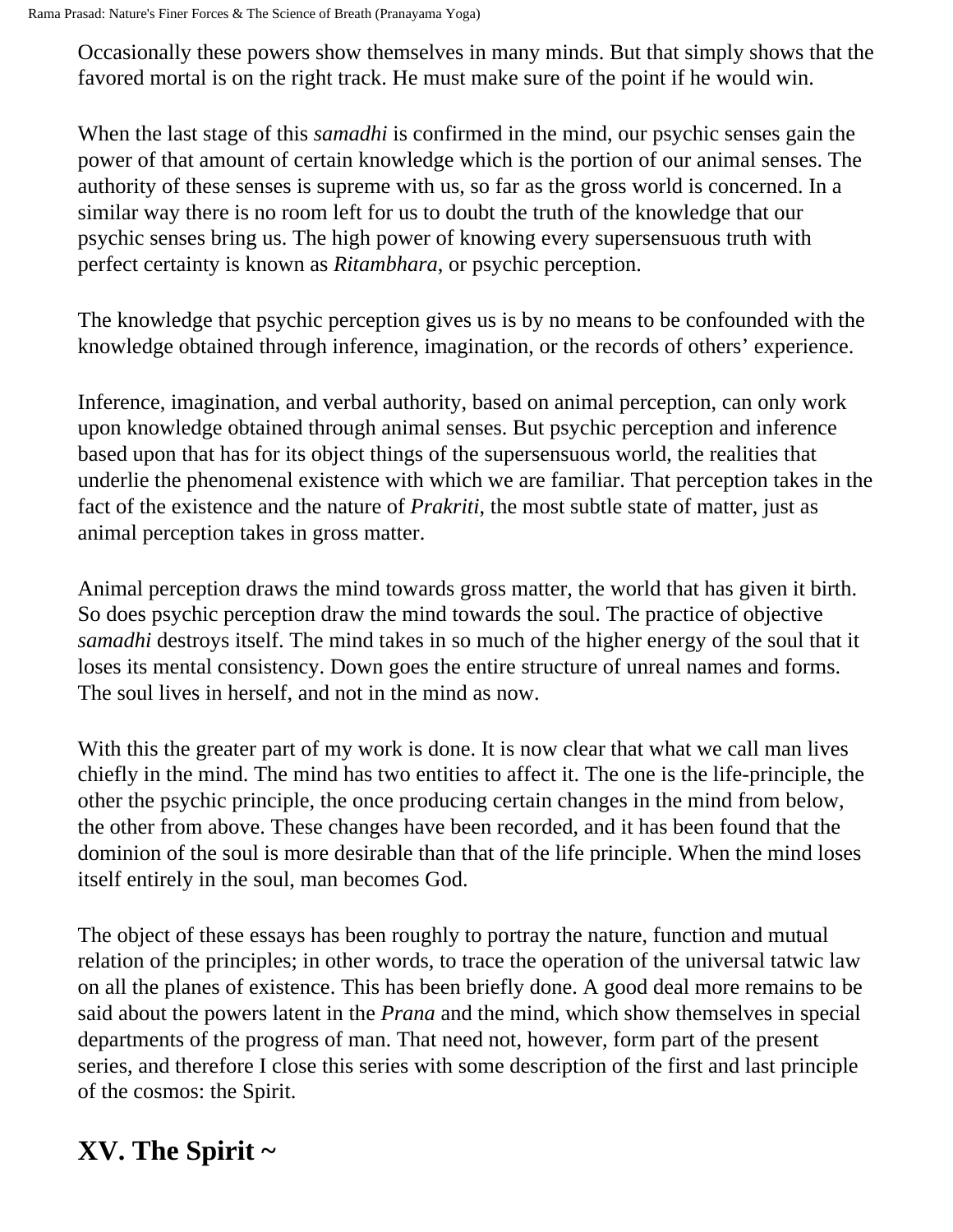Occasionally these powers show themselves in many minds. But that simply shows that the favored mortal is on the right track. He must make sure of the point if he would win.

When the last stage of this *samadhi* is confirmed in the mind, our psychic senses gain the power of that amount of certain knowledge which is the portion of our animal senses. The authority of these senses is supreme with us, so far as the gross world is concerned. In a similar way there is no room left for us to doubt the truth of the knowledge that our psychic senses bring us. The high power of knowing every supersensuous truth with perfect certainty is known as *Ritambhara*, or psychic perception.

The knowledge that psychic perception gives us is by no means to be confounded with the knowledge obtained through inference, imagination, or the records of others' experience.

Inference, imagination, and verbal authority, based on animal perception, can only work upon knowledge obtained through animal senses. But psychic perception and inference based upon that has for its object things of the supersensuous world, the realities that underlie the phenomenal existence with which we are familiar. That perception takes in the fact of the existence and the nature of *Prakriti*, the most subtle state of matter, just as animal perception takes in gross matter.

Animal perception draws the mind towards gross matter, the world that has given it birth. So does psychic perception draw the mind towards the soul. The practice of objective *samadhi* destroys itself. The mind takes in so much of the higher energy of the soul that it loses its mental consistency. Down goes the entire structure of unreal names and forms. The soul lives in herself, and not in the mind as now.

With this the greater part of my work is done. It is now clear that what we call man lives chiefly in the mind. The mind has two entities to affect it. The one is the life-principle, the other the psychic principle, the once producing certain changes in the mind from below, the other from above. These changes have been recorded, and it has been found that the dominion of the soul is more desirable than that of the life principle. When the mind loses itself entirely in the soul, man becomes God.

The object of these essays has been roughly to portray the nature, function and mutual relation of the principles; in other words, to trace the operation of the universal tatwic law on all the planes of existence. This has been briefly done. A good deal more remains to be said about the powers latent in the *Prana* and the mind, which show themselves in special departments of the progress of man. That need not, however, form part of the present series, and therefore I close this series with some description of the first and last principle of the cosmos: the Spirit.

## XV. The Spirit ~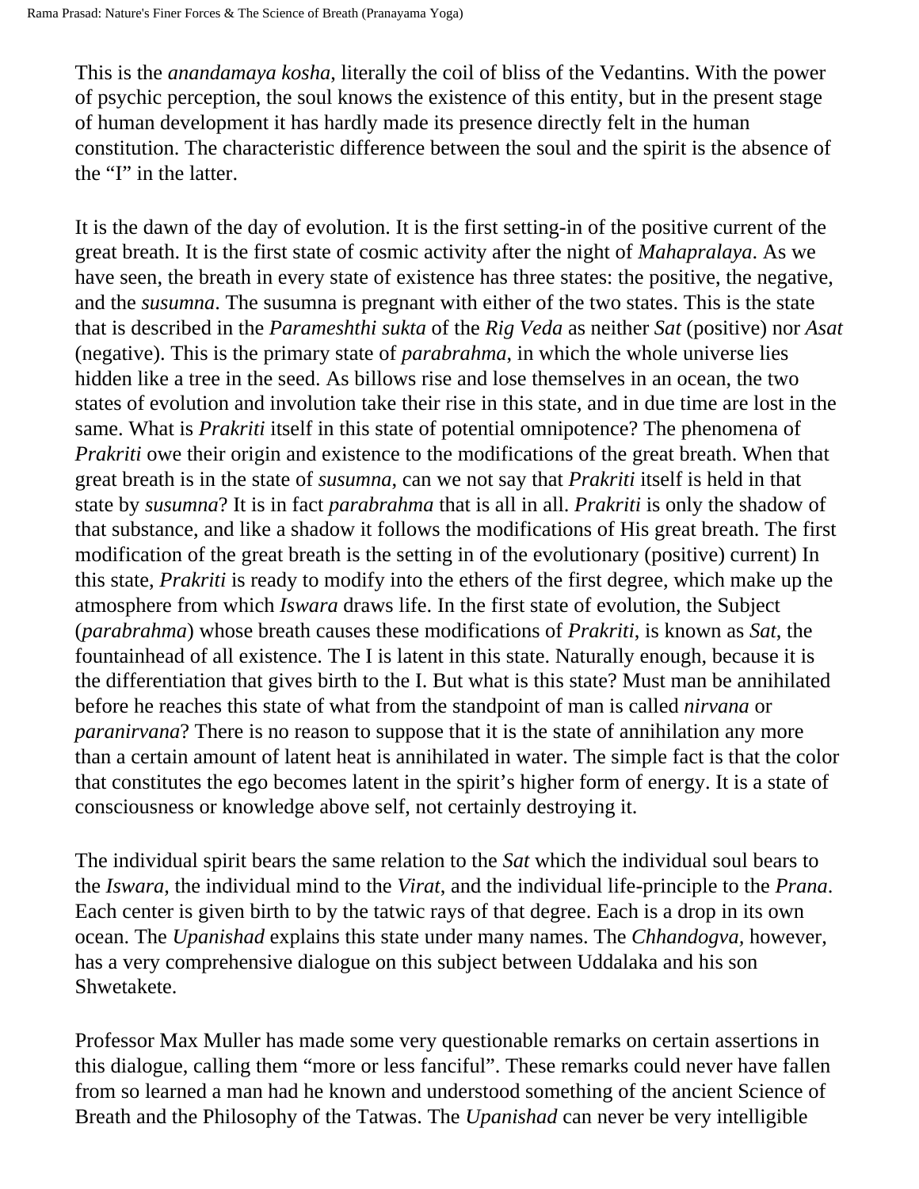This is the *anandamaya kosha*, literally the coil of bliss of the Vedantins. With the power of psychic perception, the soul knows the existence of this entity, but in the present stage of human development it has hardly made its presence directly felt in the human constitution. The characteristic difference between the soul and the spirit is the absence of the "I" in the latter.

It is the dawn of the day of evolution. It is the first setting-in of the positive current of the great breath. It is the first state of cosmic activity after the night of *Mahapralaya*. As we have seen, the breath in every state of existence has three states: the positive, the negative, and the *susumna*. The susumna is pregnant with either of the two states. This is the state that is described in the *Parameshthi sukta* of the *Rig Veda* as neither *Sat* (positive) nor *Asat* (negative). This is the primary state of *parabrahma*, in which the whole universe lies hidden like a tree in the seed. As billows rise and lose themselves in an ocean, the two states of evolution and involution take their rise in this state, and in due time are lost in the same. What is *Prakriti* itself in this state of potential omnipotence? The phenomena of *Prakriti* owe their origin and existence to the modifications of the great breath. When that great breath is in the state of *susumna*, can we not say that *Prakriti* itself is held in that state by *susumna*? It is in fact *parabrahma* that is all in all. *Prakriti* is only the shadow of that substance, and like a shadow it follows the modifications of His great breath. The first modification of the great breath is the setting in of the evolutionary (positive) current) In this state, *Prakriti* is ready to modify into the ethers of the first degree, which make up the atmosphere from which *Iswara* draws life. In the first state of evolution, the Subject (*parabrahma*) whose breath causes these modifications of *Prakriti*, is known as *Sat*, the fountainhead of all existence. The I is latent in this state. Naturally enough, because it is the differentiation that gives birth to the I. But what is this state? Must man be annihilated before he reaches this state of what from the standpoint of man is called *nirvana* or *paranirvana*? There is no reason to suppose that it is the state of annihilation any more than a certain amount of latent heat is annihilated in water. The simple fact is that the color that constitutes the ego becomes latent in the spirit's higher form of energy. It is a state of consciousness or knowledge above self, not certainly destroying it.

The individual spirit bears the same relation to the *Sat* which the individual soul bears to the *Iswara*, the individual mind to the *Virat*, and the individual life-principle to the *Prana*. Each center is given birth to by the tatwic rays of that degree. Each is a drop in its own ocean. The *Upanishad* explains this state under many names. The *Chhandogva*, however, has a very comprehensive dialogue on this subject between Uddalaka and his son Shwetakete.

Professor Max Muller has made some very questionable remarks on certain assertions in this dialogue, calling them "more or less fanciful". These remarks could never have fallen from so learned a man had he known and understood something of the ancient Science of Breath and the Philosophy of the Tatwas. The *Upanishad* can never be very intelligible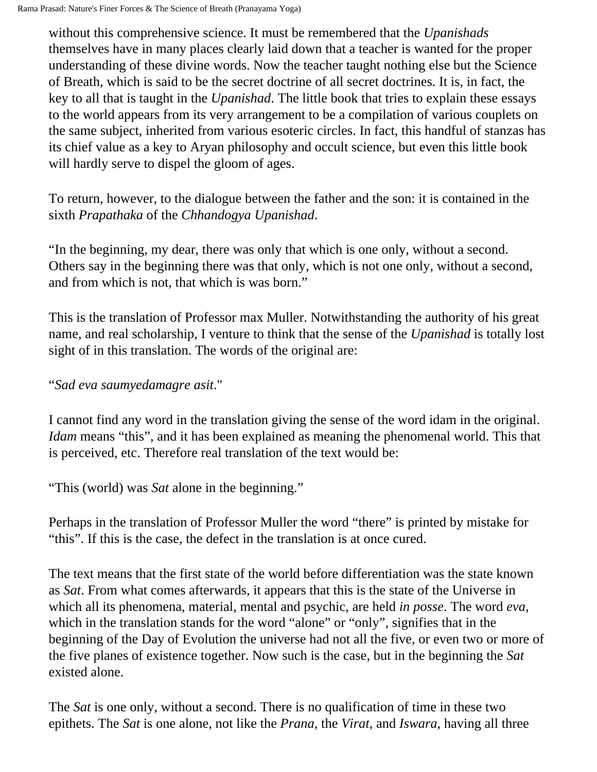without this comprehensive science. It must be remembered that the *Upanishads* themselves have in many places clearly laid down that a teacher is wanted for the proper understanding of these divine words. Now the teacher taught nothing else but the Science of Breath, which is said to be the secret doctrine of all secret doctrines. It is, in fact, the key to all that is taught in the *Upanishad*. The little book that tries to explain these essays to the world appears from its very arrangement to be a compilation of various couplets on the same subject, inherited from various esoteric circles. In fact, this handful of stanzas has its chief value as a key to Aryan philosophy and occult science, but even this little book will hardly serve to dispel the gloom of ages.

To return, however, to the dialogue between the father and the son: it is contained in the sixth *Prapathaka* of the *Chhandogya Upanishad*.

"In the beginning, my dear, there was only that which is one only, without a second. Others say in the beginning there was that only, which is not one only, without a second, and from which is not, that which is was born."

This is the translation of Professor max Muller. Notwithstanding the authority of his great name, and real scholarship, I venture to think that the sense of the *Upanishad* is totally lost sight of in this translation. The words of the original are:

"*Sad eva saumyedamagre asit*."

I cannot find any word in the translation giving the sense of the word idam in the original. *Idam* means "this", and it has been explained as meaning the phenomenal world. This that is perceived, etc. Therefore real translation of the text would be:

"This (world) was *Sat* alone in the beginning."

Perhaps in the translation of Professor Muller the word "there" is printed by mistake for "this". If this is the case, the defect in the translation is at once cured.

The text means that the first state of the world before differentiation was the state known as *Sat*. From what comes afterwards, it appears that this is the state of the Universe in which all its phenomena, material, mental and psychic, are held *in posse*. The word *eva*, which in the translation stands for the word "alone" or "only", signifies that in the beginning of the Day of Evolution the universe had not all the five, or even two or more of the five planes of existence together. Now such is the case, but in the beginning the *Sat* existed alone.

The *Sat* is one only, without a second. There is no qualification of time in these two epithets. The *Sat* is one alone, not like the *Prana*, the *Virat*, and *Iswara*, having all three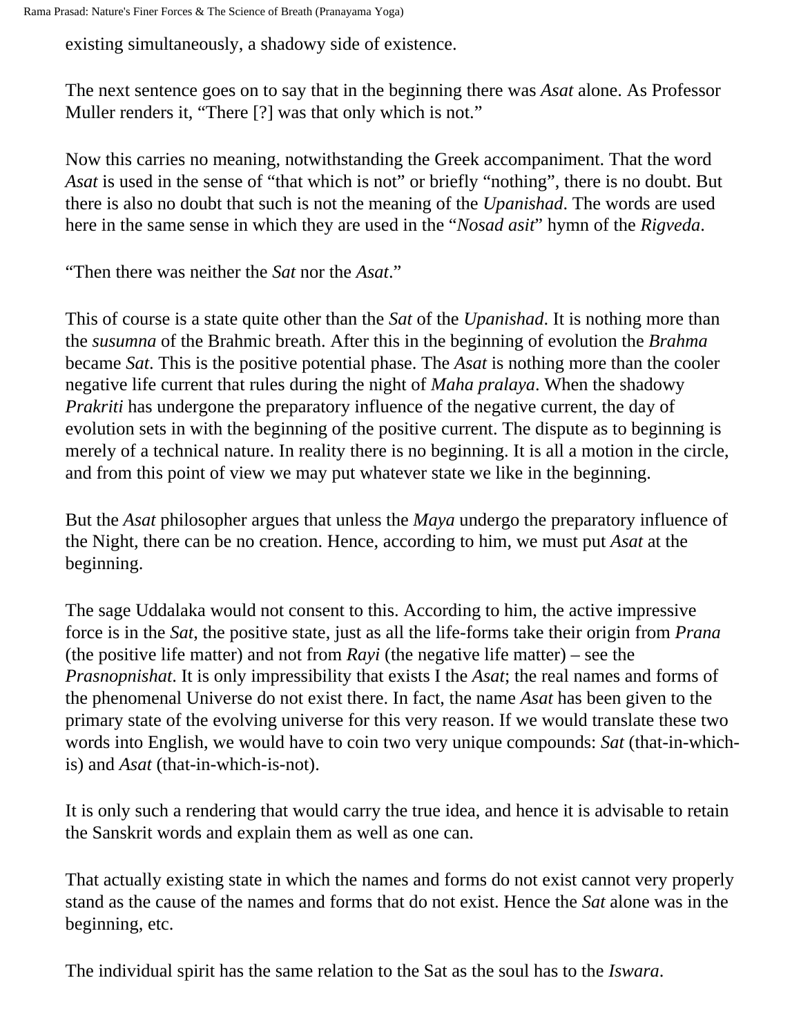existing simultaneously, a shadowy side of existence.

The next sentence goes on to say that in the beginning there was *Asat* alone. As Professor Muller renders it, “There [?] was that only which is not.”

Now this carries no meaning, notwithstanding the Greek accompaniment. That the word *Asat* is used in the sense of “that which is not” or briefly “nothing”, there is no doubt. But there is also no doubt that such is not the meaning of the *Upanishad*. The words are used here in the same sense in which they are used in the “*Nosad asit*” hymn of the *Rigveda*.

“Then there was neither the *Sat* nor the *Asat*.”

This of course is a state quite other than the *Sat* of the *Upanishad*. It is nothing more than the *susumna* of the Brahmic breath. After this in the beginning of evolution the *Brahma* became *Sat*. This is the positive potential phase. The *Asat* is nothing more than the cooler negative life current that rules during the night of *Maha pralaya*. When the shadowy *Prakriti* has undergone the preparatory influence of the negative current, the day of evolution sets in with the beginning of the positive current. The dispute as to beginning is merely of a technical nature. In reality there is no beginning. It is all a motion in the circle, and from this point of view we may put whatever state we like in the beginning.

But the *Asat* philosopher argues that unless the *Maya* undergo the preparatory influence of the Night, there can be no creation. Hence, according to him, we must put *Asat* at the beginning.

The sage Uddalaka would not consent to this. According to him, the active impressive force is in the *Sat*, the positive state, just as all the life-forms take their origin from *Prana* (the positive life matter) and not from *Rayi* (the negative life matter) – see the *Prasnopnishat*. It is only impressibility that exists I the *Asat*; the real names and forms of the phenomenal Universe do not exist there. In fact, the name *Asat* has been given to the primary state of the evolving universe for this very reason. If we would translate these two words into English, we would have to coin two very unique compounds: *Sat* (that-in-which-is) and *Asat* (that-in-which-is-not).

It is only such a rendering that would carry the true idea, and hence it is advisable to retain the Sanskrit words and explain them as well as one can.

That actually existing state in which the names and forms do not exist cannot very properly stand as the cause of the names and forms that do not exist. Hence the *Sat* alone was in the beginning, etc.

The individual spirit has the same relation to the Sat as the soul has to the *Iswara*.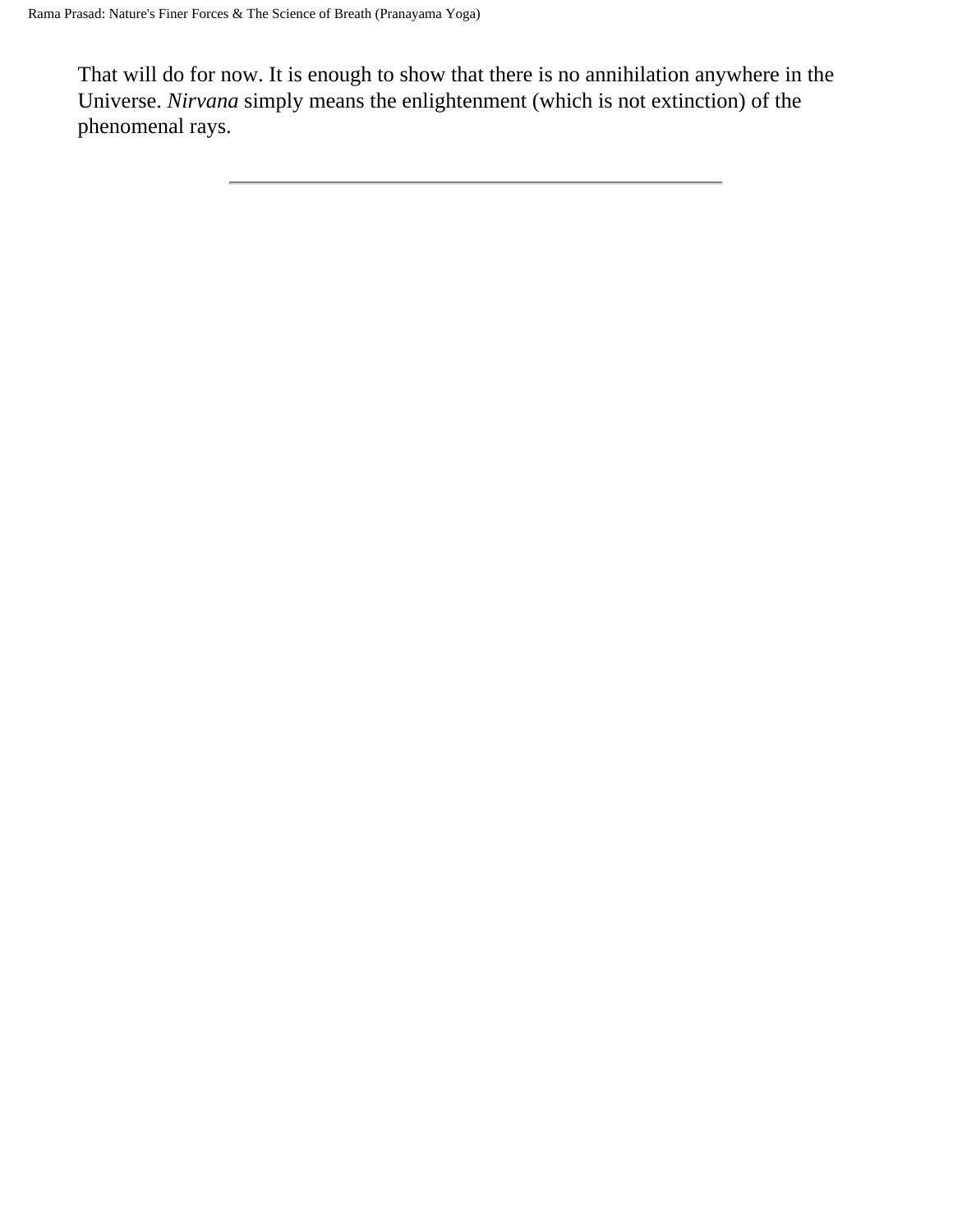That will do for now. It is enough to show that there is no annihilation anywhere in the Universe. *Nirvana* simply means the enlightenment (which is not extinction) of the phenomenal rays.

---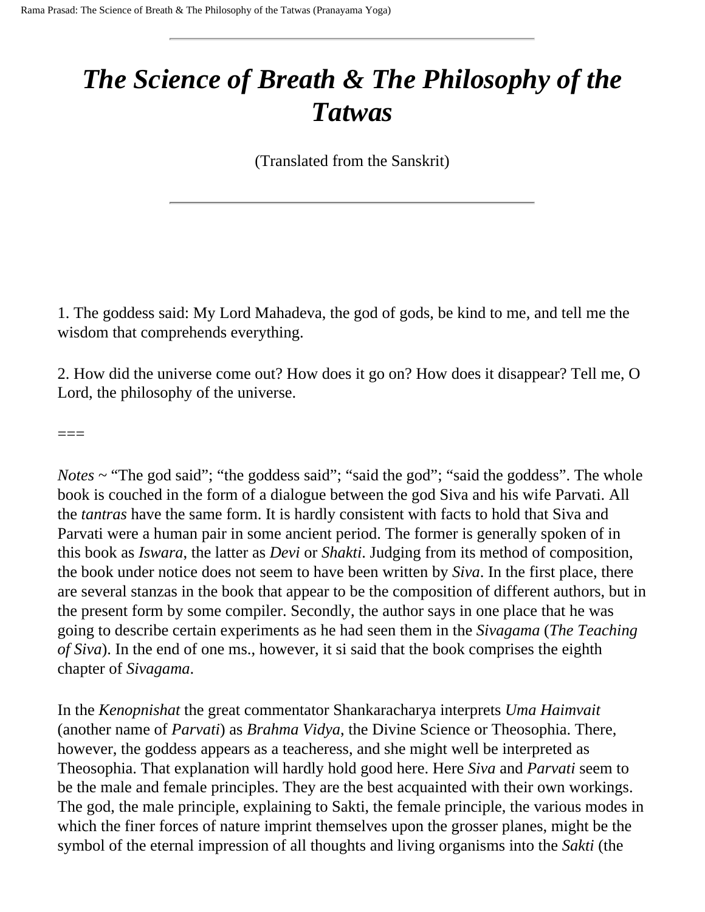# *The Science of Breath & The Philosophy of the Tatwas*

(Translated from the Sanskrit)

1. The goddess said: My Lord Mahadeva, the god of gods, be kind to me, and tell me the wisdom that comprehends everything.

2. How did the universe come out? How does it go on? How does it disappear? Tell me, O Lord, the philosophy of the universe.

===

*Notes* ~ "The god said"; "the goddess said"; "said the god"; "said the goddess". The whole book is couched in the form of a dialogue between the god Siva and his wife Parvati. All the *tantras* have the same form. It is hardly consistent with facts to hold that Siva and Parvati were a human pair in some ancient period. The former is generally spoken of in this book as *Iswara*, the latter as *Devi* or *Shakti*. Judging from its method of composition, the book under notice does not seem to have been written by *Siva*. In the first place, there are several stanzas in the book that appear to be the composition of different authors, but in the present form by some compiler. Secondly, the author says in one place that he was going to describe certain experiments as he had seen them in the *Sivagama* (*The Teaching of Siva*). In the end of one ms., however, it si said that the book comprises the eighth chapter of *Sivagama*.

In the *Kenopnishat* the great commentator Shankaracharya interprets *Uma Haimvait* (another name of *Parvati*) as *Brahma Vidya*, the Divine Science or Theosophia. There, however, the goddess appears as a teacheress, and she might well be interpreted as Theosophia. That explanation will hardly hold good here. Here *Siva* and *Parvati* seem to be the male and female principles. They are the best acquainted with their own workings. The god, the male principle, explaining to Sakti, the female principle, the various modes in which the finer forces of nature imprint themselves upon the grosser planes, might be the symbol of the eternal impression of all thoughts and living organisms into the *Sakti* (the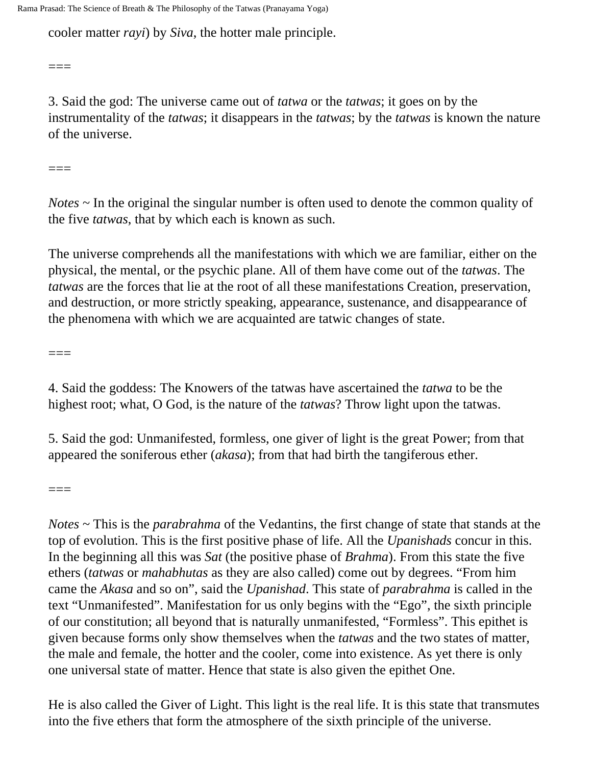cooler matter *rayi*) by *Siva*, the hotter male principle.

===

3. Said the god: The universe came out of *tatwa* or the *tatwas*; it goes on by the instrumentality of the *tatwas*; it disappears in the *tatwas*; by the *tatwas* is known the nature of the universe.

===

*Notes* ~ In the original the singular number is often used to denote the common quality of the five *tatwas*, that by which each is known as such.

The universe comprehends all the manifestations with which we are familiar, either on the physical, the mental, or the psychic plane. All of them have come out of the *tatwas*. The *tatwas* are the forces that lie at the root of all these manifestations Creation, preservation, and destruction, or more strictly speaking, appearance, sustenance, and disappearance of the phenomena with which we are acquainted are tatwic changes of state.

===

4. Said the goddess: The Knowers of the tatwas have ascertained the *tatwa* to be the highest root; what, O God, is the nature of the *tatwas*? Throw light upon the tatwas.

5. Said the god: Unmanifested, formless, one giver of light is the great Power; from that appeared the soniferous ether (*akasa*); from that had birth the tangiferous ether.

===

*Notes* ~ This is the *parabrahma* of the Vedantins, the first change of state that stands at the top of evolution. This is the first positive phase of life. All the *Upanishads* concur in this. In the beginning all this was *Sat* (the positive phase of *Brahma*). From this state the five ethers (*tatwas* or *mahabhutas* as they are also called) come out by degrees. "From him came the *Akasa* and so on", said the *Upanishad*. This state of *parabrahma* is called in the text "Unmanifested". Manifestation for us only begins with the "Ego", the sixth principle of our constitution; all beyond that is naturally unmanifested, "Formless". This epithet is given because forms only show themselves when the *tatwas* and the two states of matter, the male and female, the hotter and the cooler, come into existence. As yet there is only one universal state of matter. Hence that state is also given the epithet One.

He is also called the Giver of Light. This light is the real life. It is this state that transmutes into the five ethers that form the atmosphere of the sixth principle of the universe.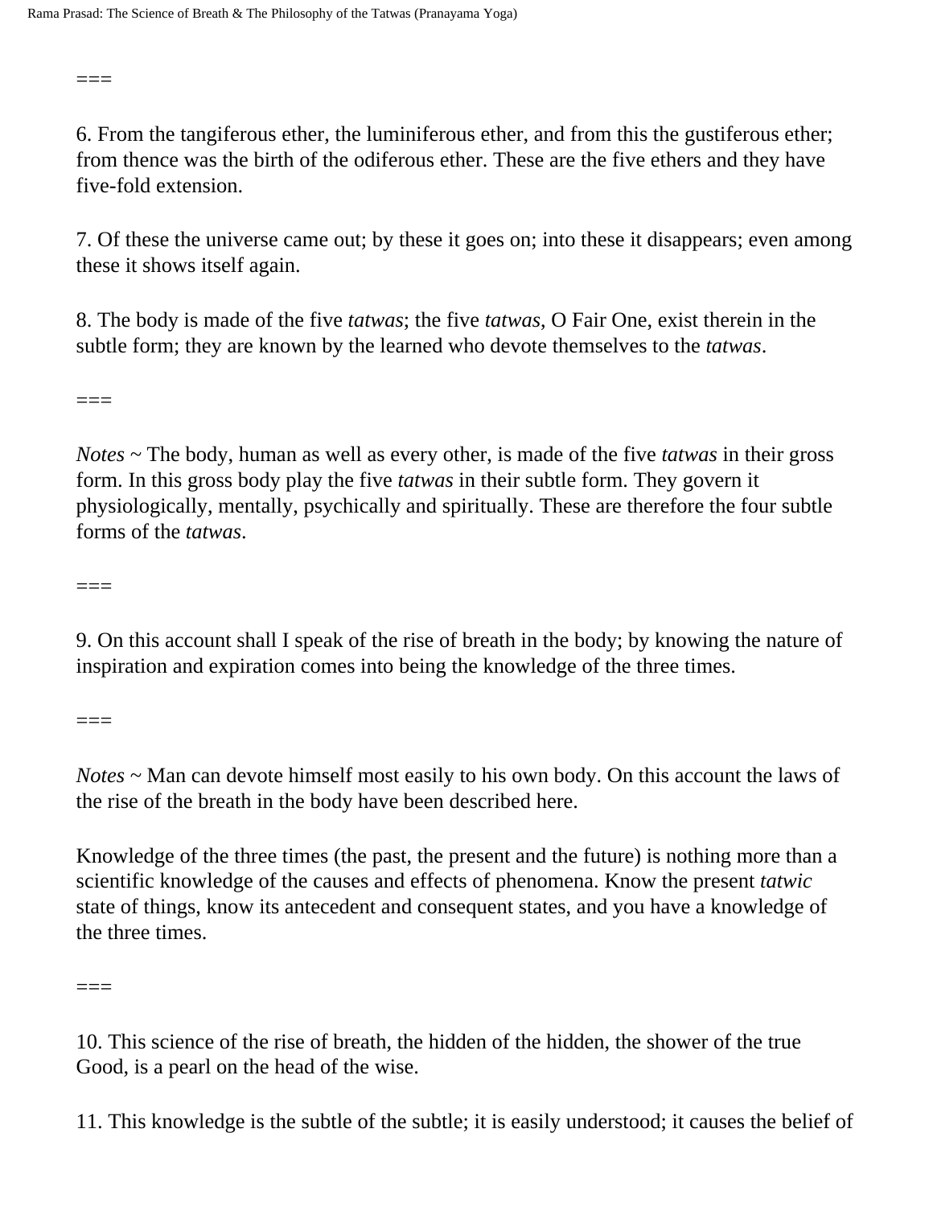===

6. From the tangiferous ether, the luminiferous ether, and from this the gustiferous ether; from thence was the birth of the odiferous ether. These are the five ethers and they have five-fold extension.

7. Of these the universe came out; by these it goes on; into these it disappears; even among these it shows itself again.

8. The body is made of the five *tatwas*; the five *tatwas*, O Fair One, exist therein in the subtle form; they are known by the learned who devote themselves to the *tatwas*.

===

*Notes* ~ The body, human as well as every other, is made of the five *tatwas* in their gross form. In this gross body play the five *tatwas* in their subtle form. They govern it physiologically, mentally, psychically and spiritually. These are therefore the four subtle forms of the *tatwas*.

===

9. On this account shall I speak of the rise of breath in the body; by knowing the nature of inspiration and expiration comes into being the knowledge of the three times.

===

*Notes* ~ Man can devote himself most easily to his own body. On this account the laws of the rise of the breath in the body have been described here.

Knowledge of the three times (the past, the present and the future) is nothing more than a scientific knowledge of the causes and effects of phenomena. Know the present *tatwic* state of things, know its antecedent and consequent states, and you have a knowledge of the three times.

===

10. This science of the rise of breath, the hidden of the hidden, the shower of the true Good, is a pearl on the head of the wise.

11. This knowledge is the subtle of the subtle; it is easily understood; it causes the belief of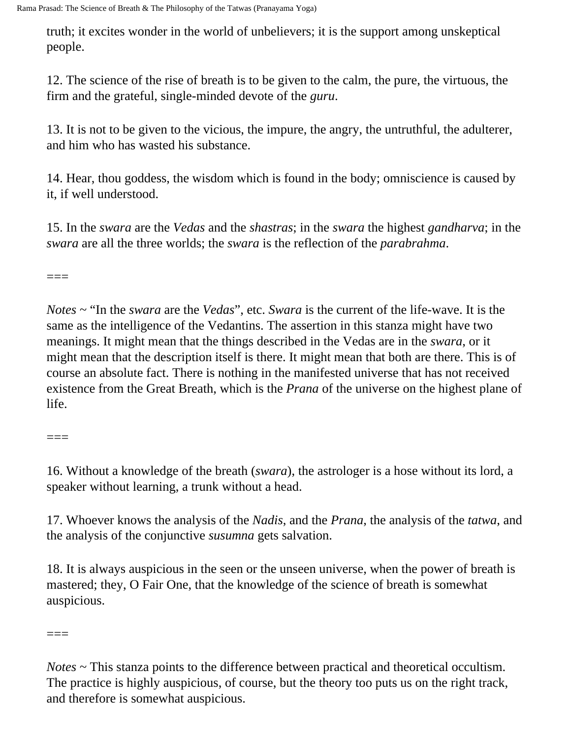truth; it excites wonder in the world of unbelievers; it is the support among unskeptical people.

12. The science of the rise of breath is to be given to the calm, the pure, the virtuous, the firm and the grateful, single-minded devote of the *guru*.

13. It is not to be given to the vicious, the impure, the angry, the untruthful, the adulterer, and him who has wasted his substance.

14. Hear, thou goddess, the wisdom which is found in the body; omniscience is caused by it, if well understood.

15. In the *swara* are the *Vedas* and the *shastras*; in the *swara* the highest *gandharva*; in the *swara* are all the three worlds; the *swara* is the reflection of the *parabrahma*.

===

*Notes* ~ "In the *swara* are the *Vedas*", etc. *Swara* is the current of the life-wave. It is the same as the intelligence of the Vedantins. The assertion in this stanza might have two meanings. It might mean that the things described in the Vedas are in the *swara*, or it might mean that the description itself is there. It might mean that both are there. This is of course an absolute fact. There is nothing in the manifested universe that has not received existence from the Great Breath, which is the *Prana* of the universe on the highest plane of life.

===

16. Without a knowledge of the breath (*swara*), the astrologer is a hose without its lord, a speaker without learning, a trunk without a head.

17. Whoever knows the analysis of the *Nadis*, and the *Prana*, the analysis of the *tatwa*, and the analysis of the conjunctive *susumna* gets salvation.

18. It is always auspicious in the seen or the unseen universe, when the power of breath is mastered; they, O Fair One, that the knowledge of the science of breath is somewhat auspicious.

===

*Notes* ~ This stanza points to the difference between practical and theoretical occultism. The practice is highly auspicious, of course, but the theory too puts us on the right track, and therefore is somewhat auspicious.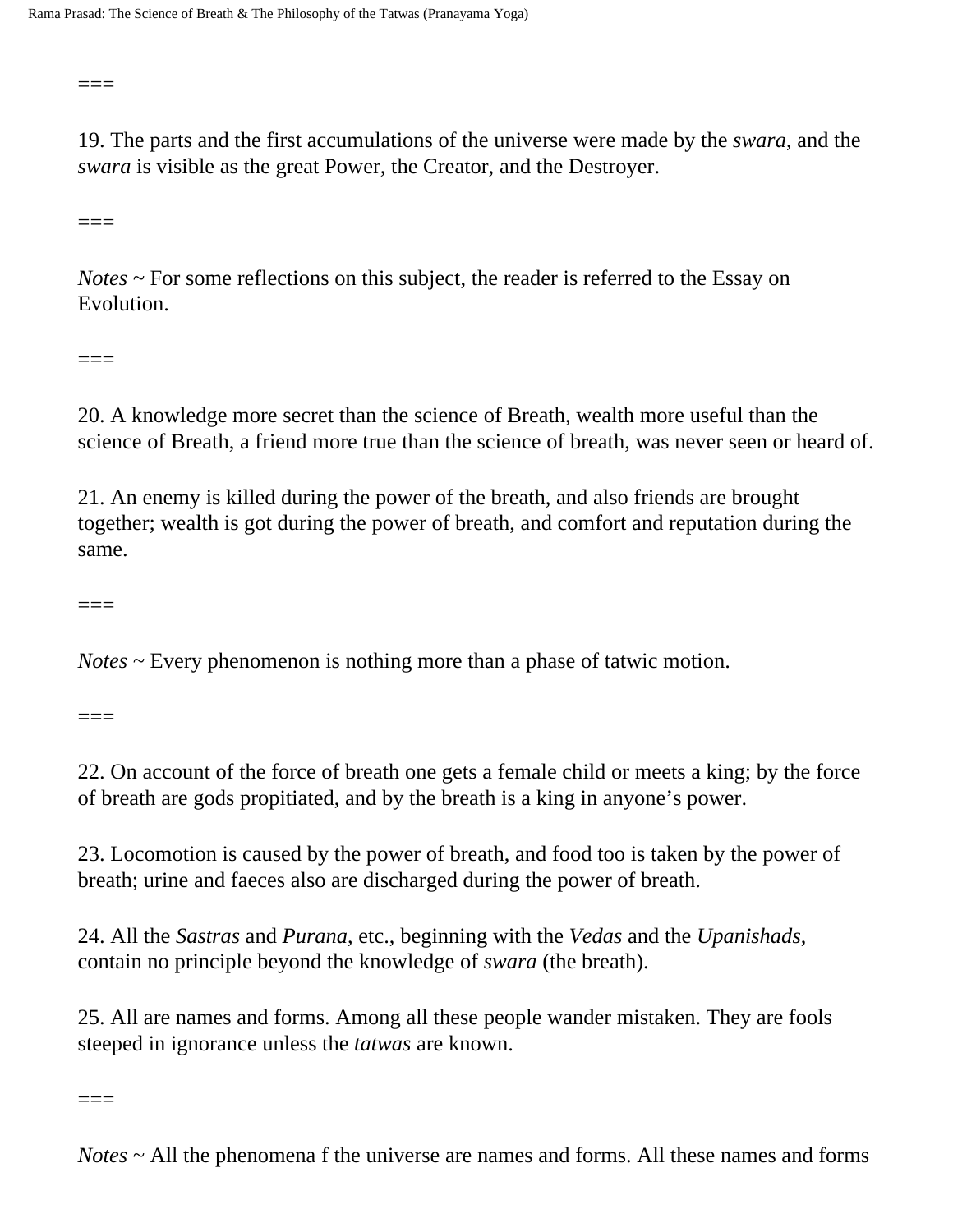===

19. The parts and the first accumulations of the universe were made by the *swara*, and the *swara* is visible as the great Power, the Creator, and the Destroyer.

===

*Notes* ~ For some reflections on this subject, the reader is referred to the Essay on Evolution.

===

20. A knowledge more secret than the science of Breath, wealth more useful than the science of Breath, a friend more true than the science of breath, was never seen or heard of.

21. An enemy is killed during the power of the breath, and also friends are brought together; wealth is got during the power of breath, and comfort and reputation during the same.

===

*Notes* ~ Every phenomenon is nothing more than a phase of tatwic motion.

===

22. On account of the force of breath one gets a female child or meets a king; by the force of breath are gods propitiated, and by the breath is a king in anyone's power.

23. Locomotion is caused by the power of breath, and food too is taken by the power of breath; urine and faeces also are discharged during the power of breath.

24. All the *Sastras* and *Purana*, etc., beginning with the *Vedas* and the *Upanishads*, contain no principle beyond the knowledge of *swara* (the breath).

25. All are names and forms. Among all these people wander mistaken. They are fools steeped in ignorance unless the *tatwas* are known.

===

*Notes* ~ All the phenomena f the universe are names and forms. All these names and forms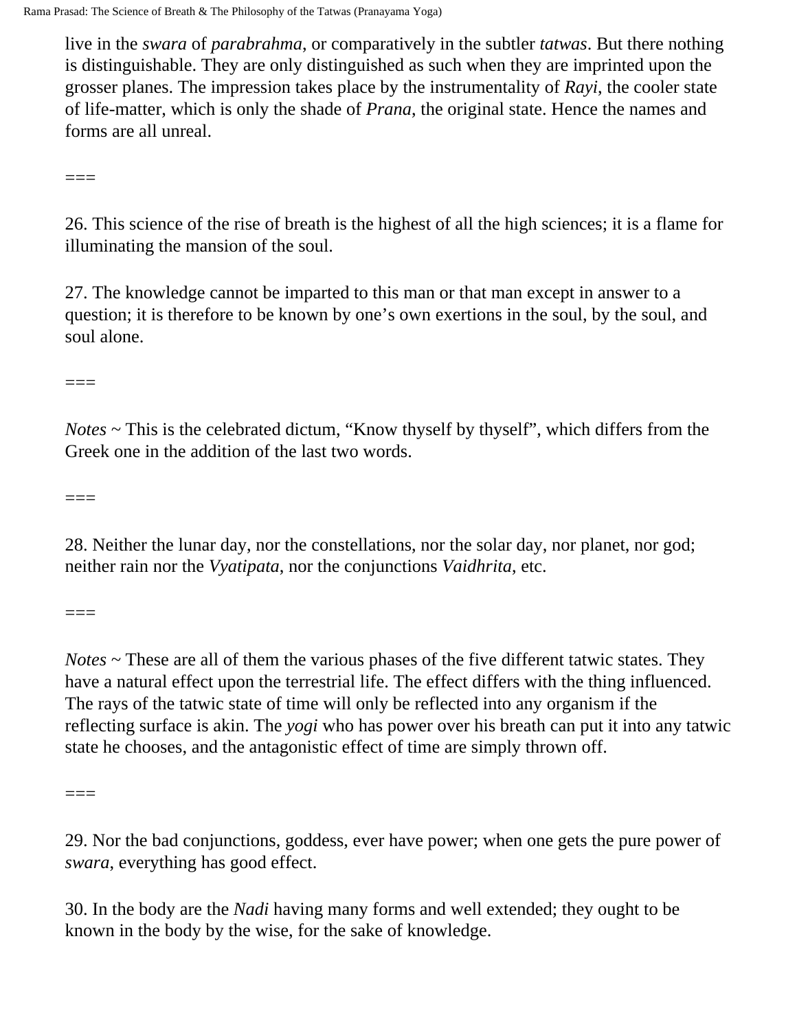live in the *swara* of *parabrahma*, or comparatively in the subtler *tatwas*. But there nothing is distinguishable. They are only distinguished as such when they are imprinted upon the grosser planes. The impression takes place by the instrumentality of *Rayi*, the cooler state of life-matter, which is only the shade of *Prana*, the original state. Hence the names and forms are all unreal.

===

26. This science of the rise of breath is the highest of all the high sciences; it is a flame for illuminating the mansion of the soul.

27. The knowledge cannot be imparted to this man or that man except in answer to a question; it is therefore to be known by one’s own exertions in the soul, by the soul, and soul alone.

===

*Notes* ~ This is the celebrated dictum, “Know thyself by thyself”, which differs from the Greek one in the addition of the last two words.

===

28. Neither the lunar day, nor the constellations, nor the solar day, nor planet, nor god; neither rain nor the *Vyatipata*, nor the conjunctions *Vaidhrita*, etc.

===

*Notes* ~ These are all of them the various phases of the five different tatwic states. They have a natural effect upon the terrestrial life. The effect differs with the thing influenced. The rays of the tatwic state of time will only be reflected into any organism if the reflecting surface is akin. The *yogi* who has power over his breath can put it into any tatwic state he chooses, and the antagonistic effect of time are simply thrown off.

===

29. Nor the bad conjunctions, goddess, ever have power; when one gets the pure power of *swara*, everything has good effect.

30. In the body are the *Nadi* having many forms and well extended; they ought to be known in the body by the wise, for the sake of knowledge.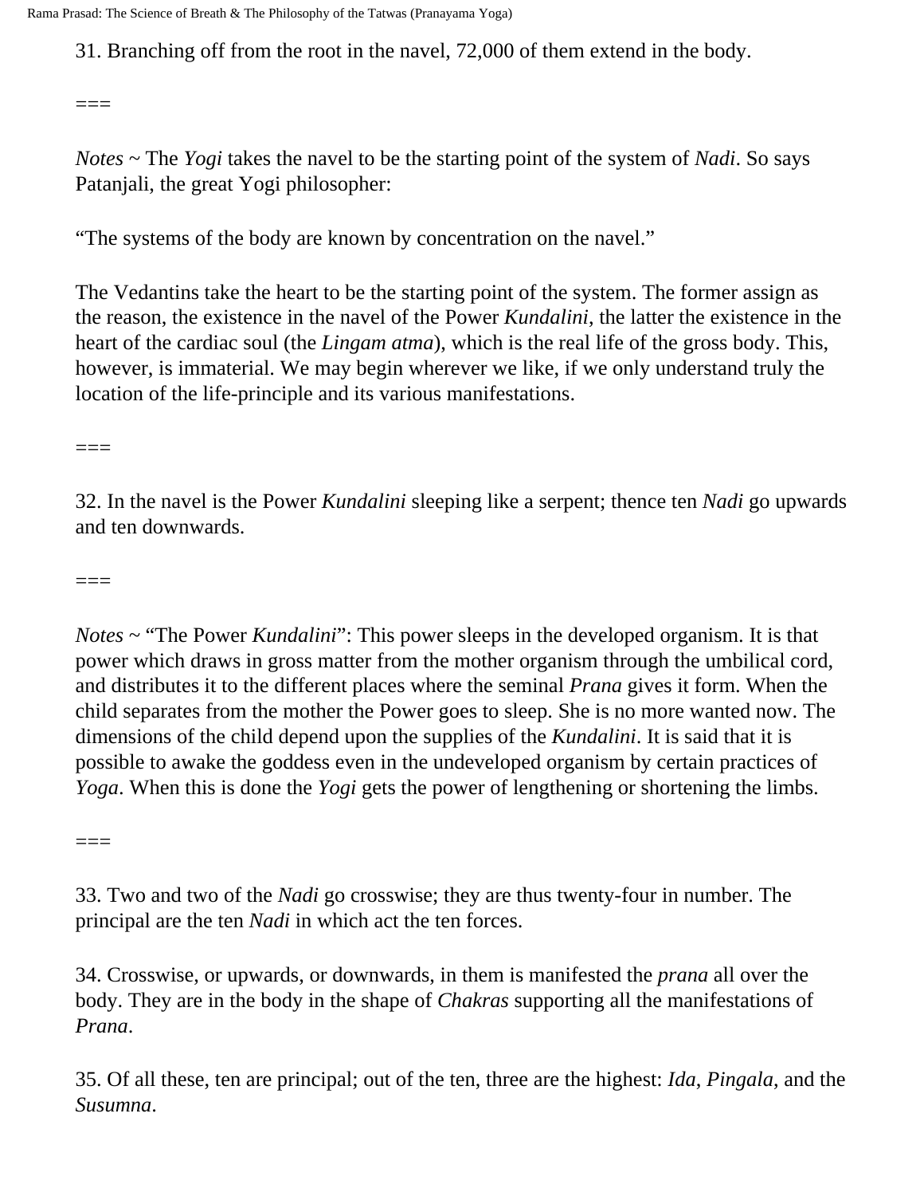31. Branching off from the root in the navel, 72,000 of them extend in the body.

===

*Notes* ~ The *Yogi* takes the navel to be the starting point of the system of *Nadi*. So says Patanjali, the great Yogi philosopher:

"The systems of the body are known by concentration on the navel."

The Vedantins take the heart to be the starting point of the system. The former assign as the reason, the existence in the navel of the Power *Kundalini*, the latter the existence in the heart of the cardiac soul (the *Lingam atma*), which is the real life of the gross body. This, however, is immaterial. We may begin wherever we like, if we only understand truly the location of the life-principle and its various manifestations.

===

32. In the navel is the Power *Kundalini* sleeping like a serpent; thence ten *Nadi* go upwards and ten downwards.

===

*Notes* ~ "The Power *Kundalini*": This power sleeps in the developed organism. It is that power which draws in gross matter from the mother organism through the umbilical cord, and distributes it to the different places where the seminal *Prana* gives it form. When the child separates from the mother the Power goes to sleep. She is no more wanted now. The dimensions of the child depend upon the supplies of the *Kundalini*. It is said that it is possible to awake the goddess even in the undeveloped organism by certain practices of *Yoga*. When this is done the *Yogi* gets the power of lengthening or shortening the limbs.

===

33. Two and two of the *Nadi* go crosswise; they are thus twenty-four in number. The principal are the ten *Nadi* in which act the ten forces.

34. Crosswise, or upwards, or downwards, in them is manifested the *prana* all over the body. They are in the body in the shape of *Chakras* supporting all the manifestations of *Prana*.

35. Of all these, ten are principal; out of the ten, three are the highest: *Ida*, *Pingala*, and the *Susumna*.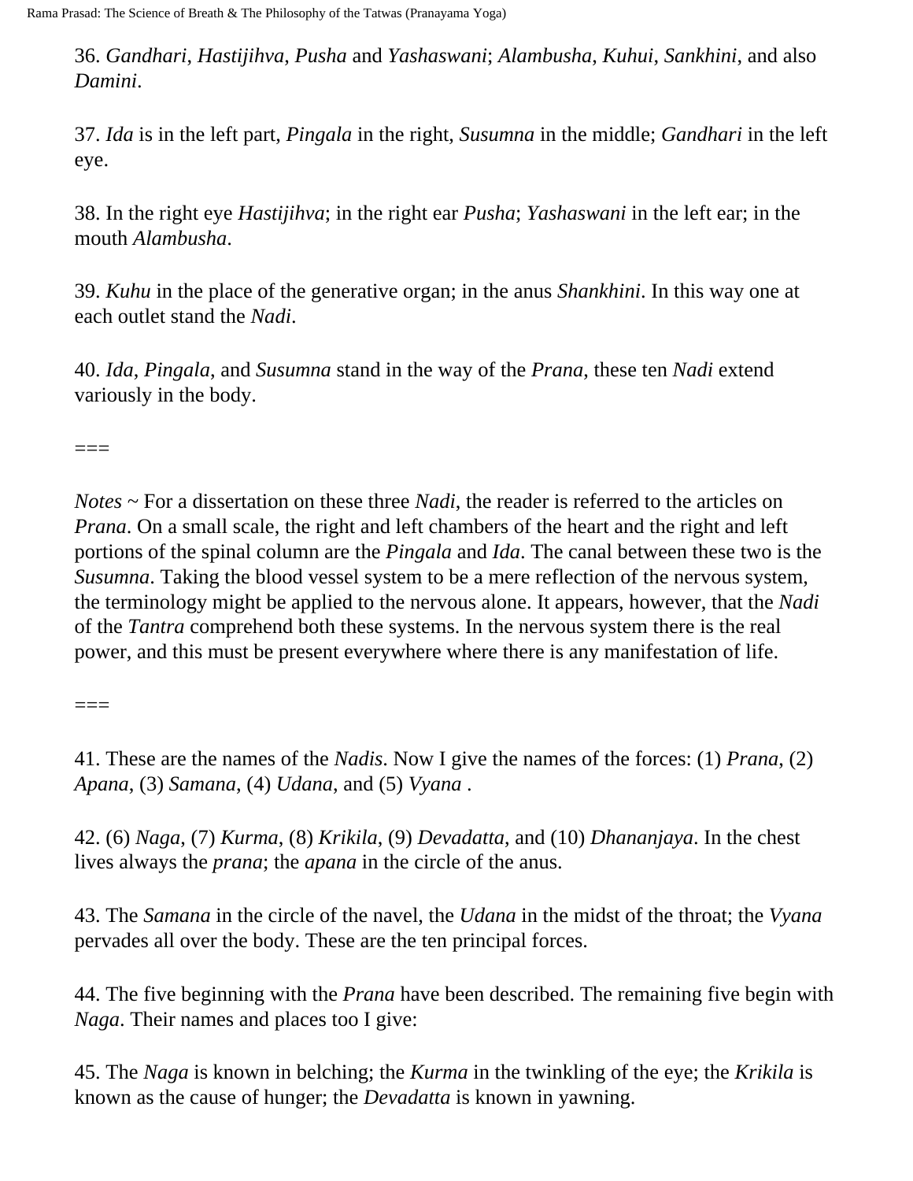36. *Gandhari*, *Hastijihva*, *Pusha* and *Yashaswani*; *Alambusha*, *Kuhui*, *Sankhini*, and also *Damini*.

37. *Ida* is in the left part, *Pingala* in the right, *Susumna* in the middle; *Gandhari* in the left eye.

38. In the right eye *Hastijihva*; in the right ear *Pusha*; *Yashaswani* in the left ear; in the mouth *Alambusha*.

39. *Kuhu* in the place of the generative organ; in the anus *Shankhini*. In this way one at each outlet stand the *Nadi*.

40. *Ida*, *Pingala*, and *Susumna* stand in the way of the *Prana*, these ten *Nadi* extend variously in the body.

===

*Notes* ~ For a dissertation on these three *Nadi*, the reader is referred to the articles on *Prana*. On a small scale, the right and left chambers of the heart and the right and left portions of the spinal column are the *Pingala* and *Ida*. The canal between these two is the *Susumna*. Taking the blood vessel system to be a mere reflection of the nervous system, the terminology might be applied to the nervous alone. It appears, however, that the *Nadi* of the *Tantra* comprehend both these systems. In the nervous system there is the real power, and this must be present everywhere where there is any manifestation of life.

===

41. These are the names of the *Nadis*. Now I give the names of the forces: (1) *Prana*, (2) *Apana*, (3) *Samana*, (4) *Udana*, and (5) *Vyana* .

42. (6) *Naga*, (7) *Kurma*, (8) *Krikila*, (9) *Devadatta*, and (10) *Dhananjaya*. In the chest lives always the *prana*; the *apana* in the circle of the anus.

43. The *Samana* in the circle of the navel, the *Udana* in the midst of the throat; the *Vyana* pervades all over the body. These are the ten principal forces.

44. The five beginning with the *Prana* have been described. The remaining five begin with *Naga*. Their names and places too I give:

45. The *Naga* is known in belching; the *Kurma* in the twinkling of the eye; the *Krikila* is known as the cause of hunger; the *Devadatta* is known in yawning.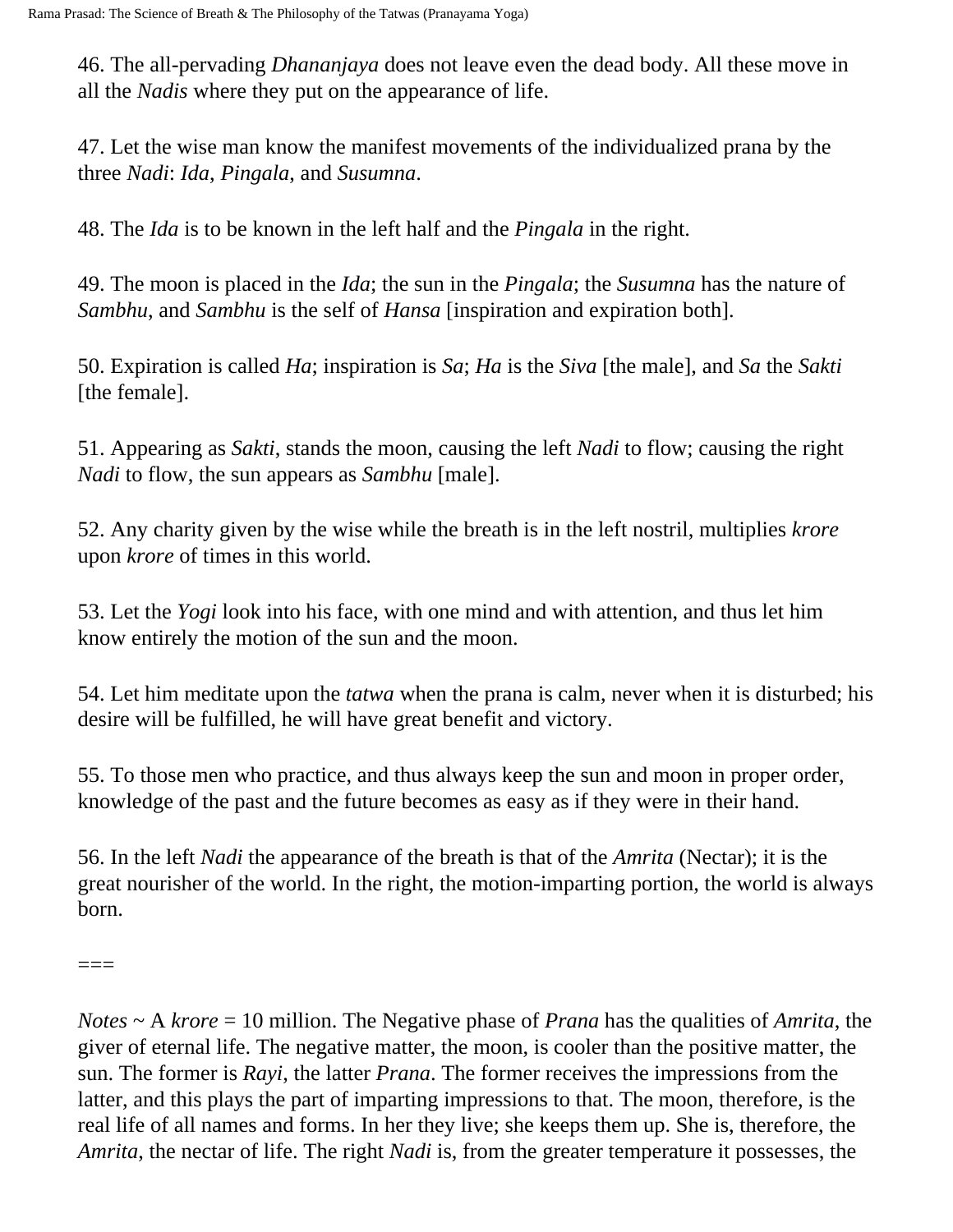46. The all-pervading *Dhananjaya* does not leave even the dead body. All these move in all the *Nadis* where they put on the appearance of life.

47. Let the wise man know the manifest movements of the individualized prana by the three *Nadi*: *Ida*, *Pingala*, and *Susumna*.

48. The *Ida* is to be known in the left half and the *Pingala* in the right.

49. The moon is placed in the *Ida*; the sun in the *Pingala*; the *Susumna* has the nature of *Sambhu*, and *Sambhu* is the self of *Hansa* [inspiration and expiration both].

50. Expiration is called *Ha*; inspiration is *Sa*; *Ha* is the *Siva* [the male], and *Sa* the *Sakti* [the female].

51. Appearing as *Sakti*, stands the moon, causing the left *Nadi* to flow; causing the right *Nadi* to flow, the sun appears as *Sambhu* [male].

52. Any charity given by the wise while the breath is in the left nostril, multiplies *krore* upon *krore* of times in this world.

53. Let the *Yogi* look into his face, with one mind and with attention, and thus let him know entirely the motion of the sun and the moon.

54. Let him meditate upon the *tatwa* when the prana is calm, never when it is disturbed; his desire will be fulfilled, he will have great benefit and victory.

55. To those men who practice, and thus always keep the sun and moon in proper order, knowledge of the past and the future becomes as easy as if they were in their hand.

56. In the left *Nadi* the appearance of the breath is that of the *Amrita* (Nectar); it is the great nourisher of the world. In the right, the motion-imparting portion, the world is always born.

===

*Notes* ~ A *krore* = 10 million. The Negative phase of *Prana* has the qualities of *Amrita*, the giver of eternal life. The negative matter, the moon, is cooler than the positive matter, the sun. The former is *Rayi*, the latter *Prana*. The former receives the impressions from the latter, and this plays the part of imparting impressions to that. The moon, therefore, is the real life of all names and forms. In her they live; she keeps them up. She is, therefore, the *Amrita*, the nectar of life. The right *Nadi* is, from the greater temperature it possesses, the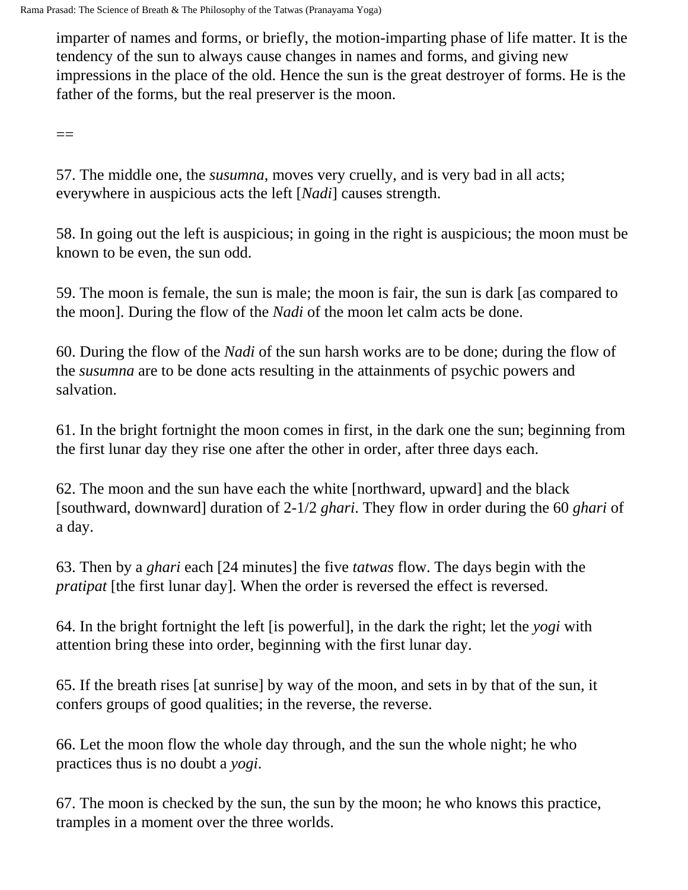imparter of names and forms, or briefly, the motion-imparting phase of life matter. It is the tendency of the sun to always cause changes in names and forms, and giving new impressions in the place of the old. Hence the sun is the great destroyer of forms. He is the father of the forms, but the real preserver is the moon.

==

57. The middle one, the *susumna*, moves very cruelly, and is very bad in all acts; everywhere in auspicious acts the left [*Nadi*] causes strength.

58. In going out the left is auspicious; in going in the right is auspicious; the moon must be known to be even, the sun odd.

59. The moon is female, the sun is male; the moon is fair, the sun is dark [as compared to the moon]. During the flow of the *Nadi* of the moon let calm acts be done.

60. During the flow of the *Nadi* of the sun harsh works are to be done; during the flow of the *susumna* are to be done acts resulting in the attainments of psychic powers and salvation.

61. In the bright fortnight the moon comes in first, in the dark one the sun; beginning from the first lunar day they rise one after the other in order, after three days each.

62. The moon and the sun have each the white [northward, upward] and the black [southward, downward] duration of 2-1/2 *ghari*. They flow in order during the 60 *ghari* of a day.

63. Then by a *ghari* each [24 minutes] the five *tatwas* flow. The days begin with the *pratipat* [the first lunar day]. When the order is reversed the effect is reversed.

64. In the bright fortnight the left [is powerful], in the dark the right; let the *yogi* with attention bring these into order, beginning with the first lunar day.

65. If the breath rises [at sunrise] by way of the moon, and sets in by that of the sun, it confers groups of good qualities; in the reverse, the reverse.

66. Let the moon flow the whole day through, and the sun the whole night; he who practices thus is no doubt a *yogi*.

67. The moon is checked by the sun, the sun by the moon; he who knows this practice, tramples in a moment over the three worlds.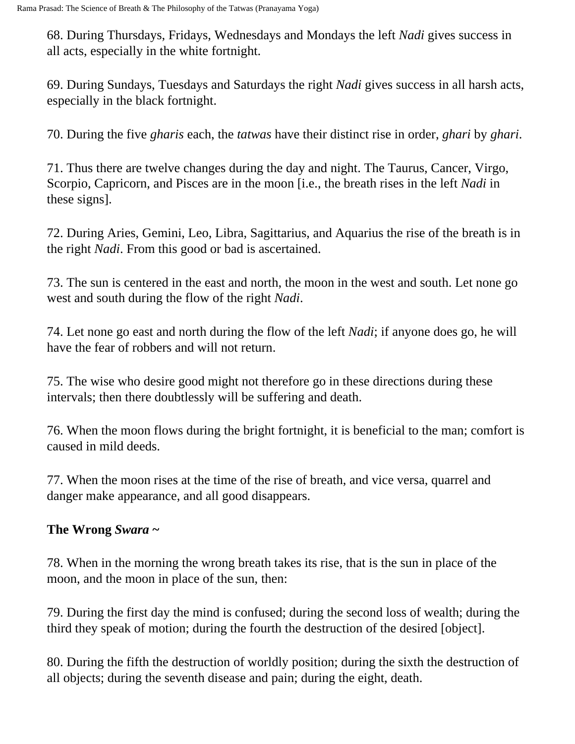68. During Thursdays, Fridays, Wednesdays and Mondays the left *Nadi* gives success in all acts, especially in the white fortnight.

69. During Sundays, Tuesdays and Saturdays the right *Nadi* gives success in all harsh acts, especially in the black fortnight.

70. During the five *gharis* each, the *tatwas* have their distinct rise in order, *ghari* by *ghari*.

71. Thus there are twelve changes during the day and night. The Taurus, Cancer, Virgo, Scorpio, Capricorn, and Pisces are in the moon [i.e., the breath rises in the left *Nadi* in these signs].

72. During Aries, Gemini, Leo, Libra, Sagittarius, and Aquarius the rise of the breath is in the right *Nadi*. From this good or bad is ascertained.

73. The sun is centered in the east and north, the moon in the west and south. Let none go west and south during the flow of the right *Nadi*.

74. Let none go east and north during the flow of the left *Nadi*; if anyone does go, he will have the fear of robbers and will not return.

75. The wise who desire good might not therefore go in these directions during these intervals; then there doubtlessly will be suffering and death.

76. When the moon flows during the bright fortnight, it is beneficial to the man; comfort is caused in mild deeds.

77. When the moon rises at the time of the rise of breath, and vice versa, quarrel and danger make appearance, and all good disappears.

### The Wrong *Swara* ~

78. When in the morning the wrong breath takes its rise, that is the sun in place of the moon, and the moon in place of the sun, then:

79. During the first day the mind is confused; during the second loss of wealth; during the third they speak of motion; during the fourth the destruction of the desired [object].

80. During the fifth the destruction of worldly position; during the sixth the destruction of all objects; during the seventh disease and pain; during the eight, death.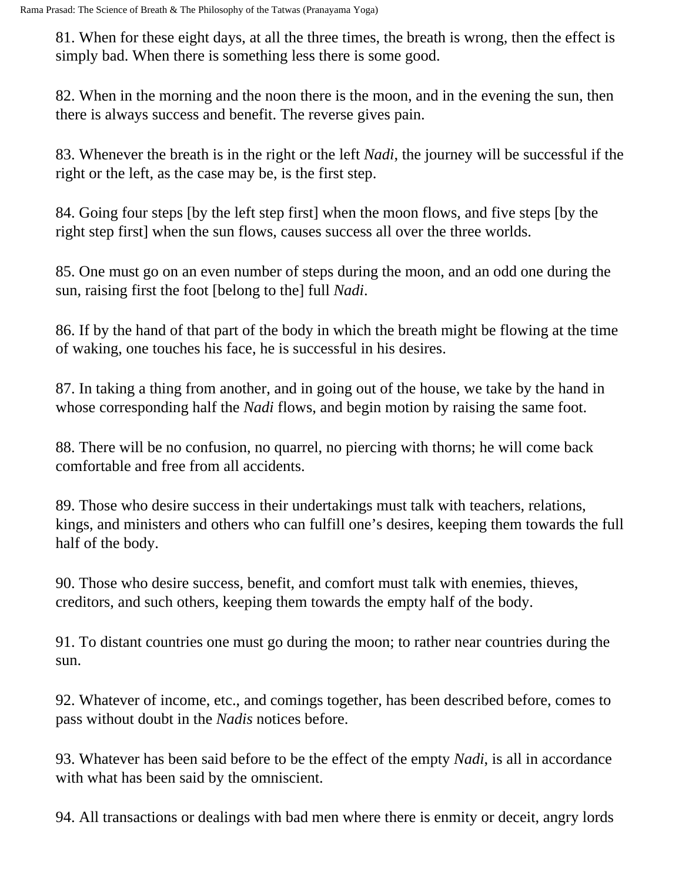81. When for these eight days, at all the three times, the breath is wrong, then the effect is simply bad. When there is something less there is some good.

82. When in the morning and the noon there is the moon, and in the evening the sun, then there is always success and benefit. The reverse gives pain.

83. Whenever the breath is in the right or the left *Nadi*, the journey will be successful if the right or the left, as the case may be, is the first step.

84. Going four steps [by the left step first] when the moon flows, and five steps [by the right step first] when the sun flows, causes success all over the three worlds.

85. One must go on an even number of steps during the moon, and an odd one during the sun, raising first the foot [belong to the] full *Nadi*.

86. If by the hand of that part of the body in which the breath might be flowing at the time of waking, one touches his face, he is successful in his desires.

87. In taking a thing from another, and in going out of the house, we take by the hand in whose corresponding half the *Nadi* flows, and begin motion by raising the same foot.

88. There will be no confusion, no quarrel, no piercing with thorns; he will come back comfortable and free from all accidents.

89. Those who desire success in their undertakings must talk with teachers, relations, kings, and ministers and others who can fulfill one's desires, keeping them towards the full half of the body.

90. Those who desire success, benefit, and comfort must talk with enemies, thieves, creditors, and such others, keeping them towards the empty half of the body.

91. To distant countries one must go during the moon; to rather near countries during the sun.

92. Whatever of income, etc., and comings together, has been described before, comes to pass without doubt in the *Nadis* notices before.

93. Whatever has been said before to be the effect of the empty *Nadi*, is all in accordance with what has been said by the omniscient.

94. All transactions or dealings with bad men where there is enmity or deceit, angry lords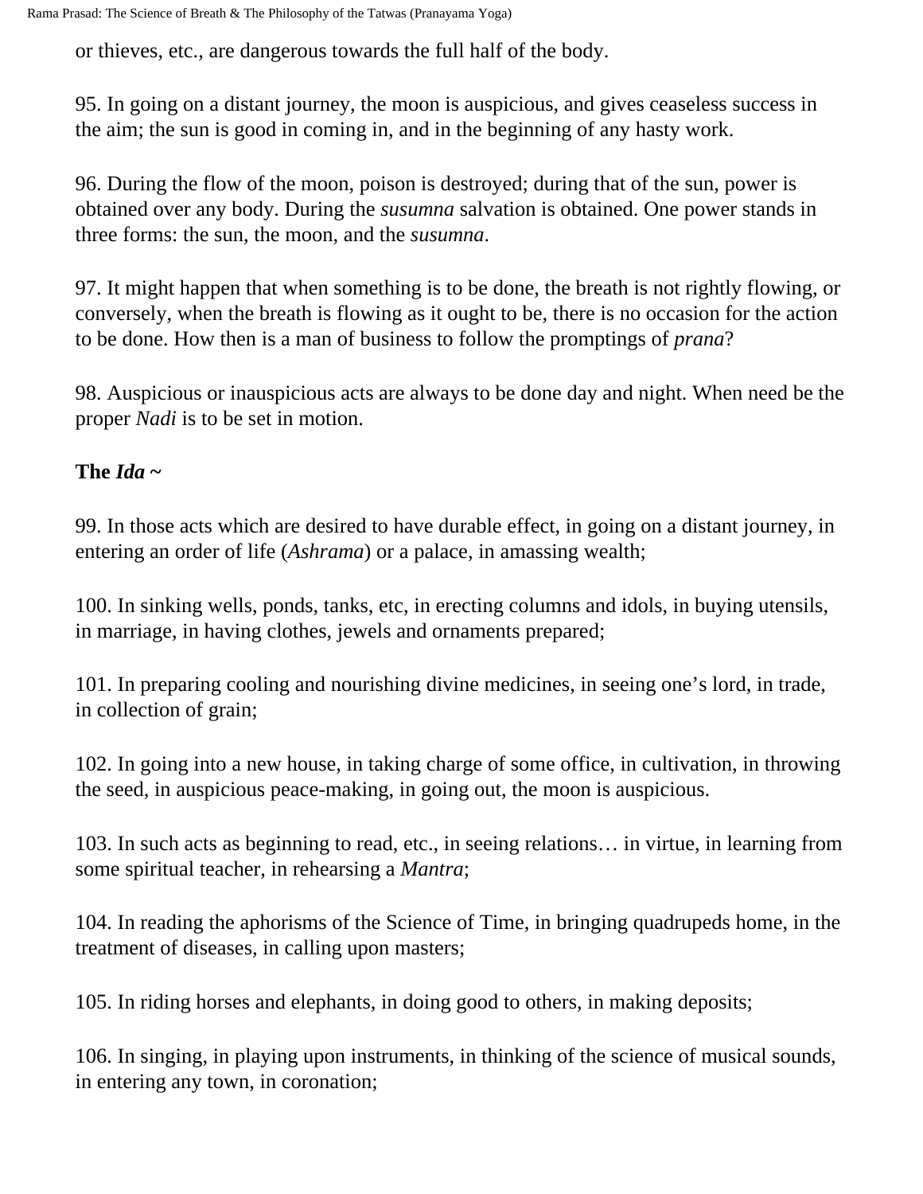or thieves, etc., are dangerous towards the full half of the body.

95. In going on a distant journey, the moon is auspicious, and gives ceaseless success in the aim; the sun is good in coming in, and in the beginning of any hasty work.

96. During the flow of the moon, poison is destroyed; during that of the sun, power is obtained over any body. During the *susumna* salvation is obtained. One power stands in three forms: the sun, the moon, and the *susumna*.

97. It might happen that when something is to be done, the breath is not rightly flowing, or conversely, when the breath is flowing as it ought to be, there is no occasion for the action to be done. How then is a man of business to follow the promptings of *prana*?

98. Auspicious or inauspicious acts are always to be done day and night. When need be the proper *Nadi* is to be set in motion.

**The *Ida* ~**

99. In those acts which are desired to have durable effect, in going on a distant journey, in entering an order of life (*Ashrama*) or a palace, in amassing wealth;

100. In sinking wells, ponds, tanks, etc, in erecting columns and idols, in buying utensils, in marriage, in having clothes, jewels and ornaments prepared;

101. In preparing cooling and nourishing divine medicines, in seeing one's lord, in trade, in collection of grain;

102. In going into a new house, in taking charge of some office, in cultivation, in throwing the seed, in auspicious peace-making, in going out, the moon is auspicious.

103. In such acts as beginning to read, etc., in seeing relations… in virtue, in learning from some spiritual teacher, in rehearsing a *Mantra*;

104. In reading the aphorisms of the Science of Time, in bringing quadrupeds home, in the treatment of diseases, in calling upon masters;

105. In riding horses and elephants, in doing good to others, in making deposits;

106. In singing, in playing upon instruments, in thinking of the science of musical sounds, in entering any town, in coronation;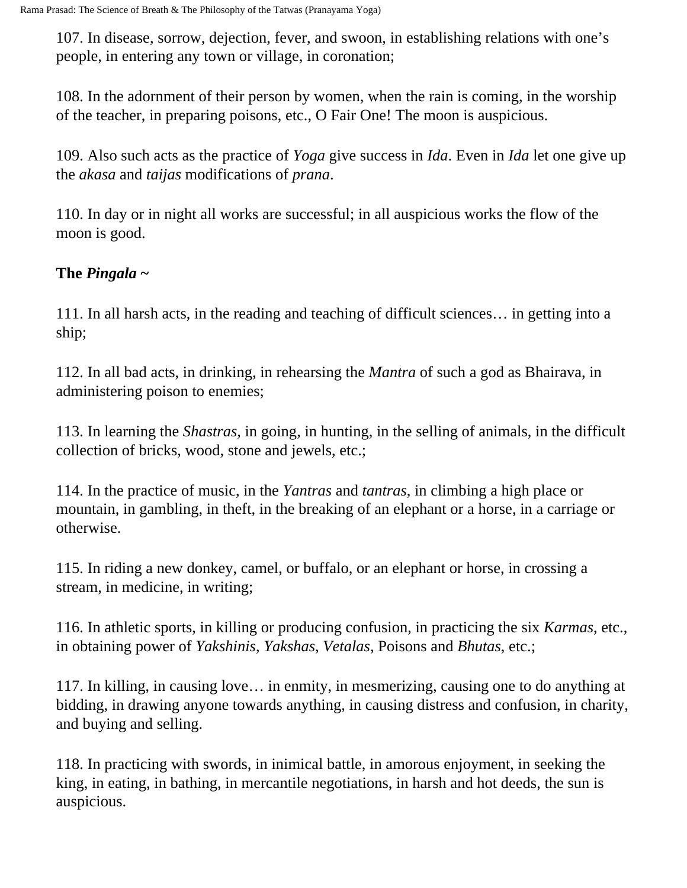107. In disease, sorrow, dejection, fever, and swoon, in establishing relations with one's people, in entering any town or village, in coronation;

108. In the adornment of their person by women, when the rain is coming, in the worship of the teacher, in preparing poisons, etc., O Fair One! The moon is auspicious.

109. Also such acts as the practice of *Yoga* give success in *Ida*. Even in *Ida* let one give up the *akasa* and *taijas* modifications of *prana*.

110. In day or in night all works are successful; in all auspicious works the flow of the moon is good.

**The *Pingala* ~**

111. In all harsh acts, in the reading and teaching of difficult sciences… in getting into a ship;

112. In all bad acts, in drinking, in rehearsing the *Mantra* of such a god as Bhairava, in administering poison to enemies;

113. In learning the *Shastras*, in going, in hunting, in the selling of animals, in the difficult collection of bricks, wood, stone and jewels, etc.;

114. In the practice of music, in the *Yantras* and *tantras*, in climbing a high place or mountain, in gambling, in theft, in the breaking of an elephant or a horse, in a carriage or otherwise.

115. In riding a new donkey, camel, or buffalo, or an elephant or horse, in crossing a stream, in medicine, in writing;

116. In athletic sports, in killing or producing confusion, in practicing the six *Karmas*, etc., in obtaining power of *Yakshinis*, *Yakshas*, *Vetalas*, Poisons and *Bhutas*, etc.;

117. In killing, in causing love… in enmity, in mesmerizing, causing one to do anything at bidding, in drawing anyone towards anything, in causing distress and confusion, in charity, and buying and selling.

118. In practicing with swords, in inimical battle, in amorous enjoyment, in seeking the king, in eating, in bathing, in mercantile negotiations, in harsh and hot deeds, the sun is auspicious.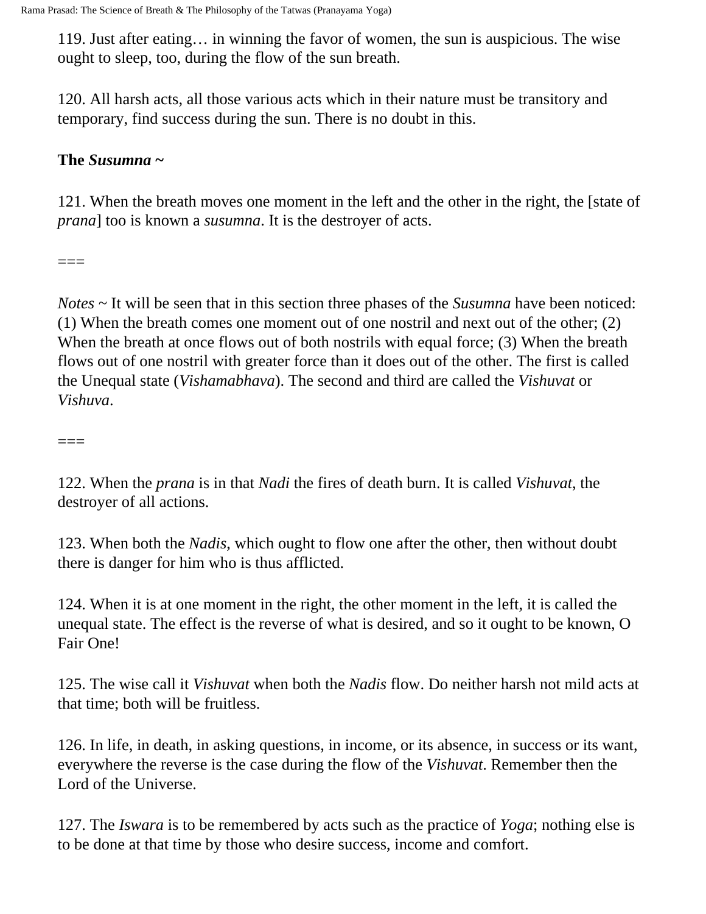119. Just after eating… in winning the favor of women, the sun is auspicious. The wise ought to sleep, too, during the flow of the sun breath.

120. All harsh acts, all those various acts which in their nature must be transitory and temporary, find success during the sun. There is no doubt in this.

**The *Susumna* ~**

121. When the breath moves one moment in the left and the other in the right, the [state of *prana*] too is known a *susumna*. It is the destroyer of acts.

===

*Notes* ~ It will be seen that in this section three phases of the *Susumna* have been noticed: (1) When the breath comes one moment out of one nostril and next out of the other; (2) When the breath at once flows out of both nostrils with equal force; (3) When the breath flows out of one nostril with greater force than it does out of the other. The first is called the Unequal state (*Vishamabhava*). The second and third are called the *Vishuvat* or *Vishuva*.

===

122. When the *prana* is in that *Nadi* the fires of death burn. It is called *Vishuvat*, the destroyer of all actions.

123. When both the *Nadis*, which ought to flow one after the other, then without doubt there is danger for him who is thus afflicted.

124. When it is at one moment in the right, the other moment in the left, it is called the unequal state. The effect is the reverse of what is desired, and so it ought to be known, O Fair One!

125. The wise call it *Vishuvat* when both the *Nadis* flow. Do neither harsh not mild acts at that time; both will be fruitless.

126. In life, in death, in asking questions, in income, or its absence, in success or its want, everywhere the reverse is the case during the flow of the *Vishuvat*. Remember then the Lord of the Universe.

127. The *Iswara* is to be remembered by acts such as the practice of *Yoga*; nothing else is to be done at that time by those who desire success, income and comfort.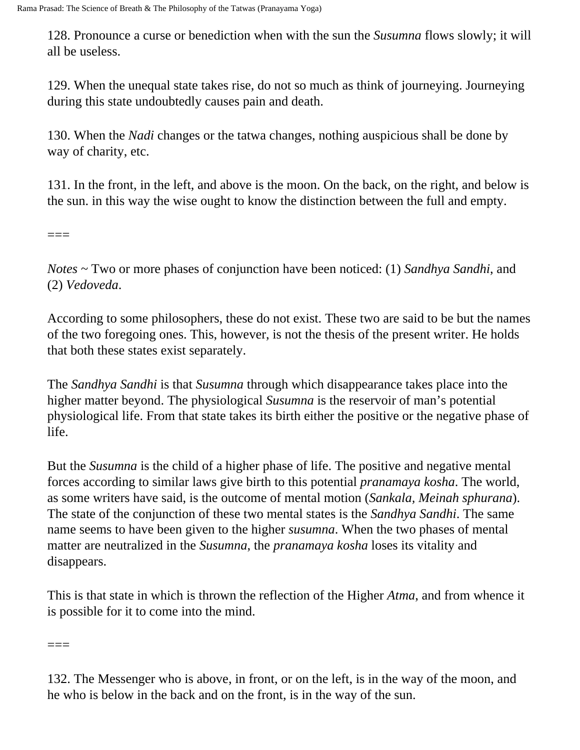128. Pronounce a curse or benediction when with the sun the *Susumna* flows slowly; it will all be useless.

129. When the unequal state takes rise, do not so much as think of journeying. Journeying during this state undoubtedly causes pain and death.

130. When the *Nadi* changes or the tatwa changes, nothing auspicious shall be done by way of charity, etc.

131. In the front, in the left, and above is the moon. On the back, on the right, and below is the sun. in this way the wise ought to know the distinction between the full and empty.

===

*Notes* ~ Two or more phases of conjunction have been noticed: (1) *Sandhya Sandhi*, and (2) *Vedoveda*.

According to some philosophers, these do not exist. These two are said to be but the names of the two foregoing ones. This, however, is not the thesis of the present writer. He holds that both these states exist separately.

The *Sandhya Sandhi* is that *Susumna* through which disappearance takes place into the higher matter beyond. The physiological *Susumna* is the reservoir of man's potential physiological life. From that state takes its birth either the positive or the negative phase of life.

But the *Susumna* is the child of a higher phase of life. The positive and negative mental forces according to similar laws give birth to this potential *pranamaya kosha*. The world, as some writers have said, is the outcome of mental motion (*Sankala, Meinah sphurana*). The state of the conjunction of these two mental states is the *Sandhya Sandhi*. The same name seems to have been given to the higher *susumna*. When the two phases of mental matter are neutralized in the *Susumna*, the *pranamaya kosha* loses its vitality and disappears.

This is that state in which is thrown the reflection of the Higher *Atma*, and from whence it is possible for it to come into the mind.

===

132. The Messenger who is above, in front, or on the left, is in the way of the moon, and he who is below in the back and on the front, is in the way of the sun.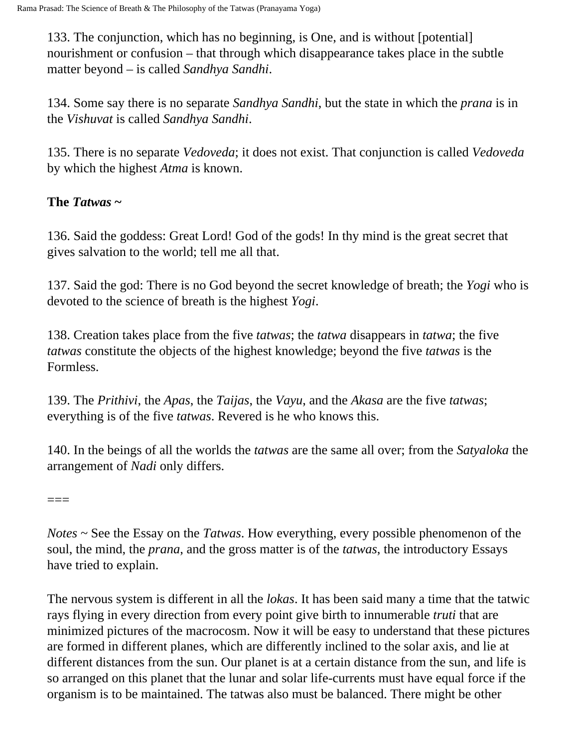133. The conjunction, which has no beginning, is One, and is without [potential] nourishment or confusion – that through which disappearance takes place in the subtle matter beyond – is called *Sandhya Sandhi*.

134. Some say there is no separate *Sandhya Sandhi*, but the state in which the *prana* is in the *Vishuvat* is called *Sandhya Sandhi*.

135. There is no separate *Vedoveda*; it does not exist. That conjunction is called *Vedoveda* by which the highest *Atma* is known.

**The *Tatwas* ~**

136. Said the goddess: Great Lord! God of the gods! In thy mind is the great secret that gives salvation to the world; tell me all that.

137. Said the god: There is no God beyond the secret knowledge of breath; the *Yogi* who is devoted to the science of breath is the highest *Yogi*.

138. Creation takes place from the five *tatwas*; the *tatwa* disappears in *tatwa*; the five *tatwas* constitute the objects of the highest knowledge; beyond the five *tatwas* is the Formless.

139. The *Prithivi*, the *Apas*, the *Taijas*, the *Vayu*, and the *Akasa* are the five *tatwas*; everything is of the five *tatwas*. Revered is he who knows this.

140. In the beings of all the worlds the *tatwas* are the same all over; from the *Satyaloka* the arrangement of *Nadi* only differs.

===

*Notes* ~ See the Essay on the *Tatwas*. How everything, every possible phenomenon of the soul, the mind, the *prana*, and the gross matter is of the *tatwas*, the introductory Essays have tried to explain.

The nervous system is different in all the *lokas*. It has been said many a time that the tatwic rays flying in every direction from every point give birth to innumerable *truti* that are minimized pictures of the macrocosm. Now it will be easy to understand that these pictures are formed in different planes, which are differently inclined to the solar axis, and lie at different distances from the sun. Our planet is at a certain distance from the sun, and life is so arranged on this planet that the lunar and solar life-currents must have equal force if the organism is to be maintained. The tatwas also must be balanced. There might be other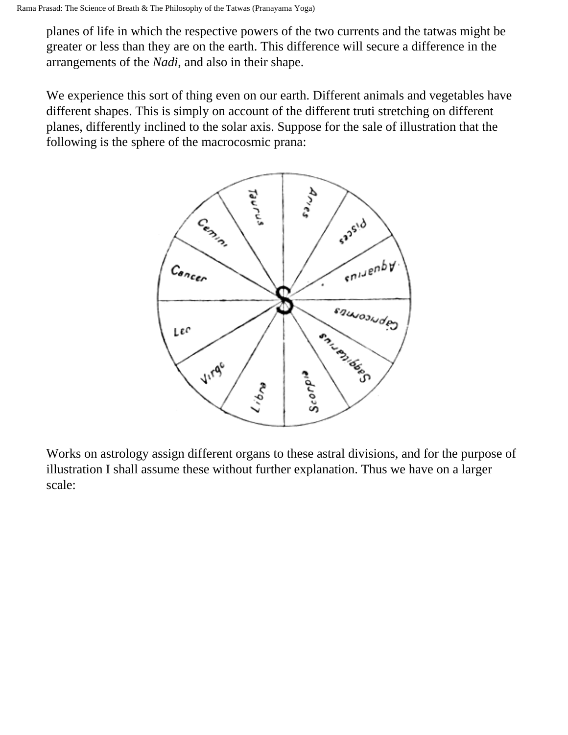planes of life in which the respective powers of the two currents and the tatwas might be greater or less than they are on the earth. This difference will secure a difference in the arrangements of the *Nadi,* and also in their shape.

We experience this sort of thing even on our earth. Different animals and vegetables have different shapes. This is simply on account of the different truti stretching on different planes, differently inclined to the solar axis. Suppose for the sale of illustration that the following is the sphere of the macrocosmic prana:

Works on astrology assign different organs to these astral divisions, and for the purpose of illustration I shall assume these without further explanation. Thus we have on a larger scale: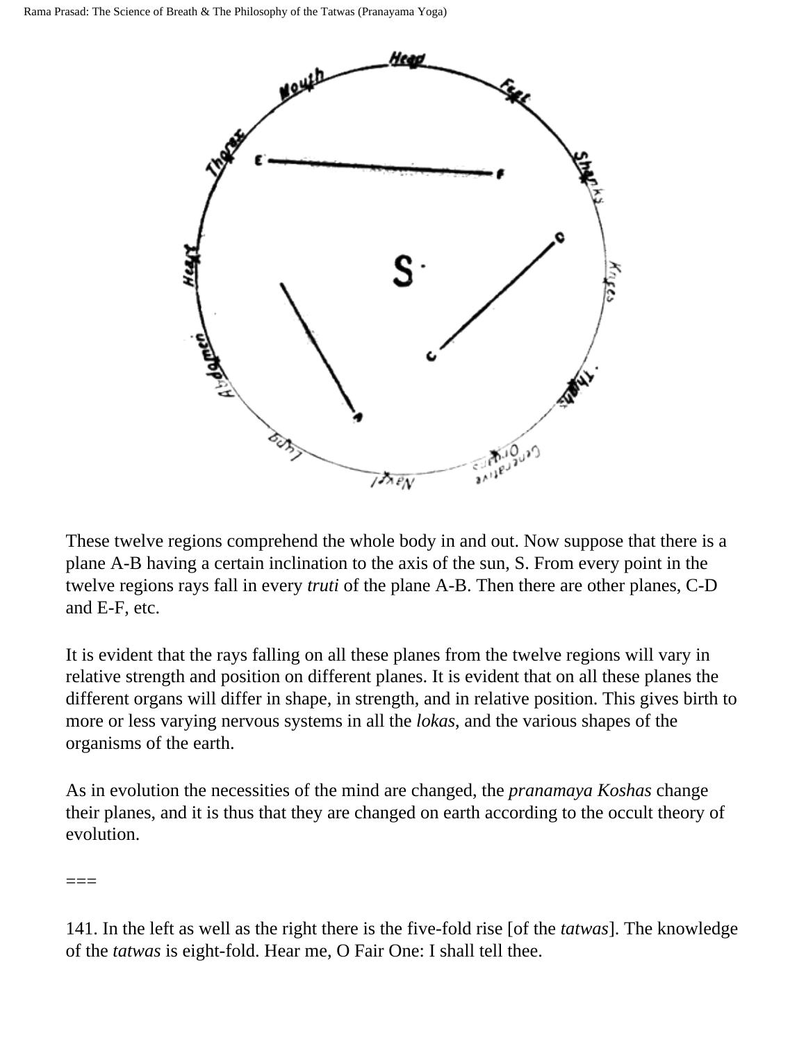These twelve regions comprehend the whole body in and out. Now suppose that there is a plane A-B having a certain inclination to the axis of the sun, S. From every point in the twelve regions rays fall in every *truti* of the plane A-B. Then there are other planes, C-D and E-F, etc.

It is evident that the rays falling on all these planes from the twelve regions will vary in relative strength and position on different planes. It is evident that on all these planes the different organs will differ in shape, in strength, and in relative position. This gives birth to more or less varying nervous systems in all the *lokas,* and the various shapes of the organisms of the earth.

As in evolution the necessities of the mind are changed, the *pranamaya Koshas* change their planes, and it is thus that they are changed on earth according to the occult theory of evolution.

===

141. In the left as well as the right there is the five-fold rise [of the *tatwas*]. The knowledge of the *tatwas* is eight-fold. Hear me, O Fair One: I shall tell thee.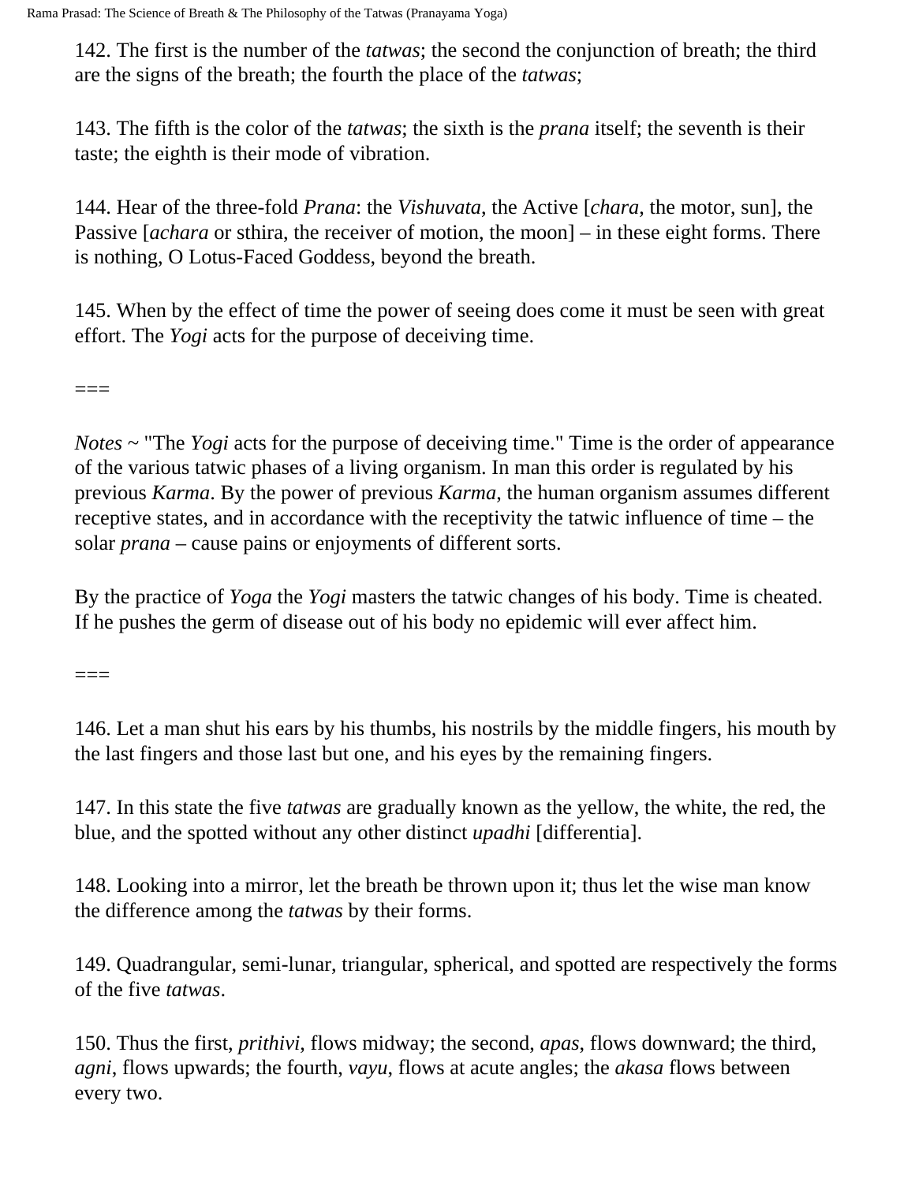142. The first is the number of the *tatwas*; the second the conjunction of breath; the third are the signs of the breath; the fourth the place of the *tatwas*;

143. The fifth is the color of the *tatwas*; the sixth is the *prana* itself; the seventh is their taste; the eighth is their mode of vibration.

144. Hear of the three-fold *Prana*: the *Vishuvata*, the Active [*chara*, the motor, sun], the Passive [*achara* or sthira, the receiver of motion, the moon] – in these eight forms. There is nothing, O Lotus-Faced Goddess, beyond the breath.

145. When by the effect of time the power of seeing does come it must be seen with great effort. The *Yogi* acts for the purpose of deceiving time.

===

*Notes* ~ "The *Yogi* acts for the purpose of deceiving time." Time is the order of appearance of the various tatwic phases of a living organism. In man this order is regulated by his previous *Karma*. By the power of previous *Karma*, the human organism assumes different receptive states, and in accordance with the receptivity the tatwic influence of time – the solar *prana* – cause pains or enjoyments of different sorts.

By the practice of *Yoga* the *Yogi* masters the tatwic changes of his body. Time is cheated. If he pushes the germ of disease out of his body no epidemic will ever affect him.

===

146. Let a man shut his ears by his thumbs, his nostrils by the middle fingers, his mouth by the last fingers and those last but one, and his eyes by the remaining fingers.

147. In this state the five *tatwas* are gradually known as the yellow, the white, the red, the blue, and the spotted without any other distinct *upadhi* [differentia].

148. Looking into a mirror, let the breath be thrown upon it; thus let the wise man know the difference among the *tatwas* by their forms.

149. Quadrangular, semi-lunar, triangular, spherical, and spotted are respectively the forms of the five *tatwas*.

150. Thus the first, *prithivi*, flows midway; the second, *apas*, flows downward; the third, *agni*, flows upwards; the fourth, *vayu*, flows at acute angles; the *akasa* flows between every two.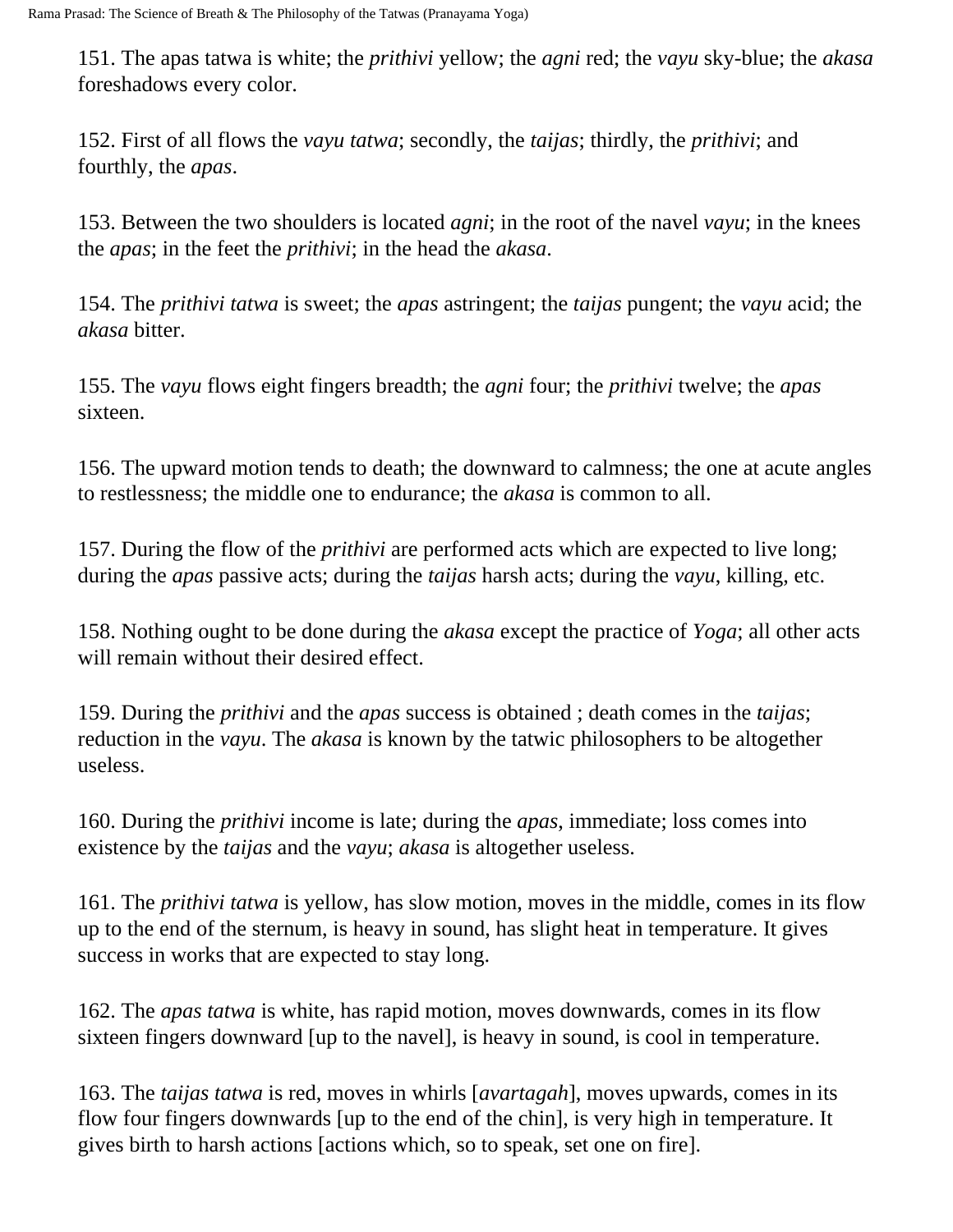151. The apas tatwa is white; the *prithivi* yellow; the *agni* red; the *vayu* sky-blue; the *akasa* foreshadows every color.

152. First of all flows the *vayu tatwa*; secondly, the *taijas*; thirdly, the *prithivi*; and fourthly, the *apas*.

153. Between the two shoulders is located *agni*; in the root of the navel *vayu*; in the knees the *apas*; in the feet the *prithivi*; in the head the *akasa*.

154. The *prithivi tatwa* is sweet; the *apas* astringent; the *taijas* pungent; the *vayu* acid; the *akasa* bitter.

155. The *vayu* flows eight fingers breadth; the *agni* four; the *prithivi* twelve; the *apas* sixteen.

156. The upward motion tends to death; the downward to calmness; the one at acute angles to restlessness; the middle one to endurance; the *akasa* is common to all.

157. During the flow of the *prithivi* are performed acts which are expected to live long; during the *apas* passive acts; during the *taijas* harsh acts; during the *vayu*, killing, etc.

158. Nothing ought to be done during the *akasa* except the practice of *Yoga*; all other acts will remain without their desired effect.

159. During the *prithivi* and the *apas* success is obtained ; death comes in the *taijas*; reduction in the *vayu*. The *akasa* is known by the tatwic philosophers to be altogether useless.

160. During the *prithivi* income is late; during the *apas,* immediate; loss comes into existence by the *taijas* and the *vayu*; *akasa* is altogether useless.

161. The *prithivi tatwa* is yellow, has slow motion, moves in the middle, comes in its flow up to the end of the sternum, is heavy in sound, has slight heat in temperature. It gives success in works that are expected to stay long.

162. The *apas tatwa* is white, has rapid motion, moves downwards, comes in its flow sixteen fingers downward [up to the navel], is heavy in sound, is cool in temperature.

163. The *taijas tatwa* is red, moves in whirls [*avartagah*], moves upwards, comes in its flow four fingers downwards [up to the end of the chin], is very high in temperature. It gives birth to harsh actions [actions which, so to speak, set one on fire].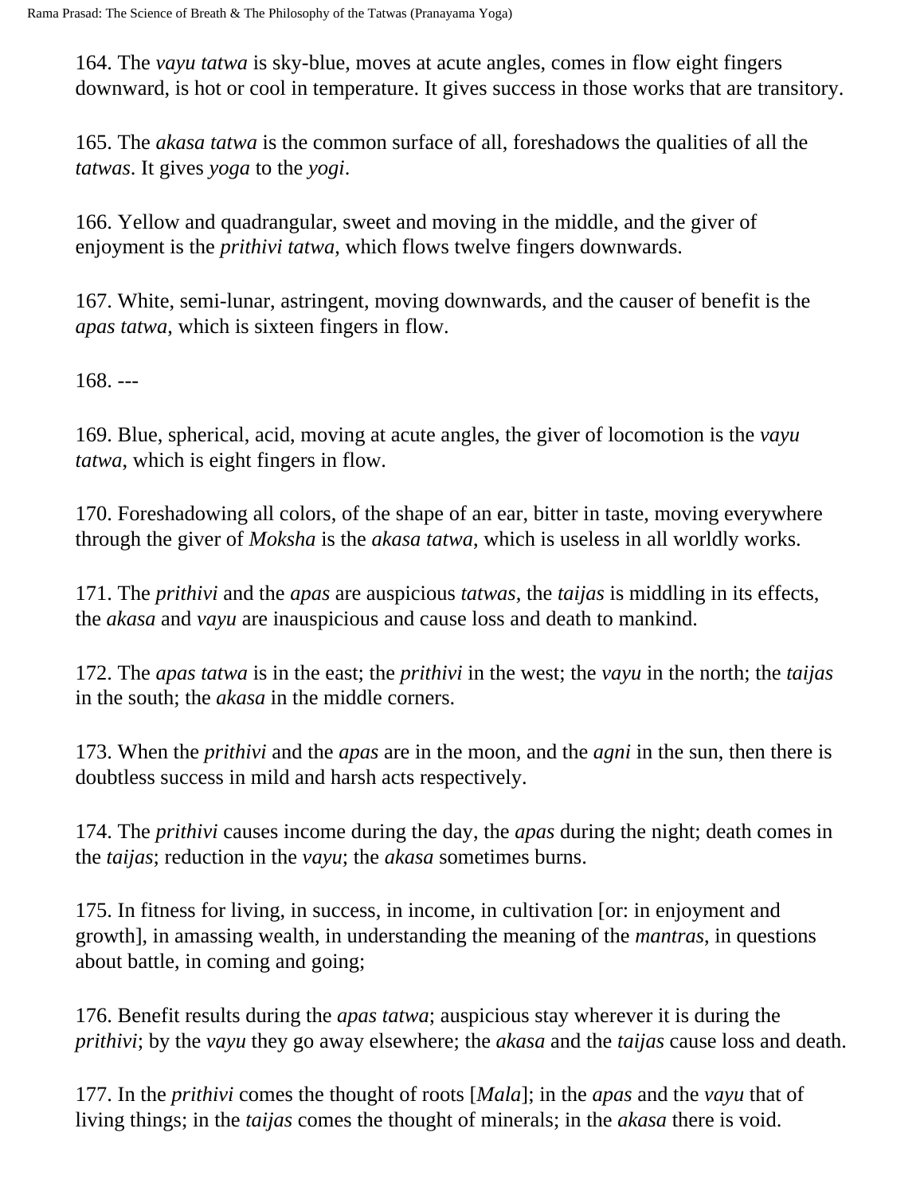164. The *vayu tatwa* is sky-blue, moves at acute angles, comes in flow eight fingers downward, is hot or cool in temperature. It gives success in those works that are transitory.

165. The *akasa tatwa* is the common surface of all, foreshadows the qualities of all the *tatwas*. It gives *yoga* to the *yogi*.

166. Yellow and quadrangular, sweet and moving in the middle, and the giver of enjoyment is the *prithivi tatwa*, which flows twelve fingers downwards.

167. White, semi-lunar, astringent, moving downwards, and the causer of benefit is the *apas tatwa*, which is sixteen fingers in flow.

168. ---

169. Blue, spherical, acid, moving at acute angles, the giver of locomotion is the *vayu tatwa*, which is eight fingers in flow.

170. Foreshadowing all colors, of the shape of an ear, bitter in taste, moving everywhere through the giver of *Moksha* is the *akasa tatwa*, which is useless in all worldly works.

171. The *prithivi* and the *apas* are auspicious *tatwas*, the *taijas* is middling in its effects, the *akasa* and *vayu* are inauspicious and cause loss and death to mankind.

172. The *apas tatwa* is in the east; the *prithivi* in the west; the *vayu* in the north; the *taijas* in the south; the *akasa* in the middle corners.

173. When the *prithivi* and the *apas* are in the moon, and the *agni* in the sun, then there is doubtless success in mild and harsh acts respectively.

174. The *prithivi* causes income during the day, the *apas* during the night; death comes in the *taijas*; reduction in the *vayu*; the *akasa* sometimes burns.

175. In fitness for living, in success, in income, in cultivation [or: in enjoyment and growth], in amassing wealth, in understanding the meaning of the *mantras*, in questions about battle, in coming and going;

176. Benefit results during the *apas tatwa*; auspicious stay wherever it is during the *prithivi*; by the *vayu* they go away elsewhere; the *akasa* and the *taijas* cause loss and death.

177. In the *prithivi* comes the thought of roots [*Mala*]; in the *apas* and the *vayu* that of living things; in the *taijas* comes the thought of minerals; in the *akasa* there is void.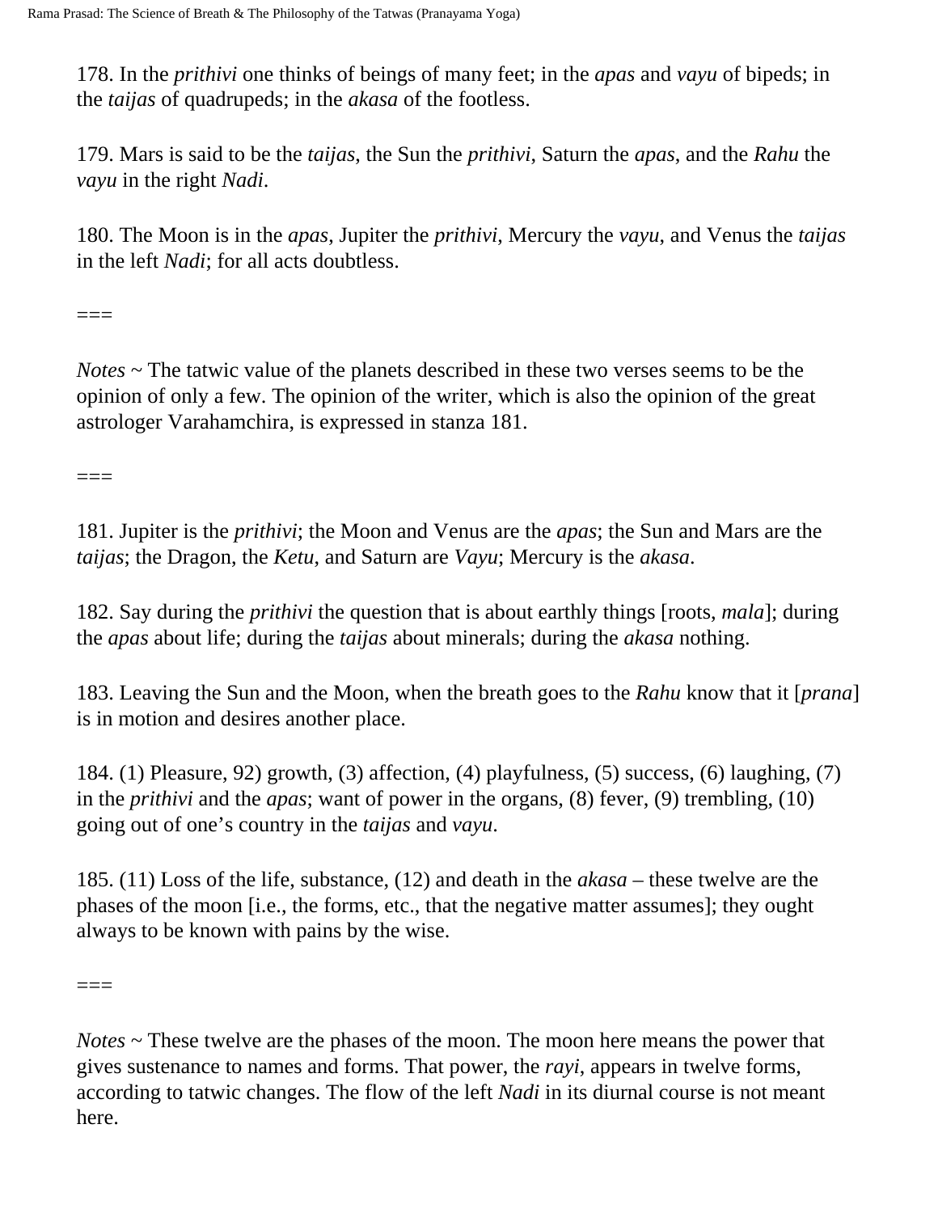178. In the *prithivi* one thinks of beings of many feet; in the *apas* and *vayu* of bipeds; in the *taijas* of quadrupeds; in the *akasa* of the footless.

179. Mars is said to be the *taijas*, the Sun the *prithivi*, Saturn the *apas*, and the *Rahu* the *vayu* in the right *Nadi*.

180. The Moon is in the *apas*, Jupiter the *prithivi*, Mercury the *vayu*, and Venus the *taijas* in the left *Nadi*; for all acts doubtless.

===

*Notes* ~ The tatwic value of the planets described in these two verses seems to be the opinion of only a few. The opinion of the writer, which is also the opinion of the great astrologer Varahamchira, is expressed in stanza 181.

===

181. Jupiter is the *prithivi*; the Moon and Venus are the *apas*; the Sun and Mars are the *taijas*; the Dragon, the *Ketu*, and Saturn are *Vayu*; Mercury is the *akasa*.

182. Say during the *prithivi* the question that is about earthly things [roots, *mala*]; during the *apas* about life; during the *taijas* about minerals; during the *akasa* nothing.

183. Leaving the Sun and the Moon, when the breath goes to the *Rahu* know that it [*prana*] is in motion and desires another place.

184. (1) Pleasure, 92) growth, (3) affection, (4) playfulness, (5) success, (6) laughing, (7) in the *prithivi* and the *apas*; want of power in the organs, (8) fever, (9) trembling, (10) going out of one's country in the *taijas* and *vayu*.

185. (11) Loss of the life, substance, (12) and death in the *akasa* – these twelve are the phases of the moon [i.e., the forms, etc., that the negative matter assumes]; they ought always to be known with pains by the wise.

===

*Notes* ~ These twelve are the phases of the moon. The moon here means the power that gives sustenance to names and forms. That power, the *rayi*, appears in twelve forms, according to tatwic changes. The flow of the left *Nadi* in its diurnal course is not meant here.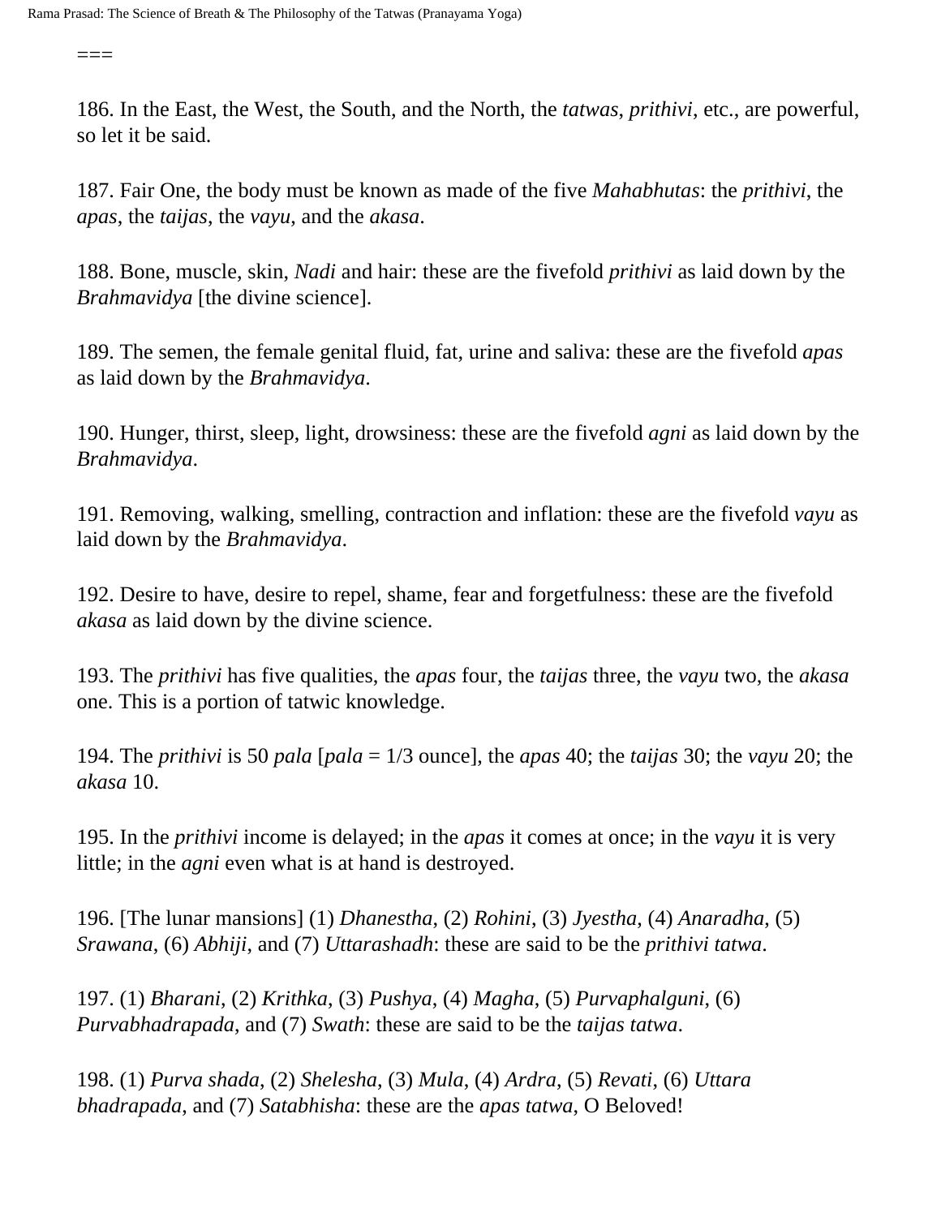===

186. In the East, the West, the South, and the North, the *tatwas*, *prithivi*, etc., are powerful, so let it be said.

187. Fair One, the body must be known as made of the five *Mahabhutas*: the *prithivi*, the *apas*, the *taijas*, the *vayu*, and the *akasa*.

188. Bone, muscle, skin, *Nadi* and hair: these are the fivefold *prithivi* as laid down by the *Brahmavidya* [the divine science].

189. The semen, the female genital fluid, fat, urine and saliva: these are the fivefold *apas* as laid down by the *Brahmavidya*.

190. Hunger, thirst, sleep, light, drowsiness: these are the fivefold *agni* as laid down by the *Brahmavidya*.

191. Removing, walking, smelling, contraction and inflation: these are the fivefold *vayu* as laid down by the *Brahmavidya*.

192. Desire to have, desire to repel, shame, fear and forgetfulness: these are the fivefold *akasa* as laid down by the divine science.

193. The *prithivi* has five qualities, the *apas* four, the *taijas* three, the *vayu* two, the *akasa* one. This is a portion of tatwic knowledge.

194. The *prithivi* is 50 *pala* [*pala* = 1/3 ounce], the *apas* 40; the *taijas* 30; the *vayu* 20; the *akasa* 10.

195. In the *prithivi* income is delayed; in the *apas* it comes at once; in the *vayu* it is very little; in the *agni* even what is at hand is destroyed.

196. [The lunar mansions] (1) *Dhanestha*, (2) *Rohini*, (3) *Jyestha*, (4) *Anaradha*, (5) *Srawana*, (6) *Abhiji*, and (7) *Uttarashadh*: these are said to be the *prithivi tatwa*.

197. (1) *Bharani*, (2) *Krithka*, (3) *Pushya*, (4) *Magha*, (5) *Purvaphalguni*, (6) *Purvabhadrapada*, and (7) *Swath*: these are said to be the *taijas tatwa*.

198. (1) *Purva shada*, (2) *Shelesha*, (3) *Mula*, (4) *Ardra*, (5) *Revati*, (6) *Uttara bhadrapada*, and (7) *Satabhisha*: these are the *apas tatwa*, O Beloved!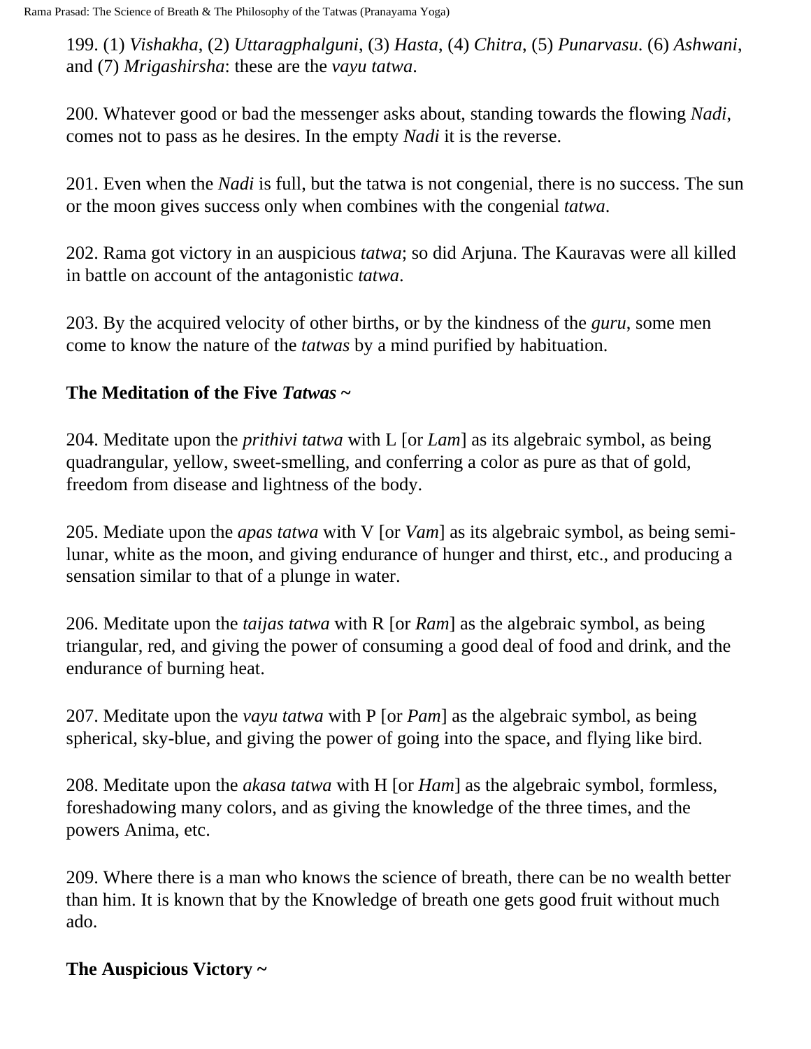199. (1) *Vishakha*, (2) *Uttaragphalguni*, (3) *Hasta*, (4) *Chitra*, (5) *Punarvasu*. (6) *Ashwani*, and (7) *Mrigashirsha*: these are the *vayu tatwa*.

200. Whatever good or bad the messenger asks about, standing towards the flowing *Nadi*, comes not to pass as he desires. In the empty *Nadi* it is the reverse.

201. Even when the *Nadi* is full, but the tatwa is not congenial, there is no success. The sun or the moon gives success only when combines with the congenial *tatwa*.

202. Rama got victory in an auspicious *tatwa*; so did Arjuna. The Kauravas were all killed in battle on account of the antagonistic *tatwa*.

203. By the acquired velocity of other births, or by the kindness of the *guru*, some men come to know the nature of the *tatwas* by a mind purified by habituation.

**The Meditation of the Five *Tatwas* ~**

204. Meditate upon the *prithivi tatwa* with L [or *Lam*] as its algebraic symbol, as being quadrangular, yellow, sweet-smelling, and conferring a color as pure as that of gold, freedom from disease and lightness of the body.

205. Mediate upon the *apas tatwa* with V [or *Vam*] as its algebraic symbol, as being semi-lunar, white as the moon, and giving endurance of hunger and thirst, etc., and producing a sensation similar to that of a plunge in water.

206. Meditate upon the *taijas tatwa* with R [or *Ram*] as the algebraic symbol, as being triangular, red, and giving the power of consuming a good deal of food and drink, and the endurance of burning heat.

207. Meditate upon the *vayu tatwa* with P [or *Pam*] as the algebraic symbol, as being spherical, sky-blue, and giving the power of going into the space, and flying like bird.

208. Meditate upon the *akasa tatwa* with H [or *Ham*] as the algebraic symbol, formless, foreshadowing many colors, and as giving the knowledge of the three times, and the powers Anima, etc.

209. Where there is a man who knows the science of breath, there can be no wealth better than him. It is known that by the Knowledge of breath one gets good fruit without much ado.

**The Auspicious Victory ~**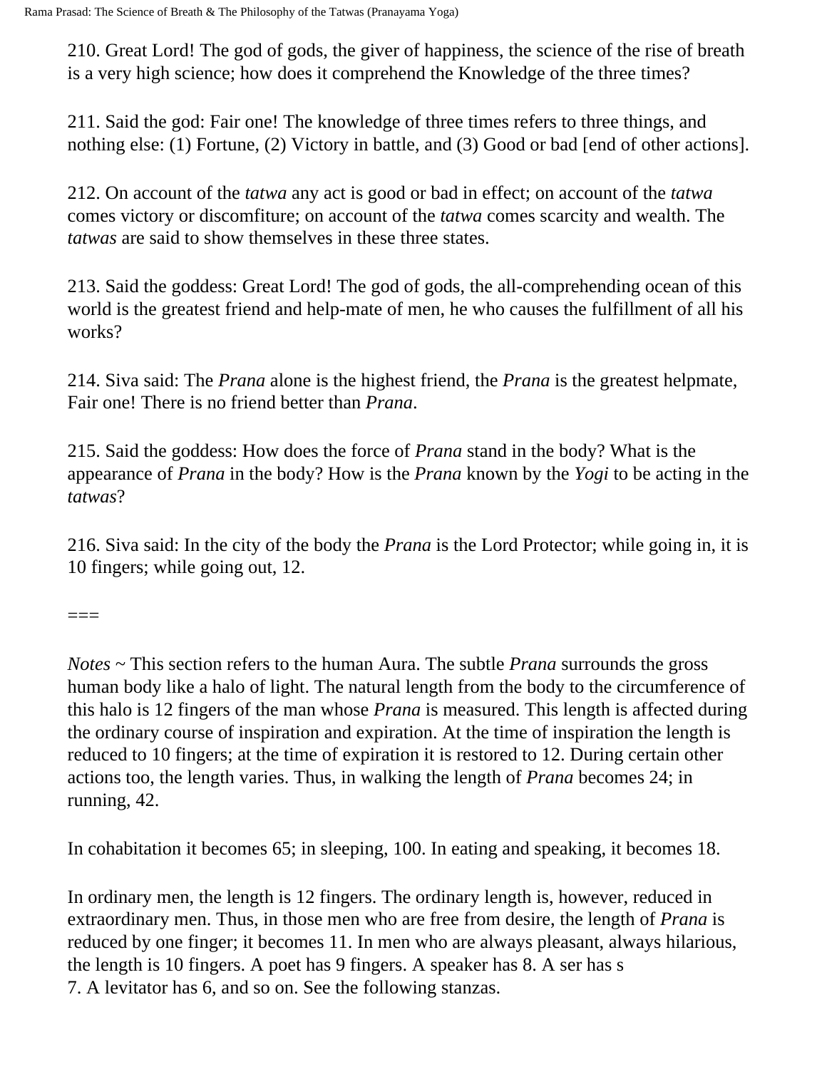210. Great Lord! The god of gods, the giver of happiness, the science of the rise of breath is a very high science; how does it comprehend the Knowledge of the three times?

211. Said the god: Fair one! The knowledge of three times refers to three things, and nothing else: (1) Fortune, (2) Victory in battle, and (3) Good or bad [end of other actions].

212. On account of the *tatwa* any act is good or bad in effect; on account of the *tatwa* comes victory or discomfiture; on account of the *tatwa* comes scarcity and wealth. The *tatwas* are said to show themselves in these three states.

213. Said the goddess: Great Lord! The god of gods, the all-comprehending ocean of this world is the greatest friend and help-mate of men, he who causes the fulfillment of all his works?

214. Siva said: The *Prana* alone is the highest friend, the *Prana* is the greatest helpmate, Fair one! There is no friend better than *Prana*.

215. Said the goddess: How does the force of *Prana* stand in the body? What is the appearance of *Prana* in the body? How is the *Prana* known by the *Yogi* to be acting in the *tatwas*?

216. Siva said: In the city of the body the *Prana* is the Lord Protector; while going in, it is 10 fingers; while going out, 12.

===

*Notes* ~ This section refers to the human Aura. The subtle *Prana* surrounds the gross human body like a halo of light. The natural length from the body to the circumference of this halo is 12 fingers of the man whose *Prana* is measured. This length is affected during the ordinary course of inspiration and expiration. At the time of inspiration the length is reduced to 10 fingers; at the time of expiration it is restored to 12. During certain other actions too, the length varies. Thus, in walking the length of *Prana* becomes 24; in running, 42.

In cohabitation it becomes 65; in sleeping, 100. In eating and speaking, it becomes 18.

In ordinary men, the length is 12 fingers. The ordinary length is, however, reduced in extraordinary men. Thus, in those men who are free from desire, the length of *Prana* is reduced by one finger; it becomes 11. In men who are always pleasant, always hilarious, the length is 10 fingers. A poet has 9 fingers. A speaker has 8. A ser has s 7. A levitator has 6, and so on. See the following stanzas.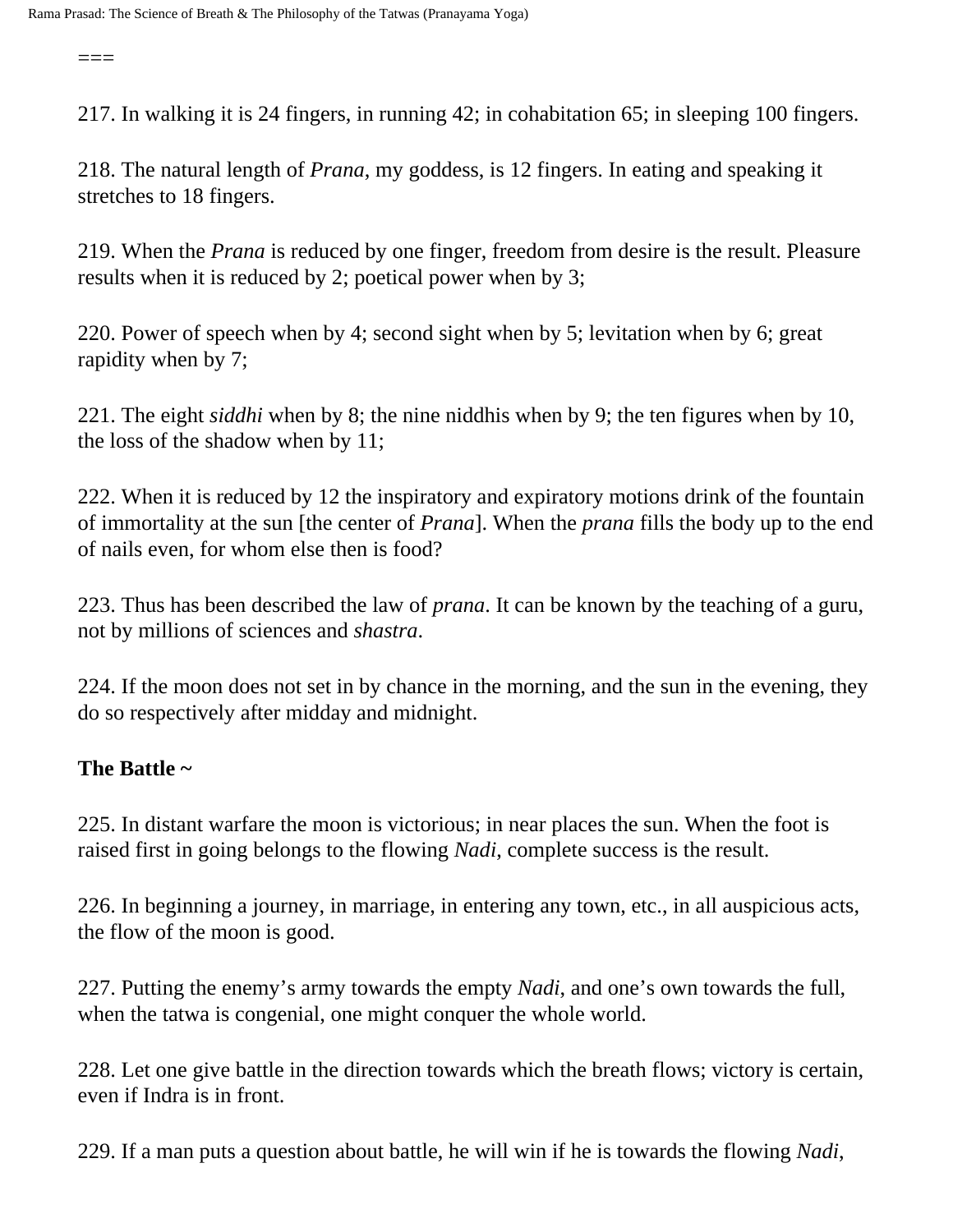===

217. In walking it is 24 fingers, in running 42; in cohabitation 65; in sleeping 100 fingers.

218. The natural length of *Prana*, my goddess, is 12 fingers. In eating and speaking it stretches to 18 fingers.

219. When the *Prana* is reduced by one finger, freedom from desire is the result. Pleasure results when it is reduced by 2; poetical power when by 3;

220. Power of speech when by 4; second sight when by 5; levitation when by 6; great rapidity when by 7;

221. The eight *siddhi* when by 8; the nine niddhis when by 9; the ten figures when by 10, the loss of the shadow when by 11;

222. When it is reduced by 12 the inspiratory and expiratory motions drink of the fountain of immortality at the sun [the center of *Prana*]. When the *prana* fills the body up to the end of nails even, for whom else then is food?

223. Thus has been described the law of *prana*. It can be known by the teaching of a guru, not by millions of sciences and *shastra*.

224. If the moon does not set in by chance in the morning, and the sun in the evening, they do so respectively after midday and midnight.

**The Battle ~**

225. In distant warfare the moon is victorious; in near places the sun. When the foot is raised first in going belongs to the flowing *Nadi*, complete success is the result.

226. In beginning a journey, in marriage, in entering any town, etc., in all auspicious acts, the flow of the moon is good.

227. Putting the enemy's army towards the empty *Nadi*, and one's own towards the full, when the tatwa is congenial, one might conquer the whole world.

228. Let one give battle in the direction towards which the breath flows; victory is certain, even if Indra is in front.

229. If a man puts a question about battle, he will win if he is towards the flowing *Nadi*,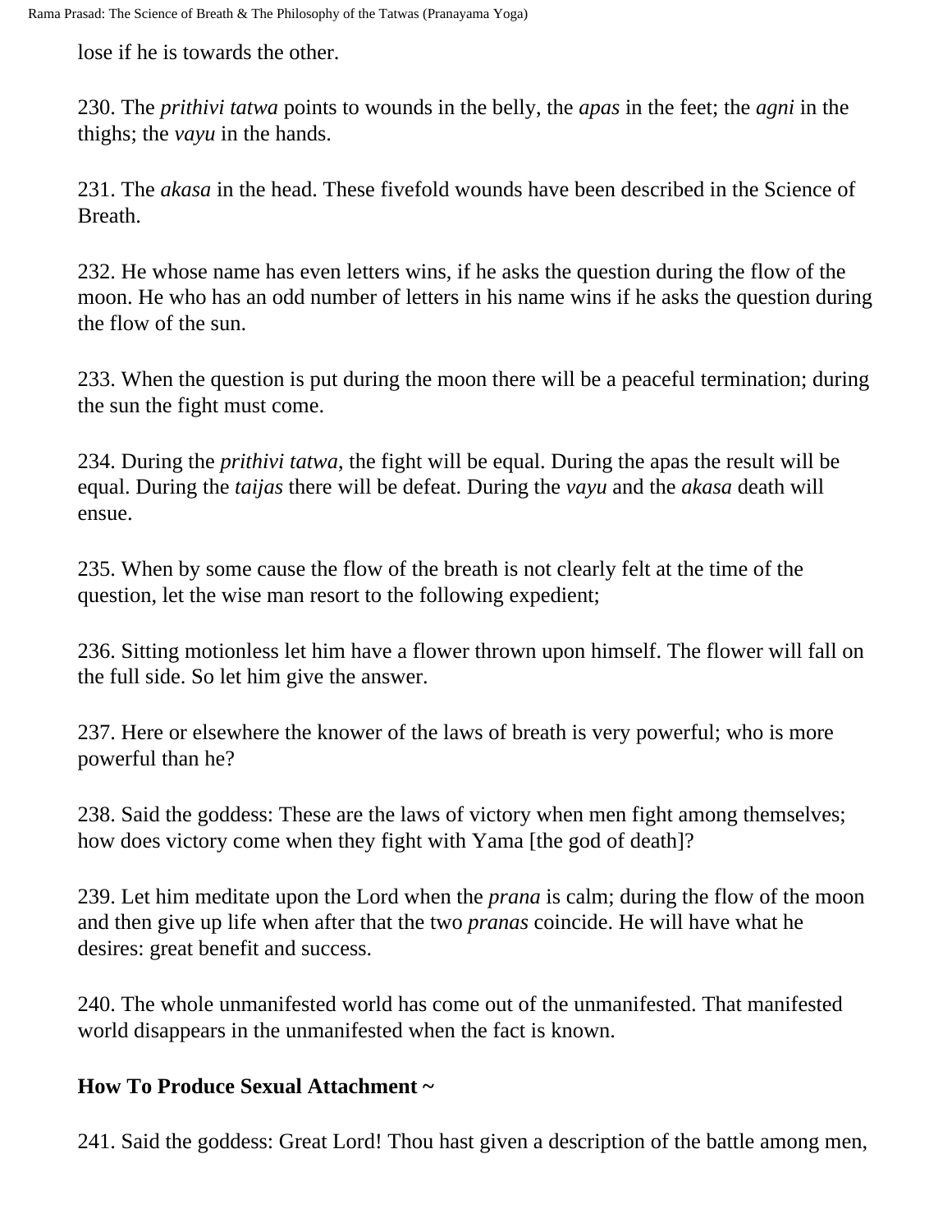lose if he is towards the other.

230. The *prithivi tatwa* points to wounds in the belly, the *apas* in the feet; the *agni* in the thighs; the *vayu* in the hands.

231. The *akasa* in the head. These fivefold wounds have been described in the Science of Breath.

232. He whose name has even letters wins, if he asks the question during the flow of the moon. He who has an odd number of letters in his name wins if he asks the question during the flow of the sun.

233. When the question is put during the moon there will be a peaceful termination; during the sun the fight must come.

234. During the *prithivi tatwa*, the fight will be equal. During the apas the result will be equal. During the *taijas* there will be defeat. During the *vayu* and the *akasa* death will ensue.

235. When by some cause the flow of the breath is not clearly felt at the time of the question, let the wise man resort to the following expedient;

236. Sitting motionless let him have a flower thrown upon himself. The flower will fall on the full side. So let him give the answer.

237. Here or elsewhere the knower of the laws of breath is very powerful; who is more powerful than he?

238. Said the goddess: These are the laws of victory when men fight among themselves; how does victory come when they fight with Yama [the god of death]?

239. Let him meditate upon the Lord when the *prana* is calm; during the flow of the moon and then give up life when after that the two *pranas* coincide. He will have what he desires: great benefit and success.

240. The whole unmanifested world has come out of the unmanifested. That manifested world disappears in the unmanifested when the fact is known.

**How To Produce Sexual Attachment ~**

241. Said the goddess: Great Lord! Thou hast given a description of the battle among men,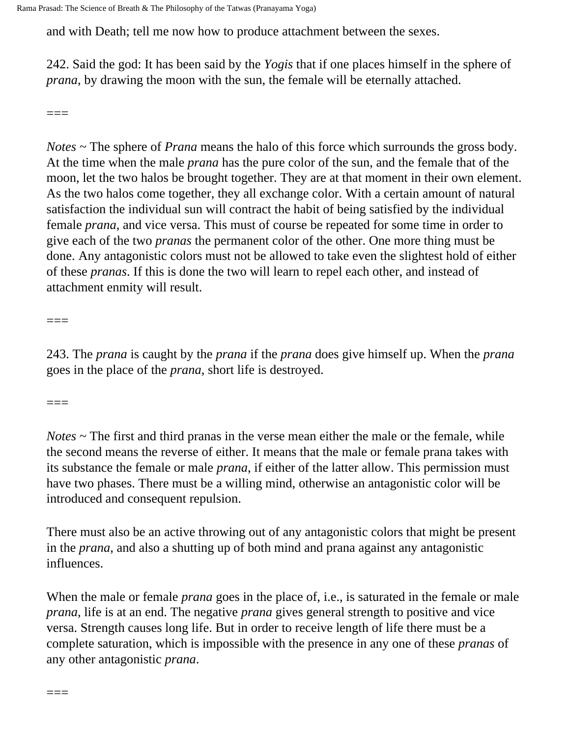and with Death; tell me now how to produce attachment between the sexes.

242. Said the god: It has been said by the *Yogis* that if one places himself in the sphere of *prana*, by drawing the moon with the sun, the female will be eternally attached.

===

*Notes* ~ The sphere of *Prana* means the halo of this force which surrounds the gross body. At the time when the male *prana* has the pure color of the sun, and the female that of the moon, let the two halos be brought together. They are at that moment in their own element. As the two halos come together, they all exchange color. With a certain amount of natural satisfaction the individual sun will contract the habit of being satisfied by the individual female *prana*, and vice versa. This must of course be repeated for some time in order to give each of the two *pranas* the permanent color of the other. One more thing must be done. Any antagonistic colors must not be allowed to take even the slightest hold of either of these *pranas*. If this is done the two will learn to repel each other, and instead of attachment enmity will result.

===

243. The *prana* is caught by the *prana* if the *prana* does give himself up. When the *prana* goes in the place of the *prana*, short life is destroyed.

===

*Notes* ~ The first and third pranas in the verse mean either the male or the female, while the second means the reverse of either. It means that the male or female prana takes with its substance the female or male *prana*, if either of the latter allow. This permission must have two phases. There must be a willing mind, otherwise an antagonistic color will be introduced and consequent repulsion.

There must also be an active throwing out of any antagonistic colors that might be present in the *prana*, and also a shutting up of both mind and prana against any antagonistic influences.

When the male or female *prana* goes in the place of, i.e., is saturated in the female or male *prana*, life is at an end. The negative *prana* gives general strength to positive and vice versa. Strength causes long life. But in order to receive length of life there must be a complete saturation, which is impossible with the presence in any one of these *pranas* of any other antagonistic *prana*.

===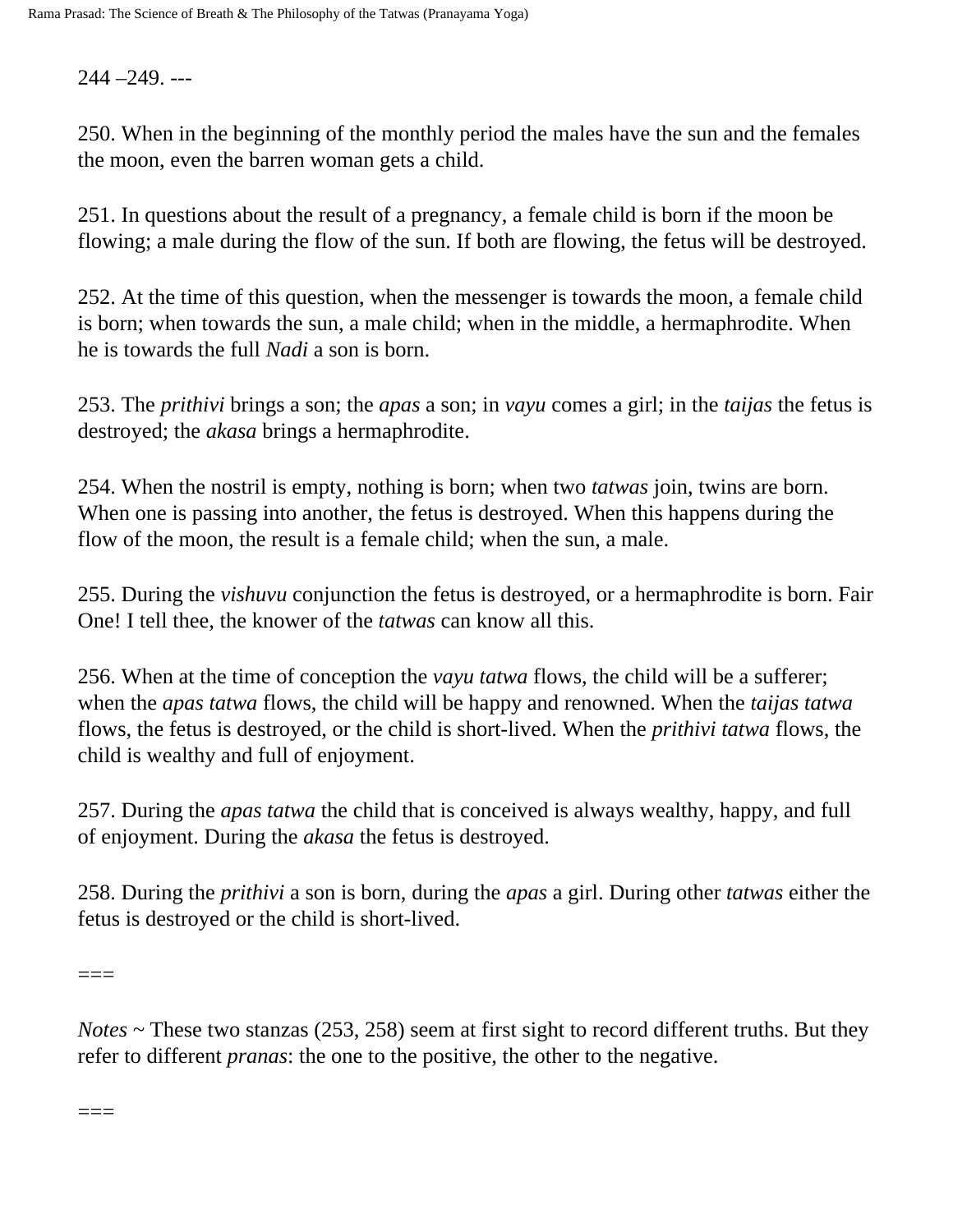244 –249. ---

250. When in the beginning of the monthly period the males have the sun and the females the moon, even the barren woman gets a child.

251. In questions about the result of a pregnancy, a female child is born if the moon be flowing; a male during the flow of the sun. If both are flowing, the fetus will be destroyed.

252. At the time of this question, when the messenger is towards the moon, a female child is born; when towards the sun, a male child; when in the middle, a hermaphrodite. When he is towards the full *Nadi* a son is born.

253. The *prithivi* brings a son; the *apas* a son; in *vayu* comes a girl; in the *taijas* the fetus is destroyed; the *akasa* brings a hermaphrodite.

254. When the nostril is empty, nothing is born; when two *tatwas* join, twins are born. When one is passing into another, the fetus is destroyed. When this happens during the flow of the moon, the result is a female child; when the sun, a male.

255. During the *vishuvu* conjunction the fetus is destroyed, or a hermaphrodite is born. Fair One! I tell thee, the knower of the *tatwas* can know all this.

256. When at the time of conception the *vayu tatwa* flows, the child will be a sufferer; when the *apas tatwa* flows, the child will be happy and renowned. When the *taijas tatwa* flows, the fetus is destroyed, or the child is short-lived. When the *prithivi tatwa* flows, the child is wealthy and full of enjoyment.

257. During the *apas tatwa* the child that is conceived is always wealthy, happy, and full of enjoyment. During the *akasa* the fetus is destroyed.

258. During the *prithivi* a son is born, during the *apas* a girl. During other *tatwas* either the fetus is destroyed or the child is short-lived.

===

*Notes* ~ These two stanzas (253, 258) seem at first sight to record different truths. But they refer to different *pranas*: the one to the positive, the other to the negative.

===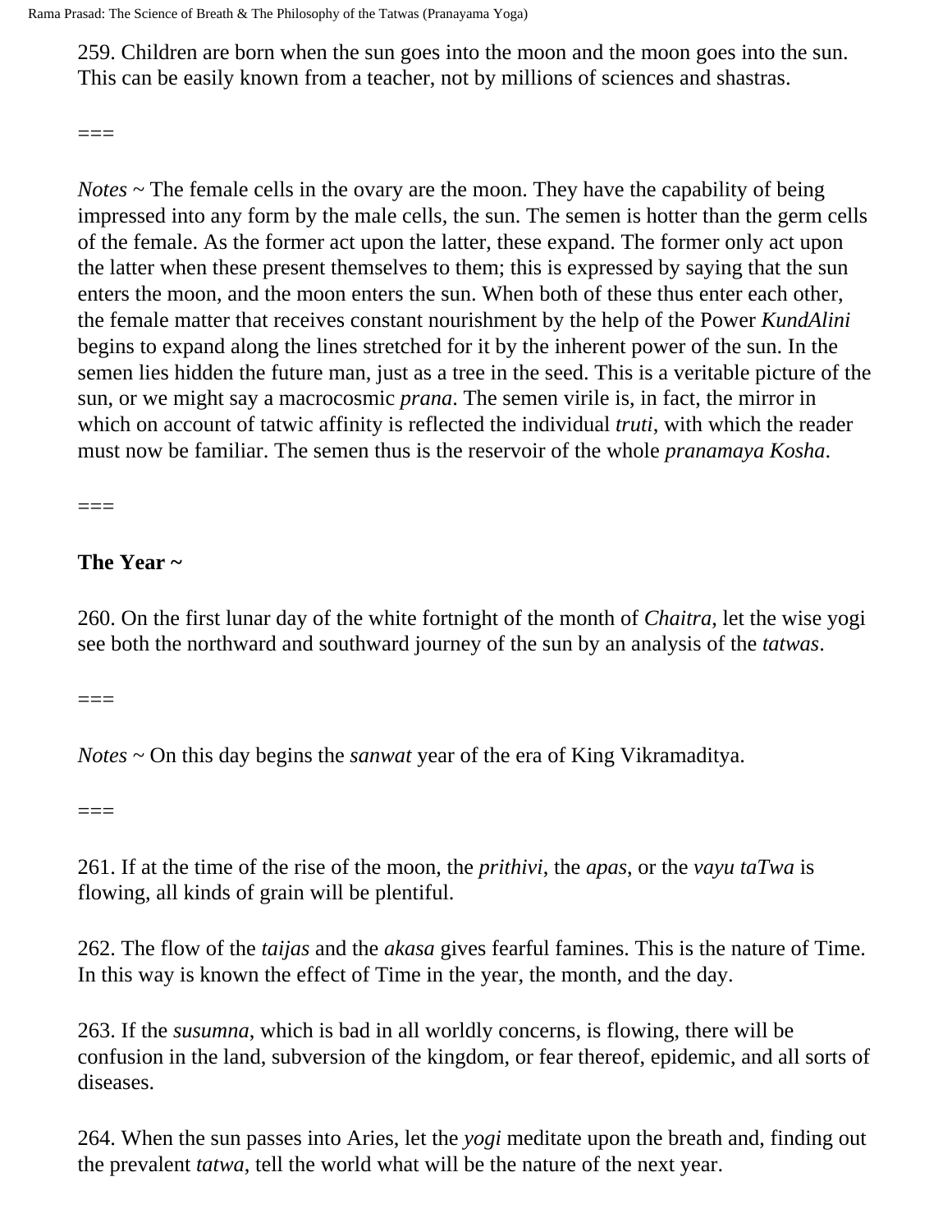259. Children are born when the sun goes into the moon and the moon goes into the sun. This can be easily known from a teacher, not by millions of sciences and shastras.

===

*Notes* ~ The female cells in the ovary are the moon. They have the capability of being impressed into any form by the male cells, the sun. The semen is hotter than the germ cells of the female. As the former act upon the latter, these expand. The former only act upon the latter when these present themselves to them; this is expressed by saying that the sun enters the moon, and the moon enters the sun. When both of these thus enter each other, the female matter that receives constant nourishment by the help of the Power *KundAlini* begins to expand along the lines stretched for it by the inherent power of the sun. In the semen lies hidden the future man, just as a tree in the seed. This is a veritable picture of the sun, or we might say a macrocosmic *prana*. The semen virile is, in fact, the mirror in which on account of tatwic affinity is reflected the individual *truti*, with which the reader must now be familiar. The semen thus is the reservoir of the whole *pranamaya Kosha*.

===

**The Year ~**

260. On the first lunar day of the white fortnight of the month of *Chaitra*, let the wise yogi see both the northward and southward journey of the sun by an analysis of the *tatwas*.

===

*Notes* ~ On this day begins the *sanwat* year of the era of King Vikramaditya.

===

261. If at the time of the rise of the moon, the *prithivi*, the *apas*, or the *vayu taTwa* is flowing, all kinds of grain will be plentiful.

262. The flow of the *taijas* and the *akasa* gives fearful famines. This is the nature of Time. In this way is known the effect of Time in the year, the month, and the day.

263. If the *susumna*, which is bad in all worldly concerns, is flowing, there will be confusion in the land, subversion of the kingdom, or fear thereof, epidemic, and all sorts of diseases.

264. When the sun passes into Aries, let the *yogi* meditate upon the breath and, finding out the prevalent *tatwa*, tell the world what will be the nature of the next year.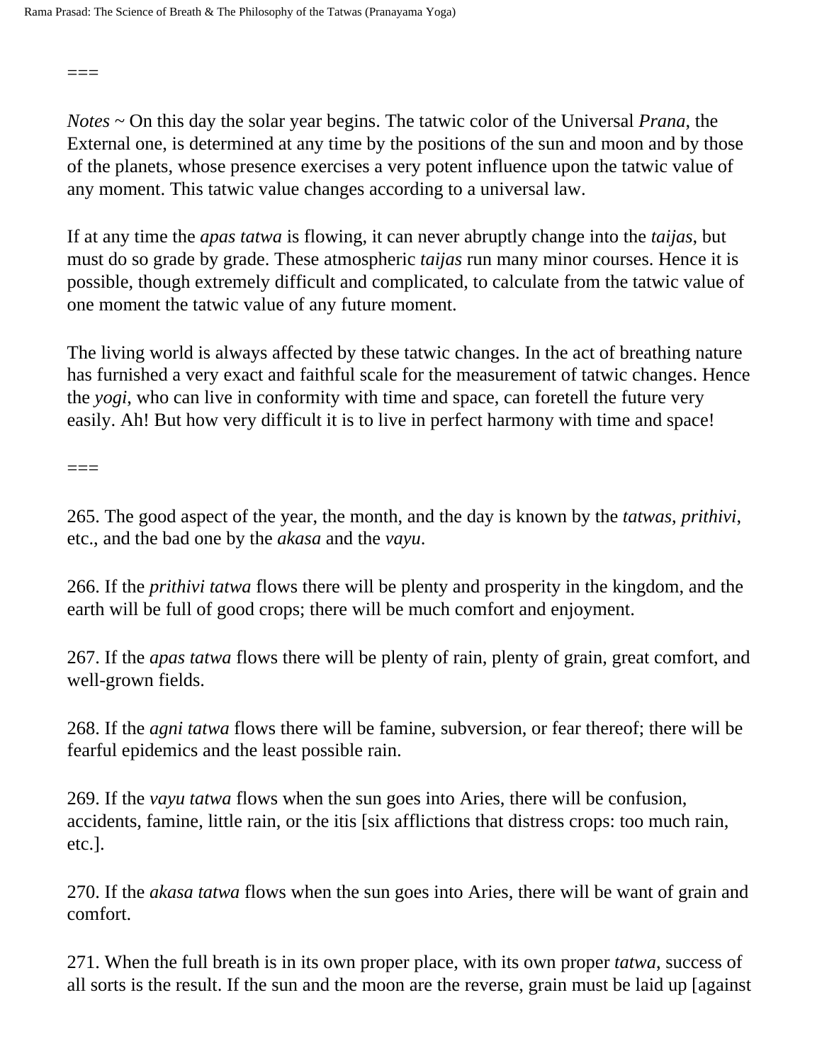===

*Notes* ~ On this day the solar year begins. The tatwic color of the Universal *Prana*, the External one, is determined at any time by the positions of the sun and moon and by those of the planets, whose presence exercises a very potent influence upon the tatwic value of any moment. This tatwic value changes according to a universal law.

If at any time the *apas tatwa* is flowing, it can never abruptly change into the *taijas*, but must do so grade by grade. These atmospheric *taijas* run many minor courses. Hence it is possible, though extremely difficult and complicated, to calculate from the tatwic value of one moment the tatwic value of any future moment.

The living world is always affected by these tatwic changes. In the act of breathing nature has furnished a very exact and faithful scale for the measurement of tatwic changes. Hence the *yogi*, who can live in conformity with time and space, can foretell the future very easily. Ah! But how very difficult it is to live in perfect harmony with time and space!

===

265. The good aspect of the year, the month, and the day is known by the *tatwas*, *prithivi*, etc., and the bad one by the *akasa* and the *vayu*.

266. If the *prithivi tatwa* flows there will be plenty and prosperity in the kingdom, and the earth will be full of good crops; there will be much comfort and enjoyment.

267. If the *apas tatwa* flows there will be plenty of rain, plenty of grain, great comfort, and well-grown fields.

268. If the *agni tatwa* flows there will be famine, subversion, or fear thereof; there will be fearful epidemics and the least possible rain.

269. If the *vayu tatwa* flows when the sun goes into Aries, there will be confusion, accidents, famine, little rain, or the itis [six afflictions that distress crops: too much rain, etc.].

270. If the *akasa tatwa* flows when the sun goes into Aries, there will be want of grain and comfort.

271. When the full breath is in its own proper place, with its own proper *tatwa*, success of all sorts is the result. If the sun and the moon are the reverse, grain must be laid up [against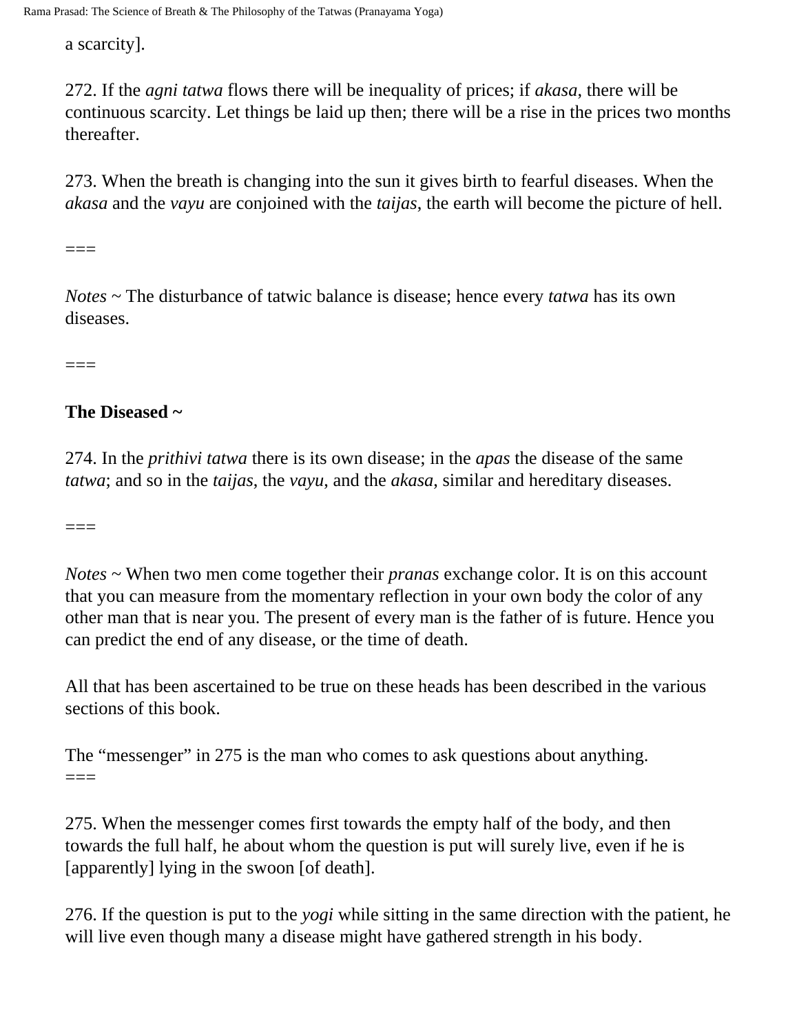a scarcity].

272. If the *agni tatwa* flows there will be inequality of prices; if *akasa*, there will be continuous scarcity. Let things be laid up then; there will be a rise in the prices two months thereafter.

273. When the breath is changing into the sun it gives birth to fearful diseases. When the *akasa* and the *vayu* are conjoined with the *taijas*, the earth will become the picture of hell.

===

*Notes* ~ The disturbance of tatwic balance is disease; hence every *tatwa* has its own diseases.

===

**The Diseased ~**

274. In the *prithivi tatwa* there is its own disease; in the *apas* the disease of the same *tatwa*; and so in the *taijas*, the *vayu*, and the *akasa*, similar and hereditary diseases.

===

*Notes* ~ When two men come together their *pranas* exchange color. It is on this account that you can measure from the momentary reflection in your own body the color of any other man that is near you. The present of every man is the father of is future. Hence you can predict the end of any disease, or the time of death.

All that has been ascertained to be true on these heads has been described in the various sections of this book.

The "messenger" in 275 is the man who comes to ask questions about anything.
===

275. When the messenger comes first towards the empty half of the body, and then towards the full half, he about whom the question is put will surely live, even if he is [apparently] lying in the swoon [of death].

276. If the question is put to the *yogi* while sitting in the same direction with the patient, he will live even though many a disease might have gathered strength in his body.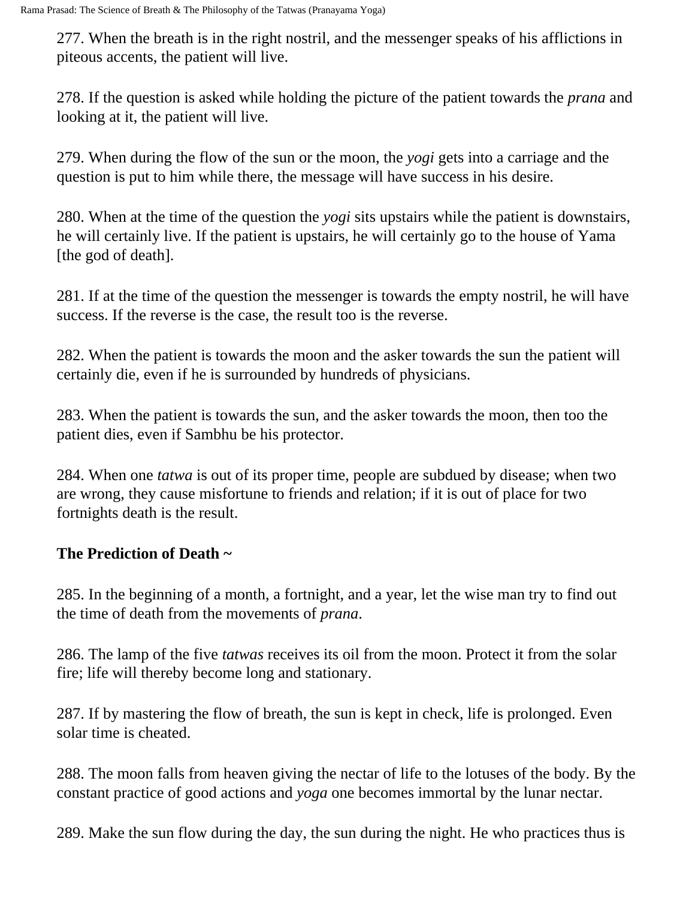277. When the breath is in the right nostril, and the messenger speaks of his afflictions in piteous accents, the patient will live.

278. If the question is asked while holding the picture of the patient towards the *prana* and looking at it, the patient will live.

279. When during the flow of the sun or the moon, the *yogi* gets into a carriage and the question is put to him while there, the message will have success in his desire.

280. When at the time of the question the *yogi* sits upstairs while the patient is downstairs, he will certainly live. If the patient is upstairs, he will certainly go to the house of Yama [the god of death].

281. If at the time of the question the messenger is towards the empty nostril, he will have success. If the reverse is the case, the result too is the reverse.

282. When the patient is towards the moon and the asker towards the sun the patient will certainly die, even if he is surrounded by hundreds of physicians.

283. When the patient is towards the sun, and the asker towards the moon, then too the patient dies, even if Sambhu be his protector.

284. When one *tatwa* is out of its proper time, people are subdued by disease; when two are wrong, they cause misfortune to friends and relation; if it is out of place for two fortnights death is the result.

**The Prediction of Death ~**

285. In the beginning of a month, a fortnight, and a year, let the wise man try to find out the time of death from the movements of *prana*.

286. The lamp of the five *tatwas* receives its oil from the moon. Protect it from the solar fire; life will thereby become long and stationary.

287. If by mastering the flow of breath, the sun is kept in check, life is prolonged. Even solar time is cheated.

288. The moon falls from heaven giving the nectar of life to the lotuses of the body. By the constant practice of good actions and *yoga* one becomes immortal by the lunar nectar.

289. Make the sun flow during the day, the sun during the night. He who practices thus is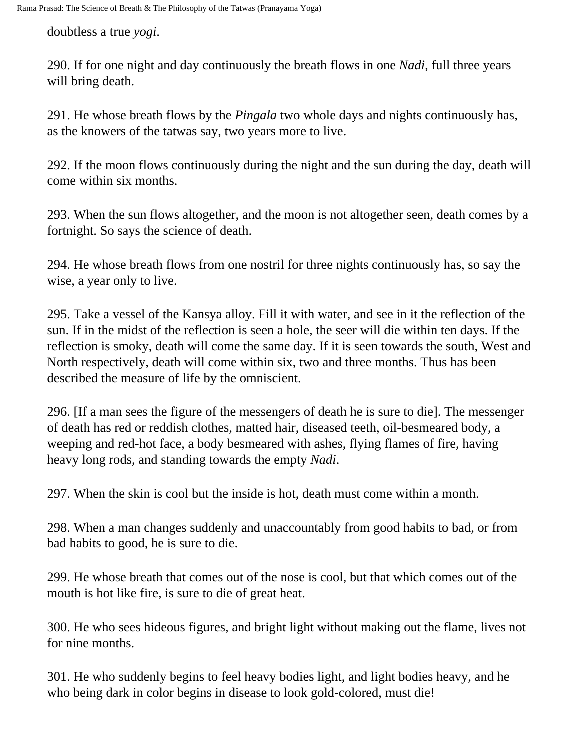doubtless a true *yogi*.

290. If for one night and day continuously the breath flows in one *Nadi*, full three years will bring death.

291. He whose breath flows by the *Pingala* two whole days and nights continuously has, as the knowers of the tatwas say, two years more to live.

292. If the moon flows continuously during the night and the sun during the day, death will come within six months.

293. When the sun flows altogether, and the moon is not altogether seen, death comes by a fortnight. So says the science of death.

294. He whose breath flows from one nostril for three nights continuously has, so say the wise, a year only to live.

295. Take a vessel of the Kansya alloy. Fill it with water, and see in it the reflection of the sun. If in the midst of the reflection is seen a hole, the seer will die within ten days. If the reflection is smoky, death will come the same day. If it is seen towards the south, West and North respectively, death will come within six, two and three months. Thus has been described the measure of life by the omniscient.

296. [If a man sees the figure of the messengers of death he is sure to die]. The messenger of death has red or reddish clothes, matted hair, diseased teeth, oil-besmeared body, a weeping and red-hot face, a body besmeared with ashes, flying flames of fire, having heavy long rods, and standing towards the empty *Nadi*.

297. When the skin is cool but the inside is hot, death must come within a month.

298. When a man changes suddenly and unaccountably from good habits to bad, or from bad habits to good, he is sure to die.

299. He whose breath that comes out of the nose is cool, but that which comes out of the mouth is hot like fire, is sure to die of great heat.

300. He who sees hideous figures, and bright light without making out the flame, lives not for nine months.

301. He who suddenly begins to feel heavy bodies light, and light bodies heavy, and he who being dark in color begins in disease to look gold-colored, must die!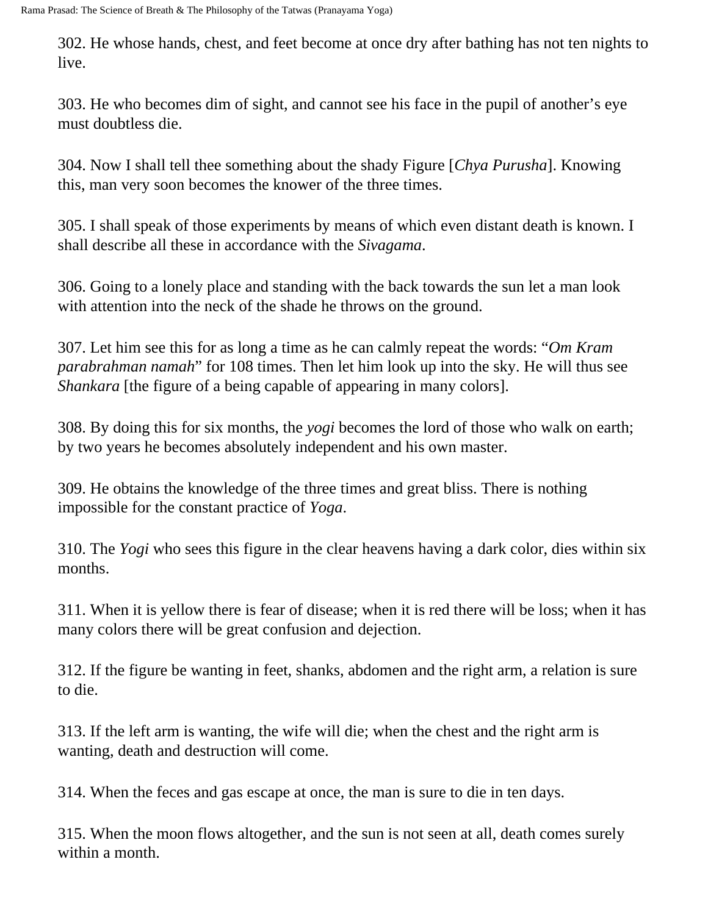302. He whose hands, chest, and feet become at once dry after bathing has not ten nights to live.

303. He who becomes dim of sight, and cannot see his face in the pupil of another's eye must doubtless die.

304. Now I shall tell thee something about the shady Figure [*Chya Purusha*]. Knowing this, man very soon becomes the knower of the three times.

305. I shall speak of those experiments by means of which even distant death is known. I shall describe all these in accordance with the *Sivagama*.

306. Going to a lonely place and standing with the back towards the sun let a man look with attention into the neck of the shade he throws on the ground.

307. Let him see this for as long a time as he can calmly repeat the words: "*Om Kram parabrahman namah*" for 108 times. Then let him look up into the sky. He will thus see *Shankara* [the figure of a being capable of appearing in many colors].

308. By doing this for six months, the *yogi* becomes the lord of those who walk on earth; by two years he becomes absolutely independent and his own master.

309. He obtains the knowledge of the three times and great bliss. There is nothing impossible for the constant practice of *Yoga*.

310. The *Yogi* who sees this figure in the clear heavens having a dark color, dies within six months.

311. When it is yellow there is fear of disease; when it is red there will be loss; when it has many colors there will be great confusion and dejection.

312. If the figure be wanting in feet, shanks, abdomen and the right arm, a relation is sure to die.

313. If the left arm is wanting, the wife will die; when the chest and the right arm is wanting, death and destruction will come.

314. When the feces and gas escape at once, the man is sure to die in ten days.

315. When the moon flows altogether, and the sun is not seen at all, death comes surely within a month.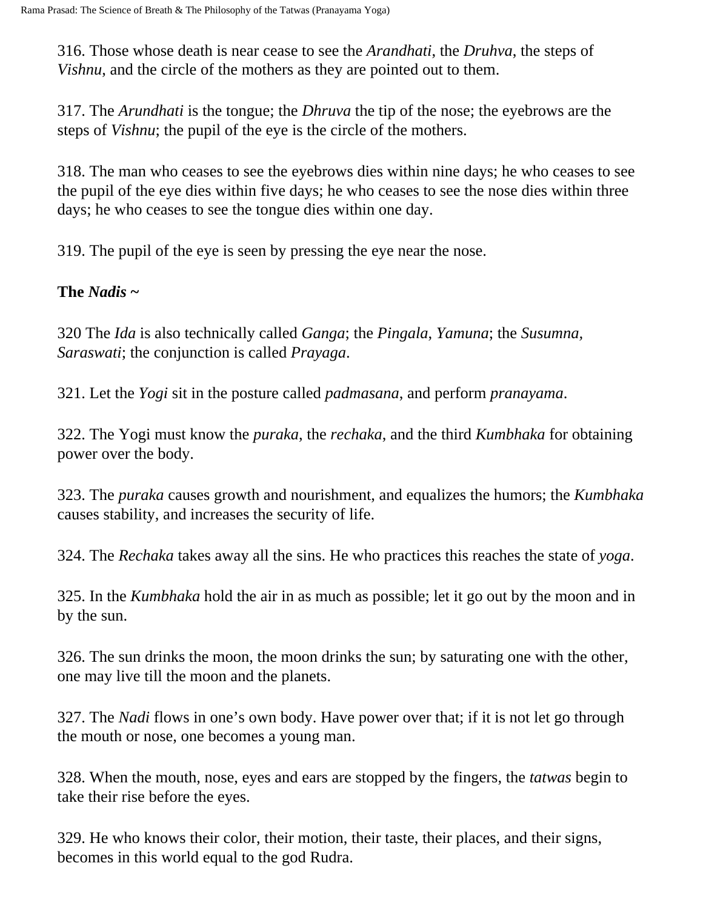316. Those whose death is near cease to see the *Arandhati*, the *Druhva*, the steps of *Vishnu*, and the circle of the mothers as they are pointed out to them.

317. The *Arundhati* is the tongue; the *Dhruva* the tip of the nose; the eyebrows are the steps of *Vishnu*; the pupil of the eye is the circle of the mothers.

318. The man who ceases to see the eyebrows dies within nine days; he who ceases to see the pupil of the eye dies within five days; he who ceases to see the nose dies within three days; he who ceases to see the tongue dies within one day.

319. The pupil of the eye is seen by pressing the eye near the nose.

**The *Nadis* ~**

320 The *Ida* is also technically called *Ganga*; the *Pingala*, *Yamuna*; the *Susumna*, *Saraswati*; the conjunction is called *Prayaga*.

321. Let the *Yogi* sit in the posture called *padmasana*, and perform *pranayama*.

322. The Yogi must know the *puraka*, the *rechaka*, and the third *Kumbhaka* for obtaining power over the body.

323. The *puraka* causes growth and nourishment, and equalizes the humors; the *Kumbhaka* causes stability, and increases the security of life.

324. The *Rechaka* takes away all the sins. He who practices this reaches the state of *yoga*.

325. In the *Kumbhaka* hold the air in as much as possible; let it go out by the moon and in by the sun.

326. The sun drinks the moon, the moon drinks the sun; by saturating one with the other, one may live till the moon and the planets.

327. The *Nadi* flows in one's own body. Have power over that; if it is not let go through the mouth or nose, one becomes a young man.

328. When the mouth, nose, eyes and ears are stopped by the fingers, the *tatwas* begin to take their rise before the eyes.

329. He who knows their color, their motion, their taste, their places, and their signs, becomes in this world equal to the god Rudra.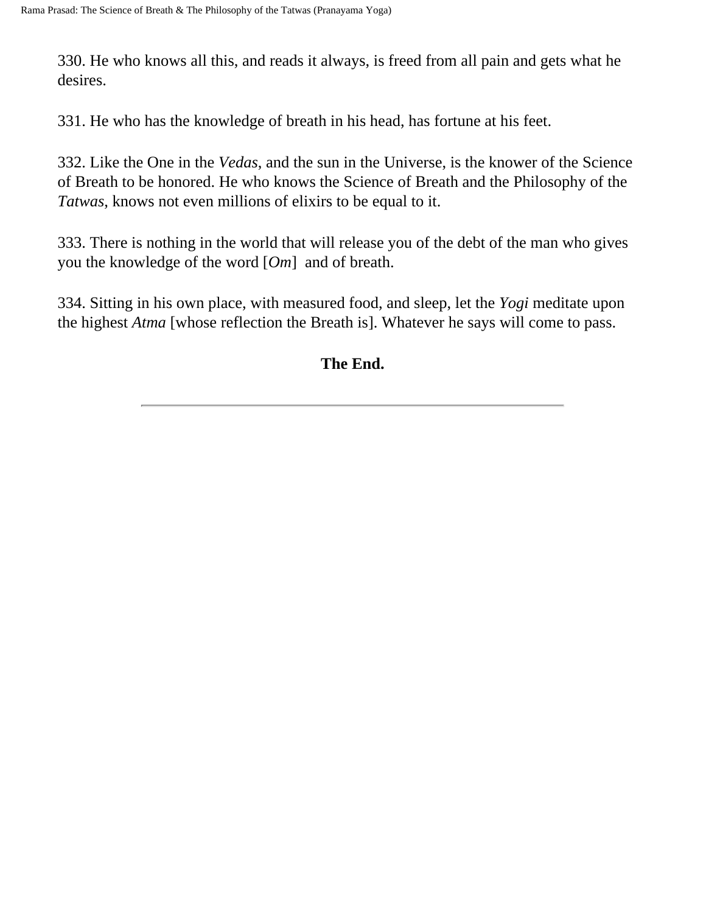330. He who knows all this, and reads it always, is freed from all pain and gets what he desires.

331. He who has the knowledge of breath in his head, has fortune at his feet.

332. Like the One in the *Vedas*, and the sun in the Universe, is the knower of the Science of Breath to be honored. He who knows the Science of Breath and the Philosophy of the *Tatwas*, knows not even millions of elixirs to be equal to it.

333. There is nothing in the world that will release you of the debt of the man who gives you the knowledge of the word [*Om*] and of breath.

334. Sitting in his own place, with measured food, and sleep, let the *Yogi* meditate upon the highest *Atma* [whose reflection the Breath is]. Whatever he says will come to pass.

**The End.**

---